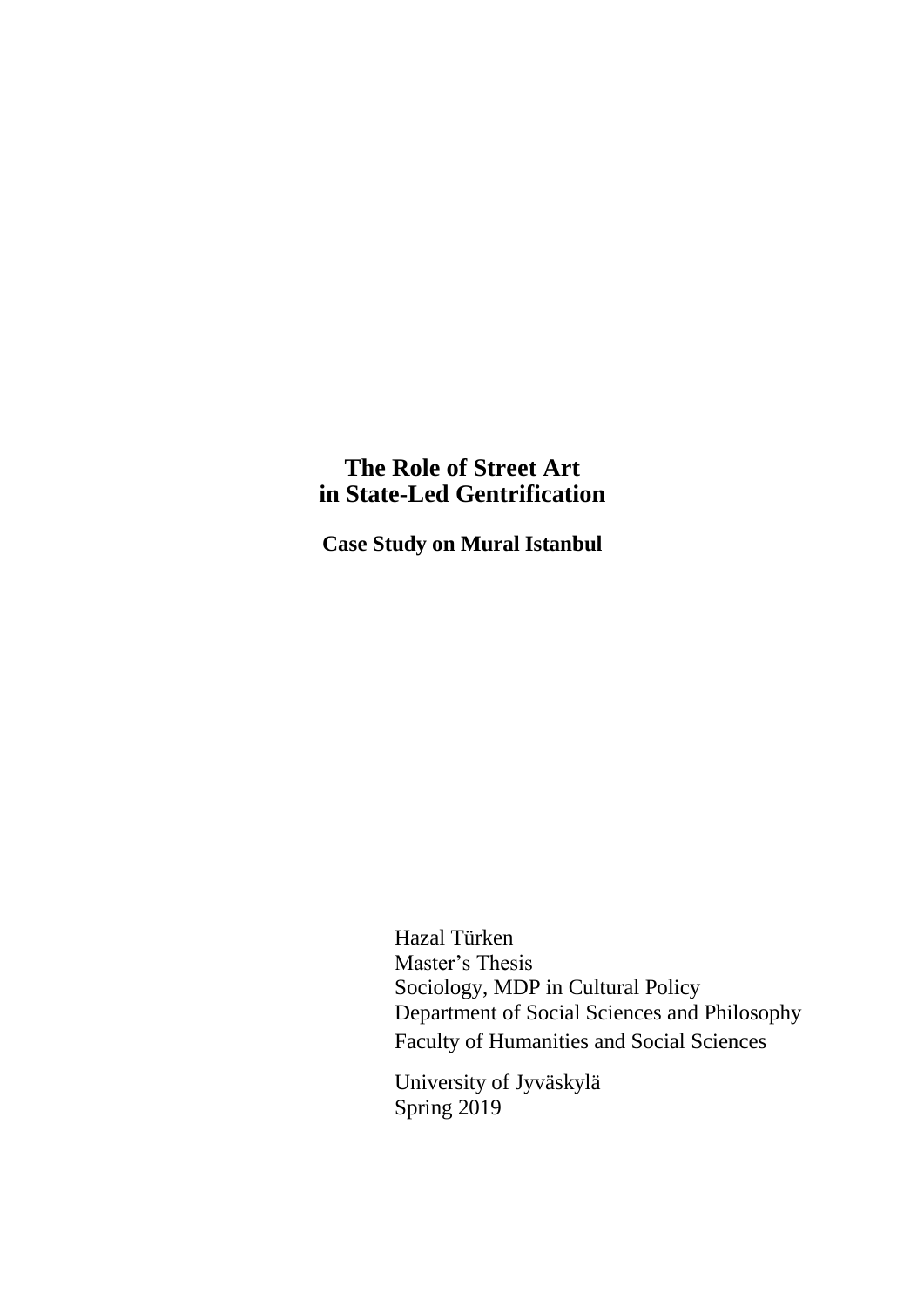# The Role of Street Art in State-Led Gentrification

**Case Study on Mural Istanbul**

Hazal Türken
Master's Thesis
Sociology, MDP in Cultural Policy
Department of Social Sciences and Philosophy
Faculty of Humanities and Social Sciences

University of Jyväskylä
Spring 2019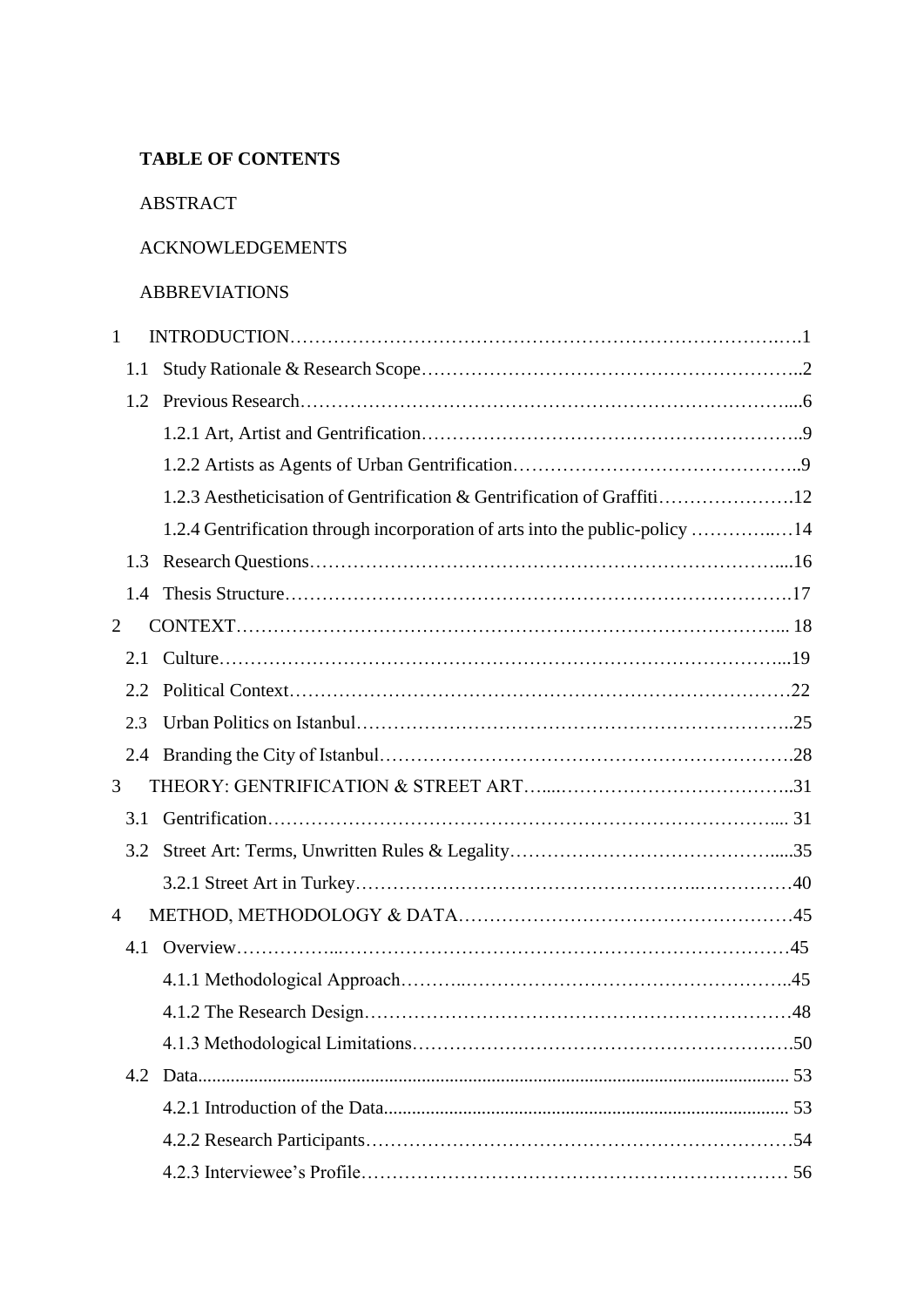**TABLE OF CONTENTS**

ABSTRACT

ACKNOWLEDGEMENTS

ABBREVIATIONS

1 INTRODUCTION……………………………………………………………………….….1

1.1 Study Rationale & Research Scope……………………………………………………..2

1.2 Previous Research……………………………………………………………………....6

1.2.1 Art, Artist and Gentrification…………………………………………………..9

1.2.2 Artists as Agents of Urban Gentrification……………………………………..9

1.2.3 Aestheticisation of Gentrification & Gentrification of Graffiti………………….12

1.2.4 Gentrification through incorporation of arts into the public-policy …………..…14

1.3 Research Questions……………………………………………………………………....16

1.4 Thesis Structure…………………………………………………………………………17

2 CONTEXT…………………………………………………………………………….... 18

2.1 Culture………………………………………………………………………………...19

2.2 Political Context………………………………………………………………………22

2.3 Urban Politics on Istanbul……………………………………………………………..25

2.4 Branding the City of Istanbul………………………………………………………….28

3 THEORY: GENTRIFICATION & STREET ART…....……………………………….…..31

3.1 Gentrification……………………………………………………………………….... 31

3.2 Street Art: Terms, Unwritten Rules & Legality……………………………………….....35

3.2.1 Street Art in Turkey……………………………………………..……………40

4 METHOD, METHODOLOGY & DATA……………………………………………45

4.1 Overview……………...……………………………………………………………45

4.1.1 Methodological Approach………..……………………………………………..45

4.1.2 The Research Design…………………………………………………………48

4.1.3 Methodological Limitations……………………………………………….….50

4.2 Data........................................................................................................................... 53

4.2.1 Introduction of the Data...................................................................................... 53

4.2.2 Research Participants…………………………………………………………54

4.2.3 Interviewee's Profile………………………………………………………… 56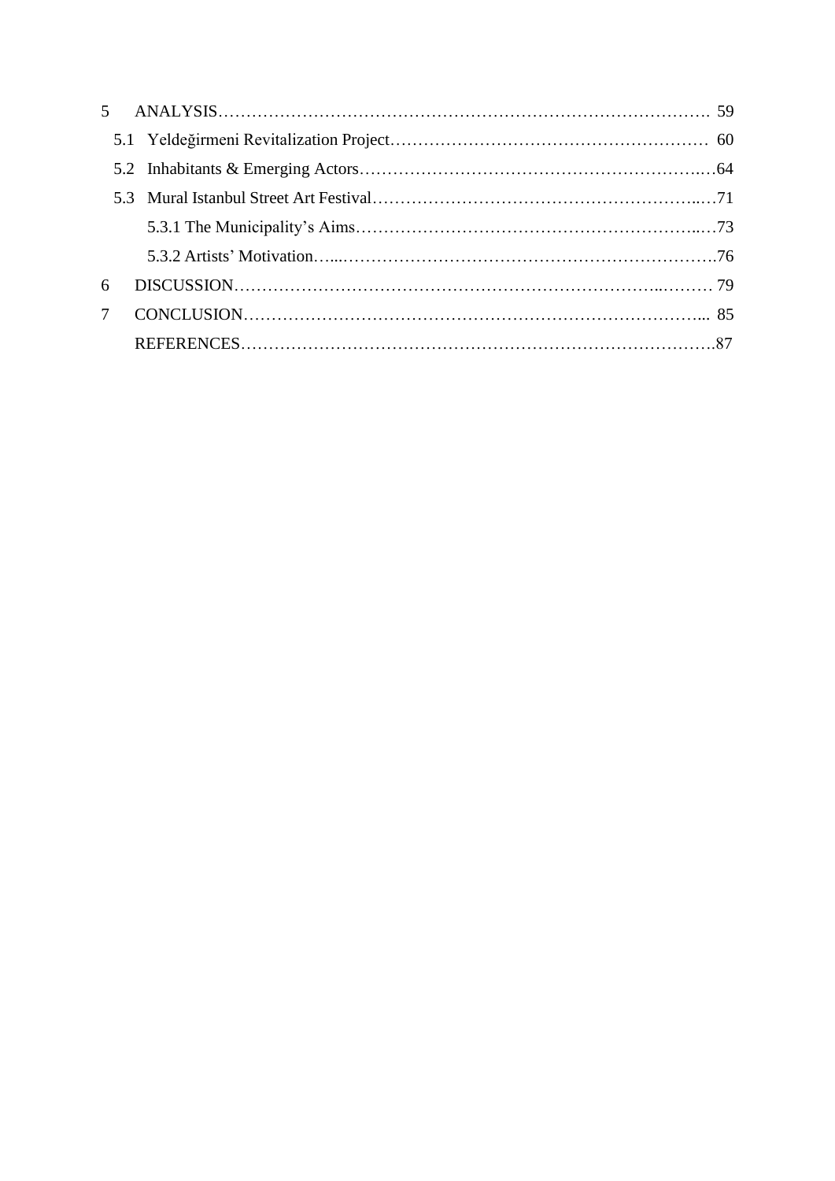5 ANALYSIS……………………………………………………………………………. 59

5.1 Yeldeğirmeni Revitalization Project………………………………………………… 60

5.2 Inhabitants & Emerging Actors……………………………………………………..…64

5.3 Mural Istanbul Street Art Festival……………………………………………………..…71

5.3.1 The Municipality's Aims……………………………………………………..…73

5.3.2 Artists' Motivation…...………………………………………………………….76

6 DISCUSSION……………………………………………………………………..……… 79

7 CONCLUSION………………………………………………………………………... 85

REFERENCES……………………………………………………………………….87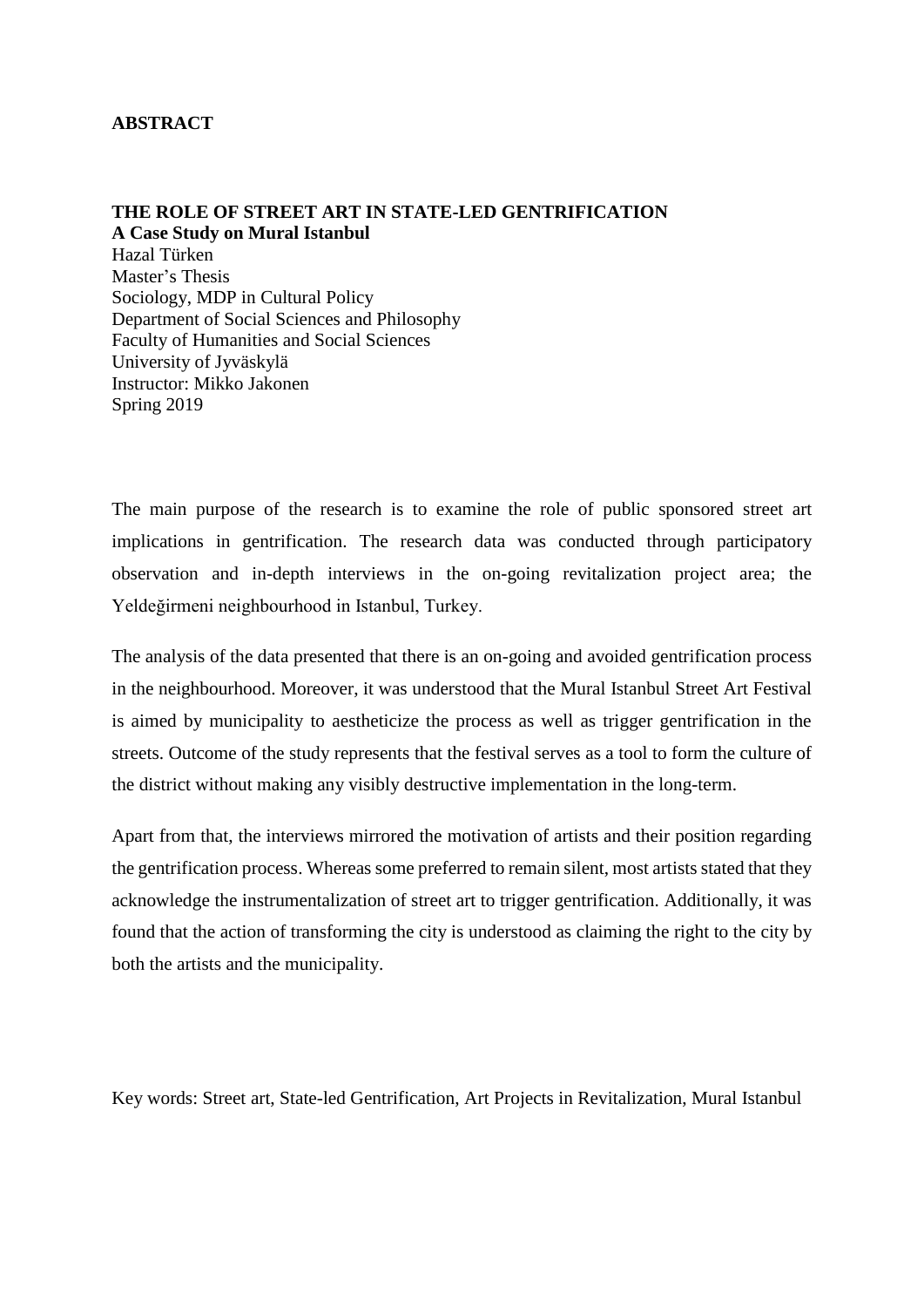# ABSTRACT

**THE ROLE OF STREET ART IN STATE-LED GENTRIFICATION**
**A Case Study on Mural Istanbul**
Hazal Türken
Master's Thesis
Sociology, MDP in Cultural Policy
Department of Social Sciences and Philosophy
Faculty of Humanities and Social Sciences
University of Jyväskylä
Instructor: Mikko Jakonen
Spring 2019

The main purpose of the research is to examine the role of public sponsored street art implications in gentrification. The research data was conducted through participatory observation and in-depth interviews in the on-going revitalization project area; the Yeldeğirmeni neighbourhood in Istanbul, Turkey.

The analysis of the data presented that there is an on-going and avoided gentrification process in the neighbourhood. Moreover, it was understood that the Mural Istanbul Street Art Festival is aimed by municipality to aestheticize the process as well as trigger gentrification in the streets. Outcome of the study represents that the festival serves as a tool to form the culture of the district without making any visibly destructive implementation in the long-term.

Apart from that, the interviews mirrored the motivation of artists and their position regarding the gentrification process. Whereas some preferred to remain silent, most artists stated that they acknowledge the instrumentalization of street art to trigger gentrification. Additionally, it was found that the action of transforming the city is understood as claiming the right to the city by both the artists and the municipality.

Key words: Street art, State-led Gentrification, Art Projects in Revitalization, Mural Istanbul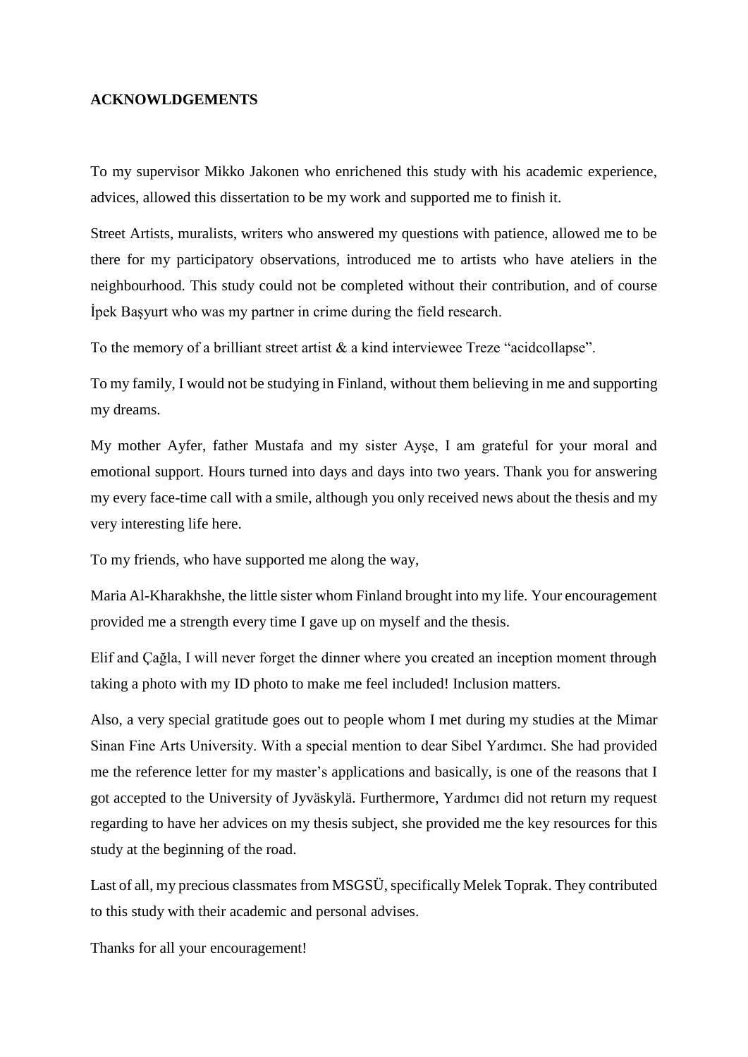**ACKNOWLDGEMENTS**

To my supervisor Mikko Jakonen who enrichened this study with his academic experience, advices, allowed this dissertation to be my work and supported me to finish it.

Street Artists, muralists, writers who answered my questions with patience, allowed me to be there for my participatory observations, introduced me to artists who have ateliers in the neighbourhood. This study could not be completed without their contribution, and of course İpek Başyurt who was my partner in crime during the field research.

To the memory of a brilliant street artist & a kind interviewee Treze "acidcollapse".

To my family, I would not be studying in Finland, without them believing in me and supporting my dreams.

My mother Ayfer, father Mustafa and my sister Ayşe, I am grateful for your moral and emotional support. Hours turned into days and days into two years. Thank you for answering my every face-time call with a smile, although you only received news about the thesis and my very interesting life here.

To my friends, who have supported me along the way,

Maria Al-Kharakhshe, the little sister whom Finland brought into my life. Your encouragement provided me a strength every time I gave up on myself and the thesis.

Elif and Çağla, I will never forget the dinner where you created an inception moment through taking a photo with my ID photo to make me feel included! Inclusion matters.

Also, a very special gratitude goes out to people whom I met during my studies at the Mimar Sinan Fine Arts University. With a special mention to dear Sibel Yardımcı. She had provided me the reference letter for my master's applications and basically, is one of the reasons that I got accepted to the University of Jyväskylä. Furthermore, Yardımcı did not return my request regarding to have her advices on my thesis subject, she provided me the key resources for this study at the beginning of the road.

Last of all, my precious classmates from MSGSÜ, specifically Melek Toprak. They contributed to this study with their academic and personal advises.

Thanks for all your encouragement!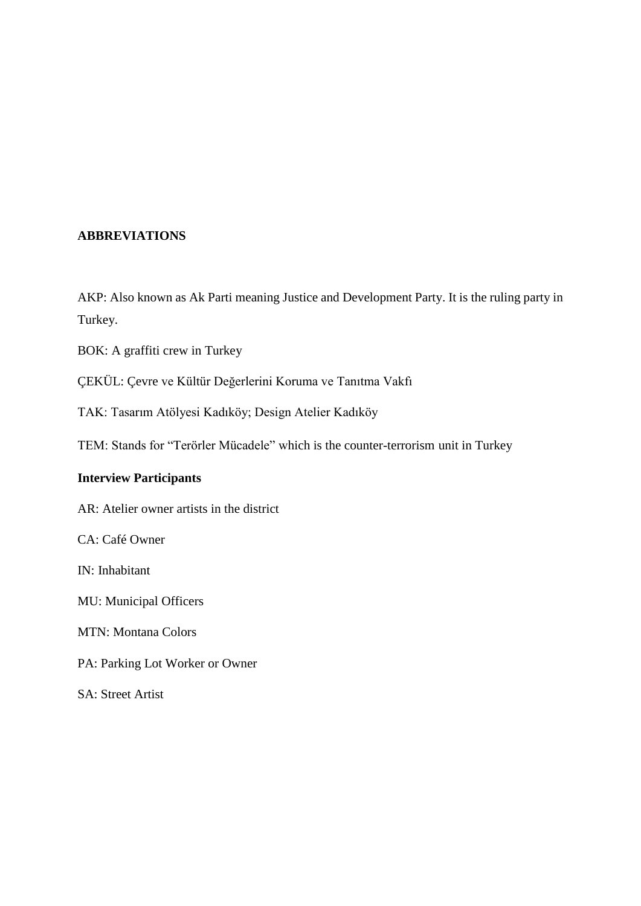## ABBREVIATIONS

AKP: Also known as Ak Parti meaning Justice and Development Party. It is the ruling party in Turkey.

BOK: A graffiti crew in Turkey

ÇEKÜL: Çevre ve Kültür Değerlerini Koruma ve Tanıtma Vakfı

TAK: Tasarım Atölyesi Kadıköy; Design Atelier Kadıköy

TEM: Stands for "Terörler Mücadele" which is the counter-terrorism unit in Turkey

**Interview Participants**

AR: Atelier owner artists in the district

CA: Café Owner

IN: Inhabitant

MU: Municipal Officers

MTN: Montana Colors

PA: Parking Lot Worker or Owner

SA: Street Artist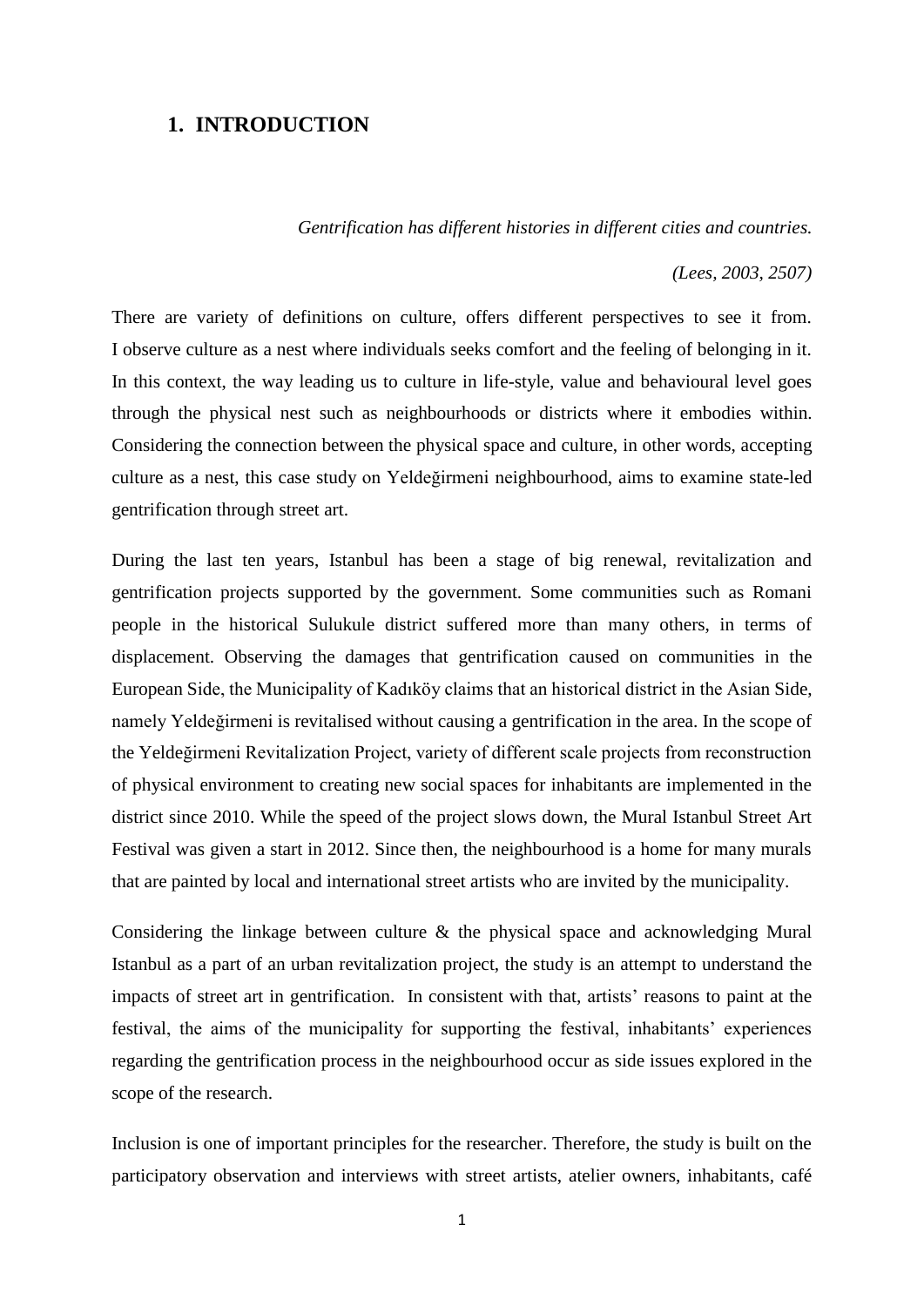# 1. INTRODUCTION

*Gentrification has different histories in different cities and countries.*

*(Lees, 2003, 2507)*

There are variety of definitions on culture, offers different perspectives to see it from. I observe culture as a nest where individuals seeks comfort and the feeling of belonging in it. In this context, the way leading us to culture in life-style, value and behavioural level goes through the physical nest such as neighbourhoods or districts where it embodies within. Considering the connection between the physical space and culture, in other words, accepting culture as a nest, this case study on Yeldeğirmeni neighbourhood, aims to examine state-led gentrification through street art.

During the last ten years, Istanbul has been a stage of big renewal, revitalization and gentrification projects supported by the government. Some communities such as Romani people in the historical Sulukule district suffered more than many others, in terms of displacement. Observing the damages that gentrification caused on communities in the European Side, the Municipality of Kadıköy claims that an historical district in the Asian Side, namely Yeldeğirmeni is revitalised without causing a gentrification in the area. In the scope of the Yeldeğirmeni Revitalization Project, variety of different scale projects from reconstruction of physical environment to creating new social spaces for inhabitants are implemented in the district since 2010. While the speed of the project slows down, the Mural Istanbul Street Art Festival was given a start in 2012. Since then, the neighbourhood is a home for many murals that are painted by local and international street artists who are invited by the municipality.

Considering the linkage between culture & the physical space and acknowledging Mural Istanbul as a part of an urban revitalization project, the study is an attempt to understand the impacts of street art in gentrification. In consistent with that, artists' reasons to paint at the festival, the aims of the municipality for supporting the festival, inhabitants' experiences regarding the gentrification process in the neighbourhood occur as side issues explored in the scope of the research.

Inclusion is one of important principles for the researcher. Therefore, the study is built on the participatory observation and interviews with street artists, atelier owners, inhabitants, café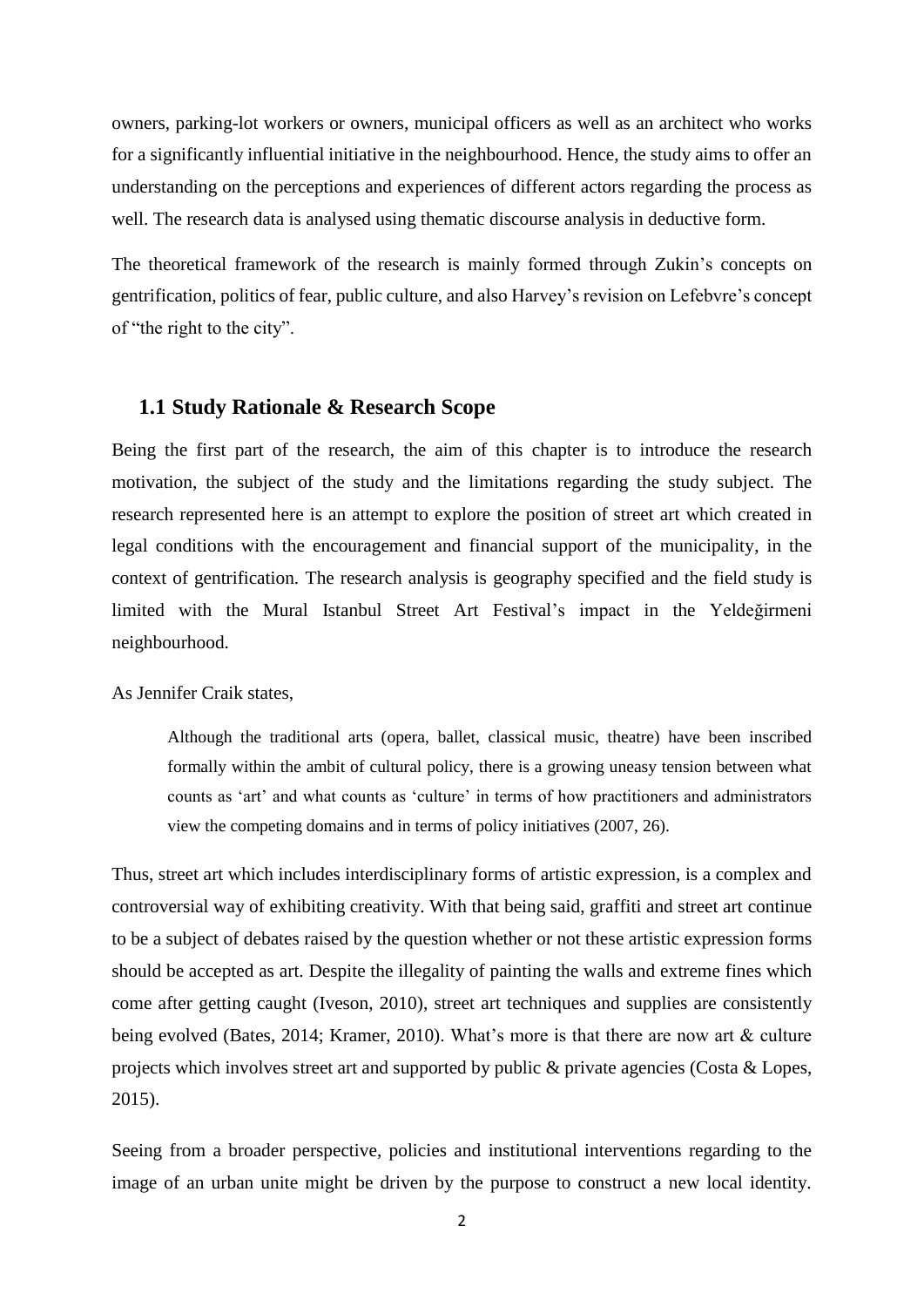owners, parking-lot workers or owners, municipal officers as well as an architect who works for a significantly influential initiative in the neighbourhood. Hence, the study aims to offer an understanding on the perceptions and experiences of different actors regarding the process as well. The research data is analysed using thematic discourse analysis in deductive form.

The theoretical framework of the research is mainly formed through Zukin's concepts on gentrification, politics of fear, public culture, and also Harvey's revision on Lefebvre's concept of "the right to the city".

## 1.1 Study Rationale & Research Scope

Being the first part of the research, the aim of this chapter is to introduce the research motivation, the subject of the study and the limitations regarding the study subject. The research represented here is an attempt to explore the position of street art which created in legal conditions with the encouragement and financial support of the municipality, in the context of gentrification. The research analysis is geography specified and the field study is limited with the Mural Istanbul Street Art Festival's impact in the Yeldeğirmeni neighbourhood.

As Jennifer Craik states,

> Although the traditional arts (opera, ballet, classical music, theatre) have been inscribed formally within the ambit of cultural policy, there is a growing uneasy tension between what counts as 'art' and what counts as 'culture' in terms of how practitioners and administrators view the competing domains and in terms of policy initiatives (2007, 26).

Thus, street art which includes interdisciplinary forms of artistic expression, is a complex and controversial way of exhibiting creativity. With that being said, graffiti and street art continue to be a subject of debates raised by the question whether or not these artistic expression forms should be accepted as art. Despite the illegality of painting the walls and extreme fines which come after getting caught (Iveson, 2010), street art techniques and supplies are consistently being evolved (Bates, 2014; Kramer, 2010). What's more is that there are now art & culture projects which involves street art and supported by public & private agencies (Costa & Lopes, 2015).

Seeing from a broader perspective, policies and institutional interventions regarding to the image of an urban unite might be driven by the purpose to construct a new local identity.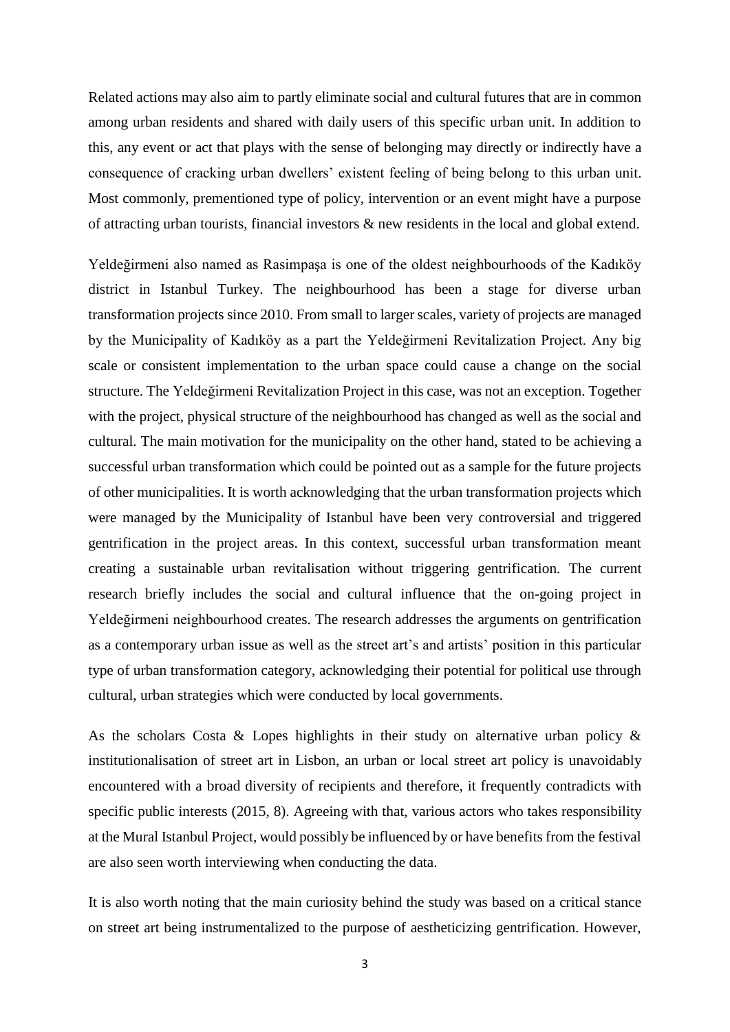Related actions may also aim to partly eliminate social and cultural futures that are in common among urban residents and shared with daily users of this specific urban unit. In addition to this, any event or act that plays with the sense of belonging may directly or indirectly have a consequence of cracking urban dwellers' existent feeling of being belong to this urban unit. Most commonly, prementioned type of policy, intervention or an event might have a purpose of attracting urban tourists, financial investors & new residents in the local and global extend.

Yeldeğirmeni also named as Rasimpaşa is one of the oldest neighbourhoods of the Kadıköy district in Istanbul Turkey. The neighbourhood has been a stage for diverse urban transformation projects since 2010. From small to larger scales, variety of projects are managed by the Municipality of Kadıköy as a part the Yeldeğirmeni Revitalization Project. Any big scale or consistent implementation to the urban space could cause a change on the social structure. The Yeldeğirmeni Revitalization Project in this case, was not an exception. Together with the project, physical structure of the neighbourhood has changed as well as the social and cultural. The main motivation for the municipality on the other hand, stated to be achieving a successful urban transformation which could be pointed out as a sample for the future projects of other municipalities. It is worth acknowledging that the urban transformation projects which were managed by the Municipality of Istanbul have been very controversial and triggered gentrification in the project areas. In this context, successful urban transformation meant creating a sustainable urban revitalisation without triggering gentrification. The current research briefly includes the social and cultural influence that the on-going project in Yeldeğirmeni neighbourhood creates. The research addresses the arguments on gentrification as a contemporary urban issue as well as the street art's and artists' position in this particular type of urban transformation category, acknowledging their potential for political use through cultural, urban strategies which were conducted by local governments.

As the scholars Costa & Lopes highlights in their study on alternative urban policy & institutionalisation of street art in Lisbon, an urban or local street art policy is unavoidably encountered with a broad diversity of recipients and therefore, it frequently contradicts with specific public interests (2015, 8). Agreeing with that, various actors who takes responsibility at the Mural Istanbul Project, would possibly be influenced by or have benefits from the festival are also seen worth interviewing when conducting the data.

It is also worth noting that the main curiosity behind the study was based on a critical stance on street art being instrumentalized to the purpose of aestheticizing gentrification. However,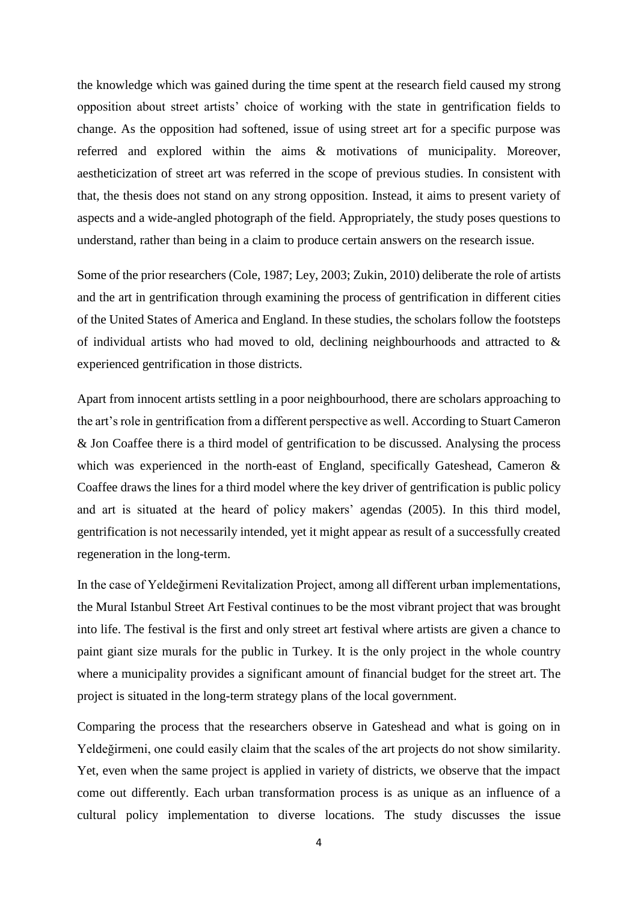the knowledge which was gained during the time spent at the research field caused my strong opposition about street artists' choice of working with the state in gentrification fields to change. As the opposition had softened, issue of using street art for a specific purpose was referred and explored within the aims & motivations of municipality. Moreover, aestheticization of street art was referred in the scope of previous studies. In consistent with that, the thesis does not stand on any strong opposition. Instead, it aims to present variety of aspects and a wide-angled photograph of the field. Appropriately, the study poses questions to understand, rather than being in a claim to produce certain answers on the research issue.

Some of the prior researchers (Cole, 1987; Ley, 2003; Zukin, 2010) deliberate the role of artists and the art in gentrification through examining the process of gentrification in different cities of the United States of America and England. In these studies, the scholars follow the footsteps of individual artists who had moved to old, declining neighbourhoods and attracted to & experienced gentrification in those districts.

Apart from innocent artists settling in a poor neighbourhood, there are scholars approaching to the art's role in gentrification from a different perspective as well. According to Stuart Cameron & Jon Coaffee there is a third model of gentrification to be discussed. Analysing the process which was experienced in the north-east of England, specifically Gateshead, Cameron & Coaffee draws the lines for a third model where the key driver of gentrification is public policy and art is situated at the heard of policy makers' agendas (2005). In this third model, gentrification is not necessarily intended, yet it might appear as result of a successfully created regeneration in the long-term.

In the case of Yeldeğirmeni Revitalization Project, among all different urban implementations, the Mural Istanbul Street Art Festival continues to be the most vibrant project that was brought into life. The festival is the first and only street art festival where artists are given a chance to paint giant size murals for the public in Turkey. It is the only project in the whole country where a municipality provides a significant amount of financial budget for the street art. The project is situated in the long-term strategy plans of the local government.

Comparing the process that the researchers observe in Gateshead and what is going on in Yeldeğirmeni, one could easily claim that the scales of the art projects do not show similarity. Yet, even when the same project is applied in variety of districts, we observe that the impact come out differently. Each urban transformation process is as unique as an influence of a cultural policy implementation to diverse locations. The study discusses the issue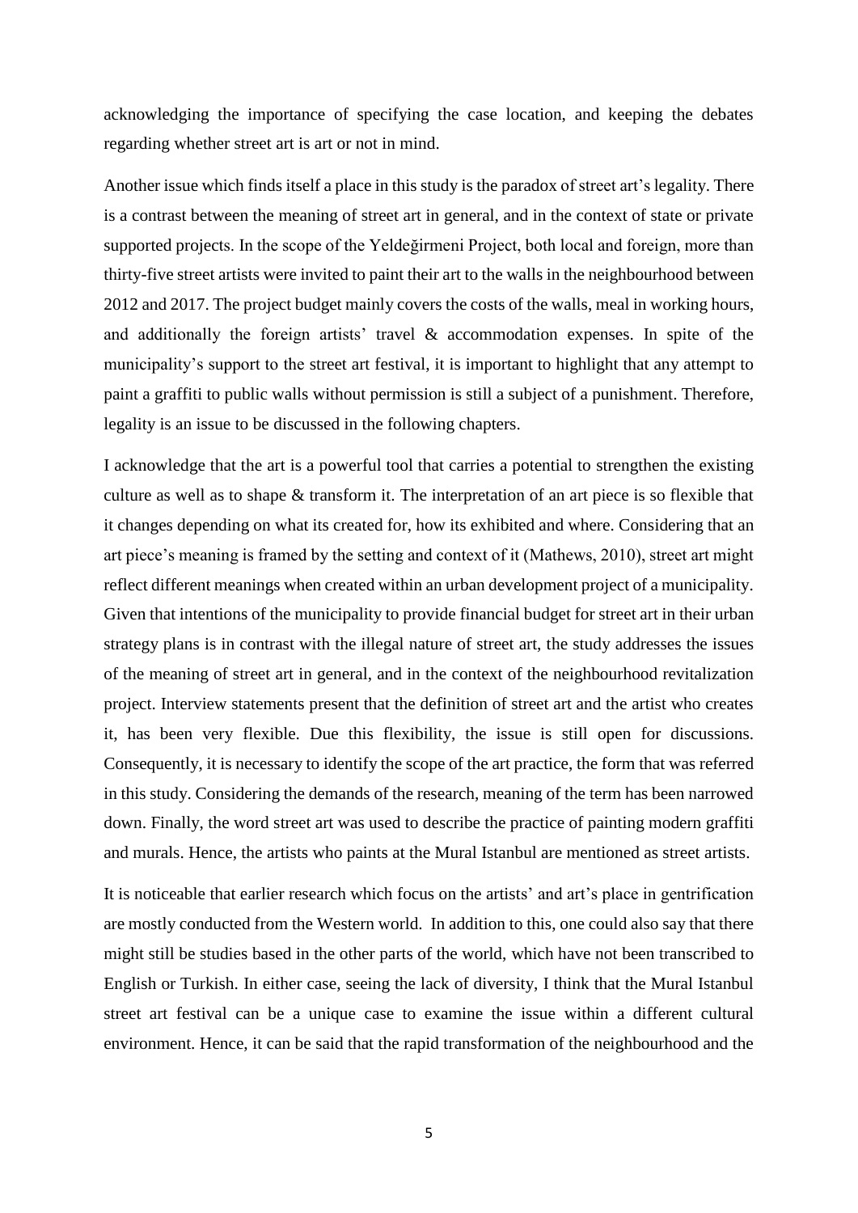acknowledging the importance of specifying the case location, and keeping the debates regarding whether street art is art or not in mind.

Another issue which finds itself a place in this study is the paradox of street art's legality. There is a contrast between the meaning of street art in general, and in the context of state or private supported projects. In the scope of the Yeldeğirmeni Project, both local and foreign, more than thirty-five street artists were invited to paint their art to the walls in the neighbourhood between 2012 and 2017. The project budget mainly covers the costs of the walls, meal in working hours, and additionally the foreign artists' travel & accommodation expenses. In spite of the municipality's support to the street art festival, it is important to highlight that any attempt to paint a graffiti to public walls without permission is still a subject of a punishment. Therefore, legality is an issue to be discussed in the following chapters.

I acknowledge that the art is a powerful tool that carries a potential to strengthen the existing culture as well as to shape & transform it. The interpretation of an art piece is so flexible that it changes depending on what its created for, how its exhibited and where. Considering that an art piece's meaning is framed by the setting and context of it (Mathews, 2010), street art might reflect different meanings when created within an urban development project of a municipality. Given that intentions of the municipality to provide financial budget for street art in their urban strategy plans is in contrast with the illegal nature of street art, the study addresses the issues of the meaning of street art in general, and in the context of the neighbourhood revitalization project. Interview statements present that the definition of street art and the artist who creates it, has been very flexible. Due this flexibility, the issue is still open for discussions. Consequently, it is necessary to identify the scope of the art practice, the form that was referred in this study. Considering the demands of the research, meaning of the term has been narrowed down. Finally, the word street art was used to describe the practice of painting modern graffiti and murals. Hence, the artists who paints at the Mural Istanbul are mentioned as street artists.

It is noticeable that earlier research which focus on the artists' and art's place in gentrification are mostly conducted from the Western world. In addition to this, one could also say that there might still be studies based in the other parts of the world, which have not been transcribed to English or Turkish. In either case, seeing the lack of diversity, I think that the Mural Istanbul street art festival can be a unique case to examine the issue within a different cultural environment. Hence, it can be said that the rapid transformation of the neighbourhood and the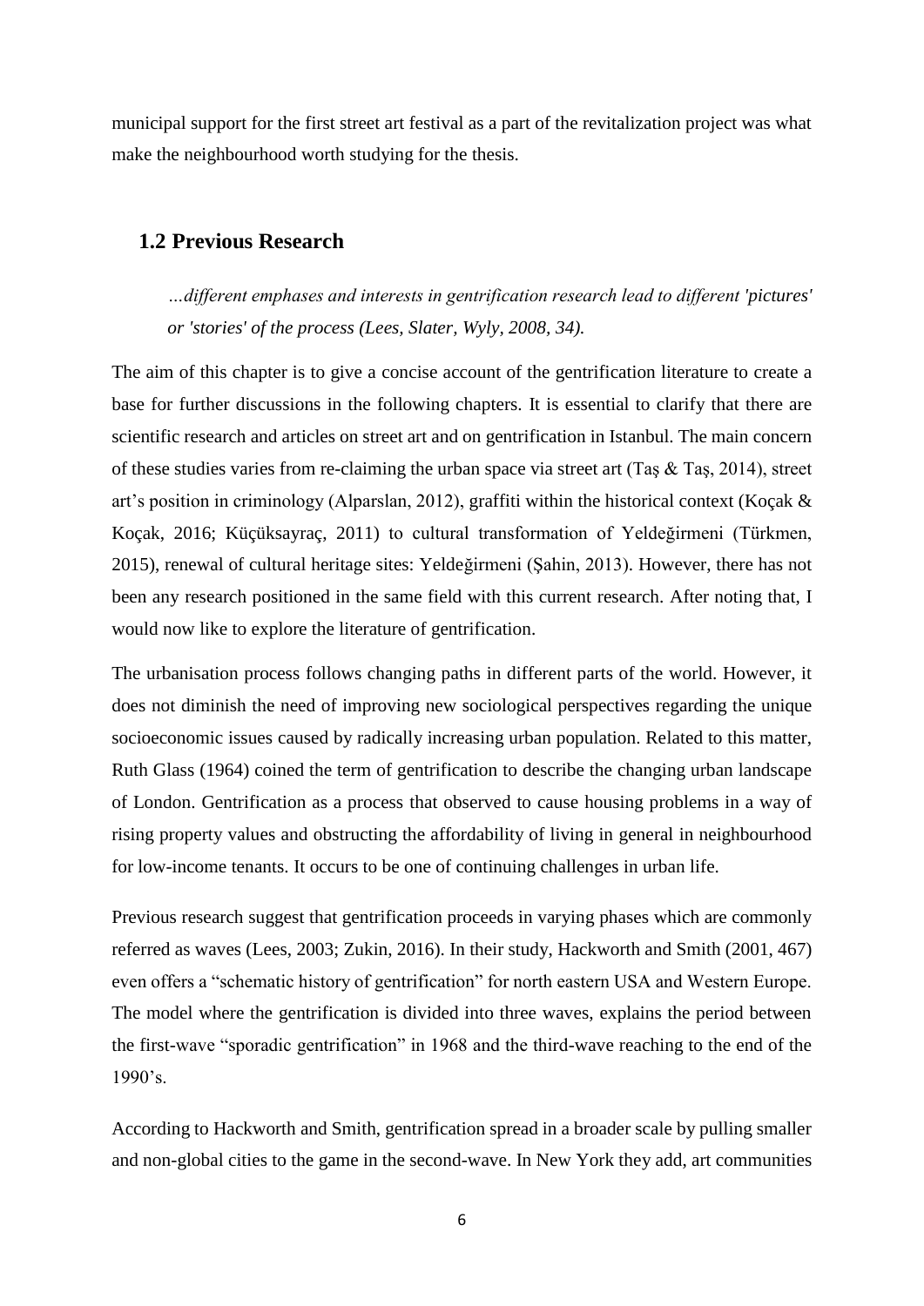municipal support for the first street art festival as a part of the revitalization project was what make the neighbourhood worth studying for the thesis.

## 1.2 Previous Research

> *…different emphases and interests in gentrification research lead to different 'pictures' or 'stories' of the process (Lees, Slater, Wyly, 2008, 34).*

The aim of this chapter is to give a concise account of the gentrification literature to create a base for further discussions in the following chapters. It is essential to clarify that there are scientific research and articles on street art and on gentrification in Istanbul. The main concern of these studies varies from re-claiming the urban space via street art (Taş & Taş, 2014), street art's position in criminology (Alparslan, 2012), graffiti within the historical context (Koçak & Koçak, 2016; Küçüksayraç, 2011) to cultural transformation of Yeldeğirmeni (Türkmen, 2015), renewal of cultural heritage sites: Yeldeğirmeni (Şahin, 2013). However, there has not been any research positioned in the same field with this current research. After noting that, I would now like to explore the literature of gentrification.

The urbanisation process follows changing paths in different parts of the world. However, it does not diminish the need of improving new sociological perspectives regarding the unique socioeconomic issues caused by radically increasing urban population. Related to this matter, Ruth Glass (1964) coined the term of gentrification to describe the changing urban landscape of London. Gentrification as a process that observed to cause housing problems in a way of rising property values and obstructing the affordability of living in general in neighbourhood for low-income tenants. It occurs to be one of continuing challenges in urban life.

Previous research suggest that gentrification proceeds in varying phases which are commonly referred as waves (Lees, 2003; Zukin, 2016). In their study, Hackworth and Smith (2001, 467) even offers a "schematic history of gentrification" for north eastern USA and Western Europe. The model where the gentrification is divided into three waves, explains the period between the first-wave "sporadic gentrification" in 1968 and the third-wave reaching to the end of the 1990's.

According to Hackworth and Smith, gentrification spread in a broader scale by pulling smaller and non-global cities to the game in the second-wave. In New York they add, art communities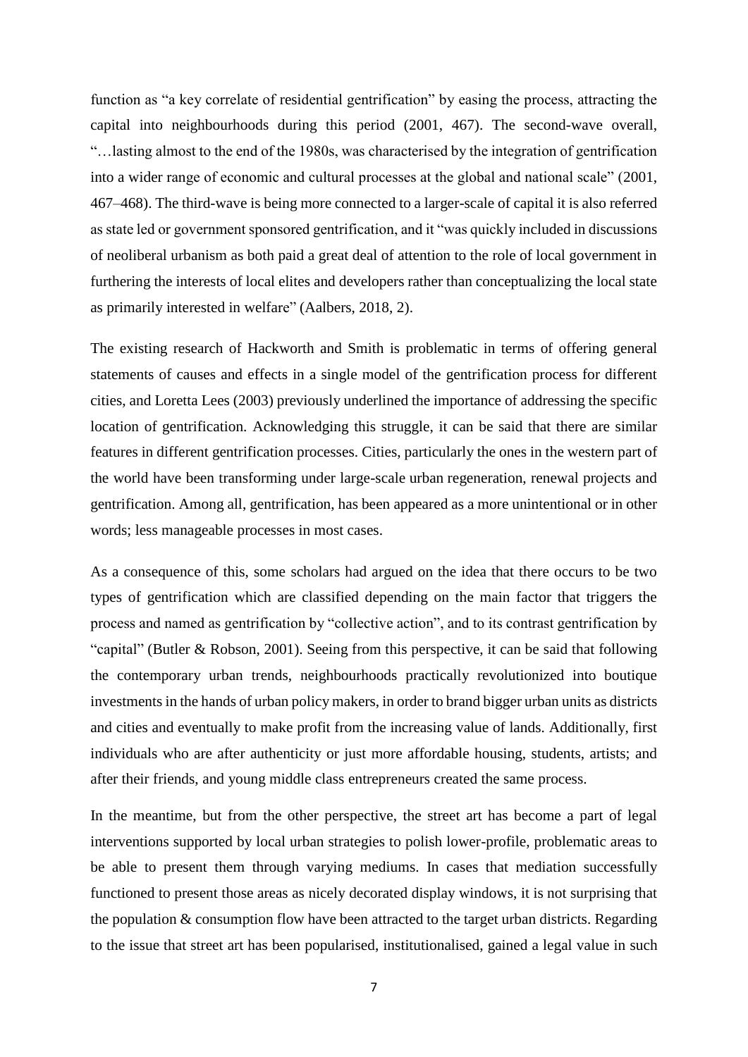function as "a key correlate of residential gentrification" by easing the process, attracting the capital into neighbourhoods during this period (2001, 467). The second-wave overall, "…lasting almost to the end of the 1980s, was characterised by the integration of gentrification into a wider range of economic and cultural processes at the global and national scale" (2001, 467–468). The third-wave is being more connected to a larger-scale of capital it is also referred as state led or government sponsored gentrification, and it "was quickly included in discussions of neoliberal urbanism as both paid a great deal of attention to the role of local government in furthering the interests of local elites and developers rather than conceptualizing the local state as primarily interested in welfare" (Aalbers, 2018, 2).

The existing research of Hackworth and Smith is problematic in terms of offering general statements of causes and effects in a single model of the gentrification process for different cities, and Loretta Lees (2003) previously underlined the importance of addressing the specific location of gentrification. Acknowledging this struggle, it can be said that there are similar features in different gentrification processes. Cities, particularly the ones in the western part of the world have been transforming under large-scale urban regeneration, renewal projects and gentrification. Among all, gentrification, has been appeared as a more unintentional or in other words; less manageable processes in most cases.

As a consequence of this, some scholars had argued on the idea that there occurs to be two types of gentrification which are classified depending on the main factor that triggers the process and named as gentrification by "collective action", and to its contrast gentrification by "capital" (Butler & Robson, 2001). Seeing from this perspective, it can be said that following the contemporary urban trends, neighbourhoods practically revolutionized into boutique investments in the hands of urban policy makers, in order to brand bigger urban units as districts and cities and eventually to make profit from the increasing value of lands. Additionally, first individuals who are after authenticity or just more affordable housing, students, artists; and after their friends, and young middle class entrepreneurs created the same process.

In the meantime, but from the other perspective, the street art has become a part of legal interventions supported by local urban strategies to polish lower-profile, problematic areas to be able to present them through varying mediums. In cases that mediation successfully functioned to present those areas as nicely decorated display windows, it is not surprising that the population & consumption flow have been attracted to the target urban districts. Regarding to the issue that street art has been popularised, institutionalised, gained a legal value in such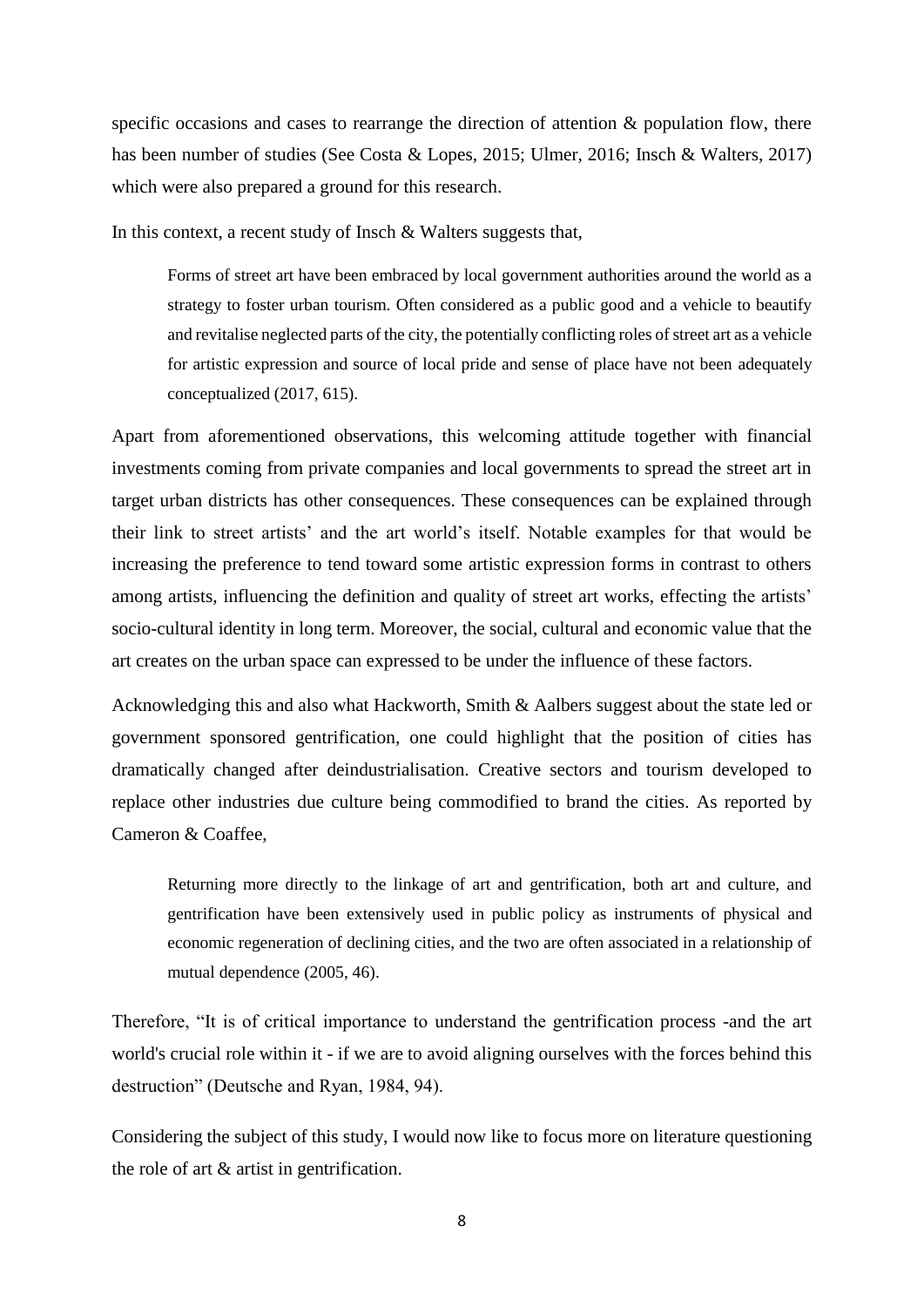specific occasions and cases to rearrange the direction of attention & population flow, there has been number of studies (See Costa & Lopes, 2015; Ulmer, 2016; Insch & Walters, 2017) which were also prepared a ground for this research.

In this context, a recent study of Insch & Walters suggests that,

> Forms of street art have been embraced by local government authorities around the world as a strategy to foster urban tourism. Often considered as a public good and a vehicle to beautify and revitalise neglected parts of the city, the potentially conflicting roles of street art as a vehicle for artistic expression and source of local pride and sense of place have not been adequately conceptualized (2017, 615).

Apart from aforementioned observations, this welcoming attitude together with financial investments coming from private companies and local governments to spread the street art in target urban districts has other consequences. These consequences can be explained through their link to street artists' and the art world's itself. Notable examples for that would be increasing the preference to tend toward some artistic expression forms in contrast to others among artists, influencing the definition and quality of street art works, effecting the artists' socio-cultural identity in long term. Moreover, the social, cultural and economic value that the art creates on the urban space can expressed to be under the influence of these factors.

Acknowledging this and also what Hackworth, Smith & Aalbers suggest about the state led or government sponsored gentrification, one could highlight that the position of cities has dramatically changed after deindustrialisation. Creative sectors and tourism developed to replace other industries due culture being commodified to brand the cities. As reported by Cameron & Coaffee,

> Returning more directly to the linkage of art and gentrification, both art and culture, and gentrification have been extensively used in public policy as instruments of physical and economic regeneration of declining cities, and the two are often associated in a relationship of mutual dependence (2005, 46).

Therefore, "It is of critical importance to understand the gentrification process -and the art world's crucial role within it - if we are to avoid aligning ourselves with the forces behind this destruction" (Deutsche and Ryan, 1984, 94).

Considering the subject of this study, I would now like to focus more on literature questioning the role of art & artist in gentrification.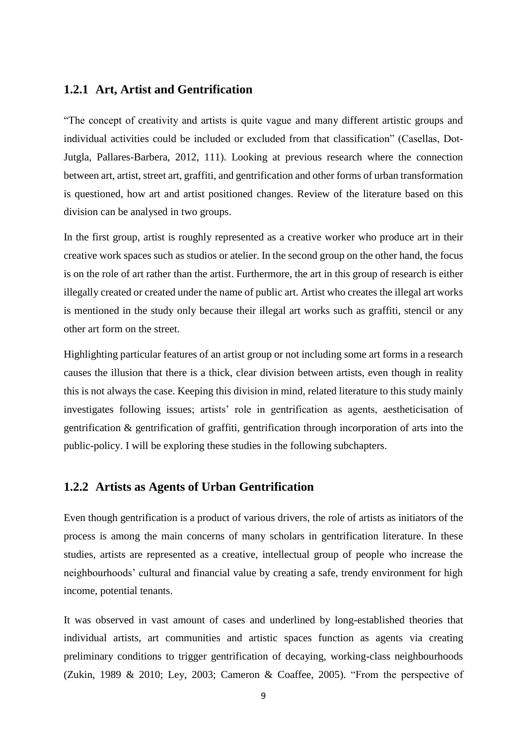### 1.2.1 Art, Artist and Gentrification

"The concept of creativity and artists is quite vague and many different artistic groups and individual activities could be included or excluded from that classification" (Casellas, Dot-Jutgla, Pallares-Barbera, 2012, 111). Looking at previous research where the connection between art, artist, street art, graffiti, and gentrification and other forms of urban transformation is questioned, how art and artist positioned changes. Review of the literature based on this division can be analysed in two groups.

In the first group, artist is roughly represented as a creative worker who produce art in their creative work spaces such as studios or atelier. In the second group on the other hand, the focus is on the role of art rather than the artist. Furthermore, the art in this group of research is either illegally created or created under the name of public art. Artist who creates the illegal art works is mentioned in the study only because their illegal art works such as graffiti, stencil or any other art form on the street.

Highlighting particular features of an artist group or not including some art forms in a research causes the illusion that there is a thick, clear division between artists, even though in reality this is not always the case. Keeping this division in mind, related literature to this study mainly investigates following issues; artists' role in gentrification as agents, aestheticisation of gentrification & gentrification of graffiti, gentrification through incorporation of arts into the public-policy. I will be exploring these studies in the following subchapters.

### 1.2.2 Artists as Agents of Urban Gentrification

Even though gentrification is a product of various drivers, the role of artists as initiators of the process is among the main concerns of many scholars in gentrification literature. In these studies, artists are represented as a creative, intellectual group of people who increase the neighbourhoods' cultural and financial value by creating a safe, trendy environment for high income, potential tenants.

It was observed in vast amount of cases and underlined by long-established theories that individual artists, art communities and artistic spaces function as agents via creating preliminary conditions to trigger gentrification of decaying, working-class neighbourhoods (Zukin, 1989 & 2010; Ley, 2003; Cameron & Coaffee, 2005). "From the perspective of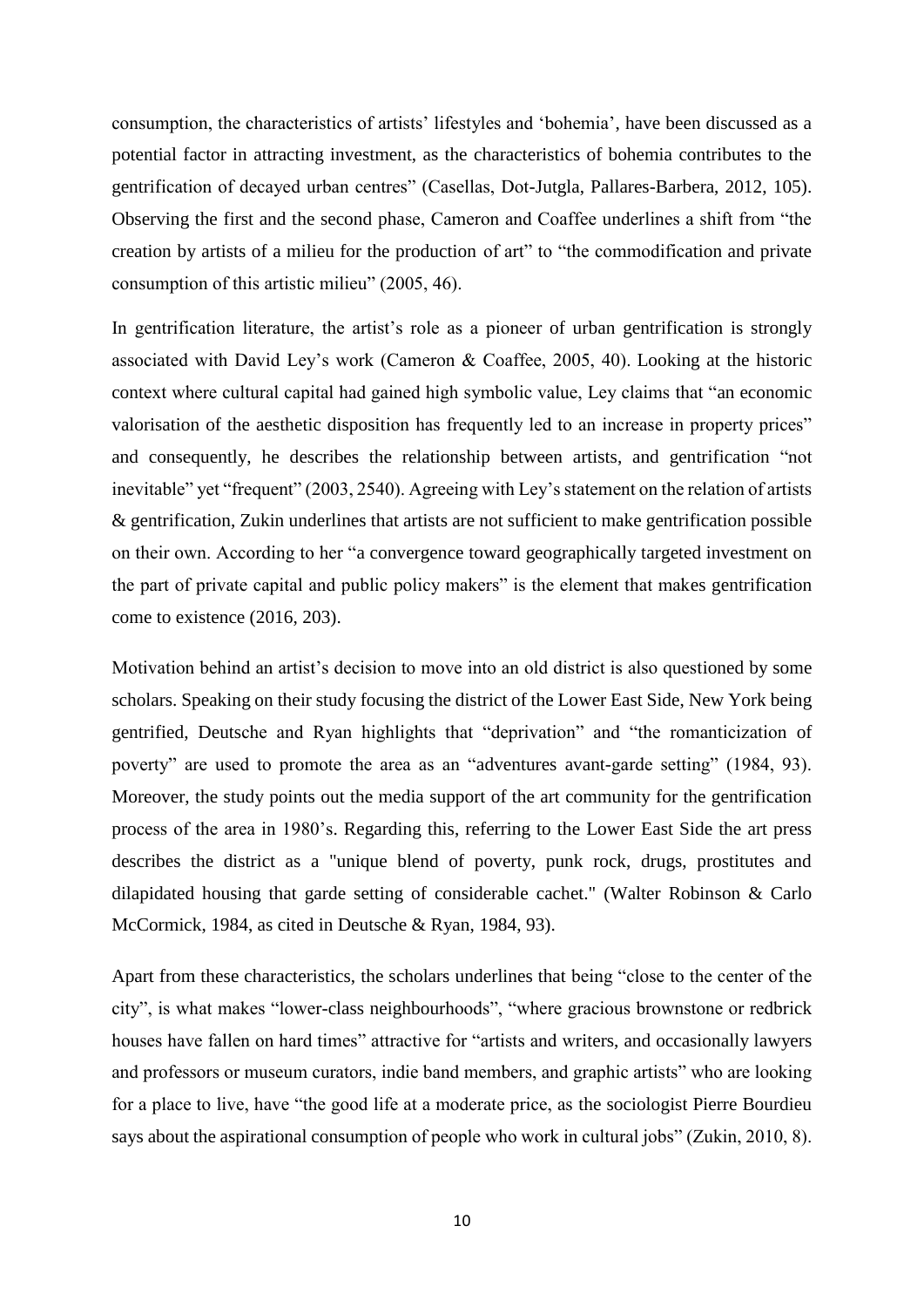consumption, the characteristics of artists' lifestyles and 'bohemia', have been discussed as a potential factor in attracting investment, as the characteristics of bohemia contributes to the gentrification of decayed urban centres" (Casellas, Dot-Jutgla, Pallares-Barbera, 2012, 105). Observing the first and the second phase, Cameron and Coaffee underlines a shift from "the creation by artists of a milieu for the production of art" to "the commodification and private consumption of this artistic milieu" (2005, 46).

In gentrification literature, the artist's role as a pioneer of urban gentrification is strongly associated with David Ley's work (Cameron & Coaffee, 2005, 40). Looking at the historic context where cultural capital had gained high symbolic value, Ley claims that "an economic valorisation of the aesthetic disposition has frequently led to an increase in property prices" and consequently, he describes the relationship between artists, and gentrification "not inevitable" yet "frequent" (2003, 2540). Agreeing with Ley's statement on the relation of artists & gentrification, Zukin underlines that artists are not sufficient to make gentrification possible on their own. According to her "a convergence toward geographically targeted investment on the part of private capital and public policy makers" is the element that makes gentrification come to existence (2016, 203).

Motivation behind an artist's decision to move into an old district is also questioned by some scholars. Speaking on their study focusing the district of the Lower East Side, New York being gentrified, Deutsche and Ryan highlights that "deprivation" and "the romanticization of poverty" are used to promote the area as an "adventures avant-garde setting" (1984, 93). Moreover, the study points out the media support of the art community for the gentrification process of the area in 1980's. Regarding this, referring to the Lower East Side the art press describes the district as a "unique blend of poverty, punk rock, drugs, prostitutes and dilapidated housing that garde setting of considerable cachet." (Walter Robinson & Carlo McCormick, 1984, as cited in Deutsche & Ryan, 1984, 93).

Apart from these characteristics, the scholars underlines that being "close to the center of the city", is what makes "lower-class neighbourhoods", "where gracious brownstone or redbrick houses have fallen on hard times" attractive for "artists and writers, and occasionally lawyers and professors or museum curators, indie band members, and graphic artists" who are looking for a place to live, have "the good life at a moderate price, as the sociologist Pierre Bourdieu says about the aspirational consumption of people who work in cultural jobs" (Zukin, 2010, 8).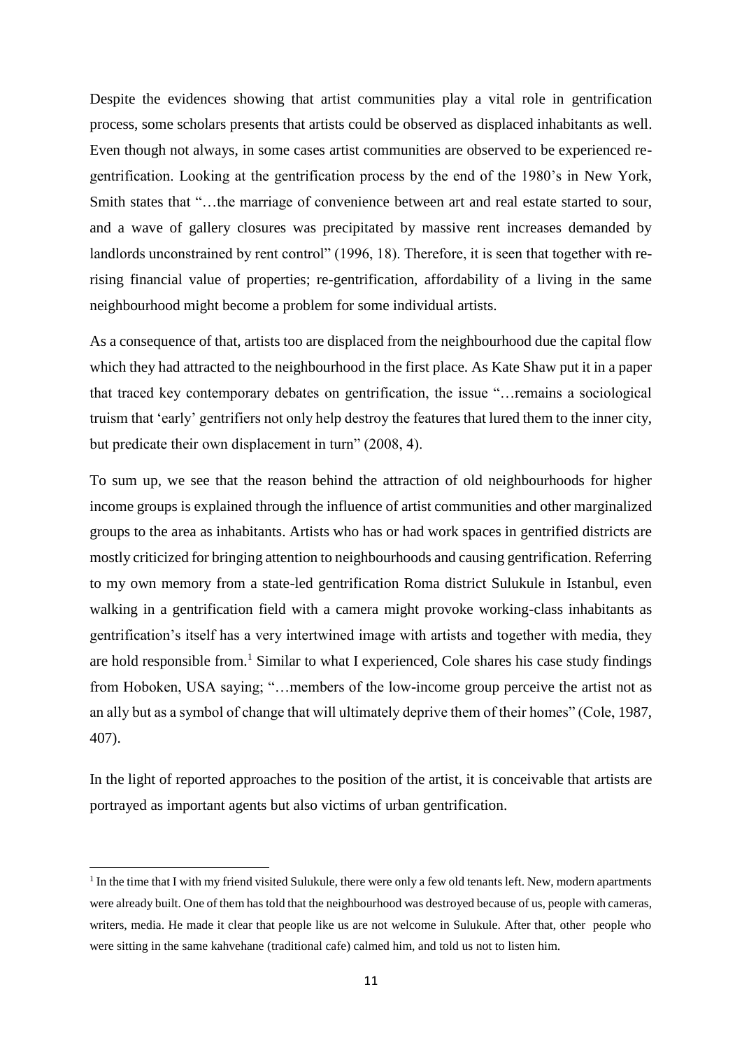Despite the evidences showing that artist communities play a vital role in gentrification process, some scholars presents that artists could be observed as displaced inhabitants as well. Even though not always, in some cases artist communities are observed to be experienced re-gentrification. Looking at the gentrification process by the end of the 1980's in New York, Smith states that "…the marriage of convenience between art and real estate started to sour, and a wave of gallery closures was precipitated by massive rent increases demanded by landlords unconstrained by rent control" (1996, 18). Therefore, it is seen that together with re-rising financial value of properties; re-gentrification, affordability of a living in the same neighbourhood might become a problem for some individual artists.

As a consequence of that, artists too are displaced from the neighbourhood due the capital flow which they had attracted to the neighbourhood in the first place. As Kate Shaw put it in a paper that traced key contemporary debates on gentrification, the issue "…remains a sociological truism that 'early' gentrifiers not only help destroy the features that lured them to the inner city, but predicate their own displacement in turn" (2008, 4).

To sum up, we see that the reason behind the attraction of old neighbourhoods for higher income groups is explained through the influence of artist communities and other marginalized groups to the area as inhabitants. Artists who has or had work spaces in gentrified districts are mostly criticized for bringing attention to neighbourhoods and causing gentrification. Referring to my own memory from a state-led gentrification Roma district Sulukule in Istanbul, even walking in a gentrification field with a camera might provoke working-class inhabitants as gentrification's itself has a very intertwined image with artists and together with media, they are hold responsible from.[1] Similar to what I experienced, Cole shares his case study findings from Hoboken, USA saying; "…members of the low-income group perceive the artist not as an ally but as a symbol of change that will ultimately deprive them of their homes" (Cole, 1987, 407).

In the light of reported approaches to the position of the artist, it is conceivable that artists are portrayed as important agents but also victims of urban gentrification.

[1] In the time that I with my friend visited Sulukule, there were only a few old tenants left. New, modern apartments were already built. One of them has told that the neighbourhood was destroyed because of us, people with cameras, writers, media. He made it clear that people like us are not welcome in Sulukule. After that, other people who were sitting in the same kahvehane (traditional cafe) calmed him, and told us not to listen him.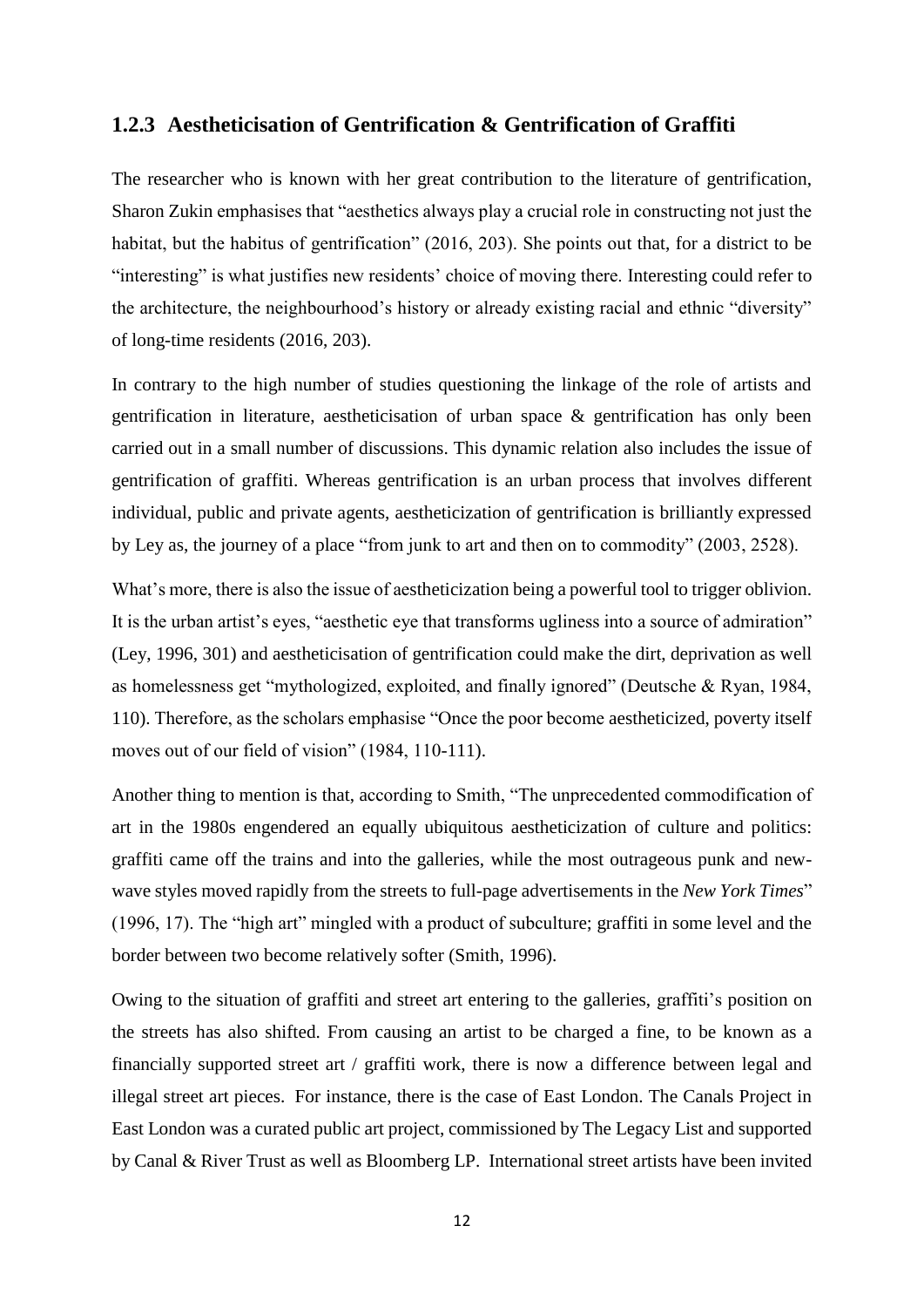### 1.2.3 Aestheticisation of Gentrification & Gentrification of Graffiti

The researcher who is known with her great contribution to the literature of gentrification, Sharon Zukin emphasises that "aesthetics always play a crucial role in constructing not just the habitat, but the habitus of gentrification" (2016, 203). She points out that, for a district to be "interesting" is what justifies new residents' choice of moving there. Interesting could refer to the architecture, the neighbourhood's history or already existing racial and ethnic "diversity" of long-time residents (2016, 203).

In contrary to the high number of studies questioning the linkage of the role of artists and gentrification in literature, aestheticisation of urban space & gentrification has only been carried out in a small number of discussions. This dynamic relation also includes the issue of gentrification of graffiti. Whereas gentrification is an urban process that involves different individual, public and private agents, aestheticization of gentrification is brilliantly expressed by Ley as, the journey of a place "from junk to art and then on to commodity" (2003, 2528).

What's more, there is also the issue of aestheticization being a powerful tool to trigger oblivion. It is the urban artist's eyes, "aesthetic eye that transforms ugliness into a source of admiration" (Ley, 1996, 301) and aestheticisation of gentrification could make the dirt, deprivation as well as homelessness get "mythologized, exploited, and finally ignored" (Deutsche & Ryan, 1984, 110). Therefore, as the scholars emphasise "Once the poor become aestheticized, poverty itself moves out of our field of vision" (1984, 110-111).

Another thing to mention is that, according to Smith, "The unprecedented commodification of art in the 1980s engendered an equally ubiquitous aestheticization of culture and politics: graffiti came off the trains and into the galleries, while the most outrageous punk and new-wave styles moved rapidly from the streets to full-page advertisements in the *New York Times*" (1996, 17). The "high art" mingled with a product of subculture; graffiti in some level and the border between two become relatively softer (Smith, 1996).

Owing to the situation of graffiti and street art entering to the galleries, graffiti's position on the streets has also shifted. From causing an artist to be charged a fine, to be known as a financially supported street art / graffiti work, there is now a difference between legal and illegal street art pieces. For instance, there is the case of East London. The Canals Project in East London was a curated public art project, commissioned by The Legacy List and supported by Canal & River Trust as well as Bloomberg LP. International street artists have been invited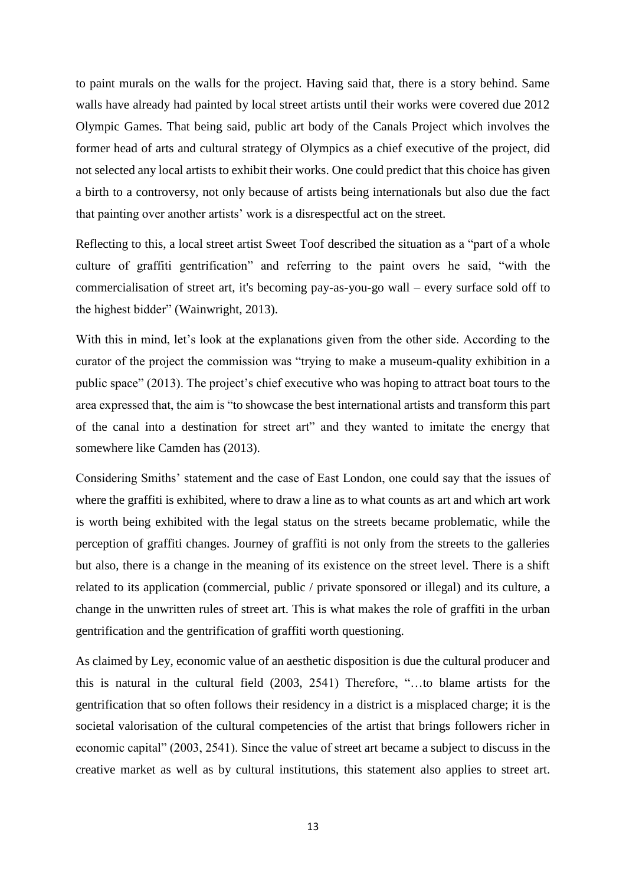to paint murals on the walls for the project. Having said that, there is a story behind. Same walls have already had painted by local street artists until their works were covered due 2012 Olympic Games. That being said, public art body of the Canals Project which involves the former head of arts and cultural strategy of Olympics as a chief executive of the project, did not selected any local artists to exhibit their works. One could predict that this choice has given a birth to a controversy, not only because of artists being internationals but also due the fact that painting over another artists' work is a disrespectful act on the street.

Reflecting to this, a local street artist Sweet Toof described the situation as a "part of a whole culture of graffiti gentrification" and referring to the paint overs he said, "with the commercialisation of street art, it's becoming pay-as-you-go wall – every surface sold off to the highest bidder" (Wainwright, 2013).

With this in mind, let's look at the explanations given from the other side. According to the curator of the project the commission was "trying to make a museum-quality exhibition in a public space" (2013). The project's chief executive who was hoping to attract boat tours to the area expressed that, the aim is "to showcase the best international artists and transform this part of the canal into a destination for street art" and they wanted to imitate the energy that somewhere like Camden has (2013).

Considering Smiths' statement and the case of East London, one could say that the issues of where the graffiti is exhibited, where to draw a line as to what counts as art and which art work is worth being exhibited with the legal status on the streets became problematic, while the perception of graffiti changes. Journey of graffiti is not only from the streets to the galleries but also, there is a change in the meaning of its existence on the street level. There is a shift related to its application (commercial, public / private sponsored or illegal) and its culture, a change in the unwritten rules of street art. This is what makes the role of graffiti in the urban gentrification and the gentrification of graffiti worth questioning.

As claimed by Ley, economic value of an aesthetic disposition is due the cultural producer and this is natural in the cultural field (2003, 2541) Therefore, "…to blame artists for the gentrification that so often follows their residency in a district is a misplaced charge; it is the societal valorisation of the cultural competencies of the artist that brings followers richer in economic capital" (2003, 2541). Since the value of street art became a subject to discuss in the creative market as well as by cultural institutions, this statement also applies to street art.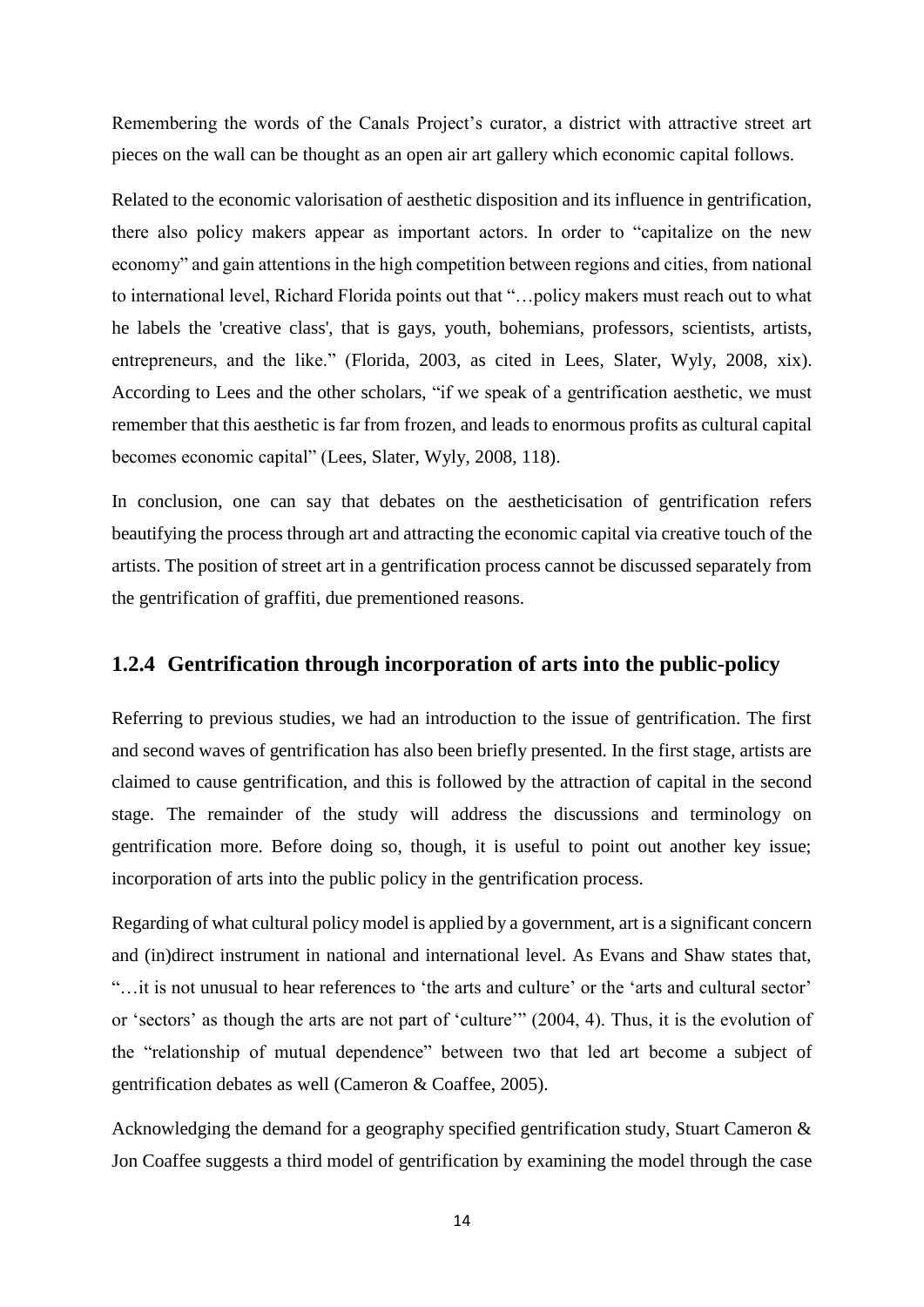Remembering the words of the Canals Project's curator, a district with attractive street art pieces on the wall can be thought as an open air art gallery which economic capital follows.

Related to the economic valorisation of aesthetic disposition and its influence in gentrification, there also policy makers appear as important actors. In order to "capitalize on the new economy" and gain attentions in the high competition between regions and cities, from national to international level, Richard Florida points out that "…policy makers must reach out to what he labels the 'creative class', that is gays, youth, bohemians, professors, scientists, artists, entrepreneurs, and the like." (Florida, 2003, as cited in Lees, Slater, Wyly, 2008, xix). According to Lees and the other scholars, "if we speak of a gentrification aesthetic, we must remember that this aesthetic is far from frozen, and leads to enormous profits as cultural capital becomes economic capital" (Lees, Slater, Wyly, 2008, 118).

In conclusion, one can say that debates on the aestheticisation of gentrification refers beautifying the process through art and attracting the economic capital via creative touch of the artists. The position of street art in a gentrification process cannot be discussed separately from the gentrification of graffiti, due prementioned reasons.

### 1.2.4 Gentrification through incorporation of arts into the public-policy

Referring to previous studies, we had an introduction to the issue of gentrification. The first and second waves of gentrification has also been briefly presented. In the first stage, artists are claimed to cause gentrification, and this is followed by the attraction of capital in the second stage. The remainder of the study will address the discussions and terminology on gentrification more. Before doing so, though, it is useful to point out another key issue; incorporation of arts into the public policy in the gentrification process.

Regarding of what cultural policy model is applied by a government, art is a significant concern and (in)direct instrument in national and international level. As Evans and Shaw states that, "…it is not unusual to hear references to 'the arts and culture' or the 'arts and cultural sector' or 'sectors' as though the arts are not part of 'culture'" (2004, 4). Thus, it is the evolution of the "relationship of mutual dependence" between two that led art become a subject of gentrification debates as well (Cameron & Coaffee, 2005).

Acknowledging the demand for a geography specified gentrification study, Stuart Cameron & Jon Coaffee suggests a third model of gentrification by examining the model through the case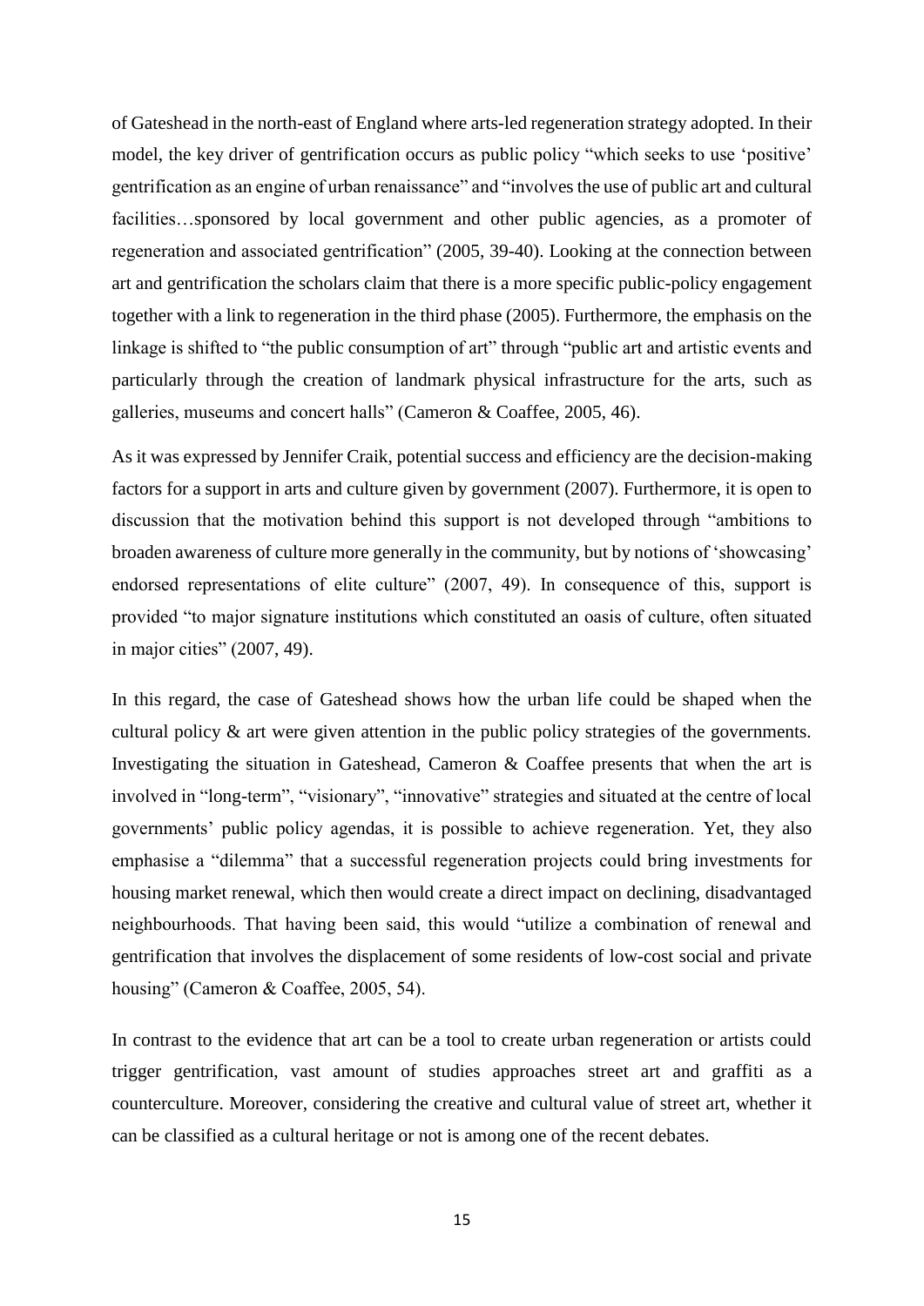of Gateshead in the north-east of England where arts-led regeneration strategy adopted. In their model, the key driver of gentrification occurs as public policy "which seeks to use 'positive' gentrification as an engine of urban renaissance" and "involves the use of public art and cultural facilities…sponsored by local government and other public agencies, as a promoter of regeneration and associated gentrification" (2005, 39-40). Looking at the connection between art and gentrification the scholars claim that there is a more specific public-policy engagement together with a link to regeneration in the third phase (2005). Furthermore, the emphasis on the linkage is shifted to "the public consumption of art" through "public art and artistic events and particularly through the creation of landmark physical infrastructure for the arts, such as galleries, museums and concert halls" (Cameron & Coaffee, 2005, 46).

As it was expressed by Jennifer Craik, potential success and efficiency are the decision-making factors for a support in arts and culture given by government (2007). Furthermore, it is open to discussion that the motivation behind this support is not developed through "ambitions to broaden awareness of culture more generally in the community, but by notions of 'showcasing' endorsed representations of elite culture" (2007, 49). In consequence of this, support is provided "to major signature institutions which constituted an oasis of culture, often situated in major cities" (2007, 49).

In this regard, the case of Gateshead shows how the urban life could be shaped when the cultural policy & art were given attention in the public policy strategies of the governments. Investigating the situation in Gateshead, Cameron & Coaffee presents that when the art is involved in "long-term", "visionary", "innovative" strategies and situated at the centre of local governments' public policy agendas, it is possible to achieve regeneration. Yet, they also emphasise a "dilemma" that a successful regeneration projects could bring investments for housing market renewal, which then would create a direct impact on declining, disadvantaged neighbourhoods. That having been said, this would "utilize a combination of renewal and gentrification that involves the displacement of some residents of low-cost social and private housing" (Cameron & Coaffee, 2005, 54).

In contrast to the evidence that art can be a tool to create urban regeneration or artists could trigger gentrification, vast amount of studies approaches street art and graffiti as a counterculture. Moreover, considering the creative and cultural value of street art, whether it can be classified as a cultural heritage or not is among one of the recent debates.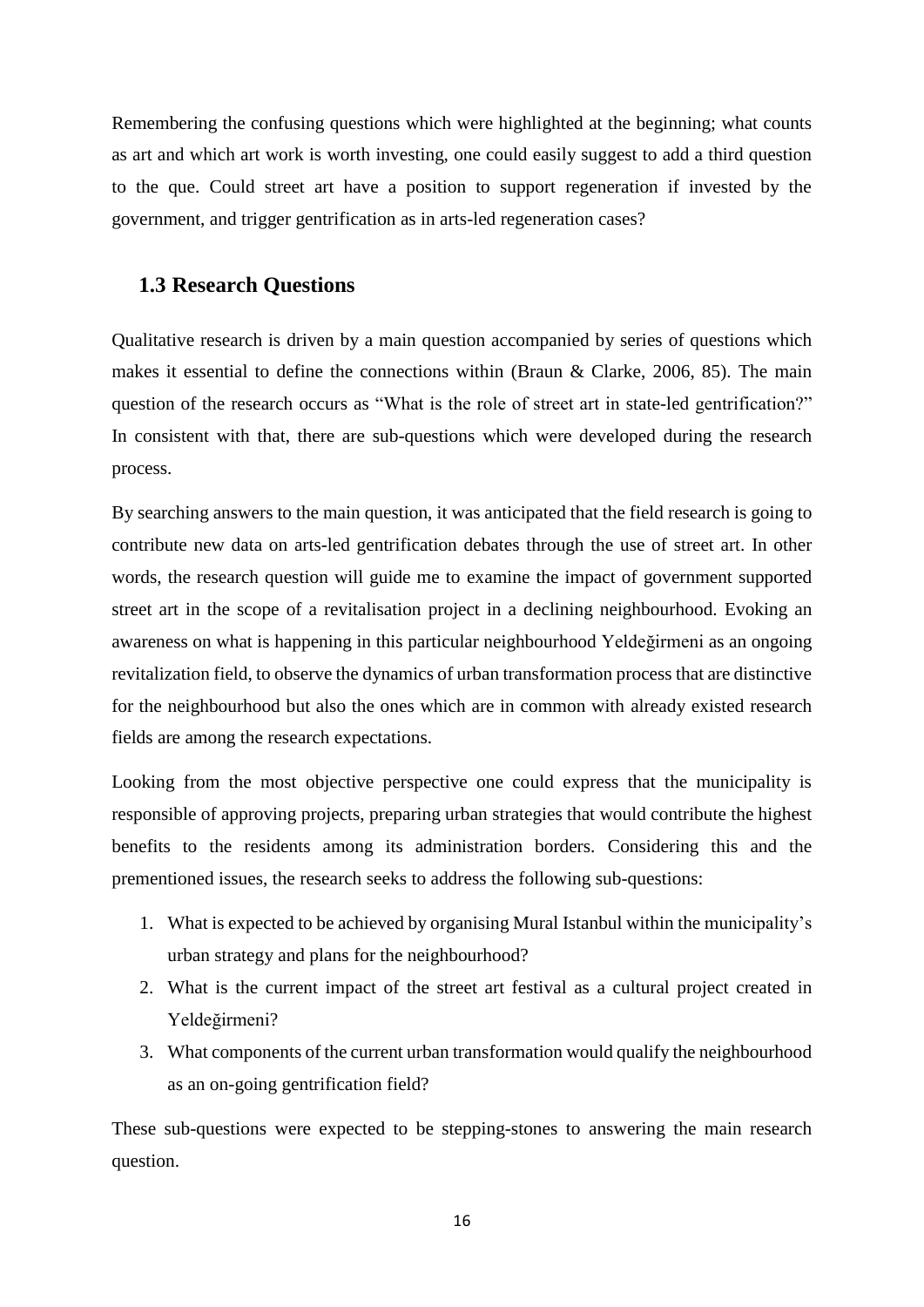Remembering the confusing questions which were highlighted at the beginning; what counts as art and which art work is worth investing, one could easily suggest to add a third question to the que. Could street art have a position to support regeneration if invested by the government, and trigger gentrification as in arts-led regeneration cases?

## 1.3 Research Questions

Qualitative research is driven by a main question accompanied by series of questions which makes it essential to define the connections within (Braun & Clarke, 2006, 85). The main question of the research occurs as "What is the role of street art in state-led gentrification?" In consistent with that, there are sub-questions which were developed during the research process.

By searching answers to the main question, it was anticipated that the field research is going to contribute new data on arts-led gentrification debates through the use of street art. In other words, the research question will guide me to examine the impact of government supported street art in the scope of a revitalisation project in a declining neighbourhood. Evoking an awareness on what is happening in this particular neighbourhood Yeldeğirmeni as an ongoing revitalization field, to observe the dynamics of urban transformation process that are distinctive for the neighbourhood but also the ones which are in common with already existed research fields are among the research expectations.

Looking from the most objective perspective one could express that the municipality is responsible of approving projects, preparing urban strategies that would contribute the highest benefits to the residents among its administration borders. Considering this and the prementioned issues, the research seeks to address the following sub-questions:

1. What is expected to be achieved by organising Mural Istanbul within the municipality's urban strategy and plans for the neighbourhood?
2. What is the current impact of the street art festival as a cultural project created in Yeldeğirmeni?
3. What components of the current urban transformation would qualify the neighbourhood as an on-going gentrification field?

These sub-questions were expected to be stepping-stones to answering the main research question.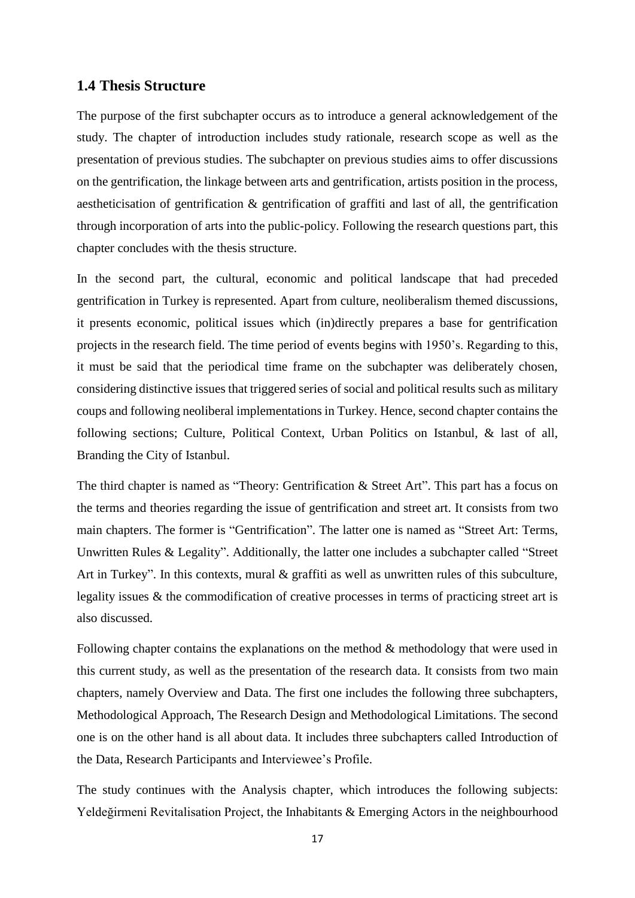## 1.4 Thesis Structure

The purpose of the first subchapter occurs as to introduce a general acknowledgement of the study. The chapter of introduction includes study rationale, research scope as well as the presentation of previous studies. The subchapter on previous studies aims to offer discussions on the gentrification, the linkage between arts and gentrification, artists position in the process, aestheticisation of gentrification & gentrification of graffiti and last of all, the gentrification through incorporation of arts into the public-policy. Following the research questions part, this chapter concludes with the thesis structure.

In the second part, the cultural, economic and political landscape that had preceded gentrification in Turkey is represented. Apart from culture, neoliberalism themed discussions, it presents economic, political issues which (in)directly prepares a base for gentrification projects in the research field. The time period of events begins with 1950's. Regarding to this, it must be said that the periodical time frame on the subchapter was deliberately chosen, considering distinctive issues that triggered series of social and political results such as military coups and following neoliberal implementations in Turkey. Hence, second chapter contains the following sections; Culture, Political Context, Urban Politics on Istanbul, & last of all, Branding the City of Istanbul.

The third chapter is named as "Theory: Gentrification & Street Art". This part has a focus on the terms and theories regarding the issue of gentrification and street art. It consists from two main chapters. The former is "Gentrification". The latter one is named as "Street Art: Terms, Unwritten Rules & Legality". Additionally, the latter one includes a subchapter called "Street Art in Turkey". In this contexts, mural & graffiti as well as unwritten rules of this subculture, legality issues & the commodification of creative processes in terms of practicing street art is also discussed.

Following chapter contains the explanations on the method & methodology that were used in this current study, as well as the presentation of the research data. It consists from two main chapters, namely Overview and Data. The first one includes the following three subchapters, Methodological Approach, The Research Design and Methodological Limitations. The second one is on the other hand is all about data. It includes three subchapters called Introduction of the Data, Research Participants and Interviewee's Profile.

The study continues with the Analysis chapter, which introduces the following subjects: Yeldeğirmeni Revitalisation Project, the Inhabitants & Emerging Actors in the neighbourhood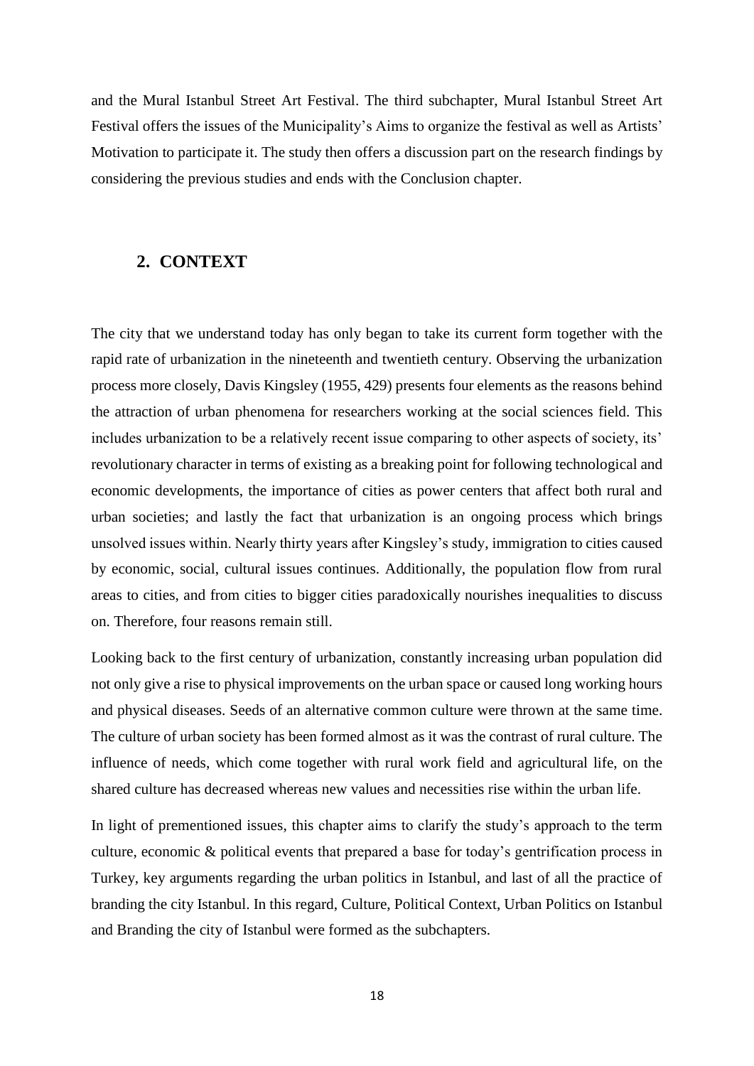and the Mural Istanbul Street Art Festival. The third subchapter, Mural Istanbul Street Art Festival offers the issues of the Municipality's Aims to organize the festival as well as Artists' Motivation to participate it. The study then offers a discussion part on the research findings by considering the previous studies and ends with the Conclusion chapter.

## 2. CONTEXT

The city that we understand today has only began to take its current form together with the rapid rate of urbanization in the nineteenth and twentieth century. Observing the urbanization process more closely, Davis Kingsley (1955, 429) presents four elements as the reasons behind the attraction of urban phenomena for researchers working at the social sciences field. This includes urbanization to be a relatively recent issue comparing to other aspects of society, its' revolutionary character in terms of existing as a breaking point for following technological and economic developments, the importance of cities as power centers that affect both rural and urban societies; and lastly the fact that urbanization is an ongoing process which brings unsolved issues within. Nearly thirty years after Kingsley's study, immigration to cities caused by economic, social, cultural issues continues. Additionally, the population flow from rural areas to cities, and from cities to bigger cities paradoxically nourishes inequalities to discuss on. Therefore, four reasons remain still.

Looking back to the first century of urbanization, constantly increasing urban population did not only give a rise to physical improvements on the urban space or caused long working hours and physical diseases. Seeds of an alternative common culture were thrown at the same time. The culture of urban society has been formed almost as it was the contrast of rural culture. The influence of needs, which come together with rural work field and agricultural life, on the shared culture has decreased whereas new values and necessities rise within the urban life.

In light of prementioned issues, this chapter aims to clarify the study's approach to the term culture, economic & political events that prepared a base for today's gentrification process in Turkey, key arguments regarding the urban politics in Istanbul, and last of all the practice of branding the city Istanbul. In this regard, Culture, Political Context, Urban Politics on Istanbul and Branding the city of Istanbul were formed as the subchapters.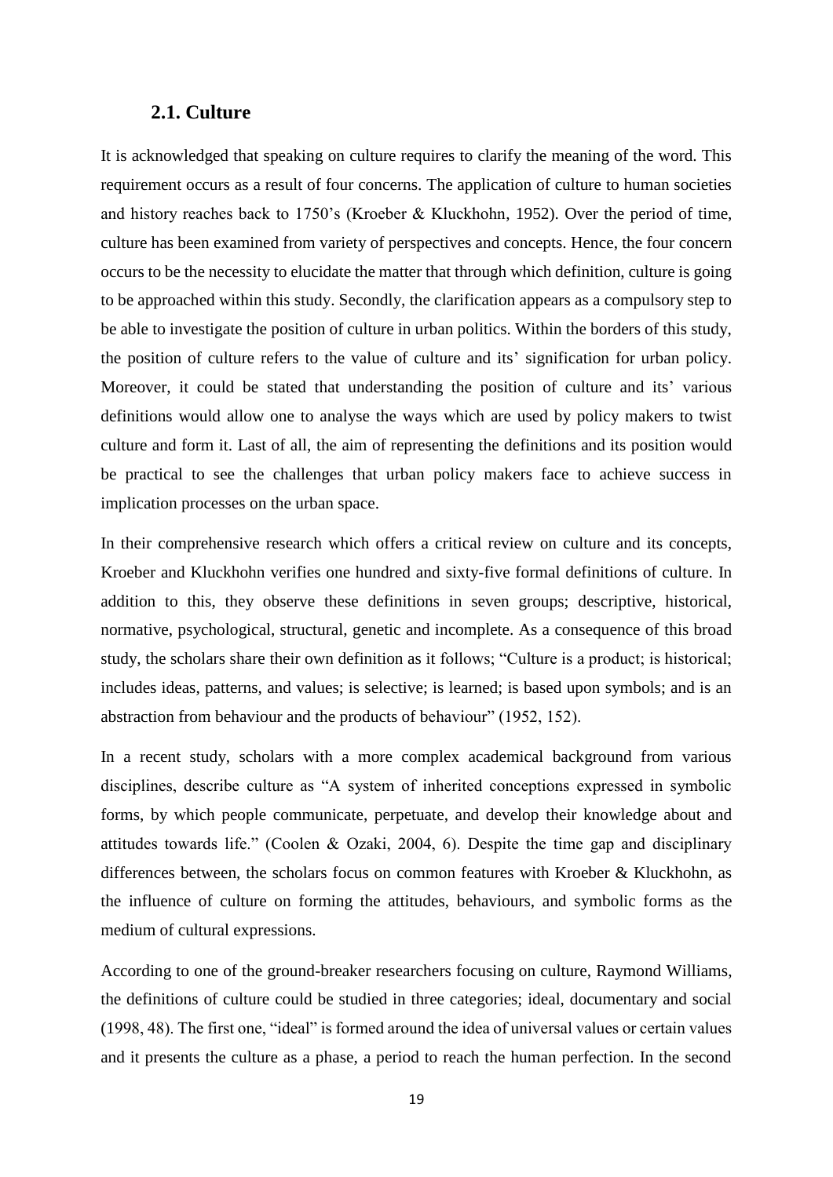## 2.1. Culture

It is acknowledged that speaking on culture requires to clarify the meaning of the word. This requirement occurs as a result of four concerns. The application of culture to human societies and history reaches back to 1750's (Kroeber & Kluckhohn, 1952). Over the period of time, culture has been examined from variety of perspectives and concepts. Hence, the four concern occurs to be the necessity to elucidate the matter that through which definition, culture is going to be approached within this study. Secondly, the clarification appears as a compulsory step to be able to investigate the position of culture in urban politics. Within the borders of this study, the position of culture refers to the value of culture and its' signification for urban policy. Moreover, it could be stated that understanding the position of culture and its' various definitions would allow one to analyse the ways which are used by policy makers to twist culture and form it. Last of all, the aim of representing the definitions and its position would be practical to see the challenges that urban policy makers face to achieve success in implication processes on the urban space.

In their comprehensive research which offers a critical review on culture and its concepts, Kroeber and Kluckhohn verifies one hundred and sixty-five formal definitions of culture. In addition to this, they observe these definitions in seven groups; descriptive, historical, normative, psychological, structural, genetic and incomplete. As a consequence of this broad study, the scholars share their own definition as it follows; "Culture is a product; is historical; includes ideas, patterns, and values; is selective; is learned; is based upon symbols; and is an abstraction from behaviour and the products of behaviour" (1952, 152).

In a recent study, scholars with a more complex academical background from various disciplines, describe culture as "A system of inherited conceptions expressed in symbolic forms, by which people communicate, perpetuate, and develop their knowledge about and attitudes towards life." (Coolen & Ozaki, 2004, 6). Despite the time gap and disciplinary differences between, the scholars focus on common features with Kroeber & Kluckhohn, as the influence of culture on forming the attitudes, behaviours, and symbolic forms as the medium of cultural expressions.

According to one of the ground-breaker researchers focusing on culture, Raymond Williams, the definitions of culture could be studied in three categories; ideal, documentary and social (1998, 48). The first one, "ideal" is formed around the idea of universal values or certain values and it presents the culture as a phase, a period to reach the human perfection. In the second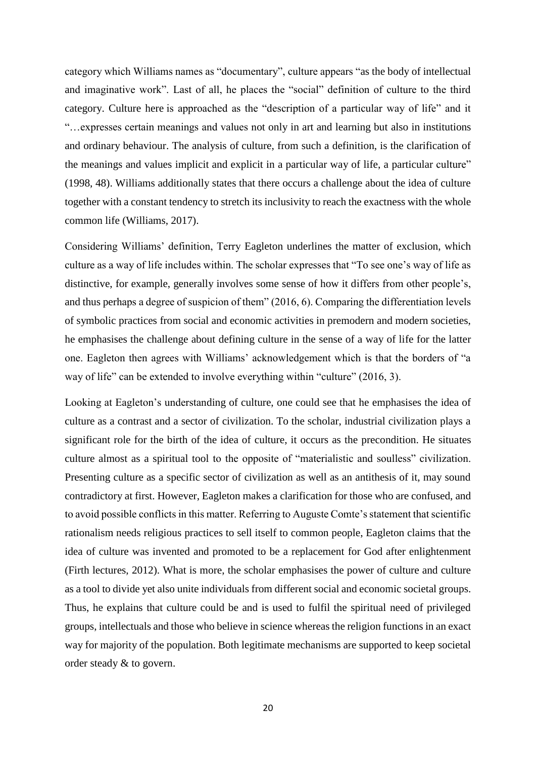category which Williams names as "documentary", culture appears "as the body of intellectual and imaginative work". Last of all, he places the "social" definition of culture to the third category. Culture here is approached as the "description of a particular way of life" and it "…expresses certain meanings and values not only in art and learning but also in institutions and ordinary behaviour. The analysis of culture, from such a definition, is the clarification of the meanings and values implicit and explicit in a particular way of life, a particular culture" (1998, 48). Williams additionally states that there occurs a challenge about the idea of culture together with a constant tendency to stretch its inclusivity to reach the exactness with the whole common life (Williams, 2017).

Considering Williams' definition, Terry Eagleton underlines the matter of exclusion, which culture as a way of life includes within. The scholar expresses that "To see one's way of life as distinctive, for example, generally involves some sense of how it differs from other people's, and thus perhaps a degree of suspicion of them" (2016, 6). Comparing the differentiation levels of symbolic practices from social and economic activities in premodern and modern societies, he emphasises the challenge about defining culture in the sense of a way of life for the latter one. Eagleton then agrees with Williams' acknowledgement which is that the borders of "a way of life" can be extended to involve everything within "culture" (2016, 3).

Looking at Eagleton's understanding of culture, one could see that he emphasises the idea of culture as a contrast and a sector of civilization. To the scholar, industrial civilization plays a significant role for the birth of the idea of culture, it occurs as the precondition. He situates culture almost as a spiritual tool to the opposite of "materialistic and soulless" civilization. Presenting culture as a specific sector of civilization as well as an antithesis of it, may sound contradictory at first. However, Eagleton makes a clarification for those who are confused, and to avoid possible conflicts in this matter. Referring to Auguste Comte's statement that scientific rationalism needs religious practices to sell itself to common people, Eagleton claims that the idea of culture was invented and promoted to be a replacement for God after enlightenment (Firth lectures, 2012). What is more, the scholar emphasises the power of culture and culture as a tool to divide yet also unite individuals from different social and economic societal groups. Thus, he explains that culture could be and is used to fulfil the spiritual need of privileged groups, intellectuals and those who believe in science whereas the religion functions in an exact way for majority of the population. Both legitimate mechanisms are supported to keep societal order steady & to govern.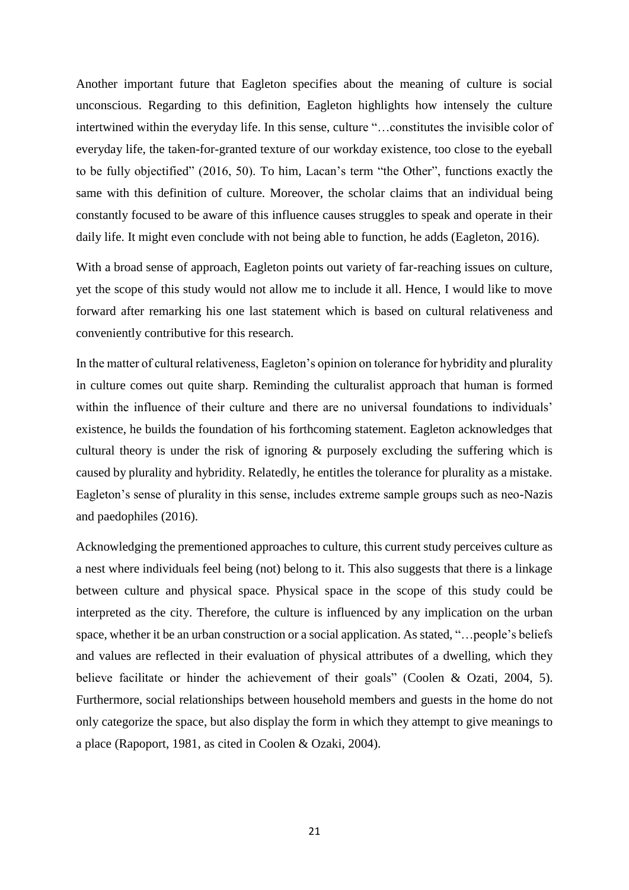Another important future that Eagleton specifies about the meaning of culture is social unconscious. Regarding to this definition, Eagleton highlights how intensely the culture intertwined within the everyday life. In this sense, culture "…constitutes the invisible color of everyday life, the taken-for-granted texture of our workday existence, too close to the eyeball to be fully objectified" (2016, 50). To him, Lacan's term "the Other", functions exactly the same with this definition of culture. Moreover, the scholar claims that an individual being constantly focused to be aware of this influence causes struggles to speak and operate in their daily life. It might even conclude with not being able to function, he adds (Eagleton, 2016).

With a broad sense of approach, Eagleton points out variety of far-reaching issues on culture, yet the scope of this study would not allow me to include it all. Hence, I would like to move forward after remarking his one last statement which is based on cultural relativeness and conveniently contributive for this research.

In the matter of cultural relativeness, Eagleton's opinion on tolerance for hybridity and plurality in culture comes out quite sharp. Reminding the culturalist approach that human is formed within the influence of their culture and there are no universal foundations to individuals' existence, he builds the foundation of his forthcoming statement. Eagleton acknowledges that cultural theory is under the risk of ignoring & purposely excluding the suffering which is caused by plurality and hybridity. Relatedly, he entitles the tolerance for plurality as a mistake. Eagleton's sense of plurality in this sense, includes extreme sample groups such as neo-Nazis and paedophiles (2016).

Acknowledging the prementioned approaches to culture, this current study perceives culture as a nest where individuals feel being (not) belong to it. This also suggests that there is a linkage between culture and physical space. Physical space in the scope of this study could be interpreted as the city. Therefore, the culture is influenced by any implication on the urban space, whether it be an urban construction or a social application. As stated, "…people's beliefs and values are reflected in their evaluation of physical attributes of a dwelling, which they believe facilitate or hinder the achievement of their goals" (Coolen & Ozati, 2004, 5). Furthermore, social relationships between household members and guests in the home do not only categorize the space, but also display the form in which they attempt to give meanings to a place (Rapoport, 1981, as cited in Coolen & Ozaki, 2004).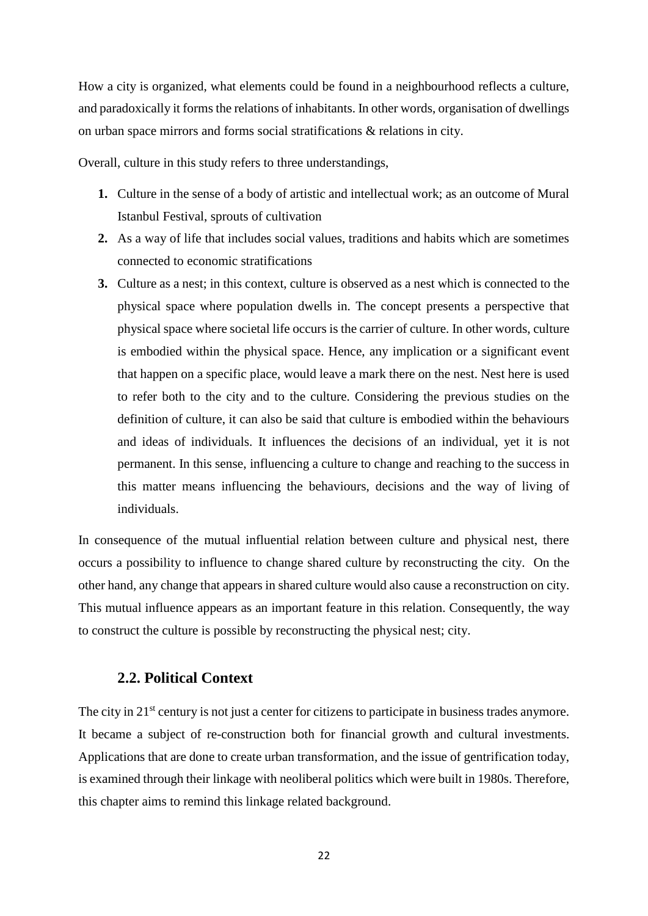How a city is organized, what elements could be found in a neighbourhood reflects a culture, and paradoxically it forms the relations of inhabitants. In other words, organisation of dwellings on urban space mirrors and forms social stratifications & relations in city.

Overall, culture in this study refers to three understandings,

1. Culture in the sense of a body of artistic and intellectual work; as an outcome of Mural Istanbul Festival, sprouts of cultivation
2. As a way of life that includes social values, traditions and habits which are sometimes connected to economic stratifications
3. Culture as a nest; in this context, culture is observed as a nest which is connected to the physical space where population dwells in. The concept presents a perspective that physical space where societal life occurs is the carrier of culture. In other words, culture is embodied within the physical space. Hence, any implication or a significant event that happen on a specific place, would leave a mark there on the nest. Nest here is used to refer both to the city and to the culture. Considering the previous studies on the definition of culture, it can also be said that culture is embodied within the behaviours and ideas of individuals. It influences the decisions of an individual, yet it is not permanent. In this sense, influencing a culture to change and reaching to the success in this matter means influencing the behaviours, decisions and the way of living of individuals.

In consequence of the mutual influential relation between culture and physical nest, there occurs a possibility to influence to change shared culture by reconstructing the city. On the other hand, any change that appears in shared culture would also cause a reconstruction on city. This mutual influence appears as an important feature in this relation. Consequently, the way to construct the culture is possible by reconstructing the physical nest; city.

## 2.2. Political Context

The city in 21st century is not just a center for citizens to participate in business trades anymore. It became a subject of re-construction both for financial growth and cultural investments. Applications that are done to create urban transformation, and the issue of gentrification today, is examined through their linkage with neoliberal politics which were built in 1980s. Therefore, this chapter aims to remind this linkage related background.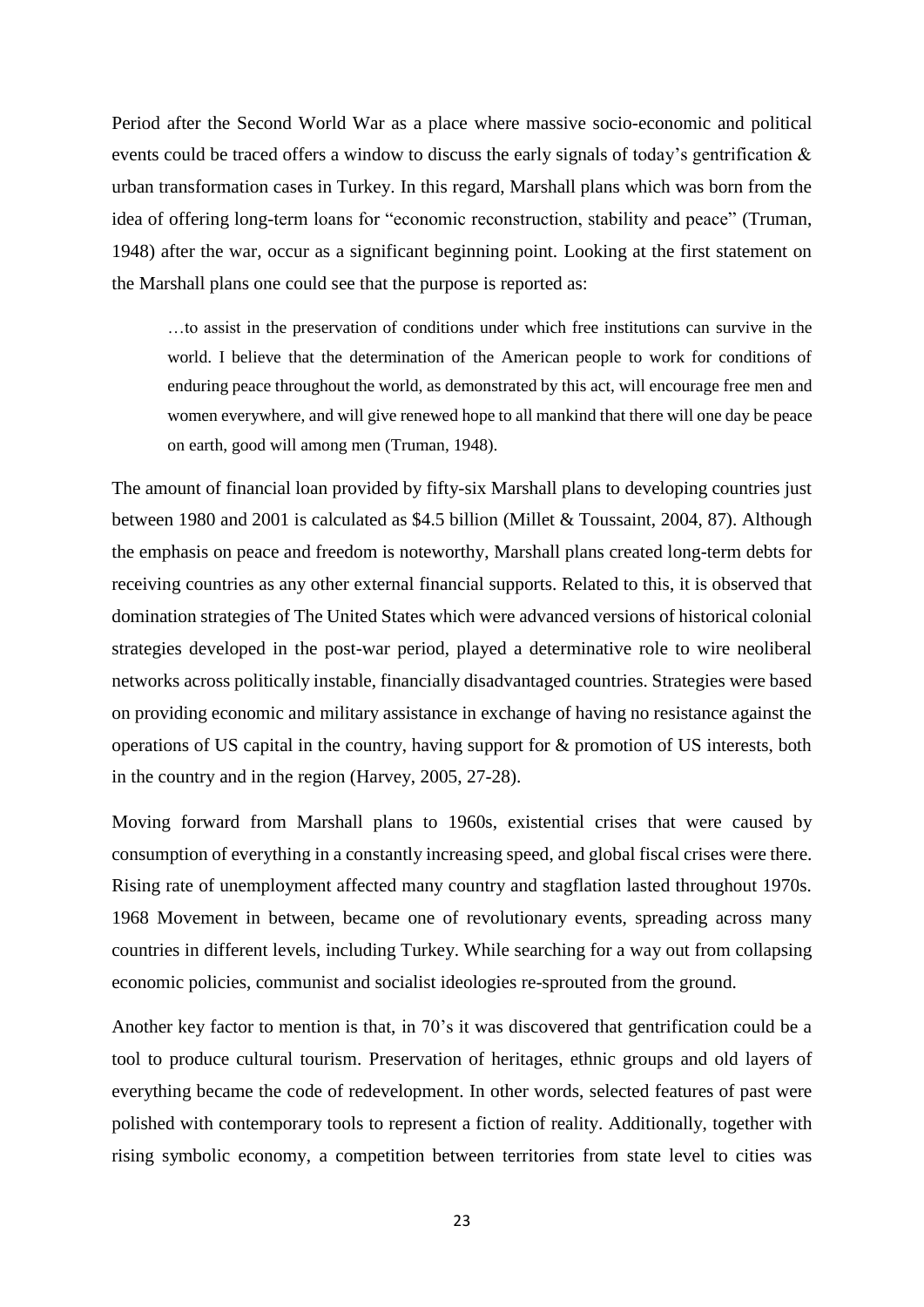Period after the Second World War as a place where massive socio-economic and political events could be traced offers a window to discuss the early signals of today's gentrification & urban transformation cases in Turkey. In this regard, Marshall plans which was born from the idea of offering long-term loans for "economic reconstruction, stability and peace" (Truman, 1948) after the war, occur as a significant beginning point. Looking at the first statement on the Marshall plans one could see that the purpose is reported as:

> …to assist in the preservation of conditions under which free institutions can survive in the world. I believe that the determination of the American people to work for conditions of enduring peace throughout the world, as demonstrated by this act, will encourage free men and women everywhere, and will give renewed hope to all mankind that there will one day be peace on earth, good will among men (Truman, 1948).

The amount of financial loan provided by fifty-six Marshall plans to developing countries just between 1980 and 2001 is calculated as $4.5 billion (Millet & Toussaint, 2004, 87). Although the emphasis on peace and freedom is noteworthy, Marshall plans created long-term debts for receiving countries as any other external financial supports. Related to this, it is observed that domination strategies of The United States which were advanced versions of historical colonial strategies developed in the post-war period, played a determinative role to wire neoliberal networks across politically instable, financially disadvantaged countries. Strategies were based on providing economic and military assistance in exchange of having no resistance against the operations of US capital in the country, having support for & promotion of US interests, both in the country and in the region (Harvey, 2005, 27-28).

Moving forward from Marshall plans to 1960s, existential crises that were caused by consumption of everything in a constantly increasing speed, and global fiscal crises were there. Rising rate of unemployment affected many country and stagflation lasted throughout 1970s. 1968 Movement in between, became one of revolutionary events, spreading across many countries in different levels, including Turkey. While searching for a way out from collapsing economic policies, communist and socialist ideologies re-sprouted from the ground.

Another key factor to mention is that, in 70's it was discovered that gentrification could be a tool to produce cultural tourism. Preservation of heritages, ethnic groups and old layers of everything became the code of redevelopment. In other words, selected features of past were polished with contemporary tools to represent a fiction of reality. Additionally, together with rising symbolic economy, a competition between territories from state level to cities was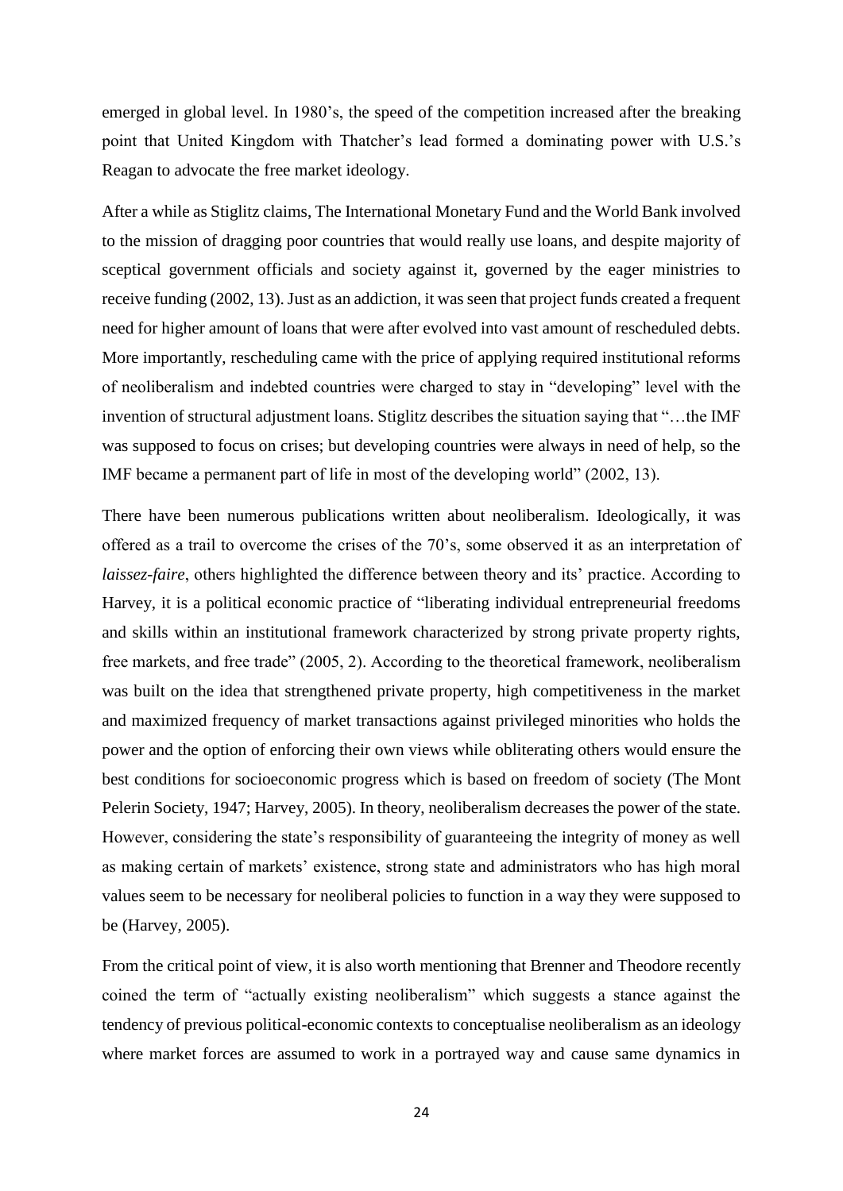emerged in global level. In 1980's, the speed of the competition increased after the breaking point that United Kingdom with Thatcher's lead formed a dominating power with U.S.'s Reagan to advocate the free market ideology.

After a while as Stiglitz claims, The International Monetary Fund and the World Bank involved to the mission of dragging poor countries that would really use loans, and despite majority of sceptical government officials and society against it, governed by the eager ministries to receive funding (2002, 13). Just as an addiction, it was seen that project funds created a frequent need for higher amount of loans that were after evolved into vast amount of rescheduled debts. More importantly, rescheduling came with the price of applying required institutional reforms of neoliberalism and indebted countries were charged to stay in "developing" level with the invention of structural adjustment loans. Stiglitz describes the situation saying that "…the IMF was supposed to focus on crises; but developing countries were always in need of help, so the IMF became a permanent part of life in most of the developing world" (2002, 13).

There have been numerous publications written about neoliberalism. Ideologically, it was offered as a trail to overcome the crises of the 70's, some observed it as an interpretation of *laissez-faire*, others highlighted the difference between theory and its' practice. According to Harvey, it is a political economic practice of "liberating individual entrepreneurial freedoms and skills within an institutional framework characterized by strong private property rights, free markets, and free trade" (2005, 2). According to the theoretical framework, neoliberalism was built on the idea that strengthened private property, high competitiveness in the market and maximized frequency of market transactions against privileged minorities who holds the power and the option of enforcing their own views while obliterating others would ensure the best conditions for socioeconomic progress which is based on freedom of society (The Mont Pelerin Society, 1947; Harvey, 2005). In theory, neoliberalism decreases the power of the state. However, considering the state's responsibility of guaranteeing the integrity of money as well as making certain of markets' existence, strong state and administrators who has high moral values seem to be necessary for neoliberal policies to function in a way they were supposed to be (Harvey, 2005).

From the critical point of view, it is also worth mentioning that Brenner and Theodore recently coined the term of "actually existing neoliberalism" which suggests a stance against the tendency of previous political-economic contexts to conceptualise neoliberalism as an ideology where market forces are assumed to work in a portrayed way and cause same dynamics in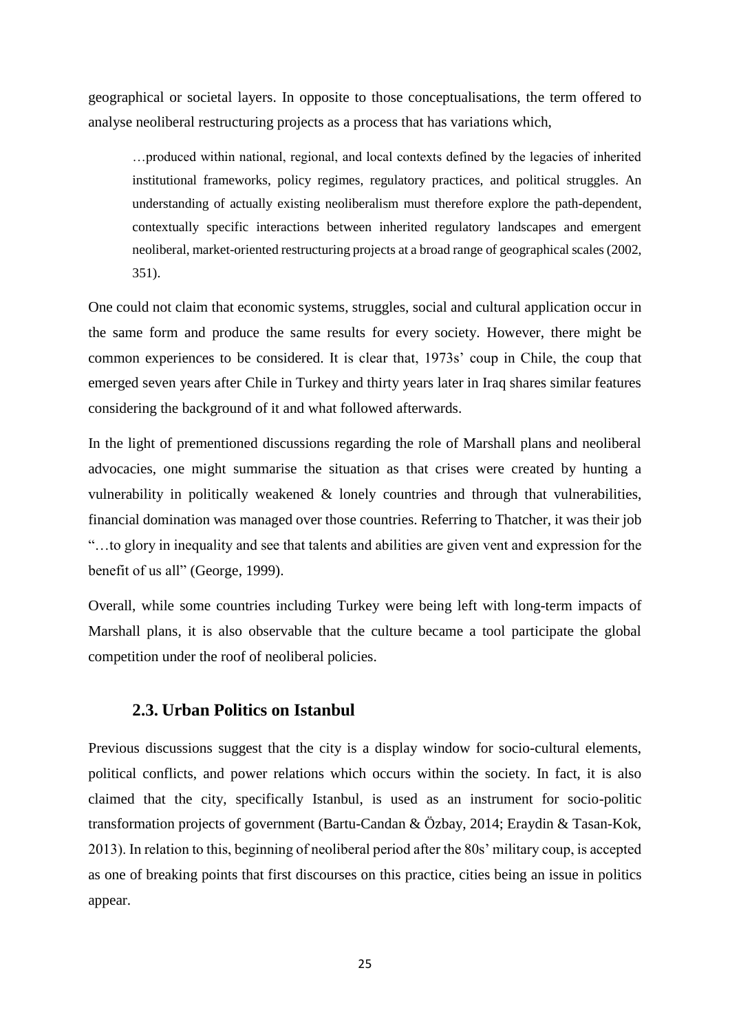geographical or societal layers. In opposite to those conceptualisations, the term offered to analyse neoliberal restructuring projects as a process that has variations which,

> …produced within national, regional, and local contexts defined by the legacies of inherited institutional frameworks, policy regimes, regulatory practices, and political struggles. An understanding of actually existing neoliberalism must therefore explore the path-dependent, contextually specific interactions between inherited regulatory landscapes and emergent neoliberal, market-oriented restructuring projects at a broad range of geographical scales (2002, 351).

One could not claim that economic systems, struggles, social and cultural application occur in the same form and produce the same results for every society. However, there might be common experiences to be considered. It is clear that, 1973s' coup in Chile, the coup that emerged seven years after Chile in Turkey and thirty years later in Iraq shares similar features considering the background of it and what followed afterwards.

In the light of prementioned discussions regarding the role of Marshall plans and neoliberal advocacies, one might summarise the situation as that crises were created by hunting a vulnerability in politically weakened & lonely countries and through that vulnerabilities, financial domination was managed over those countries. Referring to Thatcher, it was their job "…to glory in inequality and see that talents and abilities are given vent and expression for the benefit of us all" (George, 1999).

Overall, while some countries including Turkey were being left with long-term impacts of Marshall plans, it is also observable that the culture became a tool participate the global competition under the roof of neoliberal policies.

### 2.3. Urban Politics on Istanbul

Previous discussions suggest that the city is a display window for socio-cultural elements, political conflicts, and power relations which occurs within the society. In fact, it is also claimed that the city, specifically Istanbul, is used as an instrument for socio-politic transformation projects of government (Bartu-Candan & Özbay, 2014; Eraydin & Tasan-Kok, 2013). In relation to this, beginning of neoliberal period after the 80s' military coup, is accepted as one of breaking points that first discourses on this practice, cities being an issue in politics appear.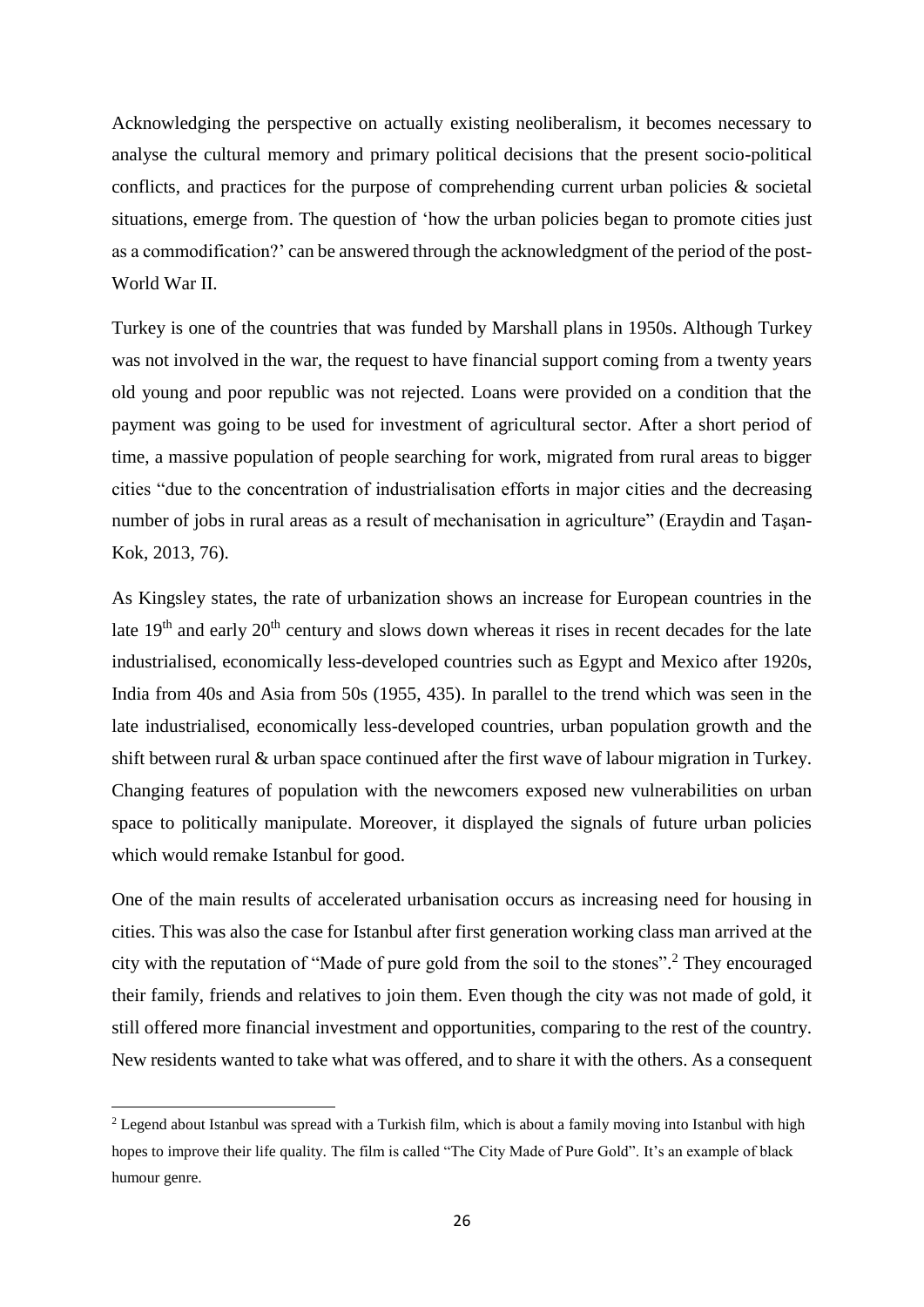Acknowledging the perspective on actually existing neoliberalism, it becomes necessary to analyse the cultural memory and primary political decisions that the present socio-political conflicts, and practices for the purpose of comprehending current urban policies & societal situations, emerge from. The question of 'how the urban policies began to promote cities just as a commodification?' can be answered through the acknowledgment of the period of the post-World War II.

Turkey is one of the countries that was funded by Marshall plans in 1950s. Although Turkey was not involved in the war, the request to have financial support coming from a twenty years old young and poor republic was not rejected. Loans were provided on a condition that the payment was going to be used for investment of agricultural sector. After a short period of time, a massive population of people searching for work, migrated from rural areas to bigger cities "due to the concentration of industrialisation efforts in major cities and the decreasing number of jobs in rural areas as a result of mechanisation in agriculture" (Eraydin and Taşan-Kok, 2013, 76).

As Kingsley states, the rate of urbanization shows an increase for European countries in the late 19th and early 20th century and slows down whereas it rises in recent decades for the late industrialised, economically less-developed countries such as Egypt and Mexico after 1920s, India from 40s and Asia from 50s (1955, 435). In parallel to the trend which was seen in the late industrialised, economically less-developed countries, urban population growth and the shift between rural & urban space continued after the first wave of labour migration in Turkey. Changing features of population with the newcomers exposed new vulnerabilities on urban space to politically manipulate. Moreover, it displayed the signals of future urban policies which would remake Istanbul for good.

One of the main results of accelerated urbanisation occurs as increasing need for housing in cities. This was also the case for Istanbul after first generation working class man arrived at the city with the reputation of "Made of pure gold from the soil to the stones".[2] They encouraged their family, friends and relatives to join them. Even though the city was not made of gold, it still offered more financial investment and opportunities, comparing to the rest of the country. New residents wanted to take what was offered, and to share it with the others. As a consequent

[2] Legend about Istanbul was spread with a Turkish film, which is about a family moving into Istanbul with high hopes to improve their life quality. The film is called "The City Made of Pure Gold". It's an example of black humour genre.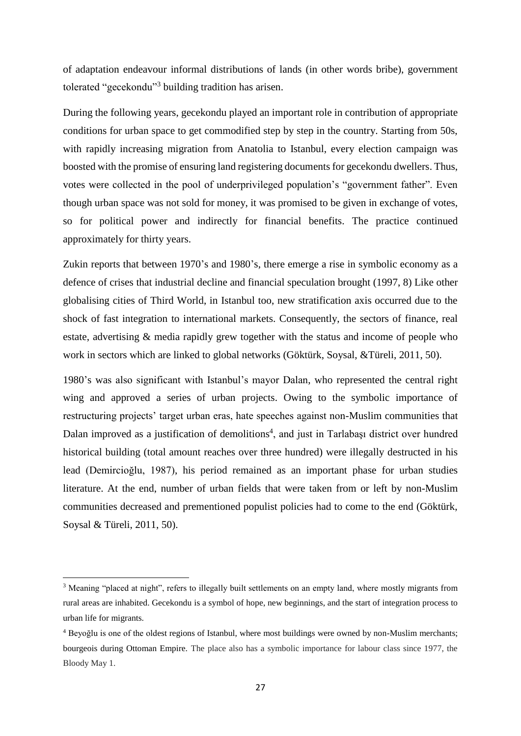of adaptation endeavour informal distributions of lands (in other words bribe), government tolerated "gecekondu"[3] building tradition has arisen.

During the following years, gecekondu played an important role in contribution of appropriate conditions for urban space to get commodified step by step in the country. Starting from 50s, with rapidly increasing migration from Anatolia to Istanbul, every election campaign was boosted with the promise of ensuring land registering documents for gecekondu dwellers. Thus, votes were collected in the pool of underprivileged population's "government father". Even though urban space was not sold for money, it was promised to be given in exchange of votes, so for political power and indirectly for financial benefits. The practice continued approximately for thirty years.

Zukin reports that between 1970's and 1980's, there emerge a rise in symbolic economy as a defence of crises that industrial decline and financial speculation brought (1997, 8) Like other globalising cities of Third World, in Istanbul too, new stratification axis occurred due to the shock of fast integration to international markets. Consequently, the sectors of finance, real estate, advertising & media rapidly grew together with the status and income of people who work in sectors which are linked to global networks (Göktürk, Soysal, &Türeli, 2011, 50).

1980's was also significant with Istanbul's mayor Dalan, who represented the central right wing and approved a series of urban projects. Owing to the symbolic importance of restructuring projects' target urban eras, hate speeches against non-Muslim communities that Dalan improved as a justification of demolitions[4], and just in Tarlabaşı district over hundred historical building (total amount reaches over three hundred) were illegally destructed in his lead (Demircioğlu, 1987), his period remained as an important phase for urban studies literature. At the end, number of urban fields that were taken from or left by non-Muslim communities decreased and prementioned populist policies had to come to the end (Göktürk, Soysal & Türeli, 2011, 50).

---

[3] Meaning "placed at night", refers to illegally built settlements on an empty land, where mostly migrants from rural areas are inhabited. Gecekondu is a symbol of hope, new beginnings, and the start of integration process to urban life for migrants.

[4] Beyoğlu is one of the oldest regions of Istanbul, where most buildings were owned by non-Muslim merchants; bourgeois during Ottoman Empire. The place also has a symbolic importance for labour class since 1977, the Bloody May 1.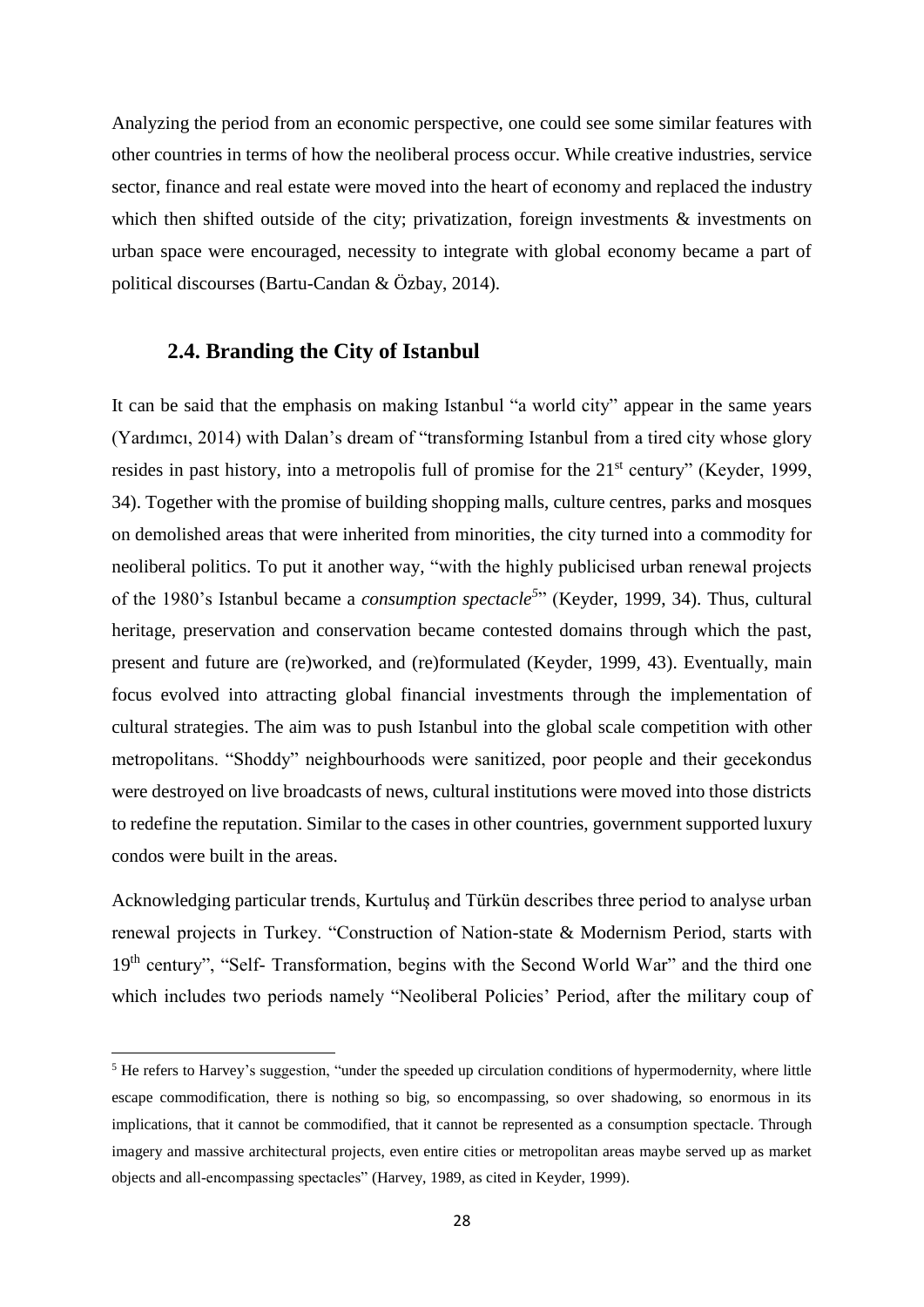Analyzing the period from an economic perspective, one could see some similar features with other countries in terms of how the neoliberal process occur. While creative industries, service sector, finance and real estate were moved into the heart of economy and replaced the industry which then shifted outside of the city; privatization, foreign investments & investments on urban space were encouraged, necessity to integrate with global economy became a part of political discourses (Bartu-Candan & Özbay, 2014).

## 2.4. Branding the City of Istanbul

It can be said that the emphasis on making Istanbul "a world city" appear in the same years (Yardımcı, 2014) with Dalan's dream of "transforming Istanbul from a tired city whose glory resides in past history, into a metropolis full of promise for the 21st century" (Keyder, 1999, 34). Together with the promise of building shopping malls, culture centres, parks and mosques on demolished areas that were inherited from minorities, the city turned into a commodity for neoliberal politics. To put it another way, "with the highly publicised urban renewal projects of the 1980's Istanbul became a *consumption spectacle*[5]" (Keyder, 1999, 34). Thus, cultural heritage, preservation and conservation became contested domains through which the past, present and future are (re)worked, and (re)formulated (Keyder, 1999, 43). Eventually, main focus evolved into attracting global financial investments through the implementation of cultural strategies. The aim was to push Istanbul into the global scale competition with other metropolitans. "Shoddy" neighbourhoods were sanitized, poor people and their gecekondus were destroyed on live broadcasts of news, cultural institutions were moved into those districts to redefine the reputation. Similar to the cases in other countries, government supported luxury condos were built in the areas.

Acknowledging particular trends, Kurtuluş and Türkün describes three period to analyse urban renewal projects in Turkey. "Construction of Nation-state & Modernism Period, starts with 19th century", "Self- Transformation, begins with the Second World War" and the third one which includes two periods namely "Neoliberal Policies' Period, after the military coup of

[5] He refers to Harvey's suggestion, "under the speeded up circulation conditions of hypermodernity, where little escape commodification, there is nothing so big, so encompassing, so over shadowing, so enormous in its implications, that it cannot be commodified, that it cannot be represented as a consumption spectacle. Through imagery and massive architectural projects, even entire cities or metropolitan areas maybe served up as market objects and all-encompassing spectacles" (Harvey, 1989, as cited in Keyder, 1999).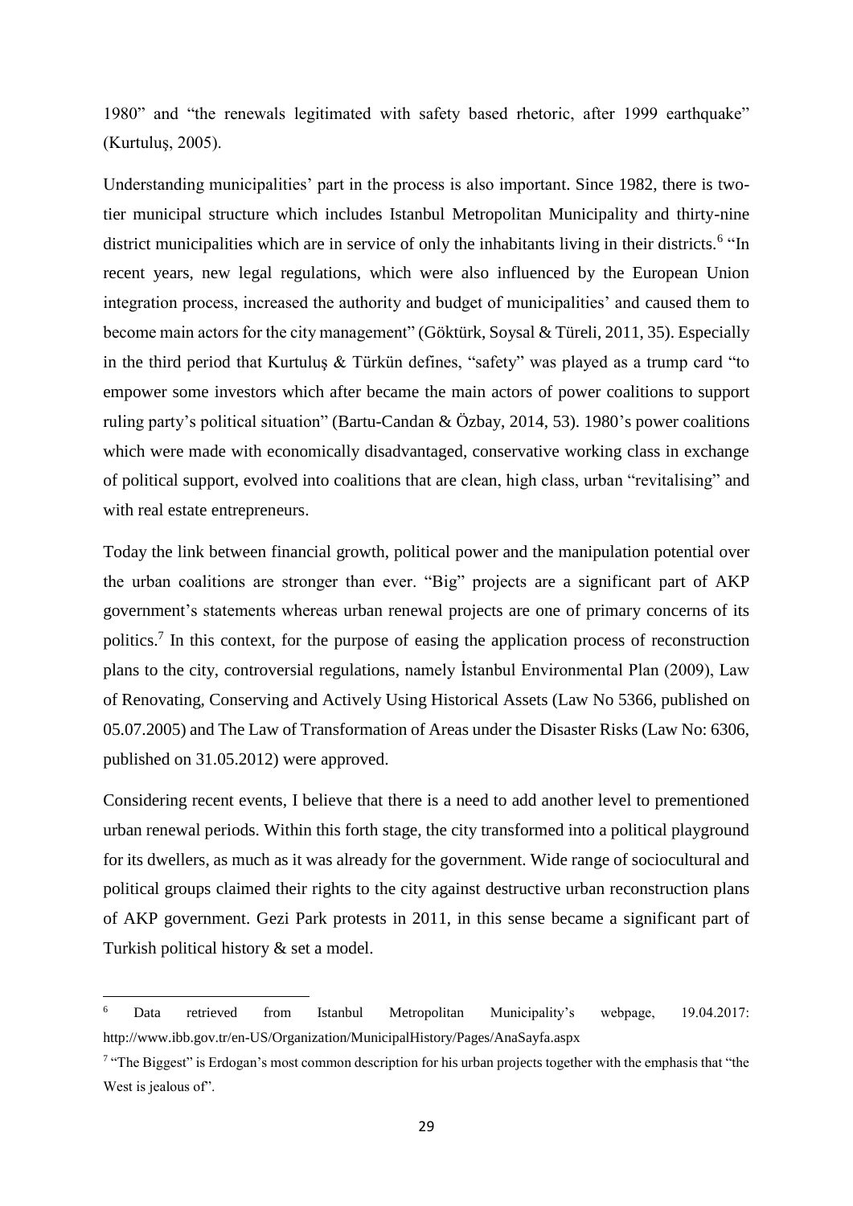1980" and "the renewals legitimated with safety based rhetoric, after 1999 earthquake" (Kurtuluş, 2005).

Understanding municipalities' part in the process is also important. Since 1982, there is two-tier municipal structure which includes Istanbul Metropolitan Municipality and thirty-nine district municipalities which are in service of only the inhabitants living in their districts.[6] "In recent years, new legal regulations, which were also influenced by the European Union integration process, increased the authority and budget of municipalities' and caused them to become main actors for the city management" (Göktürk, Soysal & Türeli, 2011, 35). Especially in the third period that Kurtuluş & Türkün defines, "safety" was played as a trump card "to empower some investors which after became the main actors of power coalitions to support ruling party's political situation" (Bartu-Candan & Özbay, 2014, 53). 1980's power coalitions which were made with economically disadvantaged, conservative working class in exchange of political support, evolved into coalitions that are clean, high class, urban "revitalising" and with real estate entrepreneurs.

Today the link between financial growth, political power and the manipulation potential over the urban coalitions are stronger than ever. "Big" projects are a significant part of AKP government's statements whereas urban renewal projects are one of primary concerns of its politics.[7] In this context, for the purpose of easing the application process of reconstruction plans to the city, controversial regulations, namely İstanbul Environmental Plan (2009), Law of Renovating, Conserving and Actively Using Historical Assets (Law No 5366, published on 05.07.2005) and The Law of Transformation of Areas under the Disaster Risks (Law No: 6306, published on 31.05.2012) were approved.

Considering recent events, I believe that there is a need to add another level to prementioned urban renewal periods. Within this forth stage, the city transformed into a political playground for its dwellers, as much as it was already for the government. Wide range of sociocultural and political groups claimed their rights to the city against destructive urban reconstruction plans of AKP government. Gezi Park protests in 2011, in this sense became a significant part of Turkish political history & set a model.

[6] Data retrieved from Istanbul Metropolitan Municipality's webpage, 19.04.2017: http://www.ibb.gov.tr/en-US/Organization/MunicipalHistory/Pages/AnaSayfa.aspx

[7] "The Biggest" is Erdogan's most common description for his urban projects together with the emphasis that "the West is jealous of".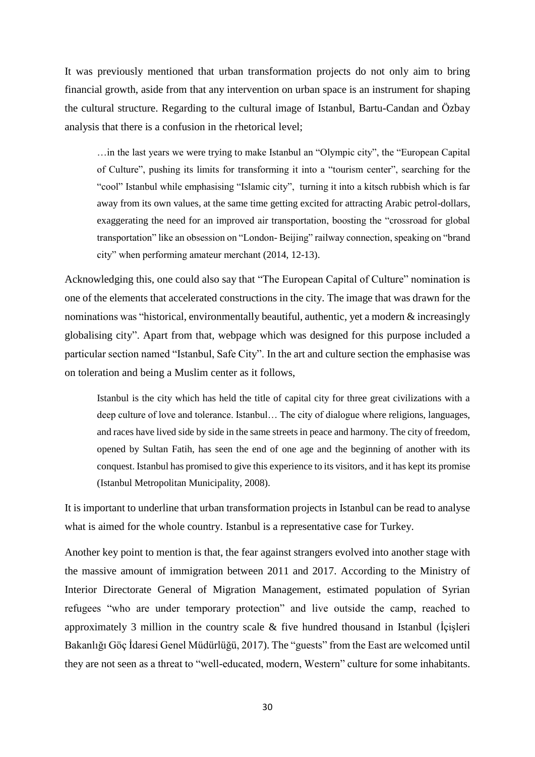It was previously mentioned that urban transformation projects do not only aim to bring financial growth, aside from that any intervention on urban space is an instrument for shaping the cultural structure. Regarding to the cultural image of Istanbul, Bartu-Candan and Özbay analysis that there is a confusion in the rhetorical level;

> …in the last years we were trying to make Istanbul an "Olympic city", the "European Capital of Culture", pushing its limits for transforming it into a "tourism center", searching for the "cool" Istanbul while emphasising "Islamic city", turning it into a kitsch rubbish which is far away from its own values, at the same time getting excited for attracting Arabic petrol-dollars, exaggerating the need for an improved air transportation, boosting the "crossroad for global transportation" like an obsession on "London- Beijing" railway connection, speaking on "brand city" when performing amateur merchant (2014, 12-13).

Acknowledging this, one could also say that "The European Capital of Culture" nomination is one of the elements that accelerated constructions in the city. The image that was drawn for the nominations was "historical, environmentally beautiful, authentic, yet a modern & increasingly globalising city". Apart from that, webpage which was designed for this purpose included a particular section named "Istanbul, Safe City". In the art and culture section the emphasise was on toleration and being a Muslim center as it follows,

> Istanbul is the city which has held the title of capital city for three great civilizations with a deep culture of love and tolerance. Istanbul… The city of dialogue where religions, languages, and races have lived side by side in the same streets in peace and harmony. The city of freedom, opened by Sultan Fatih, has seen the end of one age and the beginning of another with its conquest. Istanbul has promised to give this experience to its visitors, and it has kept its promise (Istanbul Metropolitan Municipality, 2008).

It is important to underline that urban transformation projects in Istanbul can be read to analyse what is aimed for the whole country. Istanbul is a representative case for Turkey.

Another key point to mention is that, the fear against strangers evolved into another stage with the massive amount of immigration between 2011 and 2017. According to the Ministry of Interior Directorate General of Migration Management, estimated population of Syrian refugees "who are under temporary protection" and live outside the camp, reached to approximately 3 million in the country scale & five hundred thousand in Istanbul (İçişleri Bakanlığı Göç İdaresi Genel Müdürlüğü, 2017). The "guests" from the East are welcomed until they are not seen as a threat to "well-educated, modern, Western" culture for some inhabitants.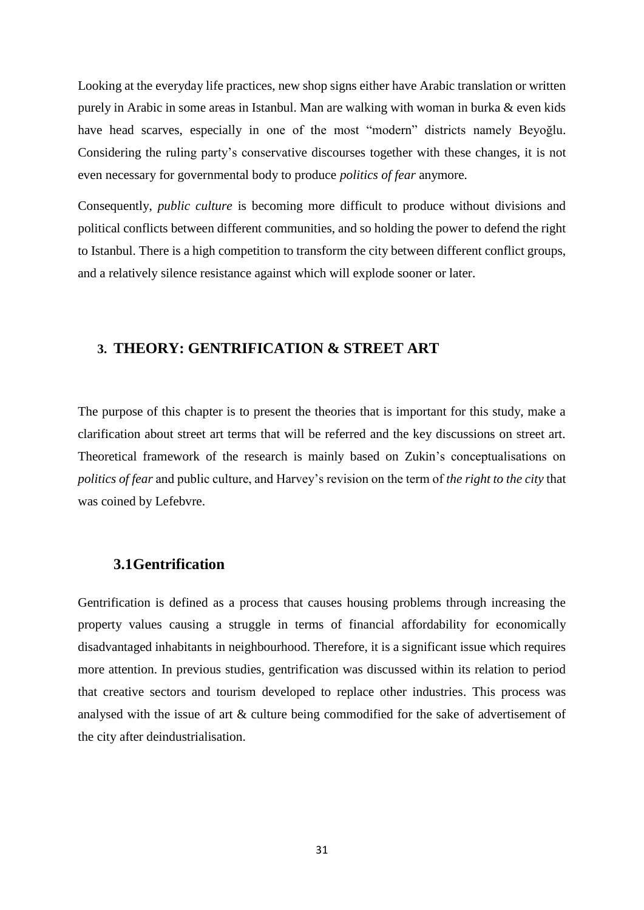Looking at the everyday life practices, new shop signs either have Arabic translation or written purely in Arabic in some areas in Istanbul. Man are walking with woman in burka & even kids have head scarves, especially in one of the most "modern" districts namely Beyoğlu. Considering the ruling party's conservative discourses together with these changes, it is not even necessary for governmental body to produce *politics of fear* anymore.

Consequently, *public culture* is becoming more difficult to produce without divisions and political conflicts between different communities, and so holding the power to defend the right to Istanbul. There is a high competition to transform the city between different conflict groups, and a relatively silence resistance against which will explode sooner or later.

# 3. THEORY: GENTRIFICATION & STREET ART

The purpose of this chapter is to present the theories that is important for this study, make a clarification about street art terms that will be referred and the key discussions on street art. Theoretical framework of the research is mainly based on Zukin's conceptualisations on *politics of fear* and public culture, and Harvey's revision on the term of *the right to the city* that was coined by Lefebvre.

## 3.1Gentrification

Gentrification is defined as a process that causes housing problems through increasing the property values causing a struggle in terms of financial affordability for economically disadvantaged inhabitants in neighbourhood. Therefore, it is a significant issue which requires more attention. In previous studies, gentrification was discussed within its relation to period that creative sectors and tourism developed to replace other industries. This process was analysed with the issue of art & culture being commodified for the sake of advertisement of the city after deindustrialisation.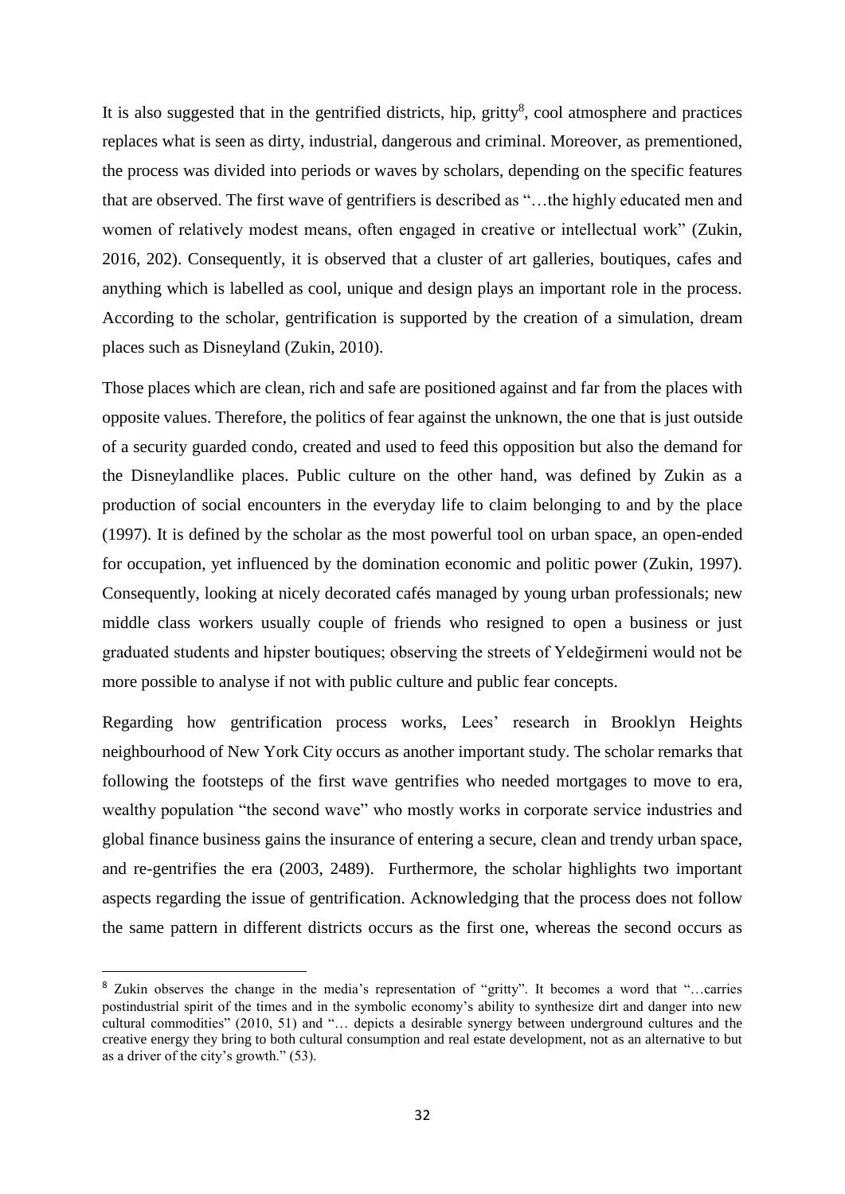It is also suggested that in the gentrified districts, hip, gritty[8], cool atmosphere and practices replaces what is seen as dirty, industrial, dangerous and criminal. Moreover, as prementioned, the process was divided into periods or waves by scholars, depending on the specific features that are observed. The first wave of gentrifiers is described as "…the highly educated men and women of relatively modest means, often engaged in creative or intellectual work" (Zukin, 2016, 202). Consequently, it is observed that a cluster of art galleries, boutiques, cafes and anything which is labelled as cool, unique and design plays an important role in the process. According to the scholar, gentrification is supported by the creation of a simulation, dream places such as Disneyland (Zukin, 2010).

Those places which are clean, rich and safe are positioned against and far from the places with opposite values. Therefore, the politics of fear against the unknown, the one that is just outside of a security guarded condo, created and used to feed this opposition but also the demand for the Disneylandlike places. Public culture on the other hand, was defined by Zukin as a production of social encounters in the everyday life to claim belonging to and by the place (1997). It is defined by the scholar as the most powerful tool on urban space, an open-ended for occupation, yet influenced by the domination economic and politic power (Zukin, 1997). Consequently, looking at nicely decorated cafés managed by young urban professionals; new middle class workers usually couple of friends who resigned to open a business or just graduated students and hipster boutiques; observing the streets of Yeldeğirmeni would not be more possible to analyse if not with public culture and public fear concepts.

Regarding how gentrification process works, Lees' research in Brooklyn Heights neighbourhood of New York City occurs as another important study. The scholar remarks that following the footsteps of the first wave gentrifies who needed mortgages to move to era, wealthy population "the second wave" who mostly works in corporate service industries and global finance business gains the insurance of entering a secure, clean and trendy urban space, and re-gentrifies the era (2003, 2489). Furthermore, the scholar highlights two important aspects regarding the issue of gentrification. Acknowledging that the process does not follow the same pattern in different districts occurs as the first one, whereas the second occurs as

[8] Zukin observes the change in the media's representation of "gritty". It becomes a word that "…carries postindustrial spirit of the times and in the symbolic economy's ability to synthesize dirt and danger into new cultural commodities" (2010, 51) and "… depicts a desirable synergy between underground cultures and the creative energy they bring to both cultural consumption and real estate development, not as an alternative to but as a driver of the city's growth." (53).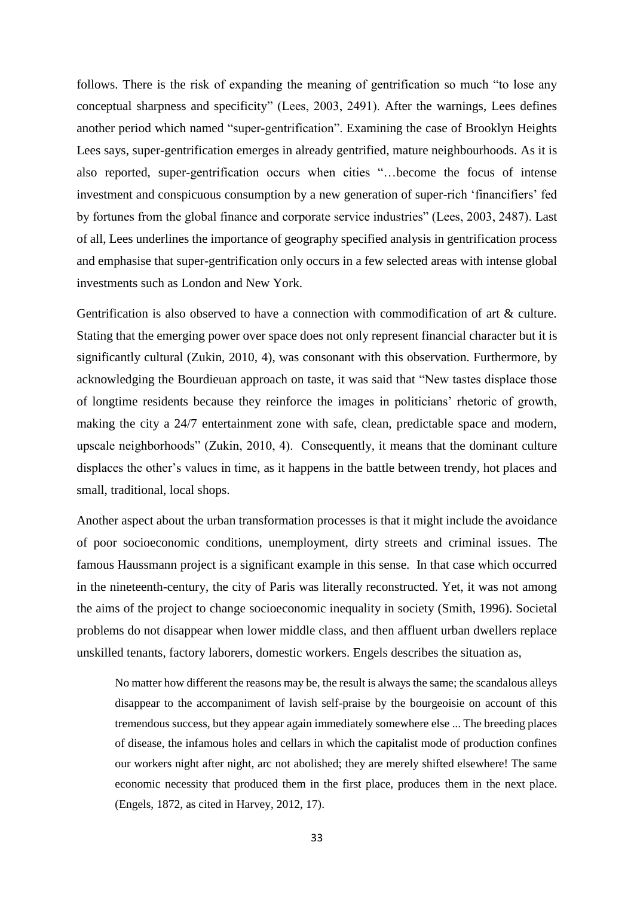follows. There is the risk of expanding the meaning of gentrification so much "to lose any conceptual sharpness and specificity" (Lees, 2003, 2491). After the warnings, Lees defines another period which named "super-gentrification". Examining the case of Brooklyn Heights Lees says, super-gentrification emerges in already gentrified, mature neighbourhoods. As it is also reported, super-gentrification occurs when cities "…become the focus of intense investment and conspicuous consumption by a new generation of super-rich 'financifiers' fed by fortunes from the global finance and corporate service industries" (Lees, 2003, 2487). Last of all, Lees underlines the importance of geography specified analysis in gentrification process and emphasise that super-gentrification only occurs in a few selected areas with intense global investments such as London and New York.

Gentrification is also observed to have a connection with commodification of art & culture. Stating that the emerging power over space does not only represent financial character but it is significantly cultural (Zukin, 2010, 4), was consonant with this observation. Furthermore, by acknowledging the Bourdieuan approach on taste, it was said that "New tastes displace those of longtime residents because they reinforce the images in politicians' rhetoric of growth, making the city a 24/7 entertainment zone with safe, clean, predictable space and modern, upscale neighborhoods" (Zukin, 2010, 4). Consequently, it means that the dominant culture displaces the other's values in time, as it happens in the battle between trendy, hot places and small, traditional, local shops.

Another aspect about the urban transformation processes is that it might include the avoidance of poor socioeconomic conditions, unemployment, dirty streets and criminal issues. The famous Haussmann project is a significant example in this sense. In that case which occurred in the nineteenth-century, the city of Paris was literally reconstructed. Yet, it was not among the aims of the project to change socioeconomic inequality in society (Smith, 1996). Societal problems do not disappear when lower middle class, and then affluent urban dwellers replace unskilled tenants, factory laborers, domestic workers. Engels describes the situation as,

> No matter how different the reasons may be, the result is always the same; the scandalous alleys disappear to the accompaniment of lavish self-praise by the bourgeoisie on account of this tremendous success, but they appear again immediately somewhere else ... The breeding places of disease, the infamous holes and cellars in which the capitalist mode of production confines our workers night after night, arc not abolished; they are merely shifted elsewhere! The same economic necessity that produced them in the first place, produces them in the next place. (Engels, 1872, as cited in Harvey, 2012, 17).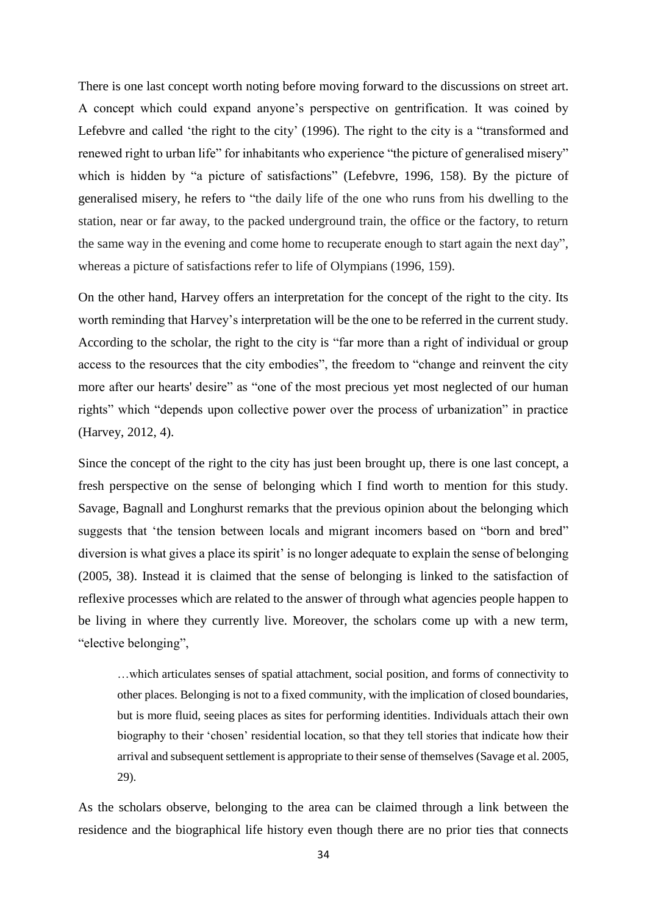There is one last concept worth noting before moving forward to the discussions on street art. A concept which could expand anyone's perspective on gentrification. It was coined by Lefebvre and called 'the right to the city' (1996). The right to the city is a "transformed and renewed right to urban life" for inhabitants who experience "the picture of generalised misery" which is hidden by "a picture of satisfactions" (Lefebvre, 1996, 158). By the picture of generalised misery, he refers to "the daily life of the one who runs from his dwelling to the station, near or far away, to the packed underground train, the office or the factory, to return the same way in the evening and come home to recuperate enough to start again the next day", whereas a picture of satisfactions refer to life of Olympians (1996, 159).

On the other hand, Harvey offers an interpretation for the concept of the right to the city. Its worth reminding that Harvey's interpretation will be the one to be referred in the current study. According to the scholar, the right to the city is "far more than a right of individual or group access to the resources that the city embodies", the freedom to "change and reinvent the city more after our hearts' desire" as "one of the most precious yet most neglected of our human rights" which "depends upon collective power over the process of urbanization" in practice (Harvey, 2012, 4).

Since the concept of the right to the city has just been brought up, there is one last concept, a fresh perspective on the sense of belonging which I find worth to mention for this study. Savage, Bagnall and Longhurst remarks that the previous opinion about the belonging which suggests that 'the tension between locals and migrant incomers based on "born and bred" diversion is what gives a place its spirit' is no longer adequate to explain the sense of belonging (2005, 38). Instead it is claimed that the sense of belonging is linked to the satisfaction of reflexive processes which are related to the answer of through what agencies people happen to be living in where they currently live. Moreover, the scholars come up with a new term, "elective belonging",

> …which articulates senses of spatial attachment, social position, and forms of connectivity to other places. Belonging is not to a fixed community, with the implication of closed boundaries, but is more fluid, seeing places as sites for performing identities. Individuals attach their own biography to their 'chosen' residential location, so that they tell stories that indicate how their arrival and subsequent settlement is appropriate to their sense of themselves (Savage et al. 2005, 29).

As the scholars observe, belonging to the area can be claimed through a link between the residence and the biographical life history even though there are no prior ties that connects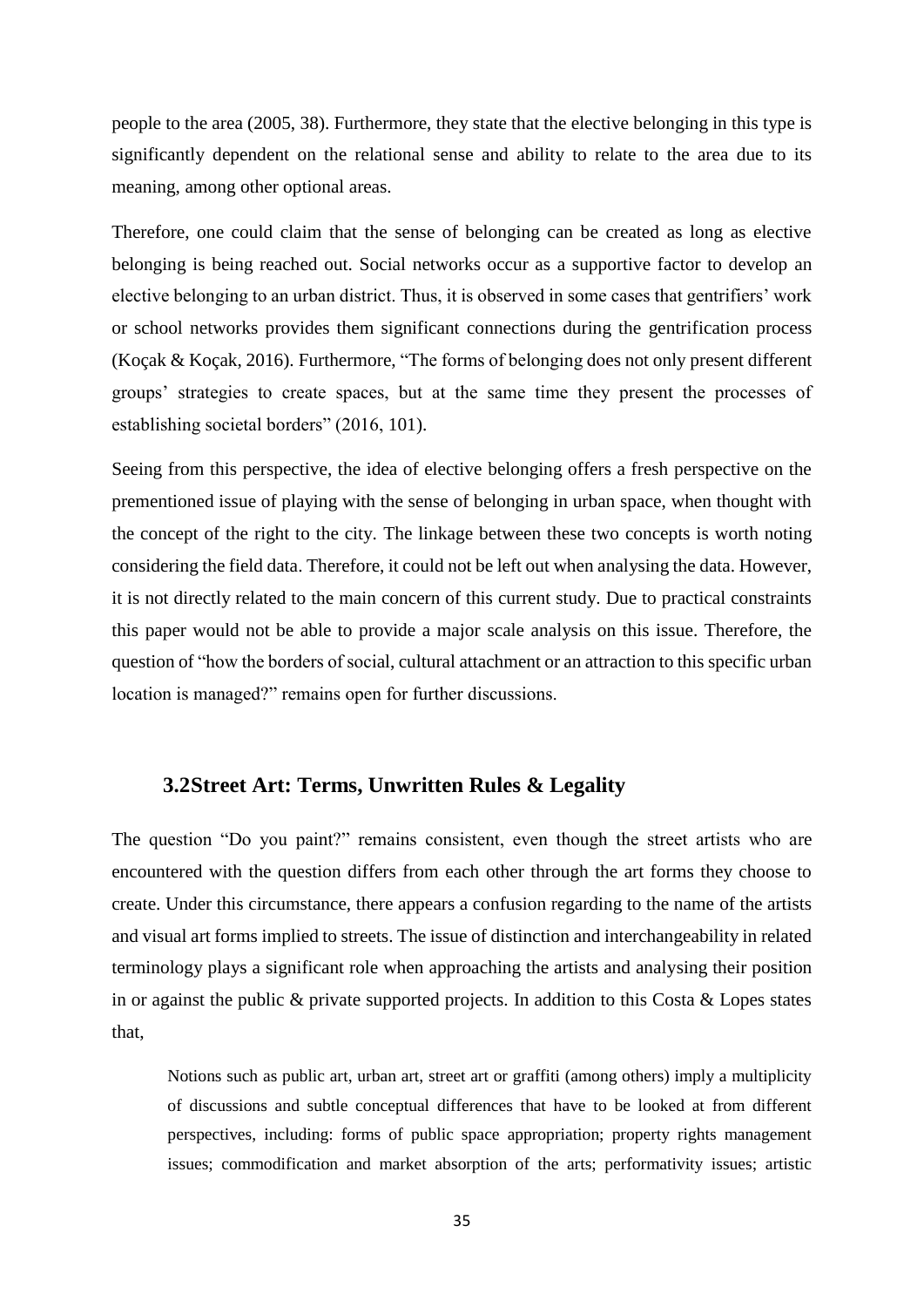people to the area (2005, 38). Furthermore, they state that the elective belonging in this type is significantly dependent on the relational sense and ability to relate to the area due to its meaning, among other optional areas.

Therefore, one could claim that the sense of belonging can be created as long as elective belonging is being reached out. Social networks occur as a supportive factor to develop an elective belonging to an urban district. Thus, it is observed in some cases that gentrifiers' work or school networks provides them significant connections during the gentrification process (Koçak & Koçak, 2016). Furthermore, "The forms of belonging does not only present different groups' strategies to create spaces, but at the same time they present the processes of establishing societal borders" (2016, 101).

Seeing from this perspective, the idea of elective belonging offers a fresh perspective on the prementioned issue of playing with the sense of belonging in urban space, when thought with the concept of the right to the city. The linkage between these two concepts is worth noting considering the field data. Therefore, it could not be left out when analysing the data. However, it is not directly related to the main concern of this current study. Due to practical constraints this paper would not be able to provide a major scale analysis on this issue. Therefore, the question of "how the borders of social, cultural attachment or an attraction to this specific urban location is managed?" remains open for further discussions.

## 3.2 Street Art: Terms, Unwritten Rules & Legality

The question "Do you paint?" remains consistent, even though the street artists who are encountered with the question differs from each other through the art forms they choose to create. Under this circumstance, there appears a confusion regarding to the name of the artists and visual art forms implied to streets. The issue of distinction and interchangeability in related terminology plays a significant role when approaching the artists and analysing their position in or against the public & private supported projects. In addition to this Costa & Lopes states that,

> Notions such as public art, urban art, street art or graffiti (among others) imply a multiplicity of discussions and subtle conceptual differences that have to be looked at from different perspectives, including: forms of public space appropriation; property rights management issues; commodification and market absorption of the arts; performativity issues; artistic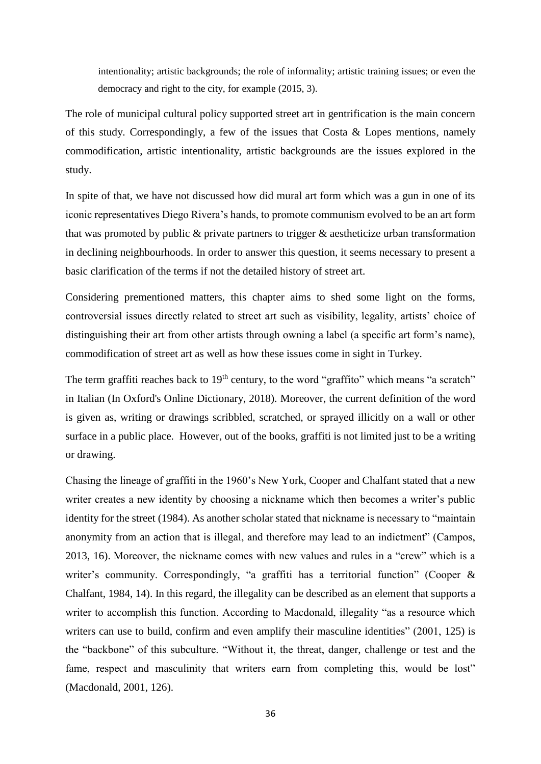> intentionality; artistic backgrounds; the role of informality; artistic training issues; or even the democracy and right to the city, for example (2015, 3).

The role of municipal cultural policy supported street art in gentrification is the main concern of this study. Correspondingly, a few of the issues that Costa & Lopes mentions, namely commodification, artistic intentionality, artistic backgrounds are the issues explored in the study.

In spite of that, we have not discussed how did mural art form which was a gun in one of its iconic representatives Diego Rivera's hands, to promote communism evolved to be an art form that was promoted by public & private partners to trigger & aestheticize urban transformation in declining neighbourhoods. In order to answer this question, it seems necessary to present a basic clarification of the terms if not the detailed history of street art.

Considering prementioned matters, this chapter aims to shed some light on the forms, controversial issues directly related to street art such as visibility, legality, artists' choice of distinguishing their art from other artists through owning a label (a specific art form's name), commodification of street art as well as how these issues come in sight in Turkey.

The term graffiti reaches back to 19th century, to the word "graffito" which means "a scratch" in Italian (In Oxford's Online Dictionary, 2018). Moreover, the current definition of the word is given as, writing or drawings scribbled, scratched, or sprayed illicitly on a wall or other surface in a public place. However, out of the books, graffiti is not limited just to be a writing or drawing.

Chasing the lineage of graffiti in the 1960's New York, Cooper and Chalfant stated that a new writer creates a new identity by choosing a nickname which then becomes a writer's public identity for the street (1984). As another scholar stated that nickname is necessary to "maintain anonymity from an action that is illegal, and therefore may lead to an indictment" (Campos, 2013, 16). Moreover, the nickname comes with new values and rules in a "crew" which is a writer's community. Correspondingly, "a graffiti has a territorial function" (Cooper & Chalfant, 1984, 14). In this regard, the illegality can be described as an element that supports a writer to accomplish this function. According to Macdonald, illegality "as a resource which writers can use to build, confirm and even amplify their masculine identities" (2001, 125) is the "backbone" of this subculture. "Without it, the threat, danger, challenge or test and the fame, respect and masculinity that writers earn from completing this, would be lost" (Macdonald, 2001, 126).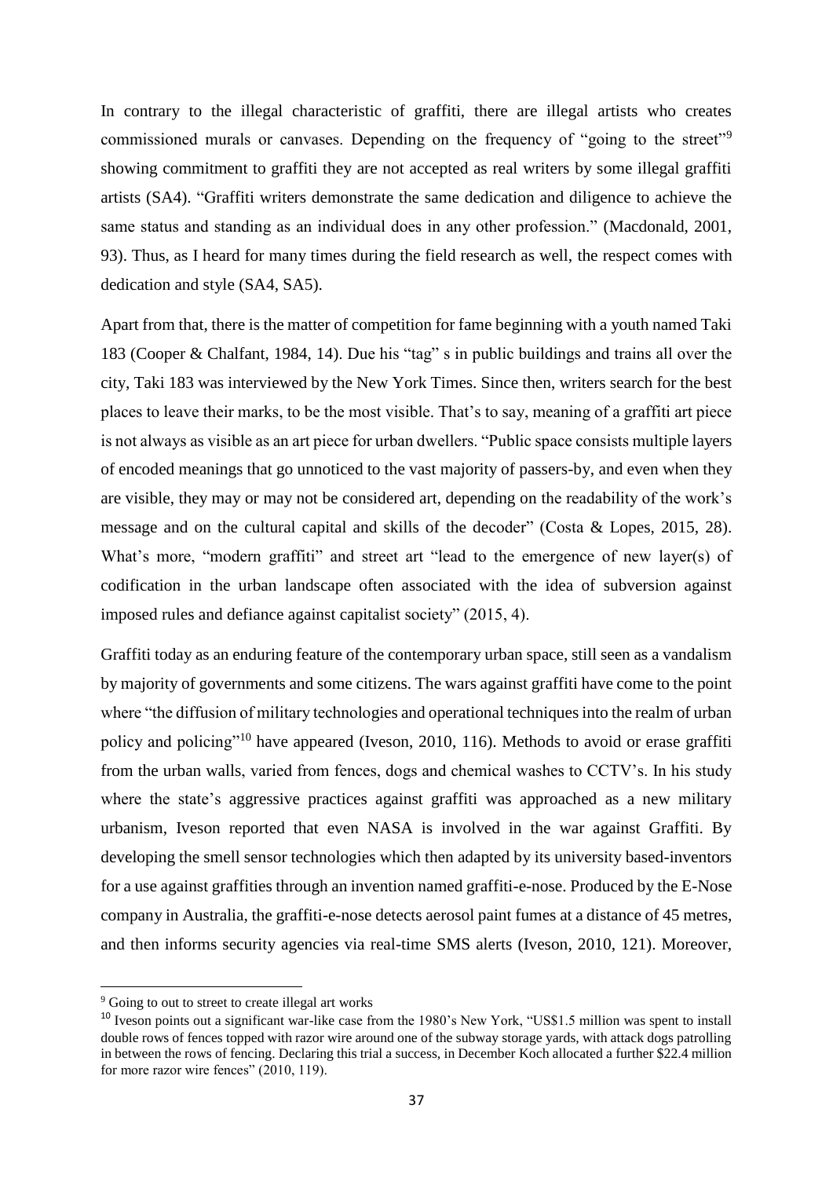In contrary to the illegal characteristic of graffiti, there are illegal artists who creates commissioned murals or canvases. Depending on the frequency of "going to the street"[9] showing commitment to graffiti they are not accepted as real writers by some illegal graffiti artists (SA4). "Graffiti writers demonstrate the same dedication and diligence to achieve the same status and standing as an individual does in any other profession." (Macdonald, 2001, 93). Thus, as I heard for many times during the field research as well, the respect comes with dedication and style (SA4, SA5).

Apart from that, there is the matter of competition for fame beginning with a youth named Taki 183 (Cooper & Chalfant, 1984, 14). Due his "tag" s in public buildings and trains all over the city, Taki 183 was interviewed by the New York Times. Since then, writers search for the best places to leave their marks, to be the most visible. That's to say, meaning of a graffiti art piece is not always as visible as an art piece for urban dwellers. "Public space consists multiple layers of encoded meanings that go unnoticed to the vast majority of passers-by, and even when they are visible, they may or may not be considered art, depending on the readability of the work's message and on the cultural capital and skills of the decoder" (Costa & Lopes, 2015, 28). What's more, "modern graffiti" and street art "lead to the emergence of new layer(s) of codification in the urban landscape often associated with the idea of subversion against imposed rules and defiance against capitalist society" (2015, 4).

Graffiti today as an enduring feature of the contemporary urban space, still seen as a vandalism by majority of governments and some citizens. The wars against graffiti have come to the point where "the diffusion of military technologies and operational techniques into the realm of urban policy and policing"[10] have appeared (Iveson, 2010, 116). Methods to avoid or erase graffiti from the urban walls, varied from fences, dogs and chemical washes to CCTV's. In his study where the state's aggressive practices against graffiti was approached as a new military urbanism, Iveson reported that even NASA is involved in the war against Graffiti. By developing the smell sensor technologies which then adapted by its university based-inventors for a use against graffities through an invention named graffiti-e-nose. Produced by the E-Nose company in Australia, the graffiti-e-nose detects aerosol paint fumes at a distance of 45 metres, and then informs security agencies via real-time SMS alerts (Iveson, 2010, 121). Moreover,

---

[9] Going to out to street to create illegal art works

[10] Iveson points out a significant war-like case from the 1980's New York, "US$1.5 million was spent to install double rows of fences topped with razor wire around one of the subway storage yards, with attack dogs patrolling in between the rows of fencing. Declaring this trial a success, in December Koch allocated a further $22.4 million for more razor wire fences" (2010, 119).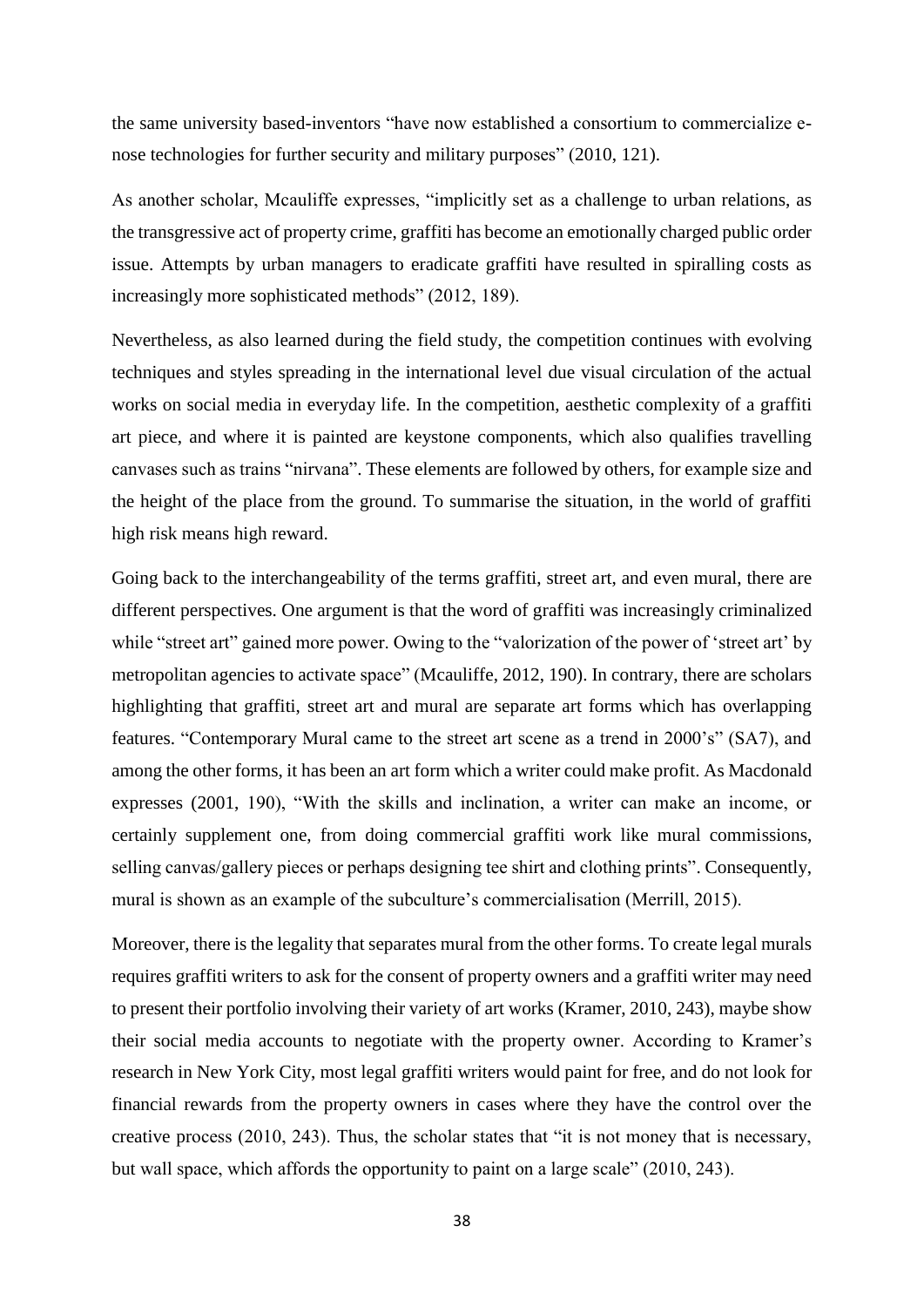the same university based-inventors "have now established a consortium to commercialize e-nose technologies for further security and military purposes" (2010, 121).

As another scholar, Mcauliffe expresses, "implicitly set as a challenge to urban relations, as the transgressive act of property crime, graffiti has become an emotionally charged public order issue. Attempts by urban managers to eradicate graffiti have resulted in spiralling costs as increasingly more sophisticated methods" (2012, 189).

Nevertheless, as also learned during the field study, the competition continues with evolving techniques and styles spreading in the international level due visual circulation of the actual works on social media in everyday life. In the competition, aesthetic complexity of a graffiti art piece, and where it is painted are keystone components, which also qualifies travelling canvases such as trains "nirvana". These elements are followed by others, for example size and the height of the place from the ground. To summarise the situation, in the world of graffiti high risk means high reward.

Going back to the interchangeability of the terms graffiti, street art, and even mural, there are different perspectives. One argument is that the word of graffiti was increasingly criminalized while "street art" gained more power. Owing to the "valorization of the power of 'street art' by metropolitan agencies to activate space" (Mcauliffe, 2012, 190). In contrary, there are scholars highlighting that graffiti, street art and mural are separate art forms which has overlapping features. "Contemporary Mural came to the street art scene as a trend in 2000's" (SA7), and among the other forms, it has been an art form which a writer could make profit. As Macdonald expresses (2001, 190), "With the skills and inclination, a writer can make an income, or certainly supplement one, from doing commercial graffiti work like mural commissions, selling canvas/gallery pieces or perhaps designing tee shirt and clothing prints". Consequently, mural is shown as an example of the subculture's commercialisation (Merrill, 2015).

Moreover, there is the legality that separates mural from the other forms. To create legal murals requires graffiti writers to ask for the consent of property owners and a graffiti writer may need to present their portfolio involving their variety of art works (Kramer, 2010, 243), maybe show their social media accounts to negotiate with the property owner. According to Kramer's research in New York City, most legal graffiti writers would paint for free, and do not look for financial rewards from the property owners in cases where they have the control over the creative process (2010, 243). Thus, the scholar states that "it is not money that is necessary, but wall space, which affords the opportunity to paint on a large scale" (2010, 243).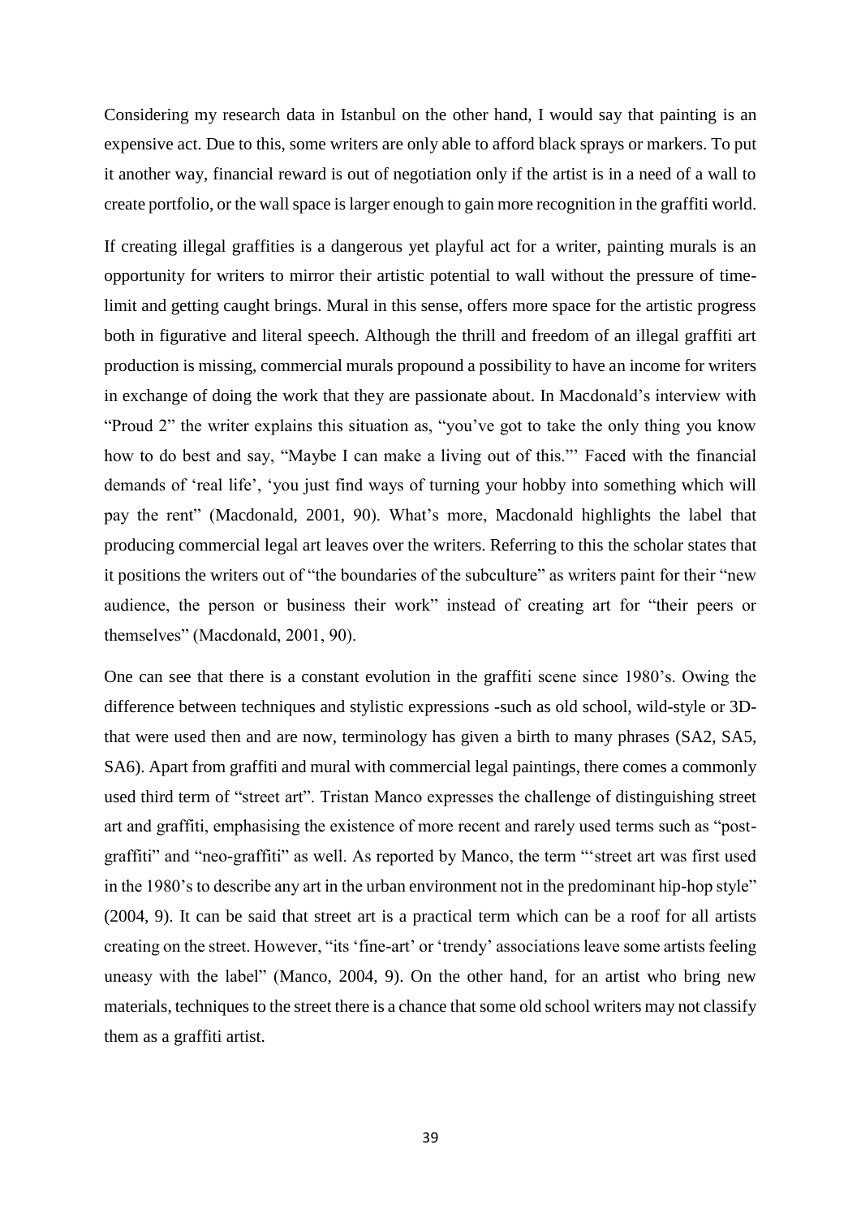Considering my research data in Istanbul on the other hand, I would say that painting is an expensive act. Due to this, some writers are only able to afford black sprays or markers. To put it another way, financial reward is out of negotiation only if the artist is in a need of a wall to create portfolio, or the wall space is larger enough to gain more recognition in the graffiti world.

If creating illegal graffities is a dangerous yet playful act for a writer, painting murals is an opportunity for writers to mirror their artistic potential to wall without the pressure of time-limit and getting caught brings. Mural in this sense, offers more space for the artistic progress both in figurative and literal speech. Although the thrill and freedom of an illegal graffiti art production is missing, commercial murals propound a possibility to have an income for writers in exchange of doing the work that they are passionate about. In Macdonald's interview with "Proud 2" the writer explains this situation as, "you've got to take the only thing you know how to do best and say, "Maybe I can make a living out of this."' Faced with the financial demands of 'real life', 'you just find ways of turning your hobby into something which will pay the rent" (Macdonald, 2001, 90). What's more, Macdonald highlights the label that producing commercial legal art leaves over the writers. Referring to this the scholar states that it positions the writers out of "the boundaries of the subculture" as writers paint for their "new audience, the person or business their work" instead of creating art for "their peers or themselves" (Macdonald, 2001, 90).

One can see that there is a constant evolution in the graffiti scene since 1980's. Owing the difference between techniques and stylistic expressions -such as old school, wild-style or 3D- that were used then and are now, terminology has given a birth to many phrases (SA2, SA5, SA6). Apart from graffiti and mural with commercial legal paintings, there comes a commonly used third term of "street art". Tristan Manco expresses the challenge of distinguishing street art and graffiti, emphasising the existence of more recent and rarely used terms such as "post-graffiti" and "neo-graffiti" as well. As reported by Manco, the term "'street art was first used in the 1980's to describe any art in the urban environment not in the predominant hip-hop style" (2004, 9). It can be said that street art is a practical term which can be a roof for all artists creating on the street. However, "its 'fine-art' or 'trendy' associations leave some artists feeling uneasy with the label" (Manco, 2004, 9). On the other hand, for an artist who bring new materials, techniques to the street there is a chance that some old school writers may not classify them as a graffiti artist.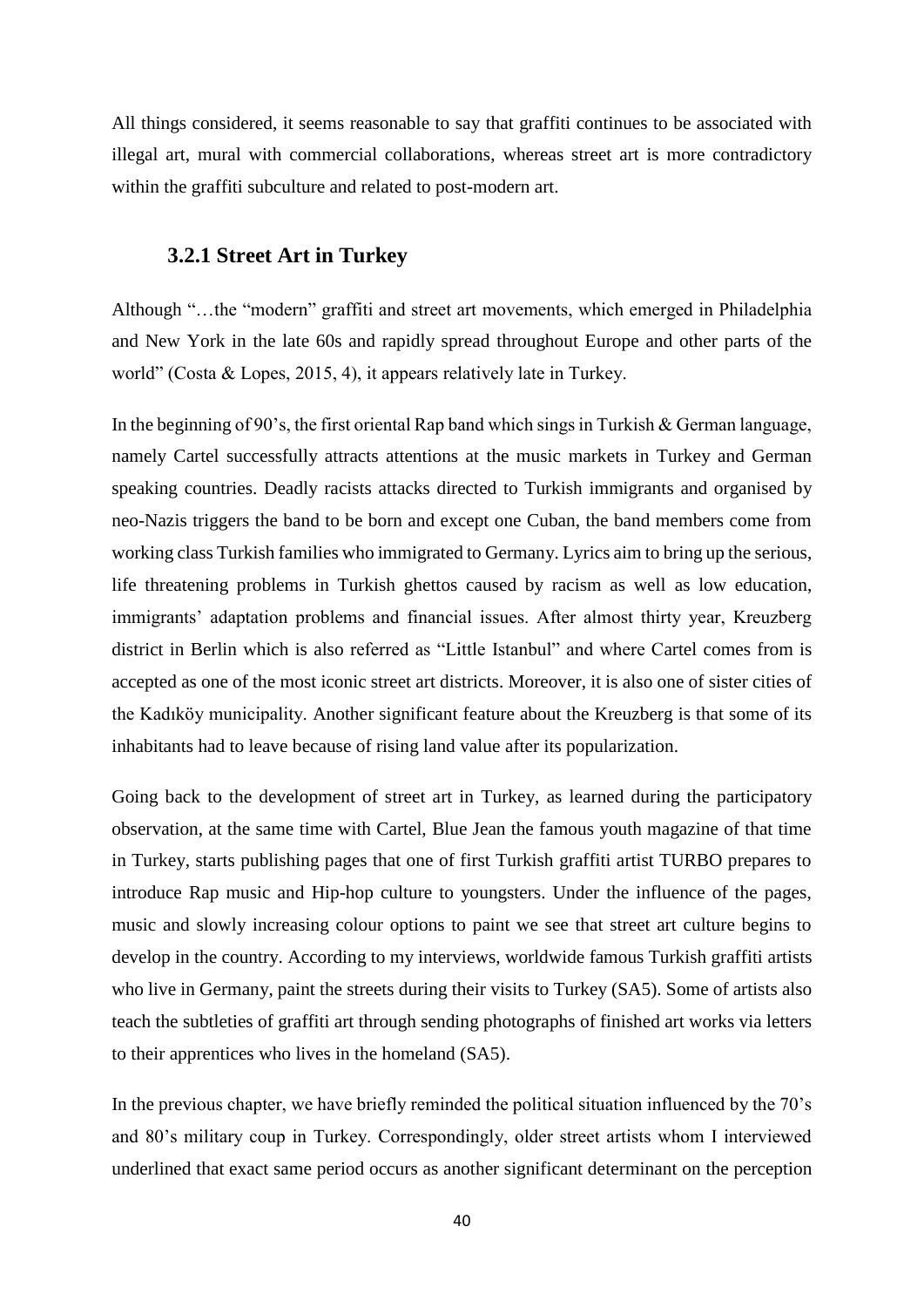All things considered, it seems reasonable to say that graffiti continues to be associated with illegal art, mural with commercial collaborations, whereas street art is more contradictory within the graffiti subculture and related to post-modern art.

### 3.2.1 Street Art in Turkey

Although "…the "modern" graffiti and street art movements, which emerged in Philadelphia and New York in the late 60s and rapidly spread throughout Europe and other parts of the world" (Costa & Lopes, 2015, 4), it appears relatively late in Turkey.

In the beginning of 90's, the first oriental Rap band which sings in Turkish & German language, namely Cartel successfully attracts attentions at the music markets in Turkey and German speaking countries. Deadly racists attacks directed to Turkish immigrants and organised by neo-Nazis triggers the band to be born and except one Cuban, the band members come from working class Turkish families who immigrated to Germany. Lyrics aim to bring up the serious, life threatening problems in Turkish ghettos caused by racism as well as low education, immigrants' adaptation problems and financial issues. After almost thirty year, Kreuzberg district in Berlin which is also referred as "Little Istanbul" and where Cartel comes from is accepted as one of the most iconic street art districts. Moreover, it is also one of sister cities of the Kadıköy municipality. Another significant feature about the Kreuzberg is that some of its inhabitants had to leave because of rising land value after its popularization.

Going back to the development of street art in Turkey, as learned during the participatory observation, at the same time with Cartel, Blue Jean the famous youth magazine of that time in Turkey, starts publishing pages that one of first Turkish graffiti artist TURBO prepares to introduce Rap music and Hip-hop culture to youngsters. Under the influence of the pages, music and slowly increasing colour options to paint we see that street art culture begins to develop in the country. According to my interviews, worldwide famous Turkish graffiti artists who live in Germany, paint the streets during their visits to Turkey (SA5). Some of artists also teach the subtleties of graffiti art through sending photographs of finished art works via letters to their apprentices who lives in the homeland (SA5).

In the previous chapter, we have briefly reminded the political situation influenced by the 70's and 80's military coup in Turkey. Correspondingly, older street artists whom I interviewed underlined that exact same period occurs as another significant determinant on the perception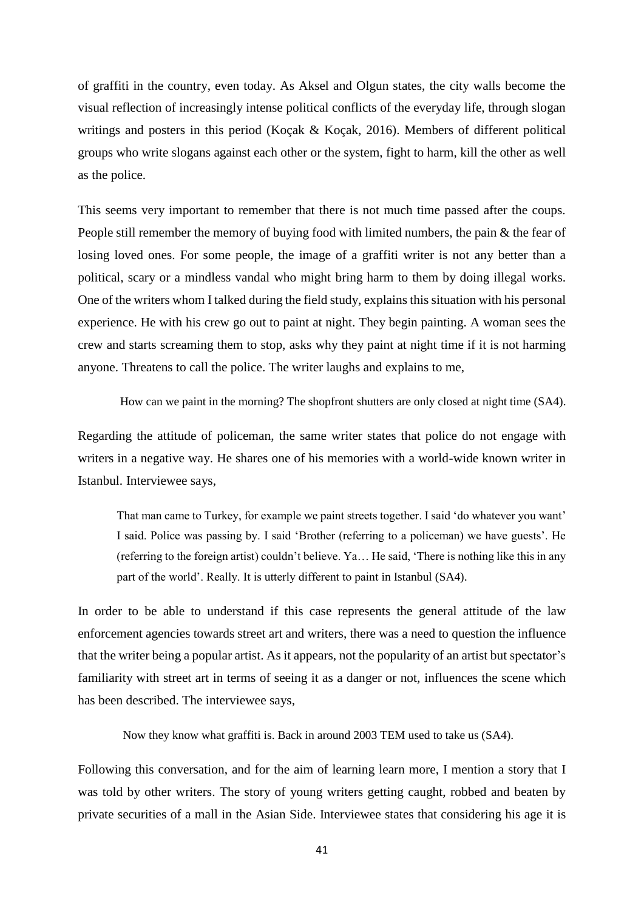of graffiti in the country, even today. As Aksel and Olgun states, the city walls become the visual reflection of increasingly intense political conflicts of the everyday life, through slogan writings and posters in this period (Koçak & Koçak, 2016). Members of different political groups who write slogans against each other or the system, fight to harm, kill the other as well as the police.

This seems very important to remember that there is not much time passed after the coups. People still remember the memory of buying food with limited numbers, the pain & the fear of losing loved ones. For some people, the image of a graffiti writer is not any better than a political, scary or a mindless vandal who might bring harm to them by doing illegal works. One of the writers whom I talked during the field study, explains this situation with his personal experience. He with his crew go out to paint at night. They begin painting. A woman sees the crew and starts screaming them to stop, asks why they paint at night time if it is not harming anyone. Threatens to call the police. The writer laughs and explains to me,

> How can we paint in the morning? The shopfront shutters are only closed at night time (SA4).

Regarding the attitude of policeman, the same writer states that police do not engage with writers in a negative way. He shares one of his memories with a world-wide known writer in Istanbul. Interviewee says,

> That man came to Turkey, for example we paint streets together. I said 'do whatever you want' I said. Police was passing by. I said 'Brother (referring to a policeman) we have guests'. He (referring to the foreign artist) couldn't believe. Ya… He said, 'There is nothing like this in any part of the world'. Really. It is utterly different to paint in Istanbul (SA4).

In order to be able to understand if this case represents the general attitude of the law enforcement agencies towards street art and writers, there was a need to question the influence that the writer being a popular artist. As it appears, not the popularity of an artist but spectator's familiarity with street art in terms of seeing it as a danger or not, influences the scene which has been described. The interviewee says,

> Now they know what graffiti is. Back in around 2003 TEM used to take us (SA4).

Following this conversation, and for the aim of learning learn more, I mention a story that I was told by other writers. The story of young writers getting caught, robbed and beaten by private securities of a mall in the Asian Side. Interviewee states that considering his age it is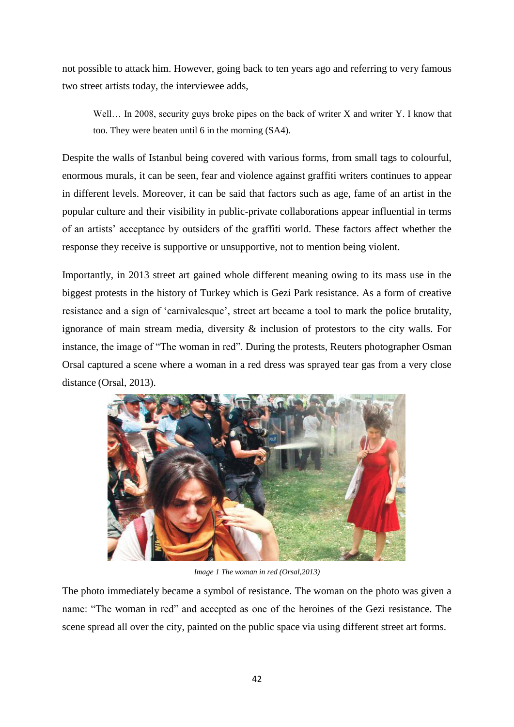not possible to attack him. However, going back to ten years ago and referring to very famous two street artists today, the interviewee adds,

> Well… In 2008, security guys broke pipes on the back of writer X and writer Y. I know that too. They were beaten until 6 in the morning (SA4).

Despite the walls of Istanbul being covered with various forms, from small tags to colourful, enormous murals, it can be seen, fear and violence against graffiti writers continues to appear in different levels. Moreover, it can be said that factors such as age, fame of an artist in the popular culture and their visibility in public-private collaborations appear influential in terms of an artists' acceptance by outsiders of the graffiti world. These factors affect whether the response they receive is supportive or unsupportive, not to mention being violent.

Importantly, in 2013 street art gained whole different meaning owing to its mass use in the biggest protests in the history of Turkey which is Gezi Park resistance. As a form of creative resistance and a sign of 'carnivalesque', street art became a tool to mark the police brutality, ignorance of main stream media, diversity & inclusion of protestors to the city walls. For instance, the image of "The woman in red". During the protests, Reuters photographer Osman Orsal captured a scene where a woman in a red dress was sprayed tear gas from a very close distance (Orsal, 2013).

*Image 1 The woman in red (Orsal,2013)*

The photo immediately became a symbol of resistance. The woman on the photo was given a name: "The woman in red" and accepted as one of the heroines of the Gezi resistance. The scene spread all over the city, painted on the public space via using different street art forms.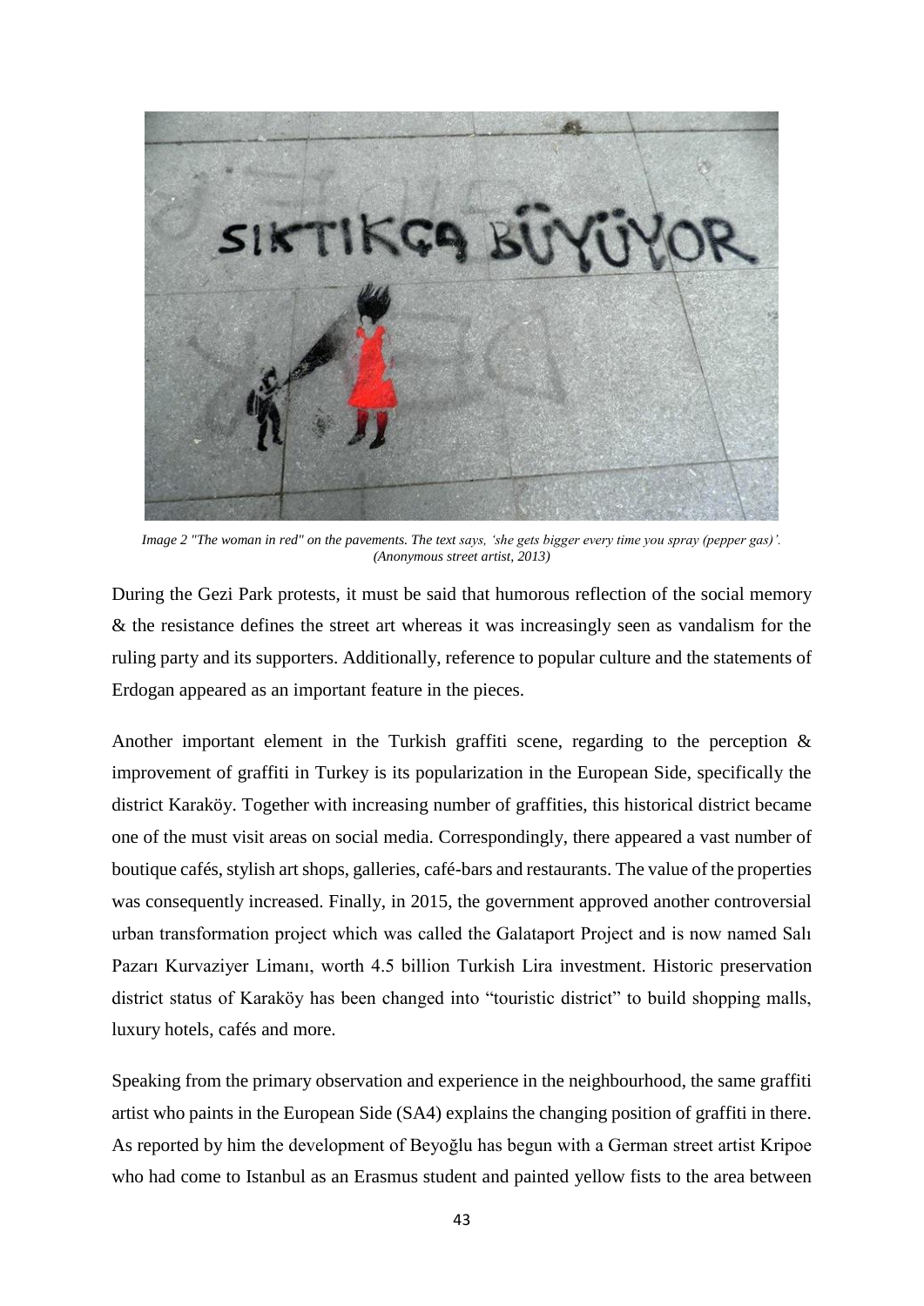*Image 2 "The woman in red" on the pavements. The text says, 'she gets bigger every time you spray (pepper gas)'. (Anonymous street artist, 2013)*

During the Gezi Park protests, it must be said that humorous reflection of the social memory & the resistance defines the street art whereas it was increasingly seen as vandalism for the ruling party and its supporters. Additionally, reference to popular culture and the statements of Erdogan appeared as an important feature in the pieces.

Another important element in the Turkish graffiti scene, regarding to the perception & improvement of graffiti in Turkey is its popularization in the European Side, specifically the district Karaköy. Together with increasing number of graffities, this historical district became one of the must visit areas on social media. Correspondingly, there appeared a vast number of boutique cafés, stylish art shops, galleries, café-bars and restaurants. The value of the properties was consequently increased. Finally, in 2015, the government approved another controversial urban transformation project which was called the Galataport Project and is now named Salı Pazarı Kurvaziyer Limanı, worth 4.5 billion Turkish Lira investment. Historic preservation district status of Karaköy has been changed into "touristic district" to build shopping malls, luxury hotels, cafés and more.

Speaking from the primary observation and experience in the neighbourhood, the same graffiti artist who paints in the European Side (SA4) explains the changing position of graffiti in there. As reported by him the development of Beyoğlu has begun with a German street artist Kripoe who had come to Istanbul as an Erasmus student and painted yellow fists to the area between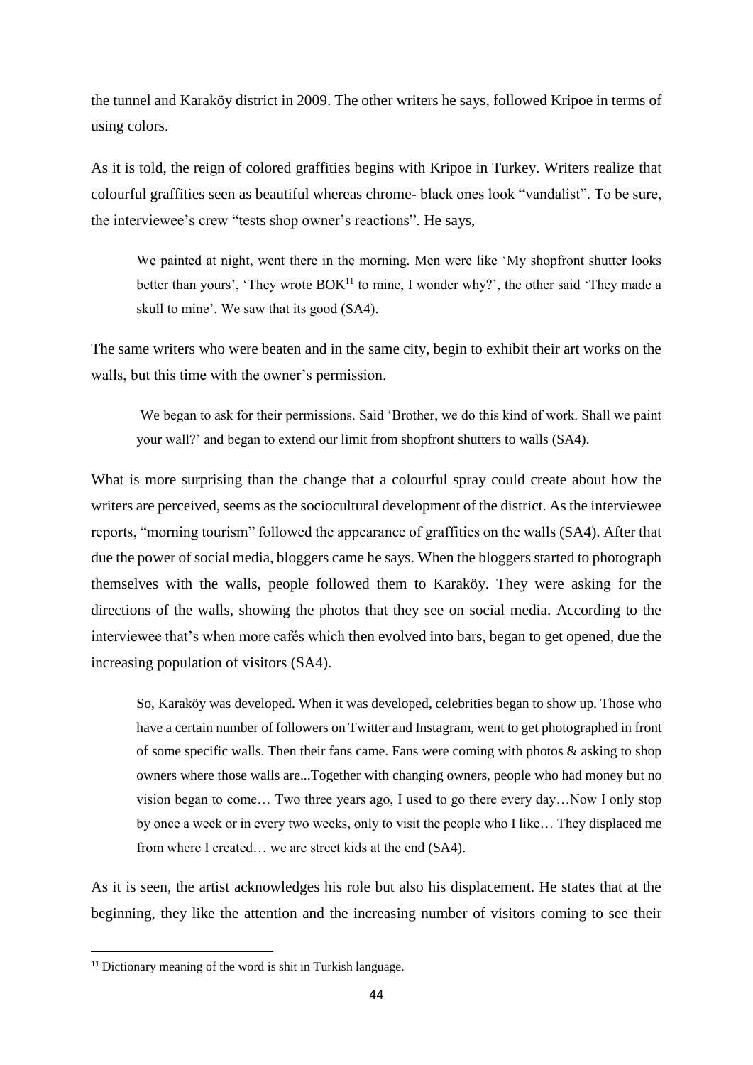the tunnel and Karaköy district in 2009. The other writers he says, followed Kripoe in terms of using colors.

As it is told, the reign of colored graffities begins with Kripoe in Turkey. Writers realize that colourful graffities seen as beautiful whereas chrome- black ones look "vandalist". To be sure, the interviewee's crew "tests shop owner's reactions". He says,

> We painted at night, went there in the morning. Men were like 'My shopfront shutter looks better than yours', 'They wrote BOK[11] to mine, I wonder why?', the other said 'They made a skull to mine'. We saw that its good (SA4).

The same writers who were beaten and in the same city, begin to exhibit their art works on the walls, but this time with the owner's permission.

> We began to ask for their permissions. Said 'Brother, we do this kind of work. Shall we paint your wall?' and began to extend our limit from shopfront shutters to walls (SA4).

What is more surprising than the change that a colourful spray could create about how the writers are perceived, seems as the sociocultural development of the district. As the interviewee reports, "morning tourism" followed the appearance of graffities on the walls (SA4). After that due the power of social media, bloggers came he says. When the bloggers started to photograph themselves with the walls, people followed them to Karaköy. They were asking for the directions of the walls, showing the photos that they see on social media. According to the interviewee that's when more cafés which then evolved into bars, began to get opened, due the increasing population of visitors (SA4).

> So, Karaköy was developed. When it was developed, celebrities began to show up. Those who have a certain number of followers on Twitter and Instagram, went to get photographed in front of some specific walls. Then their fans came. Fans were coming with photos & asking to shop owners where those walls are...Together with changing owners, people who had money but no vision began to come… Two three years ago, I used to go there every day…Now I only stop by once a week or in every two weeks, only to visit the people who I like… They displaced me from where I created… we are street kids at the end (SA4).

As it is seen, the artist acknowledges his role but also his displacement. He states that at the beginning, they like the attention and the increasing number of visitors coming to see their

---

[11] Dictionary meaning of the word is shit in Turkish language.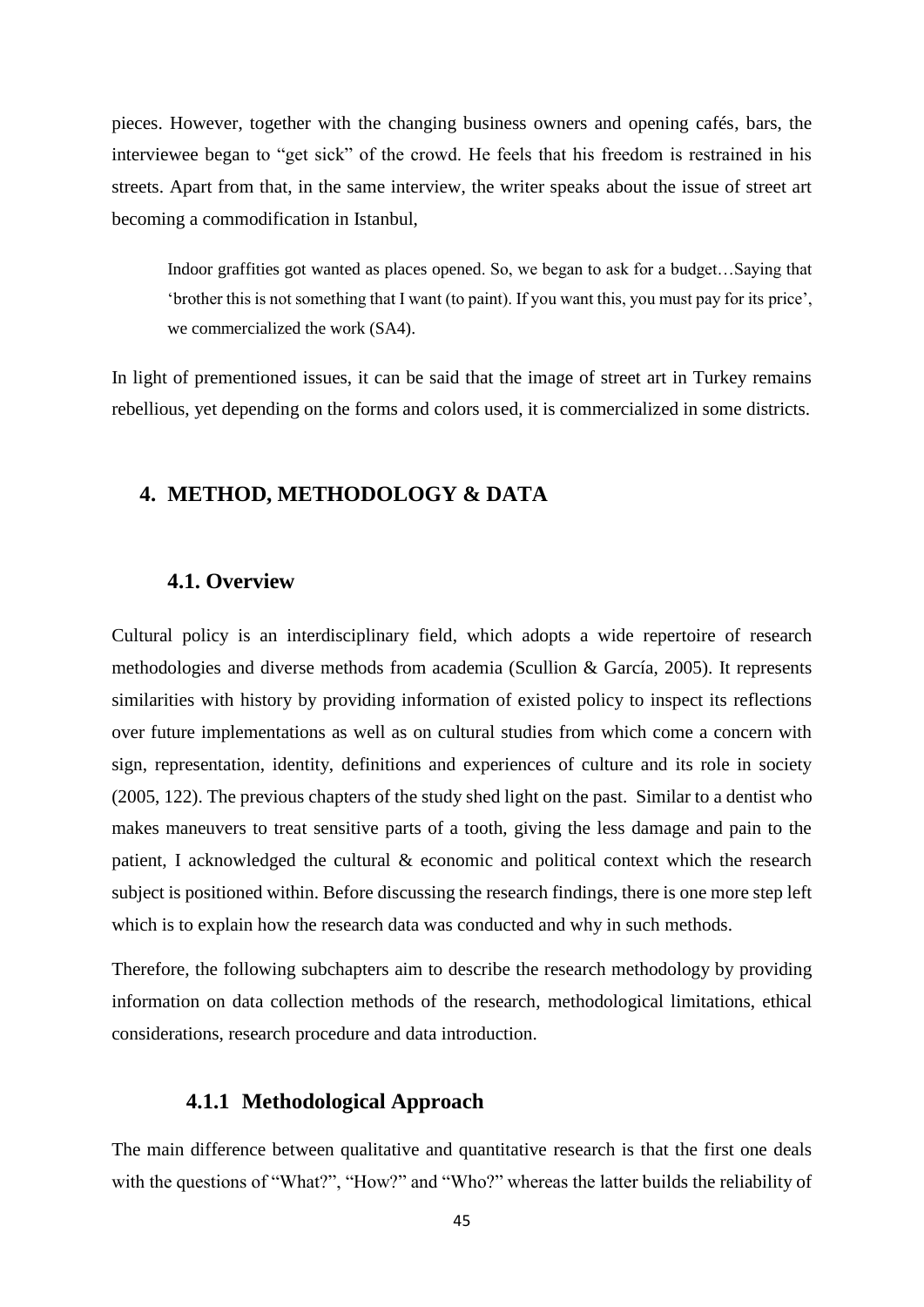pieces. However, together with the changing business owners and opening cafés, bars, the interviewee began to "get sick" of the crowd. He feels that his freedom is restrained in his streets. Apart from that, in the same interview, the writer speaks about the issue of street art becoming a commodification in Istanbul,

> Indoor graffities got wanted as places opened. So, we began to ask for a budget…Saying that 'brother this is not something that I want (to paint). If you want this, you must pay for its price', we commercialized the work (SA4).

In light of prementioned issues, it can be said that the image of street art in Turkey remains rebellious, yet depending on the forms and colors used, it is commercialized in some districts.

# 4. METHOD, METHODOLOGY & DATA

## 4.1. Overview

Cultural policy is an interdisciplinary field, which adopts a wide repertoire of research methodologies and diverse methods from academia (Scullion & García, 2005). It represents similarities with history by providing information of existed policy to inspect its reflections over future implementations as well as on cultural studies from which come a concern with sign, representation, identity, definitions and experiences of culture and its role in society (2005, 122). The previous chapters of the study shed light on the past. Similar to a dentist who makes maneuvers to treat sensitive parts of a tooth, giving the less damage and pain to the patient, I acknowledged the cultural & economic and political context which the research subject is positioned within. Before discussing the research findings, there is one more step left which is to explain how the research data was conducted and why in such methods.

Therefore, the following subchapters aim to describe the research methodology by providing information on data collection methods of the research, methodological limitations, ethical considerations, research procedure and data introduction.

### 4.1.1 Methodological Approach

The main difference between qualitative and quantitative research is that the first one deals with the questions of "What?", "How?" and "Who?" whereas the latter builds the reliability of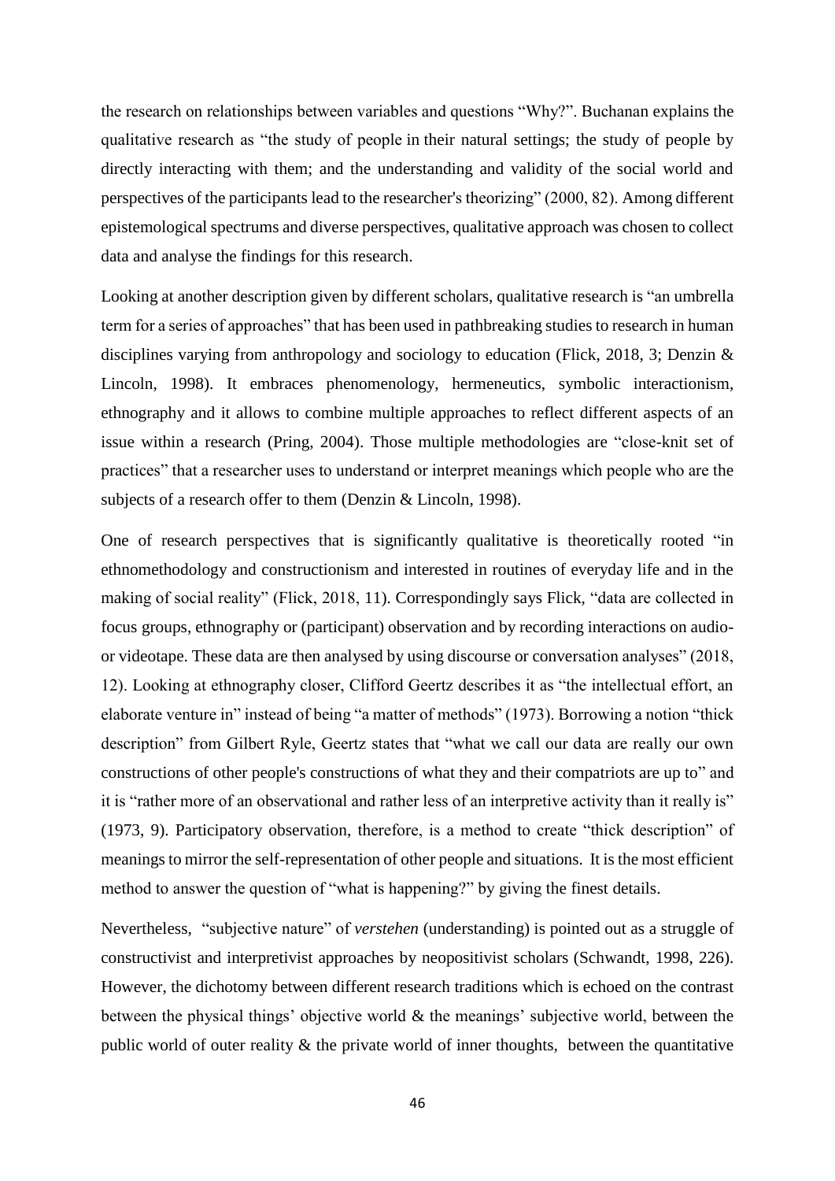the research on relationships between variables and questions "Why?". Buchanan explains the qualitative research as "the study of people in their natural settings; the study of people by directly interacting with them; and the understanding and validity of the social world and perspectives of the participants lead to the researcher's theorizing" (2000, 82). Among different epistemological spectrums and diverse perspectives, qualitative approach was chosen to collect data and analyse the findings for this research.

Looking at another description given by different scholars, qualitative research is "an umbrella term for a series of approaches" that has been used in pathbreaking studies to research in human disciplines varying from anthropology and sociology to education (Flick, 2018, 3; Denzin & Lincoln, 1998). It embraces phenomenology, hermeneutics, symbolic interactionism, ethnography and it allows to combine multiple approaches to reflect different aspects of an issue within a research (Pring, 2004). Those multiple methodologies are "close-knit set of practices" that a researcher uses to understand or interpret meanings which people who are the subjects of a research offer to them (Denzin & Lincoln, 1998).

One of research perspectives that is significantly qualitative is theoretically rooted "in ethnomethodology and constructionism and interested in routines of everyday life and in the making of social reality" (Flick, 2018, 11). Correspondingly says Flick, "data are collected in focus groups, ethnography or (participant) observation and by recording interactions on audio- or videotape. These data are then analysed by using discourse or conversation analyses" (2018, 12). Looking at ethnography closer, Clifford Geertz describes it as "the intellectual effort, an elaborate venture in" instead of being "a matter of methods" (1973). Borrowing a notion "thick description" from Gilbert Ryle, Geertz states that "what we call our data are really our own constructions of other people's constructions of what they and their compatriots are up to" and it is "rather more of an observational and rather less of an interpretive activity than it really is" (1973, 9). Participatory observation, therefore, is a method to create "thick description" of meanings to mirror the self-representation of other people and situations. It is the most efficient method to answer the question of "what is happening?" by giving the finest details.

Nevertheless, "subjective nature" of *verstehen* (understanding) is pointed out as a struggle of constructivist and interpretivist approaches by neopositivist scholars (Schwandt, 1998, 226). However, the dichotomy between different research traditions which is echoed on the contrast between the physical things' objective world & the meanings' subjective world, between the public world of outer reality & the private world of inner thoughts, between the quantitative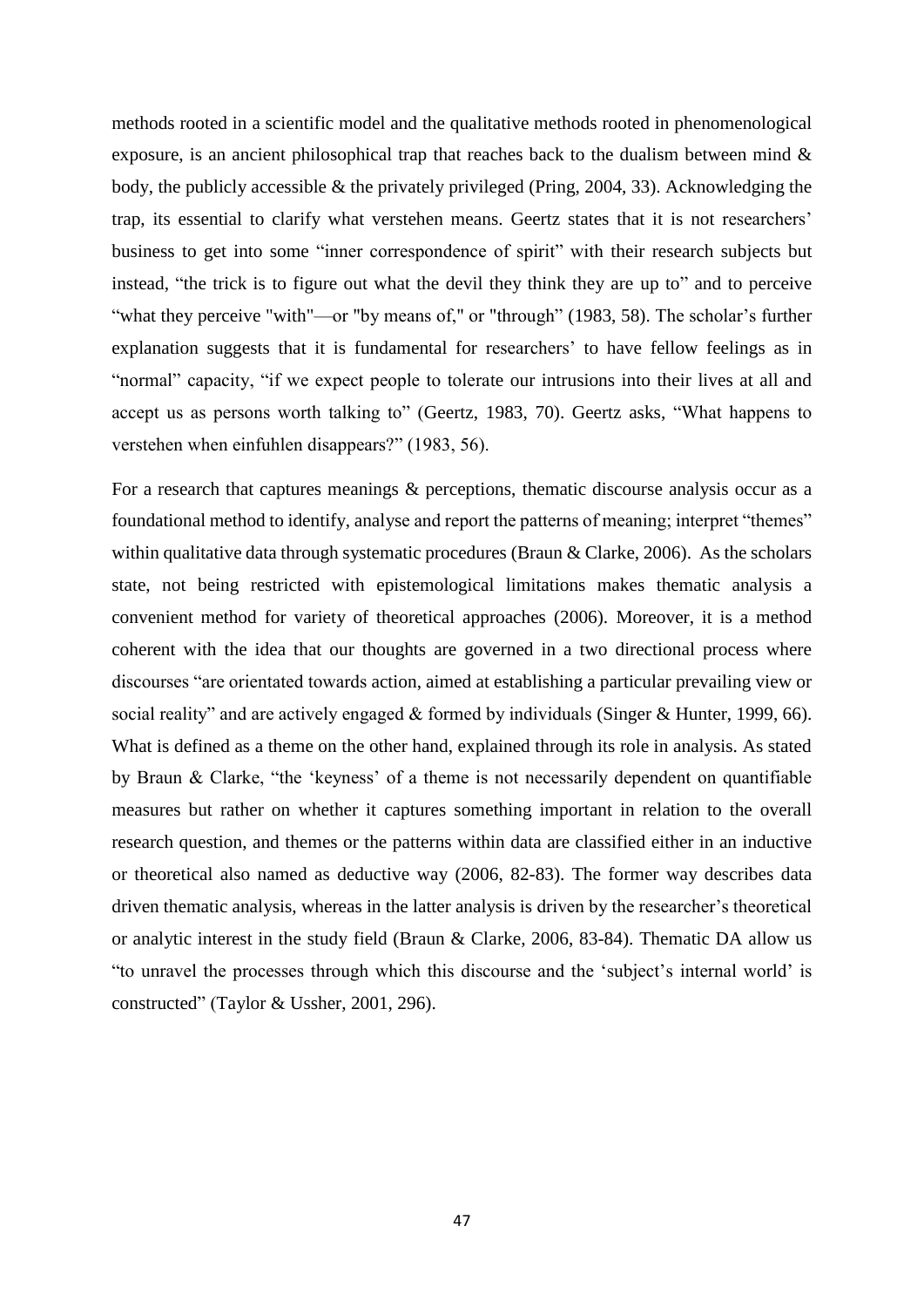methods rooted in a scientific model and the qualitative methods rooted in phenomenological exposure, is an ancient philosophical trap that reaches back to the dualism between mind & body, the publicly accessible & the privately privileged (Pring, 2004, 33). Acknowledging the trap, its essential to clarify what verstehen means. Geertz states that it is not researchers' business to get into some "inner correspondence of spirit" with their research subjects but instead, "the trick is to figure out what the devil they think they are up to" and to perceive "what they perceive "with"—or "by means of," or "through" (1983, 58). The scholar's further explanation suggests that it is fundamental for researchers' to have fellow feelings as in "normal" capacity, "if we expect people to tolerate our intrusions into their lives at all and accept us as persons worth talking to" (Geertz, 1983, 70). Geertz asks, "What happens to verstehen when einfuhlen disappears?" (1983, 56).

For a research that captures meanings & perceptions, thematic discourse analysis occur as a foundational method to identify, analyse and report the patterns of meaning; interpret "themes" within qualitative data through systematic procedures (Braun & Clarke, 2006). As the scholars state, not being restricted with epistemological limitations makes thematic analysis a convenient method for variety of theoretical approaches (2006). Moreover, it is a method coherent with the idea that our thoughts are governed in a two directional process where discourses "are orientated towards action, aimed at establishing a particular prevailing view or social reality" and are actively engaged & formed by individuals (Singer & Hunter, 1999, 66). What is defined as a theme on the other hand, explained through its role in analysis. As stated by Braun & Clarke, "the 'keyness' of a theme is not necessarily dependent on quantifiable measures but rather on whether it captures something important in relation to the overall research question, and themes or the patterns within data are classified either in an inductive or theoretical also named as deductive way (2006, 82-83). The former way describes data driven thematic analysis, whereas in the latter analysis is driven by the researcher's theoretical or analytic interest in the study field (Braun & Clarke, 2006, 83-84). Thematic DA allow us "to unravel the processes through which this discourse and the 'subject's internal world' is constructed" (Taylor & Ussher, 2001, 296).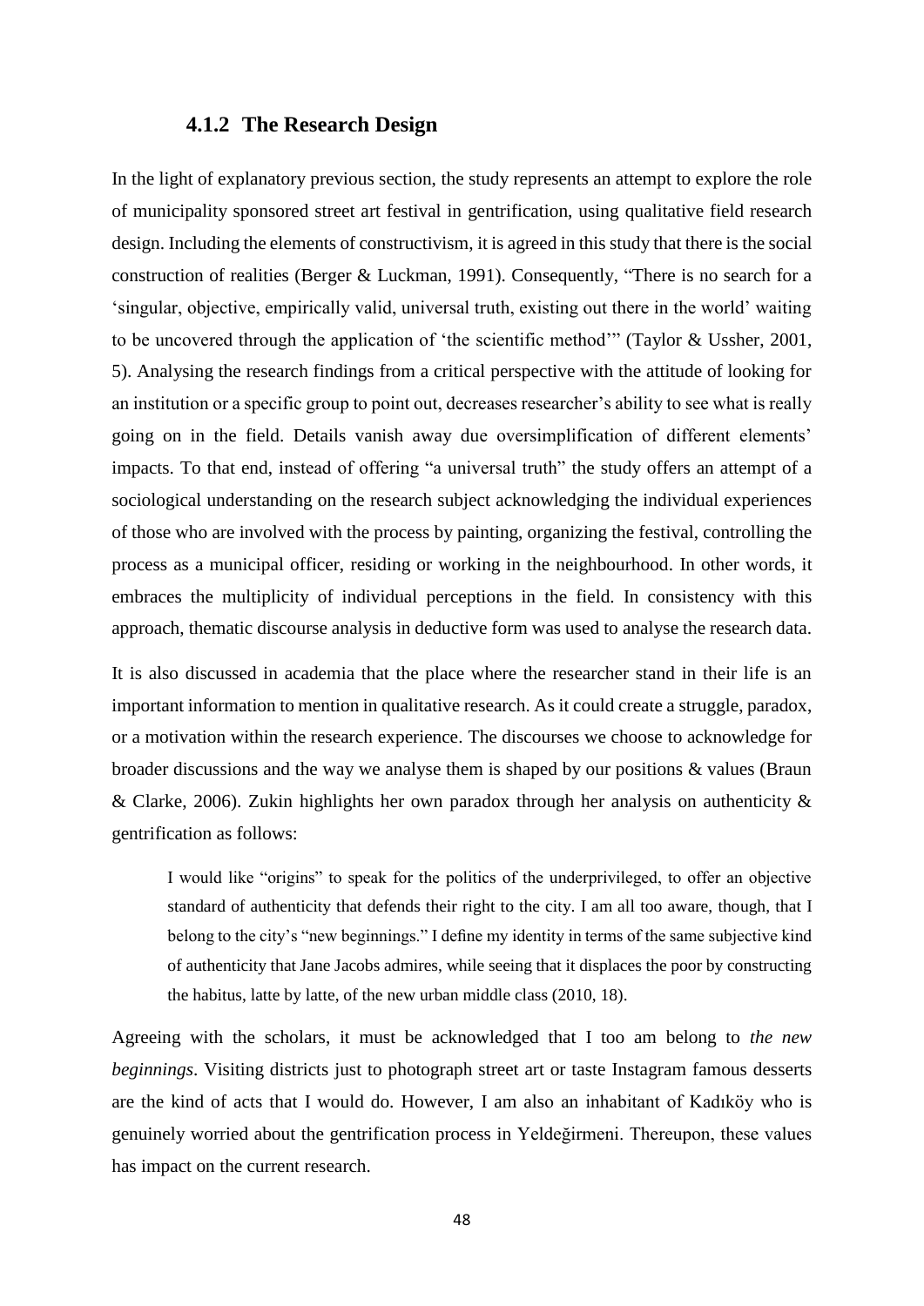### 4.1.2 The Research Design

In the light of explanatory previous section, the study represents an attempt to explore the role of municipality sponsored street art festival in gentrification, using qualitative field research design. Including the elements of constructivism, it is agreed in this study that there is the social construction of realities (Berger & Luckman, 1991). Consequently, "There is no search for a 'singular, objective, empirically valid, universal truth, existing out there in the world' waiting to be uncovered through the application of 'the scientific method'" (Taylor & Ussher, 2001, 5). Analysing the research findings from a critical perspective with the attitude of looking for an institution or a specific group to point out, decreases researcher's ability to see what is really going on in the field. Details vanish away due oversimplification of different elements' impacts. To that end, instead of offering "a universal truth" the study offers an attempt of a sociological understanding on the research subject acknowledging the individual experiences of those who are involved with the process by painting, organizing the festival, controlling the process as a municipal officer, residing or working in the neighbourhood. In other words, it embraces the multiplicity of individual perceptions in the field. In consistency with this approach, thematic discourse analysis in deductive form was used to analyse the research data.

It is also discussed in academia that the place where the researcher stand in their life is an important information to mention in qualitative research. As it could create a struggle, paradox, or a motivation within the research experience. The discourses we choose to acknowledge for broader discussions and the way we analyse them is shaped by our positions & values (Braun & Clarke, 2006). Zukin highlights her own paradox through her analysis on authenticity & gentrification as follows:

> I would like "origins" to speak for the politics of the underprivileged, to offer an objective standard of authenticity that defends their right to the city. I am all too aware, though, that I belong to the city's "new beginnings." I define my identity in terms of the same subjective kind of authenticity that Jane Jacobs admires, while seeing that it displaces the poor by constructing the habitus, latte by latte, of the new urban middle class (2010, 18).

Agreeing with the scholars, it must be acknowledged that I too am belong to *the new beginnings*. Visiting districts just to photograph street art or taste Instagram famous desserts are the kind of acts that I would do. However, I am also an inhabitant of Kadıköy who is genuinely worried about the gentrification process in Yeldeğirmeni. Thereupon, these values has impact on the current research.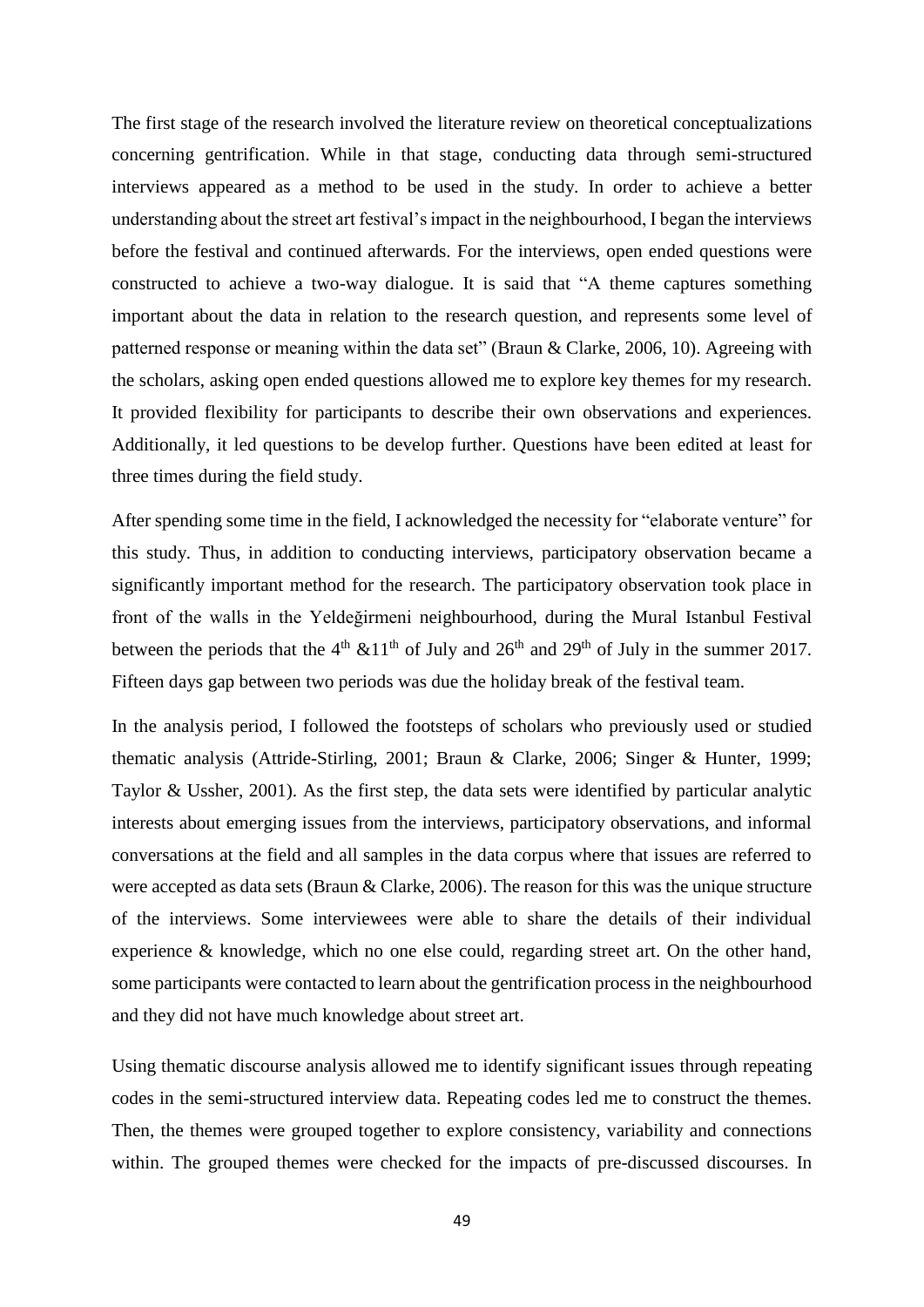The first stage of the research involved the literature review on theoretical conceptualizations concerning gentrification. While in that stage, conducting data through semi-structured interviews appeared as a method to be used in the study. In order to achieve a better understanding about the street art festival's impact in the neighbourhood, I began the interviews before the festival and continued afterwards. For the interviews, open ended questions were constructed to achieve a two-way dialogue. It is said that "A theme captures something important about the data in relation to the research question, and represents some level of patterned response or meaning within the data set" (Braun & Clarke, 2006, 10). Agreeing with the scholars, asking open ended questions allowed me to explore key themes for my research. It provided flexibility for participants to describe their own observations and experiences. Additionally, it led questions to be develop further. Questions have been edited at least for three times during the field study.

After spending some time in the field, I acknowledged the necessity for "elaborate venture" for this study. Thus, in addition to conducting interviews, participatory observation became a significantly important method for the research. The participatory observation took place in front of the walls in the Yeldeğirmeni neighbourhood, during the Mural Istanbul Festival between the periods that the 4th &11th of July and 26th and 29th of July in the summer 2017. Fifteen days gap between two periods was due the holiday break of the festival team.

In the analysis period, I followed the footsteps of scholars who previously used or studied thematic analysis (Attride-Stirling, 2001; Braun & Clarke, 2006; Singer & Hunter, 1999; Taylor & Ussher, 2001). As the first step, the data sets were identified by particular analytic interests about emerging issues from the interviews, participatory observations, and informal conversations at the field and all samples in the data corpus where that issues are referred to were accepted as data sets (Braun & Clarke, 2006). The reason for this was the unique structure of the interviews. Some interviewees were able to share the details of their individual experience & knowledge, which no one else could, regarding street art. On the other hand, some participants were contacted to learn about the gentrification process in the neighbourhood and they did not have much knowledge about street art.

Using thematic discourse analysis allowed me to identify significant issues through repeating codes in the semi-structured interview data. Repeating codes led me to construct the themes. Then, the themes were grouped together to explore consistency, variability and connections within. The grouped themes were checked for the impacts of pre-discussed discourses. In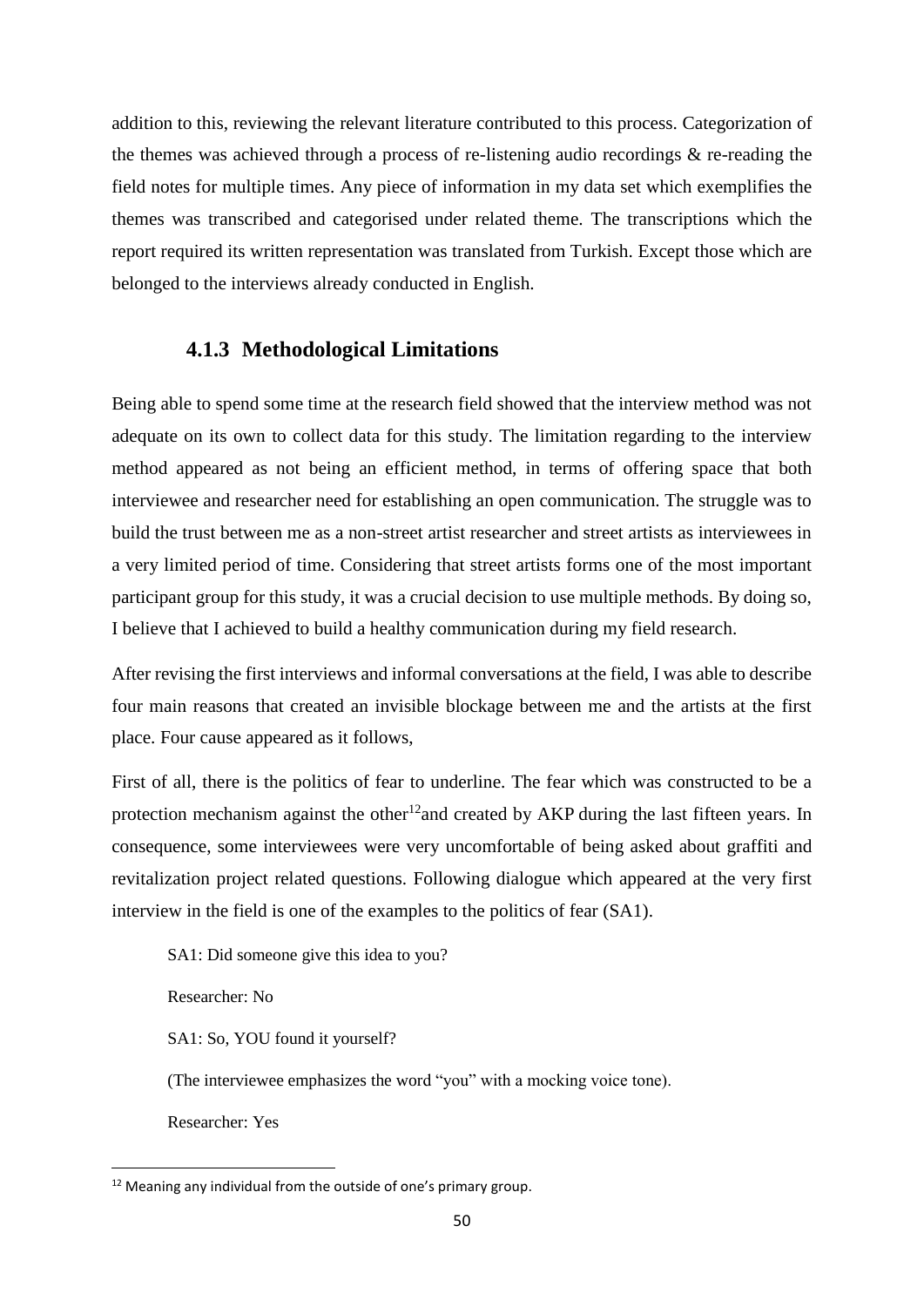addition to this, reviewing the relevant literature contributed to this process. Categorization of the themes was achieved through a process of re-listening audio recordings & re-reading the field notes for multiple times. Any piece of information in my data set which exemplifies the themes was transcribed and categorised under related theme. The transcriptions which the report required its written representation was translated from Turkish. Except those which are belonged to the interviews already conducted in English.

### 4.1.3 Methodological Limitations

Being able to spend some time at the research field showed that the interview method was not adequate on its own to collect data for this study. The limitation regarding to the interview method appeared as not being an efficient method, in terms of offering space that both interviewee and researcher need for establishing an open communication. The struggle was to build the trust between me as a non-street artist researcher and street artists as interviewees in a very limited period of time. Considering that street artists forms one of the most important participant group for this study, it was a crucial decision to use multiple methods. By doing so, I believe that I achieved to build a healthy communication during my field research.

After revising the first interviews and informal conversations at the field, I was able to describe four main reasons that created an invisible blockage between me and the artists at the first place. Four cause appeared as it follows,

First of all, there is the politics of fear to underline. The fear which was constructed to be a protection mechanism against the other[12]and created by AKP during the last fifteen years. In consequence, some interviewees were very uncomfortable of being asked about graffiti and revitalization project related questions. Following dialogue which appeared at the very first interview in the field is one of the examples to the politics of fear (SA1).

> SA1: Did someone give this idea to you?
>
> Researcher: No
>
> SA1: So, YOU found it yourself?
>
> (The interviewee emphasizes the word "you" with a mocking voice tone).
>
> Researcher: Yes

[12] Meaning any individual from the outside of one's primary group.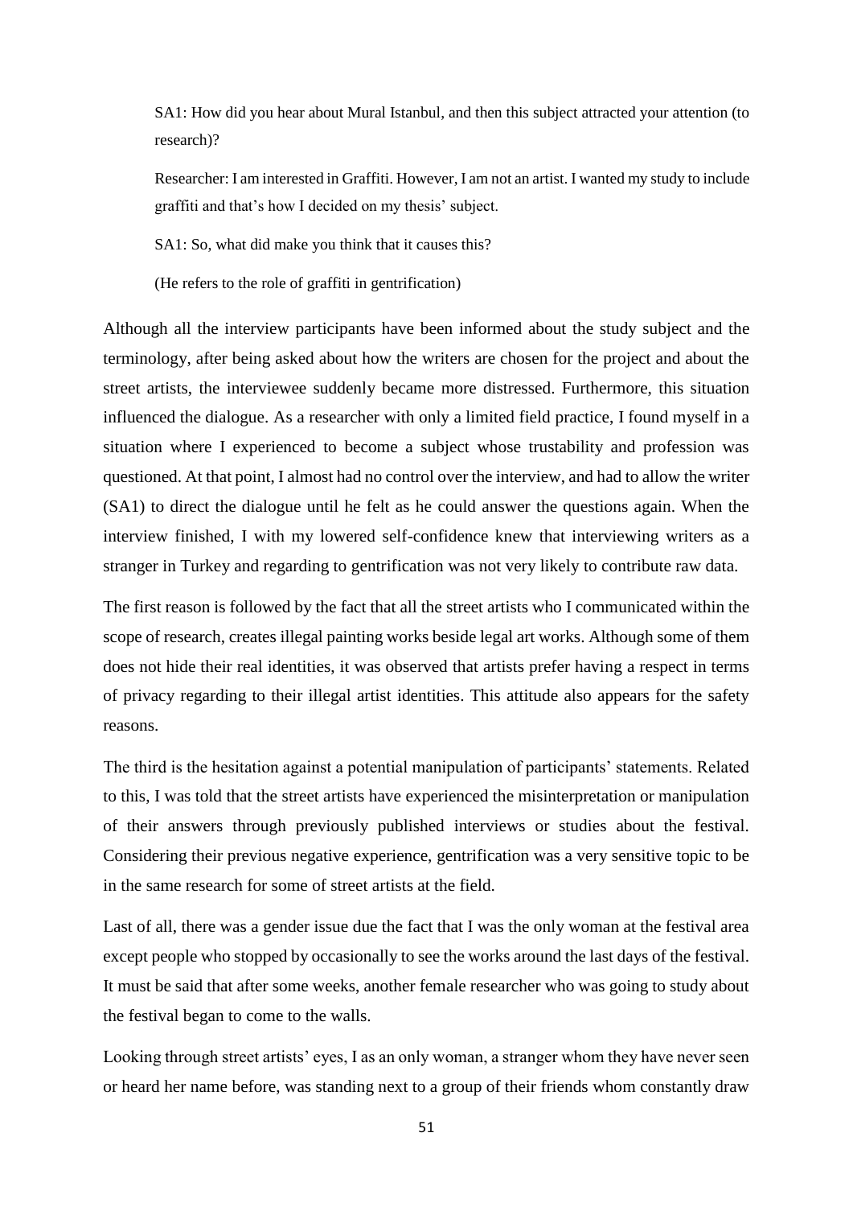SA1: How did you hear about Mural Istanbul, and then this subject attracted your attention (to research)?

Researcher: I am interested in Graffiti. However, I am not an artist. I wanted my study to include graffiti and that's how I decided on my thesis' subject.

SA1: So, what did make you think that it causes this?

(He refers to the role of graffiti in gentrification)

Although all the interview participants have been informed about the study subject and the terminology, after being asked about how the writers are chosen for the project and about the street artists, the interviewee suddenly became more distressed. Furthermore, this situation influenced the dialogue. As a researcher with only a limited field practice, I found myself in a situation where I experienced to become a subject whose trustability and profession was questioned. At that point, I almost had no control over the interview, and had to allow the writer (SA1) to direct the dialogue until he felt as he could answer the questions again. When the interview finished, I with my lowered self-confidence knew that interviewing writers as a stranger in Turkey and regarding to gentrification was not very likely to contribute raw data.

The first reason is followed by the fact that all the street artists who I communicated within the scope of research, creates illegal painting works beside legal art works. Although some of them does not hide their real identities, it was observed that artists prefer having a respect in terms of privacy regarding to their illegal artist identities. This attitude also appears for the safety reasons.

The third is the hesitation against a potential manipulation of participants' statements. Related to this, I was told that the street artists have experienced the misinterpretation or manipulation of their answers through previously published interviews or studies about the festival. Considering their previous negative experience, gentrification was a very sensitive topic to be in the same research for some of street artists at the field.

Last of all, there was a gender issue due the fact that I was the only woman at the festival area except people who stopped by occasionally to see the works around the last days of the festival. It must be said that after some weeks, another female researcher who was going to study about the festival began to come to the walls.

Looking through street artists' eyes, I as an only woman, a stranger whom they have never seen or heard her name before, was standing next to a group of their friends whom constantly draw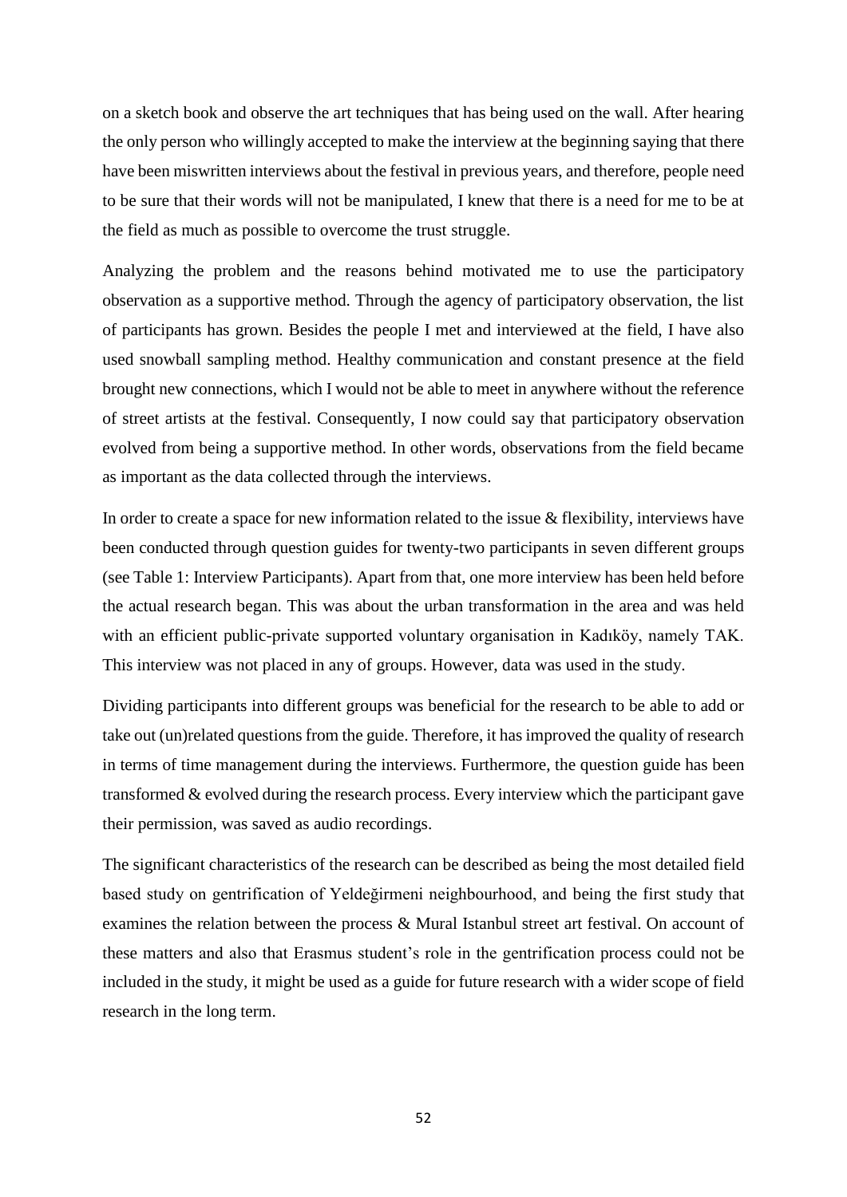on a sketch book and observe the art techniques that has being used on the wall. After hearing the only person who willingly accepted to make the interview at the beginning saying that there have been miswritten interviews about the festival in previous years, and therefore, people need to be sure that their words will not be manipulated, I knew that there is a need for me to be at the field as much as possible to overcome the trust struggle.

Analyzing the problem and the reasons behind motivated me to use the participatory observation as a supportive method. Through the agency of participatory observation, the list of participants has grown. Besides the people I met and interviewed at the field, I have also used snowball sampling method. Healthy communication and constant presence at the field brought new connections, which I would not be able to meet in anywhere without the reference of street artists at the festival. Consequently, I now could say that participatory observation evolved from being a supportive method. In other words, observations from the field became as important as the data collected through the interviews.

In order to create a space for new information related to the issue & flexibility, interviews have been conducted through question guides for twenty-two participants in seven different groups (see Table 1: Interview Participants). Apart from that, one more interview has been held before the actual research began. This was about the urban transformation in the area and was held with an efficient public-private supported voluntary organisation in Kadıköy, namely TAK. This interview was not placed in any of groups. However, data was used in the study.

Dividing participants into different groups was beneficial for the research to be able to add or take out (un)related questions from the guide. Therefore, it has improved the quality of research in terms of time management during the interviews. Furthermore, the question guide has been transformed & evolved during the research process. Every interview which the participant gave their permission, was saved as audio recordings.

The significant characteristics of the research can be described as being the most detailed field based study on gentrification of Yeldeğirmeni neighbourhood, and being the first study that examines the relation between the process & Mural Istanbul street art festival. On account of these matters and also that Erasmus student's role in the gentrification process could not be included in the study, it might be used as a guide for future research with a wider scope of field research in the long term.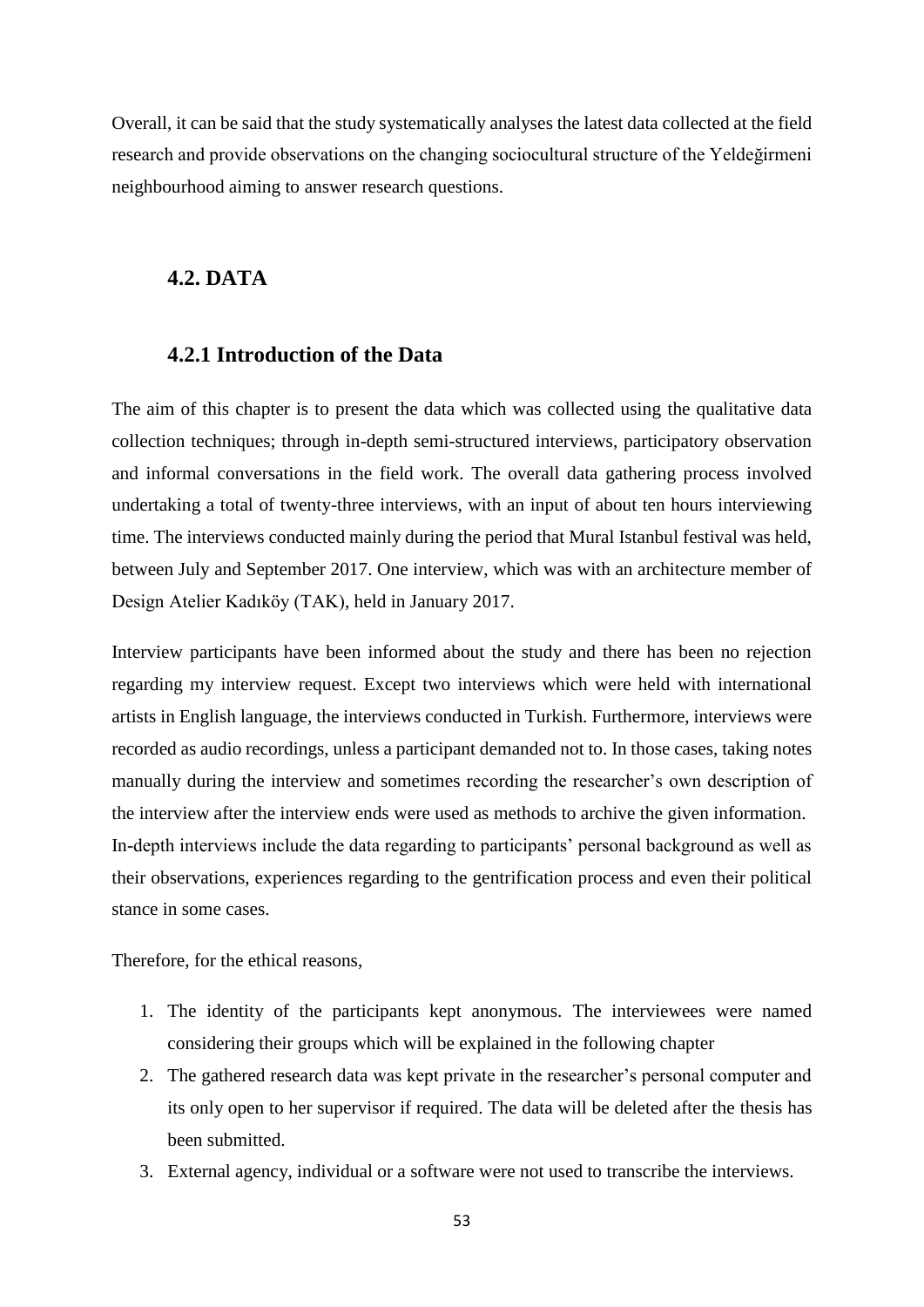Overall, it can be said that the study systematically analyses the latest data collected at the field research and provide observations on the changing sociocultural structure of the Yeldeğirmeni neighbourhood aiming to answer research questions.

## 4.2. DATA

### 4.2.1 Introduction of the Data

The aim of this chapter is to present the data which was collected using the qualitative data collection techniques; through in-depth semi-structured interviews, participatory observation and informal conversations in the field work. The overall data gathering process involved undertaking a total of twenty-three interviews, with an input of about ten hours interviewing time. The interviews conducted mainly during the period that Mural Istanbul festival was held, between July and September 2017. One interview, which was with an architecture member of Design Atelier Kadıköy (TAK), held in January 2017.

Interview participants have been informed about the study and there has been no rejection regarding my interview request. Except two interviews which were held with international artists in English language, the interviews conducted in Turkish. Furthermore, interviews were recorded as audio recordings, unless a participant demanded not to. In those cases, taking notes manually during the interview and sometimes recording the researcher's own description of the interview after the interview ends were used as methods to archive the given information. In-depth interviews include the data regarding to participants' personal background as well as their observations, experiences regarding to the gentrification process and even their political stance in some cases.

Therefore, for the ethical reasons,

1. The identity of the participants kept anonymous. The interviewees were named considering their groups which will be explained in the following chapter
2. The gathered research data was kept private in the researcher's personal computer and its only open to her supervisor if required. The data will be deleted after the thesis has been submitted.
3. External agency, individual or a software were not used to transcribe the interviews.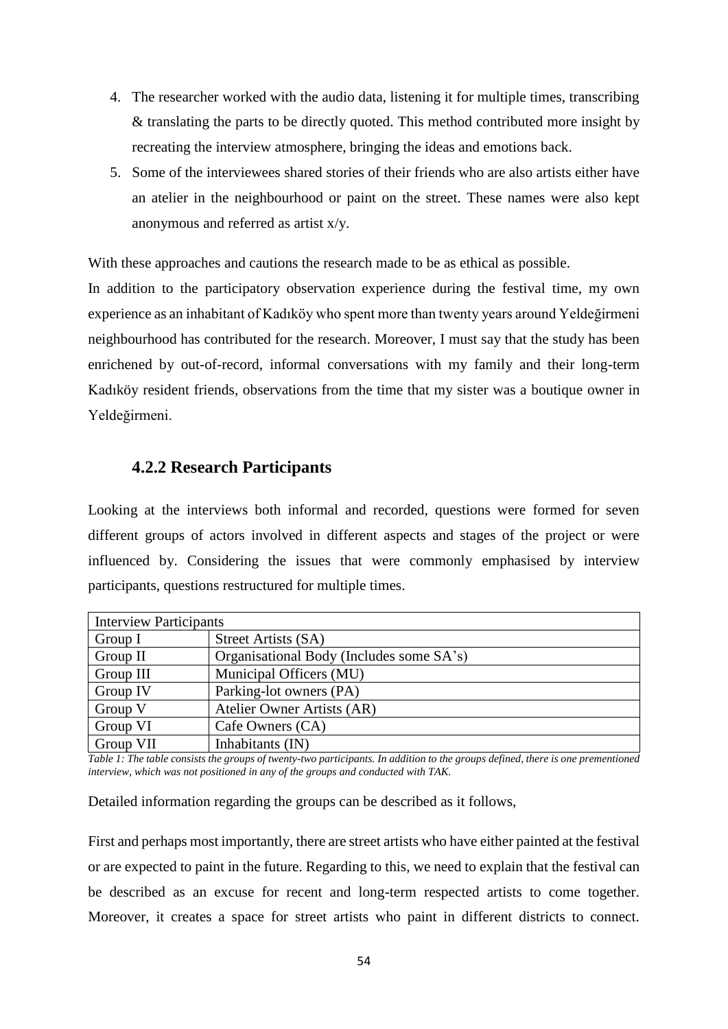4. The researcher worked with the audio data, listening it for multiple times, transcribing & translating the parts to be directly quoted. This method contributed more insight by recreating the interview atmosphere, bringing the ideas and emotions back.
5. Some of the interviewees shared stories of their friends who are also artists either have an atelier in the neighbourhood or paint on the street. These names were also kept anonymous and referred as artist x/y.

With these approaches and cautions the research made to be as ethical as possible.

In addition to the participatory observation experience during the festival time, my own experience as an inhabitant of Kadıköy who spent more than twenty years around Yeldeğirmeni neighbourhood has contributed for the research. Moreover, I must say that the study has been enrichened by out-of-record, informal conversations with my family and their long-term Kadıköy resident friends, observations from the time that my sister was a boutique owner in Yeldeğirmeni.

### 4.2.2 Research Participants

Looking at the interviews both informal and recorded, questions were formed for seven different groups of actors involved in different aspects and stages of the project or were influenced by. Considering the issues that were commonly emphasised by interview participants, questions restructured for multiple times.

| Interview Participants | |
|---|---|
| Group I | Street Artists (SA) |
| Group II | Organisational Body (Includes some SA's) |
| Group III | Municipal Officers (MU) |
| Group IV | Parking-lot owners (PA) |
| Group V | Atelier Owner Artists (AR) |
| Group VI | Cafe Owners (CA) |
| Group VII | Inhabitants (IN) |

*Table 1: The table consists the groups of twenty-two participants. In addition to the groups defined, there is one prementioned interview, which was not positioned in any of the groups and conducted with TAK.*

Detailed information regarding the groups can be described as it follows,

First and perhaps most importantly, there are street artists who have either painted at the festival or are expected to paint in the future. Regarding to this, we need to explain that the festival can be described as an excuse for recent and long-term respected artists to come together. Moreover, it creates a space for street artists who paint in different districts to connect.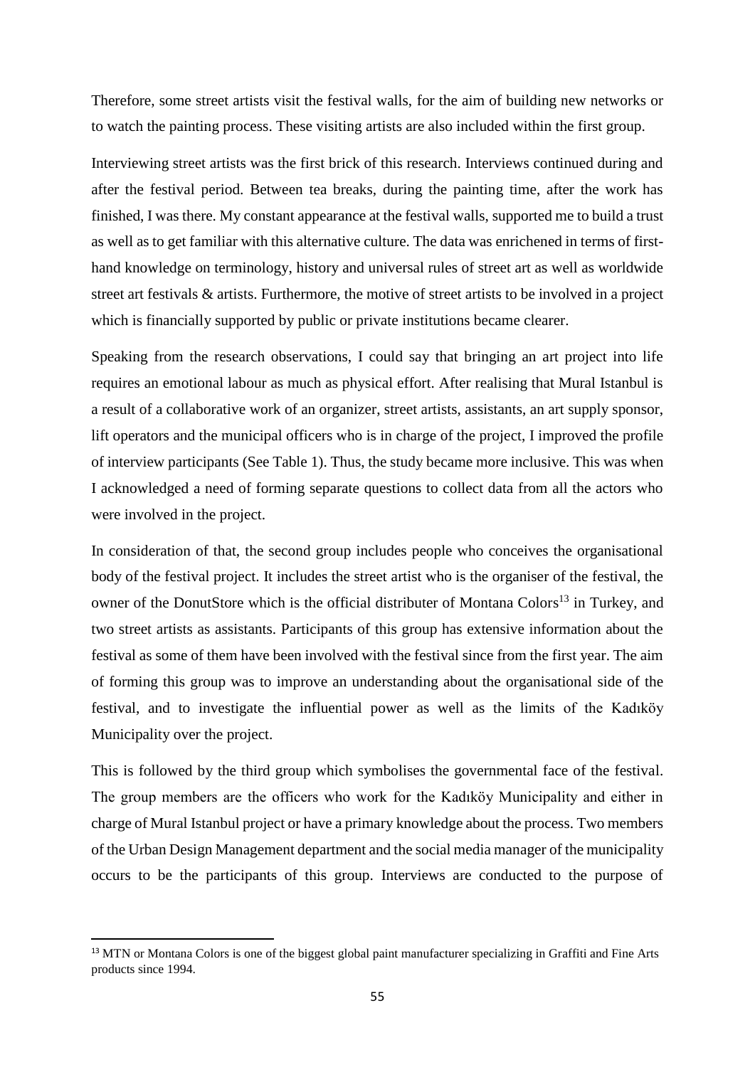Therefore, some street artists visit the festival walls, for the aim of building new networks or to watch the painting process. These visiting artists are also included within the first group.

Interviewing street artists was the first brick of this research. Interviews continued during and after the festival period. Between tea breaks, during the painting time, after the work has finished, I was there. My constant appearance at the festival walls, supported me to build a trust as well as to get familiar with this alternative culture. The data was enrichened in terms of first-hand knowledge on terminology, history and universal rules of street art as well as worldwide street art festivals & artists. Furthermore, the motive of street artists to be involved in a project which is financially supported by public or private institutions became clearer.

Speaking from the research observations, I could say that bringing an art project into life requires an emotional labour as much as physical effort. After realising that Mural Istanbul is a result of a collaborative work of an organizer, street artists, assistants, an art supply sponsor, lift operators and the municipal officers who is in charge of the project, I improved the profile of interview participants (See Table 1). Thus, the study became more inclusive. This was when I acknowledged a need of forming separate questions to collect data from all the actors who were involved in the project.

In consideration of that, the second group includes people who conceives the organisational body of the festival project. It includes the street artist who is the organiser of the festival, the owner of the DonutStore which is the official distributer of Montana Colors[13] in Turkey, and two street artists as assistants. Participants of this group has extensive information about the festival as some of them have been involved with the festival since from the first year. The aim of forming this group was to improve an understanding about the organisational side of the festival, and to investigate the influential power as well as the limits of the Kadıköy Municipality over the project.

This is followed by the third group which symbolises the governmental face of the festival. The group members are the officers who work for the Kadıköy Municipality and either in charge of Mural Istanbul project or have a primary knowledge about the process. Two members of the Urban Design Management department and the social media manager of the municipality occurs to be the participants of this group. Interviews are conducted to the purpose of

[13] MTN or Montana Colors is one of the biggest global paint manufacturer specializing in Graffiti and Fine Arts products since 1994.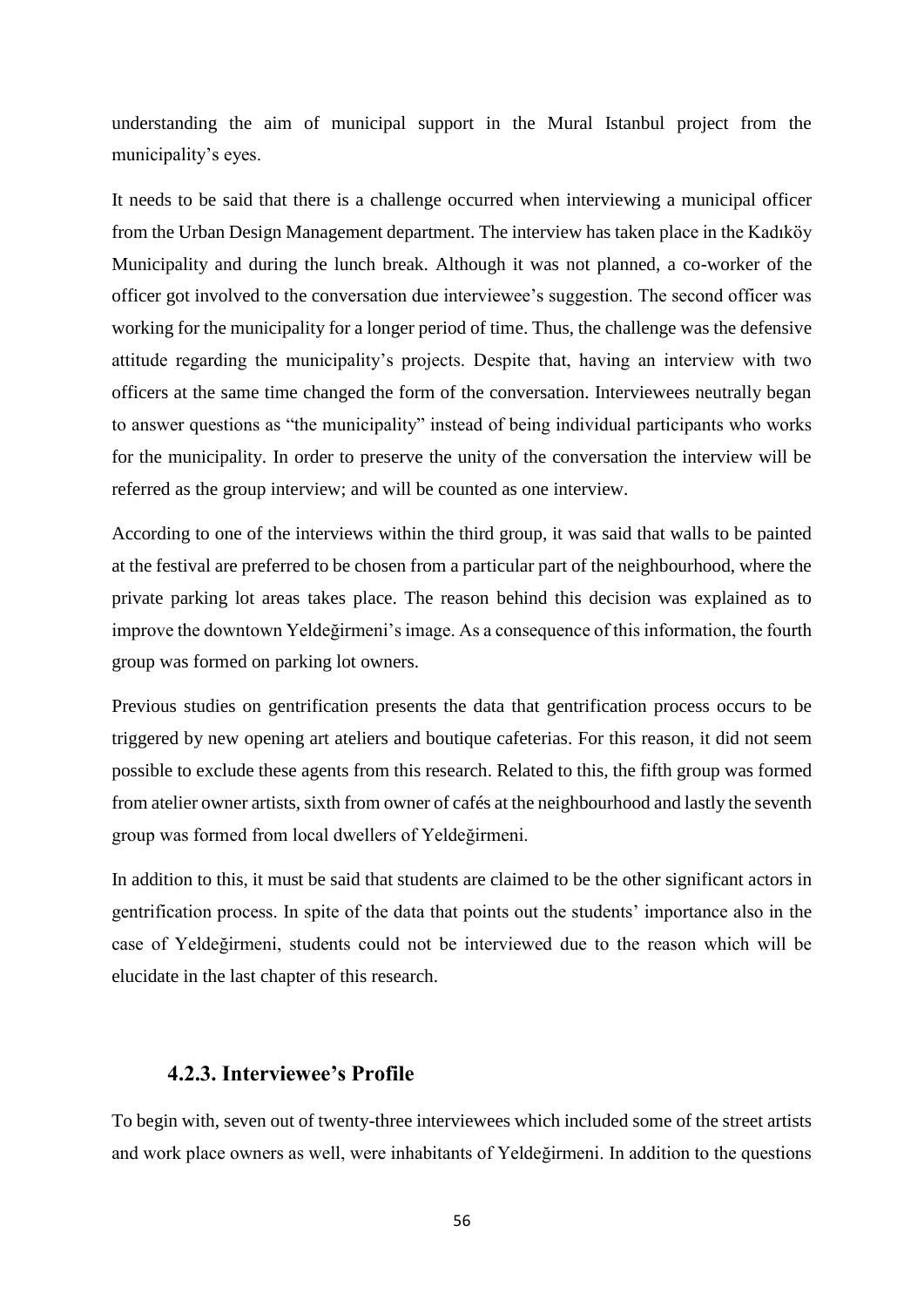understanding the aim of municipal support in the Mural Istanbul project from the municipality's eyes.

It needs to be said that there is a challenge occurred when interviewing a municipal officer from the Urban Design Management department. The interview has taken place in the Kadıköy Municipality and during the lunch break. Although it was not planned, a co-worker of the officer got involved to the conversation due interviewee's suggestion. The second officer was working for the municipality for a longer period of time. Thus, the challenge was the defensive attitude regarding the municipality's projects. Despite that, having an interview with two officers at the same time changed the form of the conversation. Interviewees neutrally began to answer questions as "the municipality" instead of being individual participants who works for the municipality. In order to preserve the unity of the conversation the interview will be referred as the group interview; and will be counted as one interview.

According to one of the interviews within the third group, it was said that walls to be painted at the festival are preferred to be chosen from a particular part of the neighbourhood, where the private parking lot areas takes place. The reason behind this decision was explained as to improve the downtown Yeldeğirmeni's image. As a consequence of this information, the fourth group was formed on parking lot owners.

Previous studies on gentrification presents the data that gentrification process occurs to be triggered by new opening art ateliers and boutique cafeterias. For this reason, it did not seem possible to exclude these agents from this research. Related to this, the fifth group was formed from atelier owner artists, sixth from owner of cafés at the neighbourhood and lastly the seventh group was formed from local dwellers of Yeldeğirmeni.

In addition to this, it must be said that students are claimed to be the other significant actors in gentrification process. In spite of the data that points out the students' importance also in the case of Yeldeğirmeni, students could not be interviewed due to the reason which will be elucidate in the last chapter of this research.

### 4.2.3. Interviewee's Profile

To begin with, seven out of twenty-three interviewees which included some of the street artists and work place owners as well, were inhabitants of Yeldeğirmeni. In addition to the questions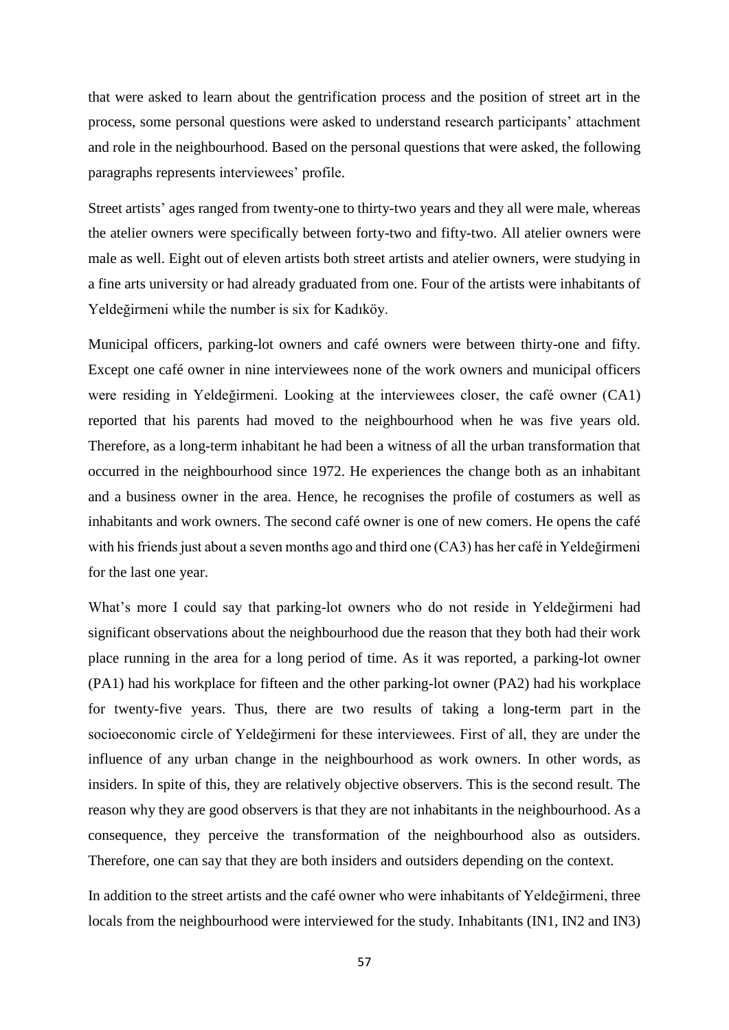that were asked to learn about the gentrification process and the position of street art in the process, some personal questions were asked to understand research participants' attachment and role in the neighbourhood. Based on the personal questions that were asked, the following paragraphs represents interviewees' profile.

Street artists' ages ranged from twenty-one to thirty-two years and they all were male, whereas the atelier owners were specifically between forty-two and fifty-two. All atelier owners were male as well. Eight out of eleven artists both street artists and atelier owners, were studying in a fine arts university or had already graduated from one. Four of the artists were inhabitants of Yeldeğirmeni while the number is six for Kadıköy.

Municipal officers, parking-lot owners and café owners were between thirty-one and fifty. Except one café owner in nine interviewees none of the work owners and municipal officers were residing in Yeldeğirmeni. Looking at the interviewees closer, the café owner (CA1) reported that his parents had moved to the neighbourhood when he was five years old. Therefore, as a long-term inhabitant he had been a witness of all the urban transformation that occurred in the neighbourhood since 1972. He experiences the change both as an inhabitant and a business owner in the area. Hence, he recognises the profile of costumers as well as inhabitants and work owners. The second café owner is one of new comers. He opens the café with his friends just about a seven months ago and third one (CA3) has her café in Yeldeğirmeni for the last one year.

What's more I could say that parking-lot owners who do not reside in Yeldeğirmeni had significant observations about the neighbourhood due the reason that they both had their work place running in the area for a long period of time. As it was reported, a parking-lot owner (PA1) had his workplace for fifteen and the other parking-lot owner (PA2) had his workplace for twenty-five years. Thus, there are two results of taking a long-term part in the socioeconomic circle of Yeldeğirmeni for these interviewees. First of all, they are under the influence of any urban change in the neighbourhood as work owners. In other words, as insiders. In spite of this, they are relatively objective observers. This is the second result. The reason why they are good observers is that they are not inhabitants in the neighbourhood. As a consequence, they perceive the transformation of the neighbourhood also as outsiders. Therefore, one can say that they are both insiders and outsiders depending on the context.

In addition to the street artists and the café owner who were inhabitants of Yeldeğirmeni, three locals from the neighbourhood were interviewed for the study. Inhabitants (IN1, IN2 and IN3)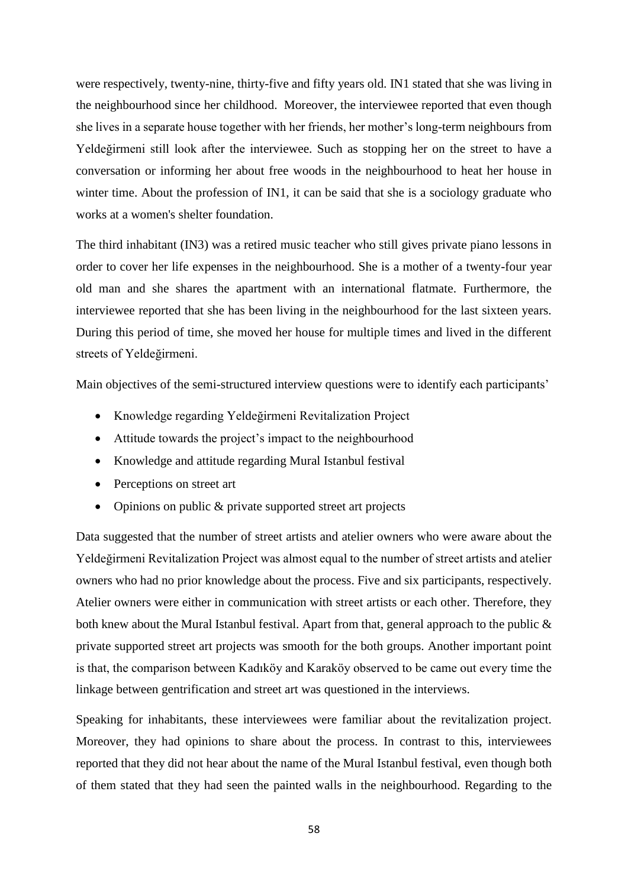were respectively, twenty-nine, thirty-five and fifty years old. IN1 stated that she was living in the neighbourhood since her childhood. Moreover, the interviewee reported that even though she lives in a separate house together with her friends, her mother's long-term neighbours from Yeldeğirmeni still look after the interviewee. Such as stopping her on the street to have a conversation or informing her about free woods in the neighbourhood to heat her house in winter time. About the profession of IN1, it can be said that she is a sociology graduate who works at a women's shelter foundation.

The third inhabitant (IN3) was a retired music teacher who still gives private piano lessons in order to cover her life expenses in the neighbourhood. She is a mother of a twenty-four year old man and she shares the apartment with an international flatmate. Furthermore, the interviewee reported that she has been living in the neighbourhood for the last sixteen years. During this period of time, she moved her house for multiple times and lived in the different streets of Yeldeğirmeni.

Main objectives of the semi-structured interview questions were to identify each participants'

- Knowledge regarding Yeldeğirmeni Revitalization Project
- Attitude towards the project's impact to the neighbourhood
- Knowledge and attitude regarding Mural Istanbul festival
- Perceptions on street art
- Opinions on public & private supported street art projects

Data suggested that the number of street artists and atelier owners who were aware about the Yeldeğirmeni Revitalization Project was almost equal to the number of street artists and atelier owners who had no prior knowledge about the process. Five and six participants, respectively. Atelier owners were either in communication with street artists or each other. Therefore, they both knew about the Mural Istanbul festival. Apart from that, general approach to the public & private supported street art projects was smooth for the both groups. Another important point is that, the comparison between Kadıköy and Karaköy observed to be came out every time the linkage between gentrification and street art was questioned in the interviews.

Speaking for inhabitants, these interviewees were familiar about the revitalization project. Moreover, they had opinions to share about the process. In contrast to this, interviewees reported that they did not hear about the name of the Mural Istanbul festival, even though both of them stated that they had seen the painted walls in the neighbourhood. Regarding to the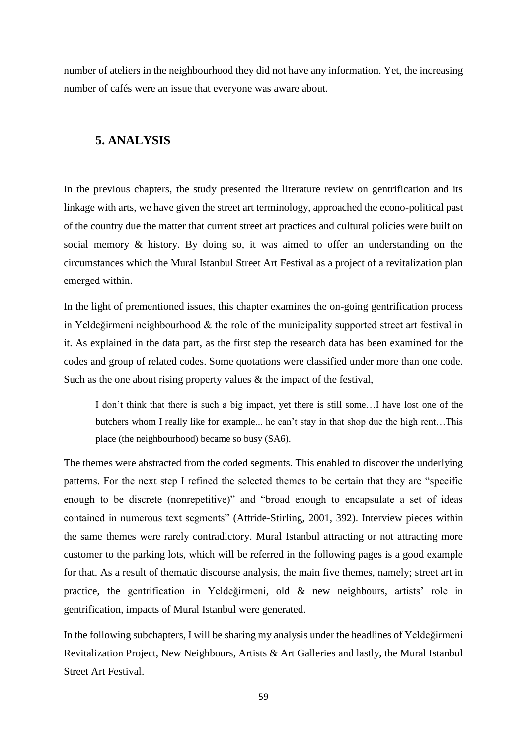number of ateliers in the neighbourhood they did not have any information. Yet, the increasing number of cafés were an issue that everyone was aware about.

# 5. ANALYSIS

In the previous chapters, the study presented the literature review on gentrification and its linkage with arts, we have given the street art terminology, approached the econo-political past of the country due the matter that current street art practices and cultural policies were built on social memory & history. By doing so, it was aimed to offer an understanding on the circumstances which the Mural Istanbul Street Art Festival as a project of a revitalization plan emerged within.

In the light of prementioned issues, this chapter examines the on-going gentrification process in Yeldeğirmeni neighbourhood & the role of the municipality supported street art festival in it. As explained in the data part, as the first step the research data has been examined for the codes and group of related codes. Some quotations were classified under more than one code. Such as the one about rising property values & the impact of the festival,

> I don't think that there is such a big impact, yet there is still some…I have lost one of the butchers whom I really like for example... he can't stay in that shop due the high rent…This place (the neighbourhood) became so busy (SA6).

The themes were abstracted from the coded segments. This enabled to discover the underlying patterns. For the next step I refined the selected themes to be certain that they are "specific enough to be discrete (nonrepetitive)" and "broad enough to encapsulate a set of ideas contained in numerous text segments" (Attride-Stirling, 2001, 392). Interview pieces within the same themes were rarely contradictory. Mural Istanbul attracting or not attracting more customer to the parking lots, which will be referred in the following pages is a good example for that. As a result of thematic discourse analysis, the main five themes, namely; street art in practice, the gentrification in Yeldeğirmeni, old & new neighbours, artists' role in gentrification, impacts of Mural Istanbul were generated.

In the following subchapters, I will be sharing my analysis under the headlines of Yeldeğirmeni Revitalization Project, New Neighbours, Artists & Art Galleries and lastly, the Mural Istanbul Street Art Festival.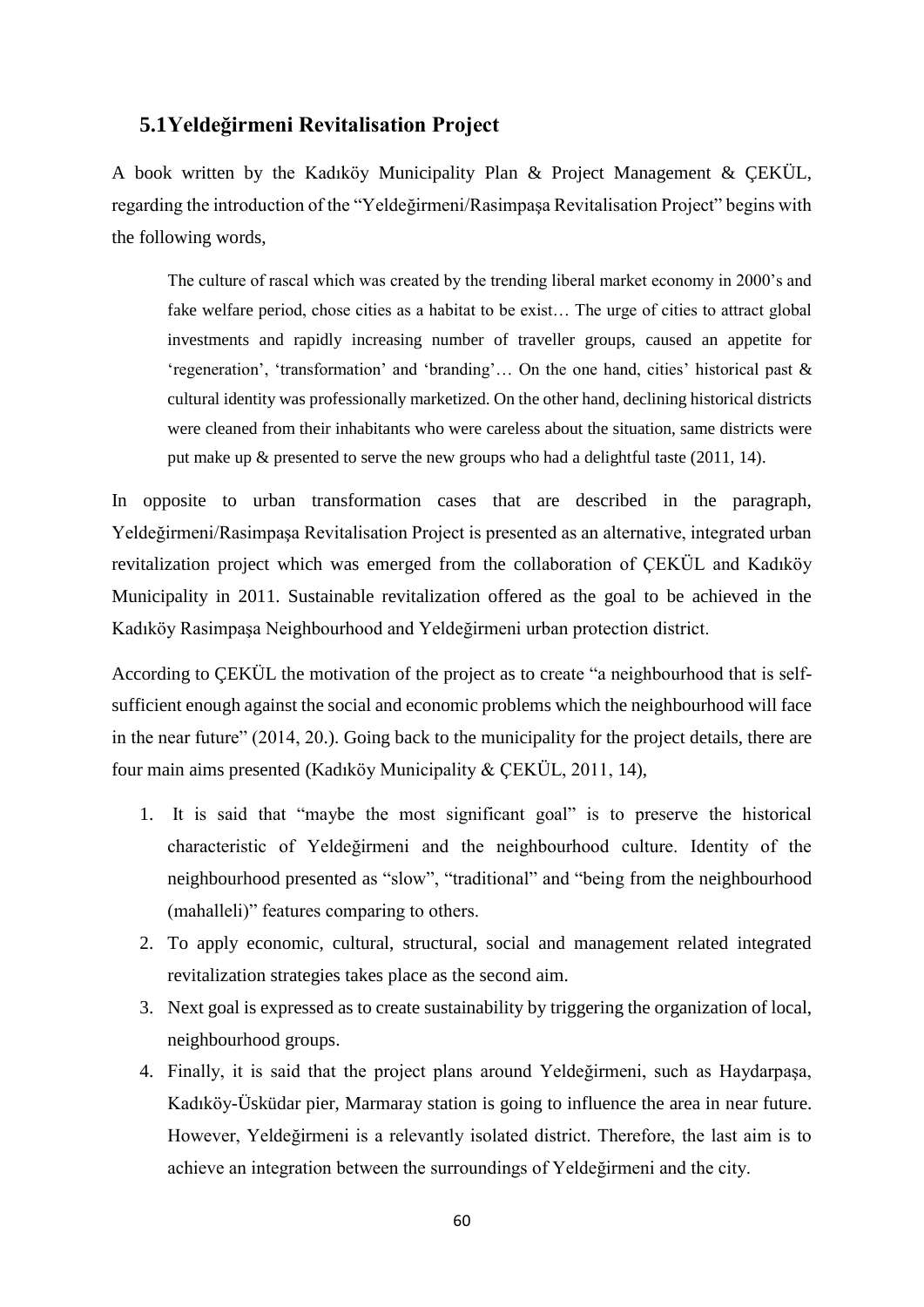## 5.1 Yeldeğirmeni Revitalisation Project

A book written by the Kadıköy Municipality Plan & Project Management & ÇEKÜL, regarding the introduction of the "Yeldeğirmeni/Rasimpaşa Revitalisation Project" begins with the following words,

> The culture of rascal which was created by the trending liberal market economy in 2000's and fake welfare period, chose cities as a habitat to be exist… The urge of cities to attract global investments and rapidly increasing number of traveller groups, caused an appetite for 'regeneration', 'transformation' and 'branding'… On the one hand, cities' historical past & cultural identity was professionally marketized. On the other hand, declining historical districts were cleaned from their inhabitants who were careless about the situation, same districts were put make up & presented to serve the new groups who had a delightful taste (2011, 14).

In opposite to urban transformation cases that are described in the paragraph, Yeldeğirmeni/Rasimpaşa Revitalisation Project is presented as an alternative, integrated urban revitalization project which was emerged from the collaboration of ÇEKÜL and Kadıköy Municipality in 2011. Sustainable revitalization offered as the goal to be achieved in the Kadıköy Rasimpaşa Neighbourhood and Yeldeğirmeni urban protection district.

According to ÇEKÜL the motivation of the project as to create "a neighbourhood that is self-sufficient enough against the social and economic problems which the neighbourhood will face in the near future" (2014, 20.). Going back to the municipality for the project details, there are four main aims presented (Kadıköy Municipality & ÇEKÜL, 2011, 14),

1. It is said that "maybe the most significant goal" is to preserve the historical characteristic of Yeldeğirmeni and the neighbourhood culture. Identity of the neighbourhood presented as "slow", "traditional" and "being from the neighbourhood (mahalleli)" features comparing to others.
2. To apply economic, cultural, structural, social and management related integrated revitalization strategies takes place as the second aim.
3. Next goal is expressed as to create sustainability by triggering the organization of local, neighbourhood groups.
4. Finally, it is said that the project plans around Yeldeğirmeni, such as Haydarpaşa, Kadıköy-Üsküdar pier, Marmaray station is going to influence the area in near future. However, Yeldeğirmeni is a relevantly isolated district. Therefore, the last aim is to achieve an integration between the surroundings of Yeldeğirmeni and the city.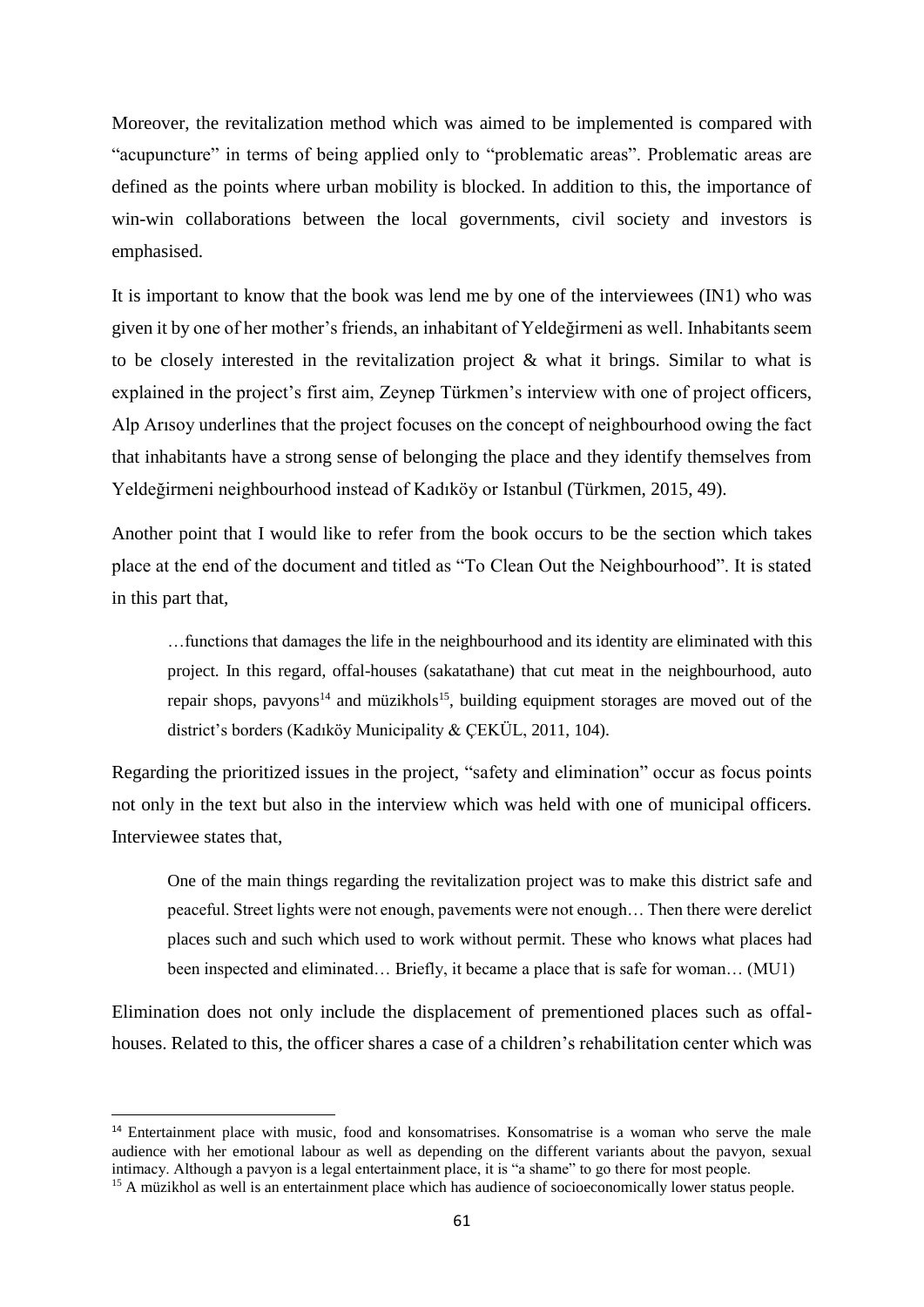Moreover, the revitalization method which was aimed to be implemented is compared with "acupuncture" in terms of being applied only to "problematic areas". Problematic areas are defined as the points where urban mobility is blocked. In addition to this, the importance of win-win collaborations between the local governments, civil society and investors is emphasised.

It is important to know that the book was lend me by one of the interviewees (IN1) who was given it by one of her mother's friends, an inhabitant of Yeldeğirmeni as well. Inhabitants seem to be closely interested in the revitalization project & what it brings. Similar to what is explained in the project's first aim, Zeynep Türkmen's interview with one of project officers, Alp Arısoy underlines that the project focuses on the concept of neighbourhood owing the fact that inhabitants have a strong sense of belonging the place and they identify themselves from Yeldeğirmeni neighbourhood instead of Kadıköy or Istanbul (Türkmen, 2015, 49).

Another point that I would like to refer from the book occurs to be the section which takes place at the end of the document and titled as "To Clean Out the Neighbourhood". It is stated in this part that,

> …functions that damages the life in the neighbourhood and its identity are eliminated with this project. In this regard, offal-houses (sakatathane) that cut meat in the neighbourhood, auto repair shops, pavyons[14] and müzikhols[15], building equipment storages are moved out of the district's borders (Kadıköy Municipality & ÇEKÜL, 2011, 104).

Regarding the prioritized issues in the project, "safety and elimination" occur as focus points not only in the text but also in the interview which was held with one of municipal officers. Interviewee states that,

> One of the main things regarding the revitalization project was to make this district safe and peaceful. Street lights were not enough, pavements were not enough… Then there were derelict places such and such which used to work without permit. These who knows what places had been inspected and eliminated… Briefly, it became a place that is safe for woman… (MU1)

Elimination does not only include the displacement of prementioned places such as offal-houses. Related to this, the officer shares a case of a children's rehabilitation center which was

---

[14] Entertainment place with music, food and konsomatrises. Konsomatrise is a woman who serve the male audience with her emotional labour as well as depending on the different variants about the pavyon, sexual intimacy. Although a pavyon is a legal entertainment place, it is "a shame" to go there for most people.

[15] A müzikhol as well is an entertainment place which has audience of socioeconomically lower status people.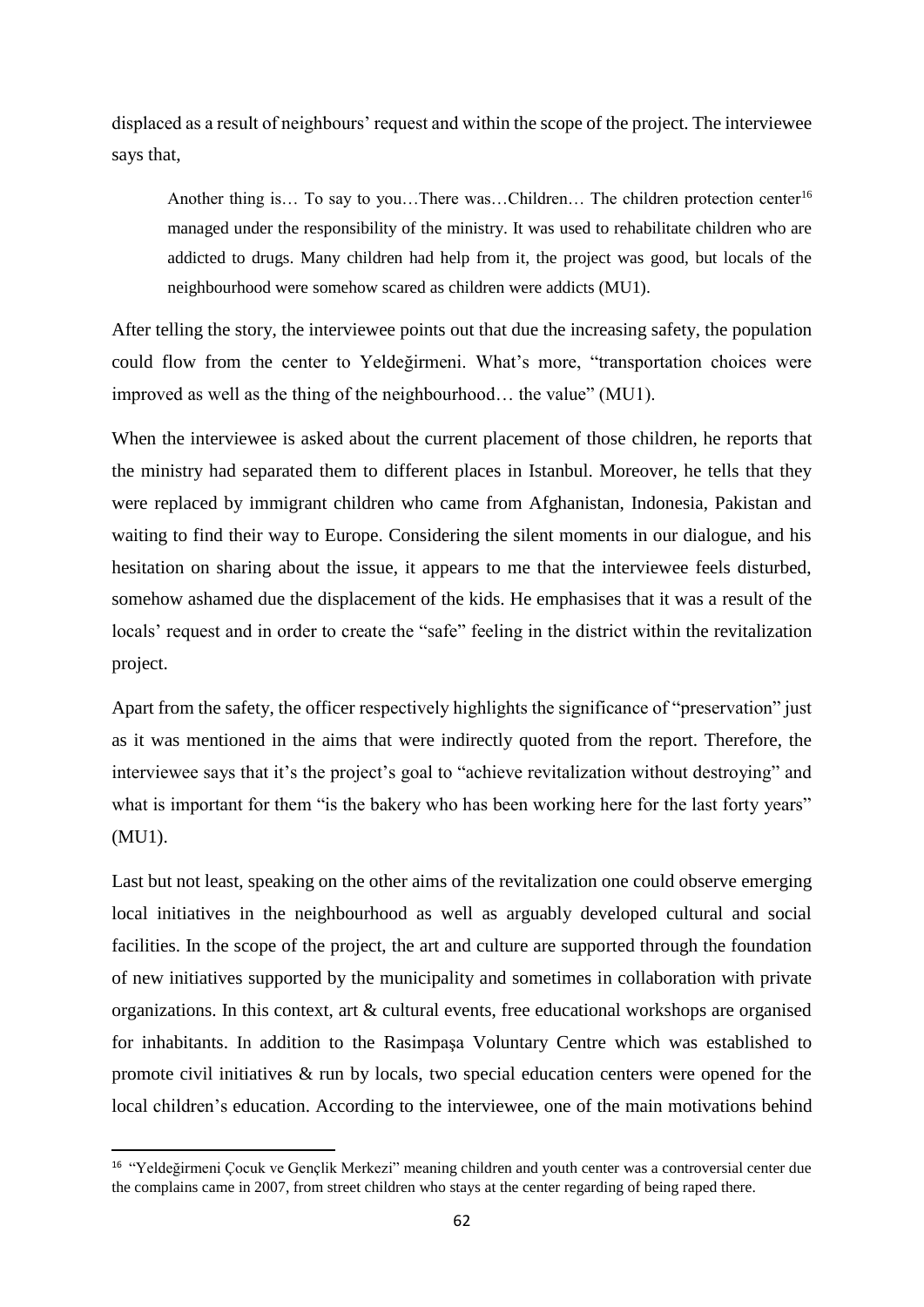displaced as a result of neighbours' request and within the scope of the project. The interviewee says that,

> Another thing is… To say to you…There was…Children… The children protection center[16] managed under the responsibility of the ministry. It was used to rehabilitate children who are addicted to drugs. Many children had help from it, the project was good, but locals of the neighbourhood were somehow scared as children were addicts (MU1).

After telling the story, the interviewee points out that due the increasing safety, the population could flow from the center to Yeldeğirmeni. What's more, "transportation choices were improved as well as the thing of the neighbourhood… the value" (MU1).

When the interviewee is asked about the current placement of those children, he reports that the ministry had separated them to different places in Istanbul. Moreover, he tells that they were replaced by immigrant children who came from Afghanistan, Indonesia, Pakistan and waiting to find their way to Europe. Considering the silent moments in our dialogue, and his hesitation on sharing about the issue, it appears to me that the interviewee feels disturbed, somehow ashamed due the displacement of the kids. He emphasises that it was a result of the locals' request and in order to create the "safe" feeling in the district within the revitalization project.

Apart from the safety, the officer respectively highlights the significance of "preservation" just as it was mentioned in the aims that were indirectly quoted from the report. Therefore, the interviewee says that it's the project's goal to "achieve revitalization without destroying" and what is important for them "is the bakery who has been working here for the last forty years" (MU1).

Last but not least, speaking on the other aims of the revitalization one could observe emerging local initiatives in the neighbourhood as well as arguably developed cultural and social facilities. In the scope of the project, the art and culture are supported through the foundation of new initiatives supported by the municipality and sometimes in collaboration with private organizations. In this context, art & cultural events, free educational workshops are organised for inhabitants. In addition to the Rasimpaşa Voluntary Centre which was established to promote civil initiatives & run by locals, two special education centers were opened for the local children's education. According to the interviewee, one of the main motivations behind

[16] "Yeldeğirmeni Çocuk ve Gençlik Merkezi" meaning children and youth center was a controversial center due the complains came in 2007, from street children who stays at the center regarding of being raped there.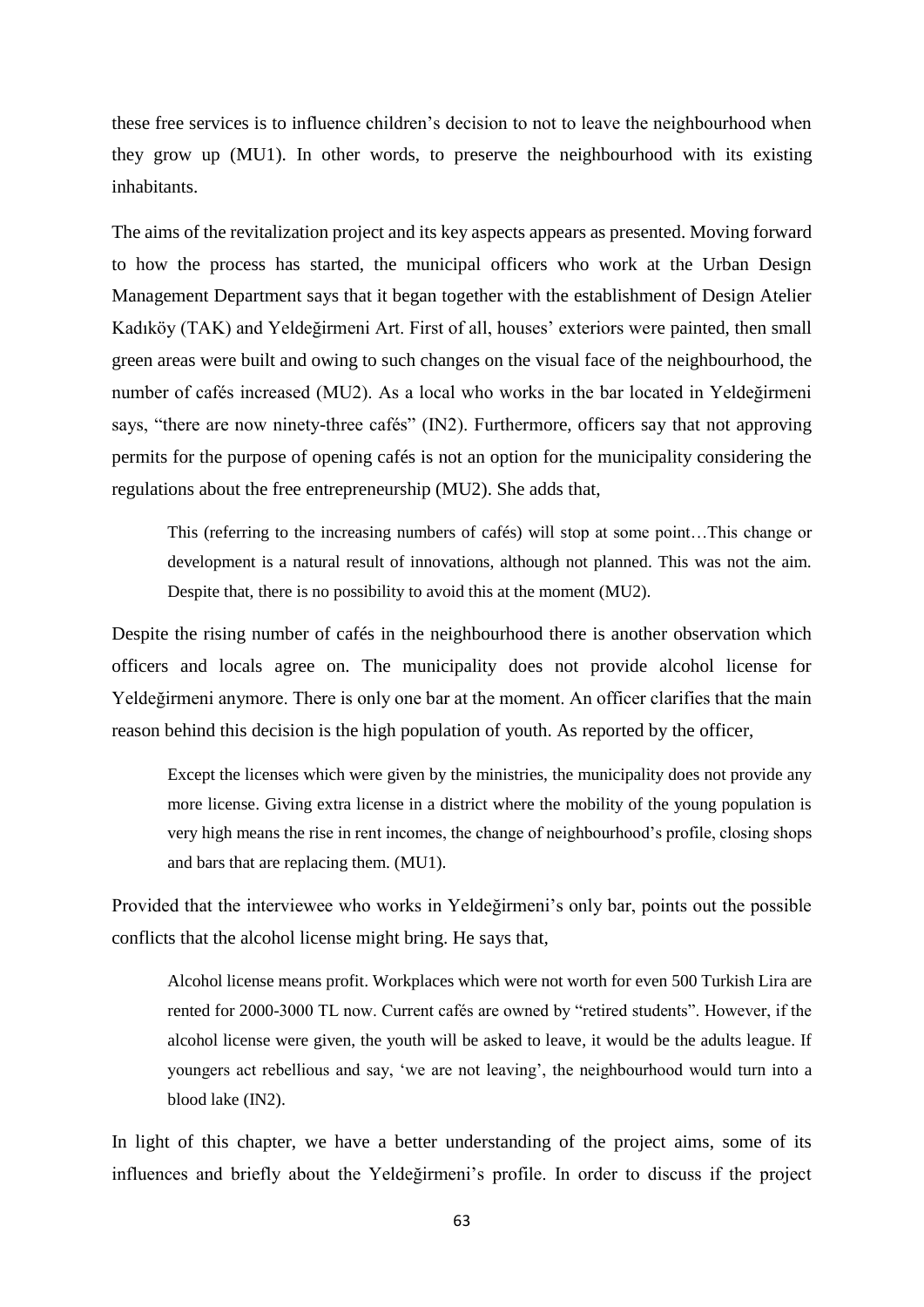these free services is to influence children's decision to not to leave the neighbourhood when they grow up (MU1). In other words, to preserve the neighbourhood with its existing inhabitants.

The aims of the revitalization project and its key aspects appears as presented. Moving forward to how the process has started, the municipal officers who work at the Urban Design Management Department says that it began together with the establishment of Design Atelier Kadıköy (TAK) and Yeldeğirmeni Art. First of all, houses' exteriors were painted, then small green areas were built and owing to such changes on the visual face of the neighbourhood, the number of cafés increased (MU2). As a local who works in the bar located in Yeldeğirmeni says, "there are now ninety-three cafés" (IN2). Furthermore, officers say that not approving permits for the purpose of opening cafés is not an option for the municipality considering the regulations about the free entrepreneurship (MU2). She adds that,

> This (referring to the increasing numbers of cafés) will stop at some point…This change or development is a natural result of innovations, although not planned. This was not the aim. Despite that, there is no possibility to avoid this at the moment (MU2).

Despite the rising number of cafés in the neighbourhood there is another observation which officers and locals agree on. The municipality does not provide alcohol license for Yeldeğirmeni anymore. There is only one bar at the moment. An officer clarifies that the main reason behind this decision is the high population of youth. As reported by the officer,

> Except the licenses which were given by the ministries, the municipality does not provide any more license. Giving extra license in a district where the mobility of the young population is very high means the rise in rent incomes, the change of neighbourhood's profile, closing shops and bars that are replacing them. (MU1).

Provided that the interviewee who works in Yeldeğirmeni's only bar, points out the possible conflicts that the alcohol license might bring. He says that,

> Alcohol license means profit. Workplaces which were not worth for even 500 Turkish Lira are rented for 2000-3000 TL now. Current cafés are owned by "retired students". However, if the alcohol license were given, the youth will be asked to leave, it would be the adults league. If youngers act rebellious and say, 'we are not leaving', the neighbourhood would turn into a blood lake (IN2).

In light of this chapter, we have a better understanding of the project aims, some of its influences and briefly about the Yeldeğirmeni's profile. In order to discuss if the project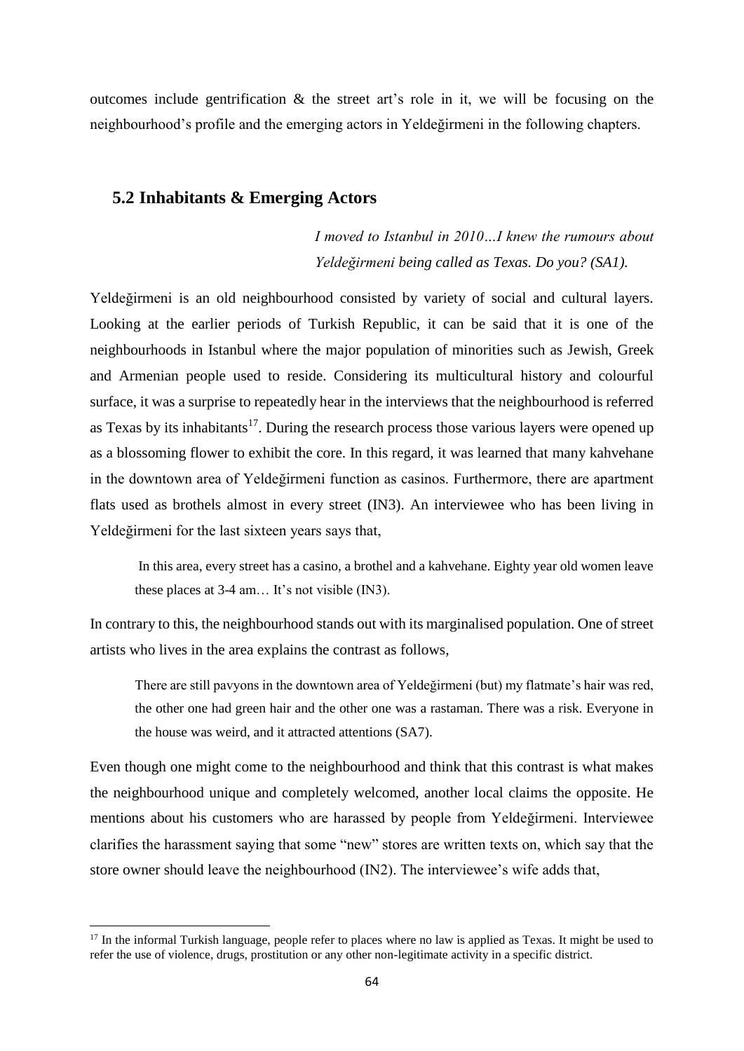outcomes include gentrification & the street art's role in it, we will be focusing on the neighbourhood's profile and the emerging actors in Yeldeğirmeni in the following chapters.

## 5.2 Inhabitants & Emerging Actors

> *I moved to Istanbul in 2010…I knew the rumours about Yeldeğirmeni being called as Texas. Do you? (SA1).*

Yeldeğirmeni is an old neighbourhood consisted by variety of social and cultural layers. Looking at the earlier periods of Turkish Republic, it can be said that it is one of the neighbourhoods in Istanbul where the major population of minorities such as Jewish, Greek and Armenian people used to reside. Considering its multicultural history and colourful surface, it was a surprise to repeatedly hear in the interviews that the neighbourhood is referred as Texas by its inhabitants[17]. During the research process those various layers were opened up as a blossoming flower to exhibit the core. In this regard, it was learned that many kahvehane in the downtown area of Yeldeğirmeni function as casinos. Furthermore, there are apartment flats used as brothels almost in every street (IN3). An interviewee who has been living in Yeldeğirmeni for the last sixteen years says that,

> In this area, every street has a casino, a brothel and a kahvehane. Eighty year old women leave these places at 3-4 am… It's not visible (IN3).

In contrary to this, the neighbourhood stands out with its marginalised population. One of street artists who lives in the area explains the contrast as follows,

> There are still pavyons in the downtown area of Yeldeğirmeni (but) my flatmate's hair was red, the other one had green hair and the other one was a rastaman. There was a risk. Everyone in the house was weird, and it attracted attentions (SA7).

Even though one might come to the neighbourhood and think that this contrast is what makes the neighbourhood unique and completely welcomed, another local claims the opposite. He mentions about his customers who are harassed by people from Yeldeğirmeni. Interviewee clarifies the harassment saying that some "new" stores are written texts on, which say that the store owner should leave the neighbourhood (IN2). The interviewee's wife adds that,

---

[17] In the informal Turkish language, people refer to places where no law is applied as Texas. It might be used to refer the use of violence, drugs, prostitution or any other non-legitimate activity in a specific district.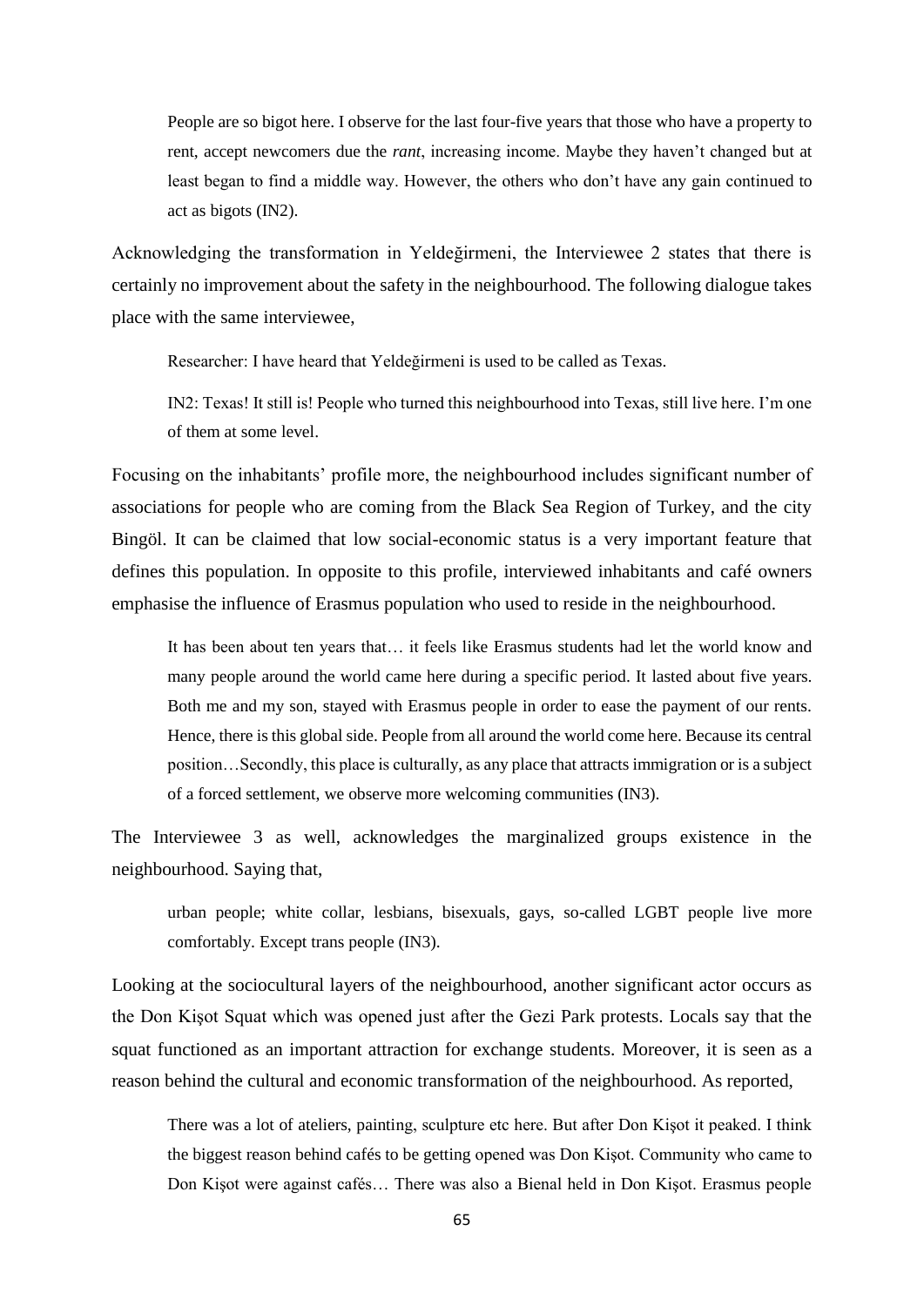> People are so bigot here. I observe for the last four-five years that those who have a property to rent, accept newcomers due the *rant*, increasing income. Maybe they haven't changed but at least began to find a middle way. However, the others who don't have any gain continued to act as bigots (IN2).

Acknowledging the transformation in Yeldeğirmeni, the Interviewee 2 states that there is certainly no improvement about the safety in the neighbourhood. The following dialogue takes place with the same interviewee,

> Researcher: I have heard that Yeldeğirmeni is used to be called as Texas.
>
> IN2: Texas! It still is! People who turned this neighbourhood into Texas, still live here. I'm one of them at some level.

Focusing on the inhabitants' profile more, the neighbourhood includes significant number of associations for people who are coming from the Black Sea Region of Turkey, and the city Bingöl. It can be claimed that low social-economic status is a very important feature that defines this population. In opposite to this profile, interviewed inhabitants and café owners emphasise the influence of Erasmus population who used to reside in the neighbourhood.

> It has been about ten years that… it feels like Erasmus students had let the world know and many people around the world came here during a specific period. It lasted about five years. Both me and my son, stayed with Erasmus people in order to ease the payment of our rents. Hence, there is this global side. People from all around the world come here. Because its central position…Secondly, this place is culturally, as any place that attracts immigration or is a subject of a forced settlement, we observe more welcoming communities (IN3).

The Interviewee 3 as well, acknowledges the marginalized groups existence in the neighbourhood. Saying that,

> urban people; white collar, lesbians, bisexuals, gays, so-called LGBT people live more comfortably. Except trans people (IN3).

Looking at the sociocultural layers of the neighbourhood, another significant actor occurs as the Don Kişot Squat which was opened just after the Gezi Park protests. Locals say that the squat functioned as an important attraction for exchange students. Moreover, it is seen as a reason behind the cultural and economic transformation of the neighbourhood. As reported,

> There was a lot of ateliers, painting, sculpture etc here. But after Don Kişot it peaked. I think the biggest reason behind cafés to be getting opened was Don Kişot. Community who came to Don Kişot were against cafés… There was also a Bienal held in Don Kişot. Erasmus people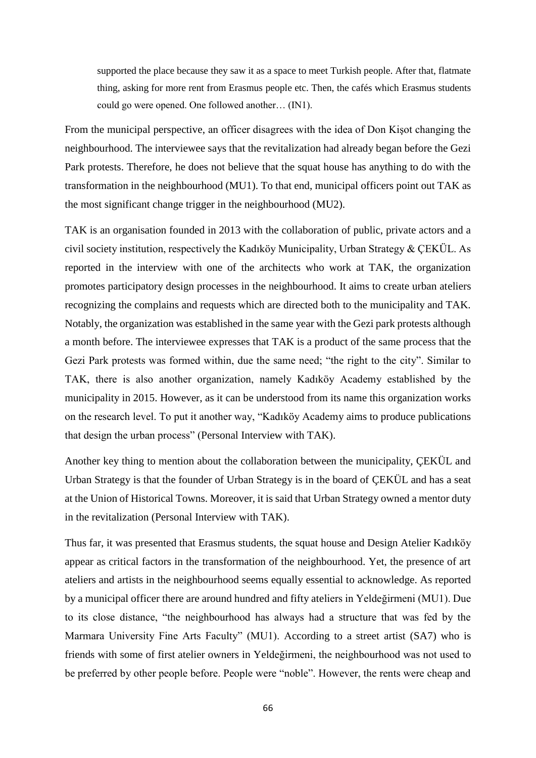> supported the place because they saw it as a space to meet Turkish people. After that, flatmate thing, asking for more rent from Erasmus people etc. Then, the cafés which Erasmus students could go were opened. One followed another… (IN1).

From the municipal perspective, an officer disagrees with the idea of Don Kişot changing the neighbourhood. The interviewee says that the revitalization had already began before the Gezi Park protests. Therefore, he does not believe that the squat house has anything to do with the transformation in the neighbourhood (MU1). To that end, municipal officers point out TAK as the most significant change trigger in the neighbourhood (MU2).

TAK is an organisation founded in 2013 with the collaboration of public, private actors and a civil society institution, respectively the Kadıköy Municipality, Urban Strategy & ÇEKÜL. As reported in the interview with one of the architects who work at TAK, the organization promotes participatory design processes in the neighbourhood. It aims to create urban ateliers recognizing the complains and requests which are directed both to the municipality and TAK. Notably, the organization was established in the same year with the Gezi park protests although a month before. The interviewee expresses that TAK is a product of the same process that the Gezi Park protests was formed within, due the same need; "the right to the city". Similar to TAK, there is also another organization, namely Kadıköy Academy established by the municipality in 2015. However, as it can be understood from its name this organization works on the research level. To put it another way, "Kadıköy Academy aims to produce publications that design the urban process" (Personal Interview with TAK).

Another key thing to mention about the collaboration between the municipality, ÇEKÜL and Urban Strategy is that the founder of Urban Strategy is in the board of ÇEKÜL and has a seat at the Union of Historical Towns. Moreover, it is said that Urban Strategy owned a mentor duty in the revitalization (Personal Interview with TAK).

Thus far, it was presented that Erasmus students, the squat house and Design Atelier Kadıköy appear as critical factors in the transformation of the neighbourhood. Yet, the presence of art ateliers and artists in the neighbourhood seems equally essential to acknowledge. As reported by a municipal officer there are around hundred and fifty ateliers in Yeldeğirmeni (MU1). Due to its close distance, "the neighbourhood has always had a structure that was fed by the Marmara University Fine Arts Faculty" (MU1). According to a street artist (SA7) who is friends with some of first atelier owners in Yeldeğirmeni, the neighbourhood was not used to be preferred by other people before. People were "noble". However, the rents were cheap and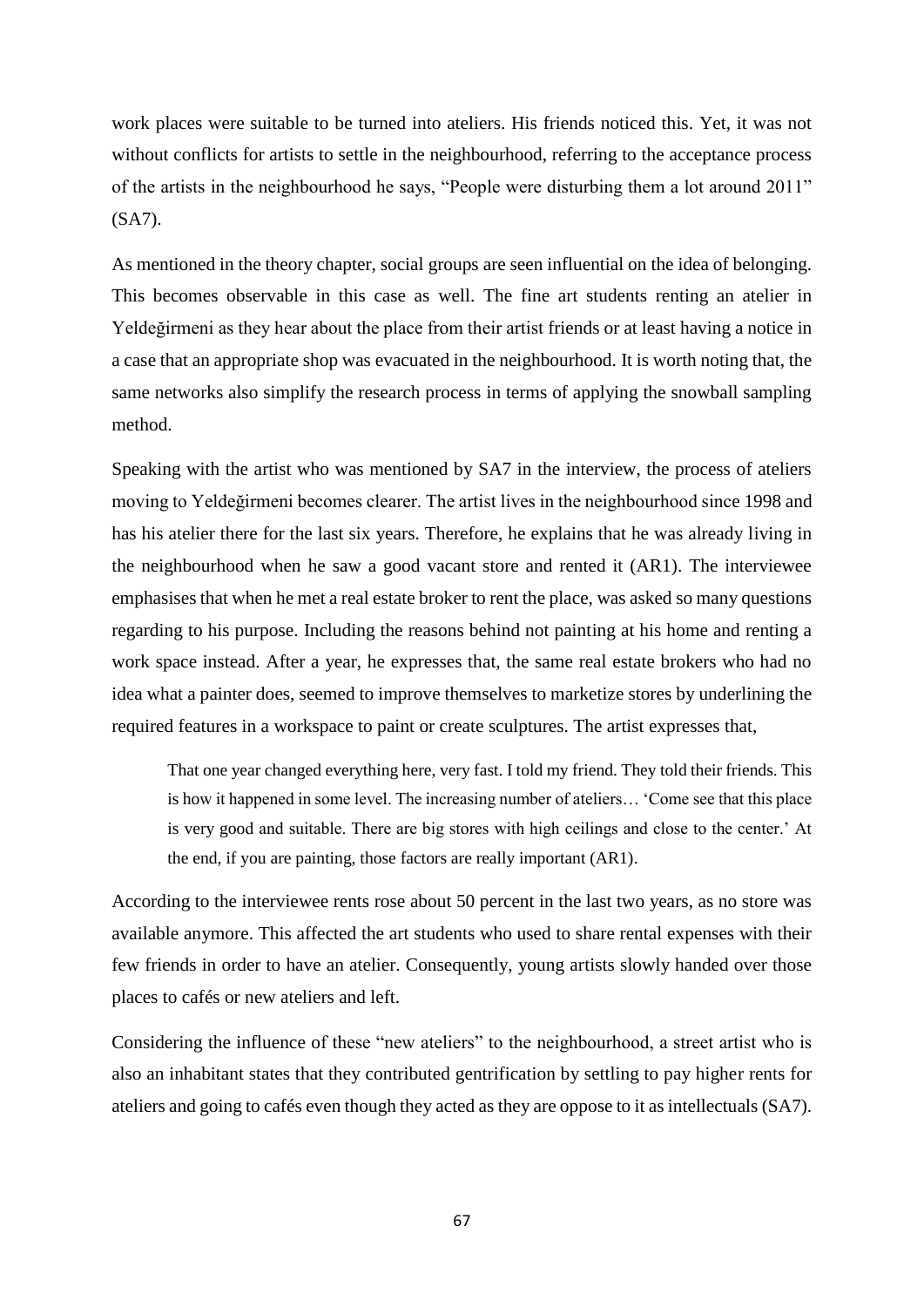work places were suitable to be turned into ateliers. His friends noticed this. Yet, it was not without conflicts for artists to settle in the neighbourhood, referring to the acceptance process of the artists in the neighbourhood he says, "People were disturbing them a lot around 2011" (SA7).

As mentioned in the theory chapter, social groups are seen influential on the idea of belonging. This becomes observable in this case as well. The fine art students renting an atelier in Yeldeğirmeni as they hear about the place from their artist friends or at least having a notice in a case that an appropriate shop was evacuated in the neighbourhood. It is worth noting that, the same networks also simplify the research process in terms of applying the snowball sampling method.

Speaking with the artist who was mentioned by SA7 in the interview, the process of ateliers moving to Yeldeğirmeni becomes clearer. The artist lives in the neighbourhood since 1998 and has his atelier there for the last six years. Therefore, he explains that he was already living in the neighbourhood when he saw a good vacant store and rented it (AR1). The interviewee emphasises that when he met a real estate broker to rent the place, was asked so many questions regarding to his purpose. Including the reasons behind not painting at his home and renting a work space instead. After a year, he expresses that, the same real estate brokers who had no idea what a painter does, seemed to improve themselves to marketize stores by underlining the required features in a workspace to paint or create sculptures. The artist expresses that,

> That one year changed everything here, very fast. I told my friend. They told their friends. This is how it happened in some level. The increasing number of ateliers… 'Come see that this place is very good and suitable. There are big stores with high ceilings and close to the center.' At the end, if you are painting, those factors are really important (AR1).

According to the interviewee rents rose about 50 percent in the last two years, as no store was available anymore. This affected the art students who used to share rental expenses with their few friends in order to have an atelier. Consequently, young artists slowly handed over those places to cafés or new ateliers and left.

Considering the influence of these "new ateliers" to the neighbourhood, a street artist who is also an inhabitant states that they contributed gentrification by settling to pay higher rents for ateliers and going to cafés even though they acted as they are oppose to it as intellectuals (SA7).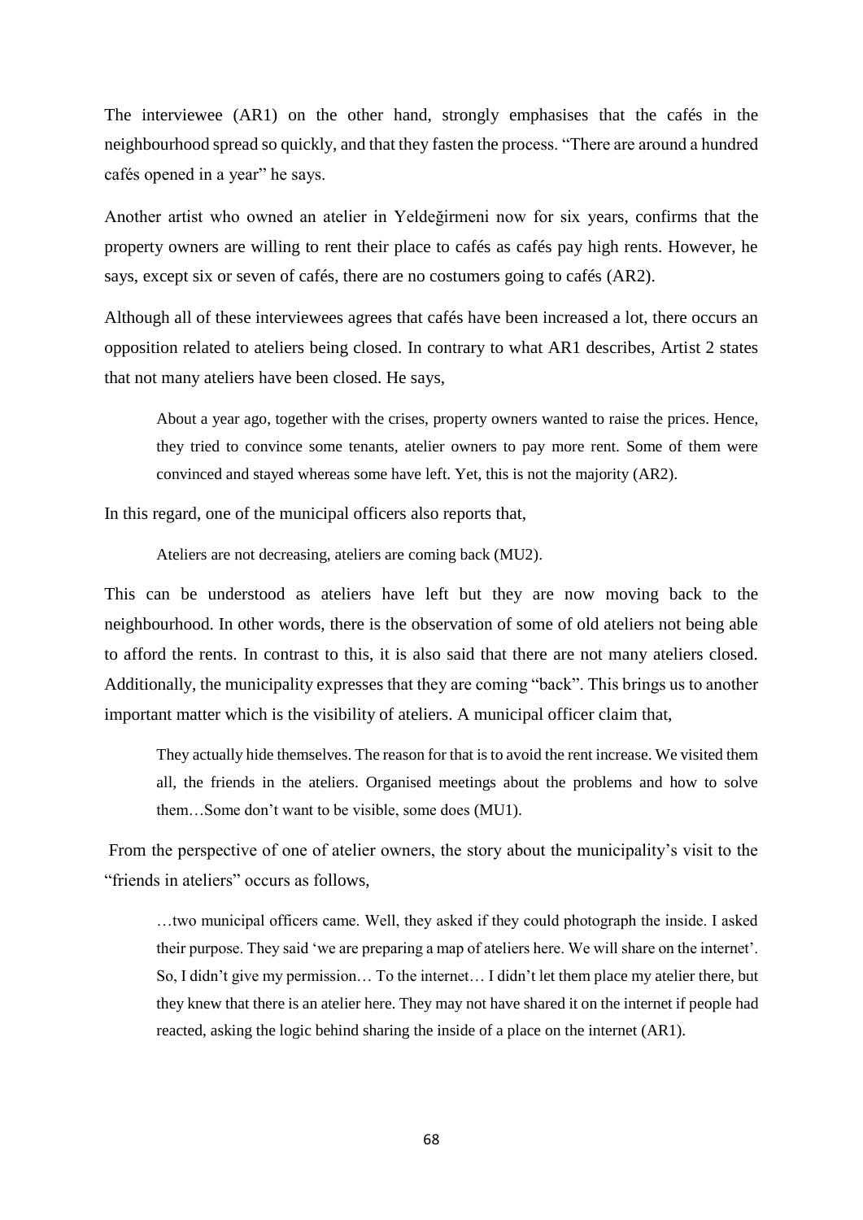The interviewee (AR1) on the other hand, strongly emphasises that the cafés in the neighbourhood spread so quickly, and that they fasten the process. “There are around a hundred cafés opened in a year” he says.

Another artist who owned an atelier in Yeldeğirmeni now for six years, confirms that the property owners are willing to rent their place to cafés as cafés pay high rents. However, he says, except six or seven of cafés, there are no costumers going to cafés (AR2).

Although all of these interviewees agrees that cafés have been increased a lot, there occurs an opposition related to ateliers being closed. In contrary to what AR1 describes, Artist 2 states that not many ateliers have been closed. He says,

> About a year ago, together with the crises, property owners wanted to raise the prices. Hence, they tried to convince some tenants, atelier owners to pay more rent. Some of them were convinced and stayed whereas some have left. Yet, this is not the majority (AR2).

In this regard, one of the municipal officers also reports that,

> Ateliers are not decreasing, ateliers are coming back (MU2).

This can be understood as ateliers have left but they are now moving back to the neighbourhood. In other words, there is the observation of some of old ateliers not being able to afford the rents. In contrast to this, it is also said that there are not many ateliers closed. Additionally, the municipality expresses that they are coming “back”. This brings us to another important matter which is the visibility of ateliers. A municipal officer claim that,

> They actually hide themselves. The reason for that is to avoid the rent increase. We visited them all, the friends in the ateliers. Organised meetings about the problems and how to solve them…Some don’t want to be visible, some does (MU1).

From the perspective of one of atelier owners, the story about the municipality’s visit to the “friends in ateliers” occurs as follows,

> …two municipal officers came. Well, they asked if they could photograph the inside. I asked their purpose. They said ‘we are preparing a map of ateliers here. We will share on the internet’. So, I didn’t give my permission… To the internet… I didn’t let them place my atelier there, but they knew that there is an atelier here. They may not have shared it on the internet if people had reacted, asking the logic behind sharing the inside of a place on the internet (AR1).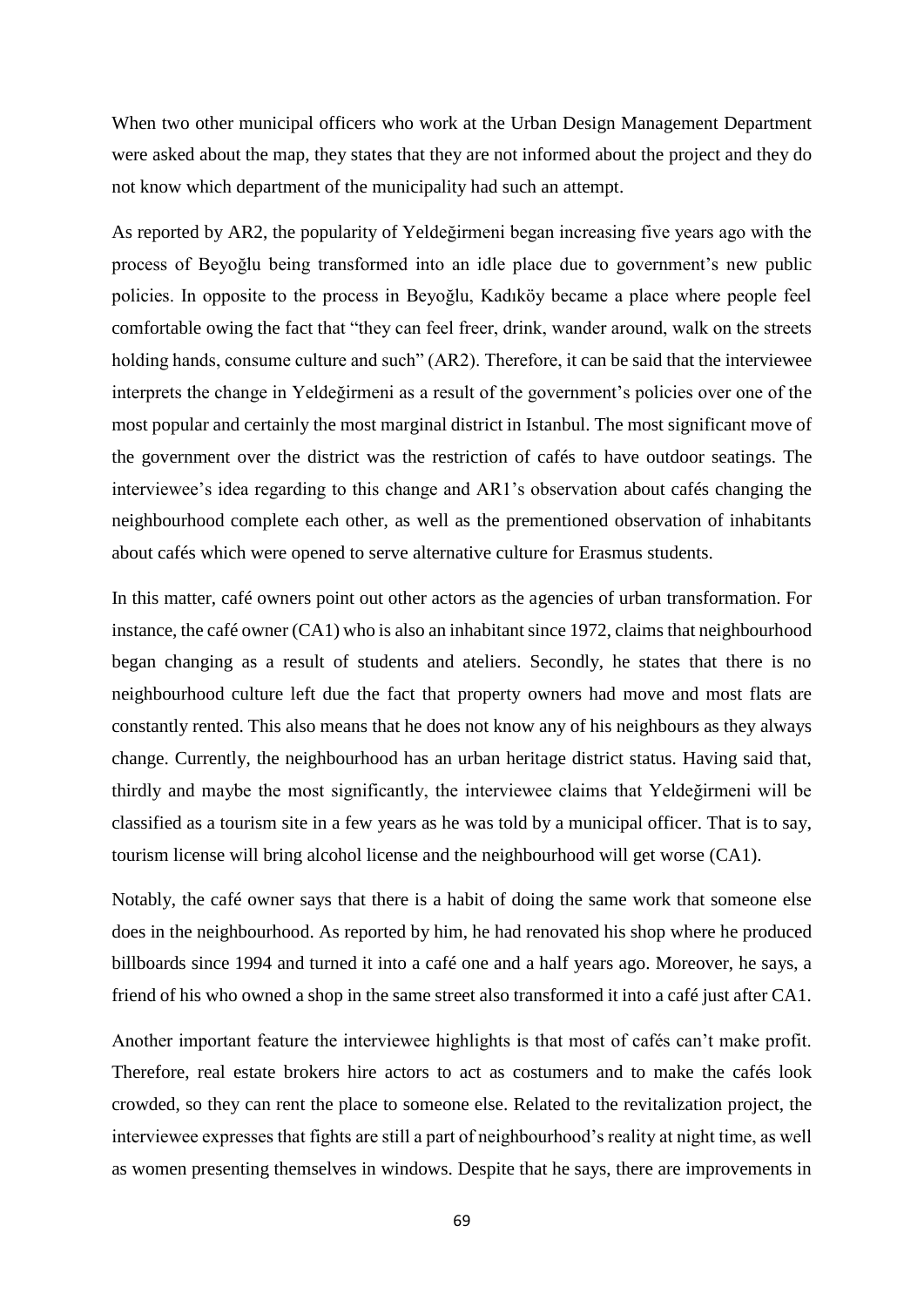When two other municipal officers who work at the Urban Design Management Department were asked about the map, they states that they are not informed about the project and they do not know which department of the municipality had such an attempt.

As reported by AR2, the popularity of Yeldeğirmeni began increasing five years ago with the process of Beyoğlu being transformed into an idle place due to government's new public policies. In opposite to the process in Beyoğlu, Kadıköy became a place where people feel comfortable owing the fact that "they can feel freer, drink, wander around, walk on the streets holding hands, consume culture and such" (AR2). Therefore, it can be said that the interviewee interprets the change in Yeldeğirmeni as a result of the government's policies over one of the most popular and certainly the most marginal district in Istanbul. The most significant move of the government over the district was the restriction of cafés to have outdoor seatings. The interviewee's idea regarding to this change and AR1's observation about cafés changing the neighbourhood complete each other, as well as the prementioned observation of inhabitants about cafés which were opened to serve alternative culture for Erasmus students.

In this matter, café owners point out other actors as the agencies of urban transformation. For instance, the café owner (CA1) who is also an inhabitant since 1972, claims that neighbourhood began changing as a result of students and ateliers. Secondly, he states that there is no neighbourhood culture left due the fact that property owners had move and most flats are constantly rented. This also means that he does not know any of his neighbours as they always change. Currently, the neighbourhood has an urban heritage district status. Having said that, thirdly and maybe the most significantly, the interviewee claims that Yeldeğirmeni will be classified as a tourism site in a few years as he was told by a municipal officer. That is to say, tourism license will bring alcohol license and the neighbourhood will get worse (CA1).

Notably, the café owner says that there is a habit of doing the same work that someone else does in the neighbourhood. As reported by him, he had renovated his shop where he produced billboards since 1994 and turned it into a café one and a half years ago. Moreover, he says, a friend of his who owned a shop in the same street also transformed it into a café just after CA1.

Another important feature the interviewee highlights is that most of cafés can't make profit. Therefore, real estate brokers hire actors to act as costumers and to make the cafés look crowded, so they can rent the place to someone else. Related to the revitalization project, the interviewee expresses that fights are still a part of neighbourhood's reality at night time, as well as women presenting themselves in windows. Despite that he says, there are improvements in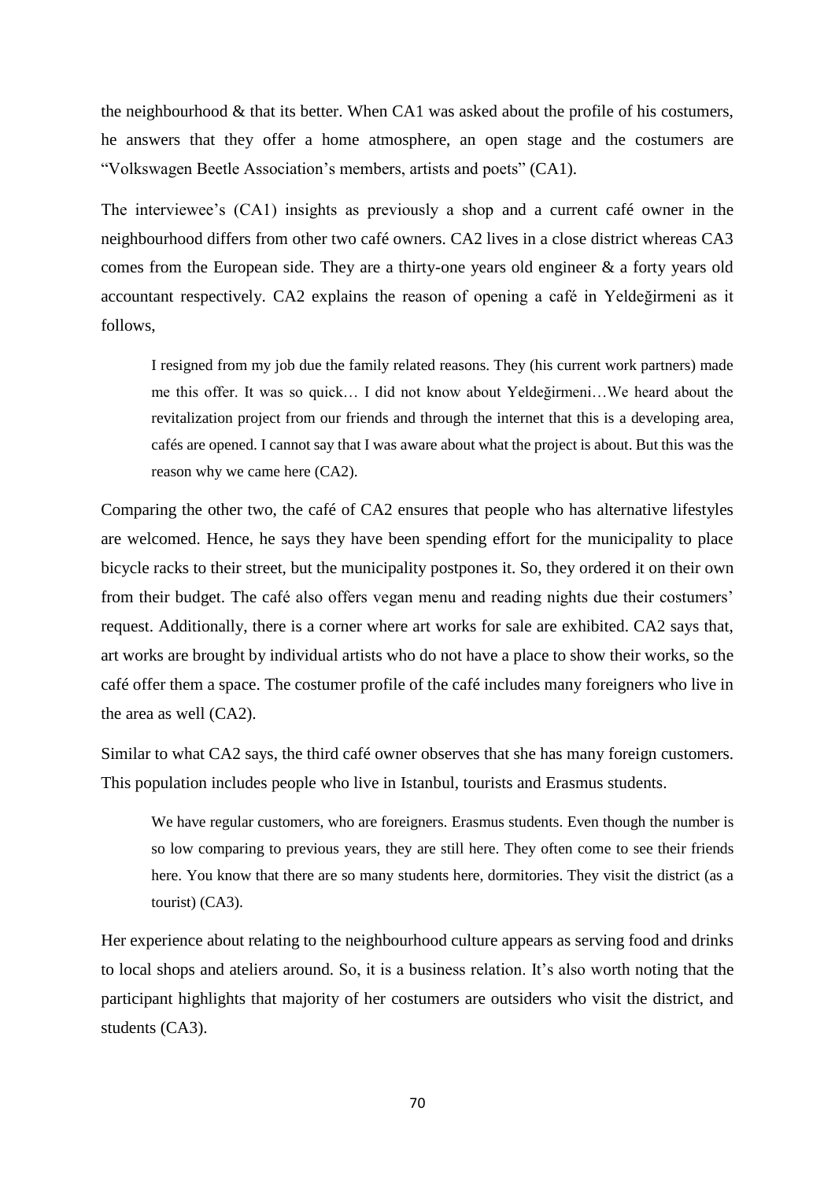the neighbourhood & that its better. When CA1 was asked about the profile of his costumers, he answers that they offer a home atmosphere, an open stage and the costumers are "Volkswagen Beetle Association's members, artists and poets" (CA1).

The interviewee's (CA1) insights as previously a shop and a current café owner in the neighbourhood differs from other two café owners. CA2 lives in a close district whereas CA3 comes from the European side. They are a thirty-one years old engineer & a forty years old accountant respectively. CA2 explains the reason of opening a café in Yeldeğirmeni as it follows,

> I resigned from my job due the family related reasons. They (his current work partners) made me this offer. It was so quick… I did not know about Yeldeğirmeni…We heard about the revitalization project from our friends and through the internet that this is a developing area, cafés are opened. I cannot say that I was aware about what the project is about. But this was the reason why we came here (CA2).

Comparing the other two, the café of CA2 ensures that people who has alternative lifestyles are welcomed. Hence, he says they have been spending effort for the municipality to place bicycle racks to their street, but the municipality postpones it. So, they ordered it on their own from their budget. The café also offers vegan menu and reading nights due their costumers' request. Additionally, there is a corner where art works for sale are exhibited. CA2 says that, art works are brought by individual artists who do not have a place to show their works, so the café offer them a space. The costumer profile of the café includes many foreigners who live in the area as well (CA2).

Similar to what CA2 says, the third café owner observes that she has many foreign customers. This population includes people who live in Istanbul, tourists and Erasmus students.

> We have regular customers, who are foreigners. Erasmus students. Even though the number is so low comparing to previous years, they are still here. They often come to see their friends here. You know that there are so many students here, dormitories. They visit the district (as a tourist) (CA3).

Her experience about relating to the neighbourhood culture appears as serving food and drinks to local shops and ateliers around. So, it is a business relation. It's also worth noting that the participant highlights that majority of her costumers are outsiders who visit the district, and students (CA3).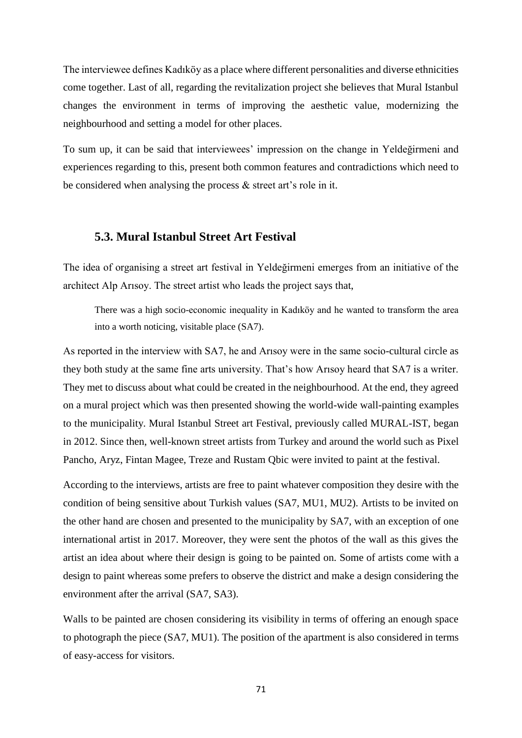The interviewee defines Kadıköy as a place where different personalities and diverse ethnicities come together. Last of all, regarding the revitalization project she believes that Mural Istanbul changes the environment in terms of improving the aesthetic value, modernizing the neighbourhood and setting a model for other places.

To sum up, it can be said that interviewees' impression on the change in Yeldeğirmeni and experiences regarding to this, present both common features and contradictions which need to be considered when analysing the process & street art's role in it.

### 5.3. Mural Istanbul Street Art Festival

The idea of organising a street art festival in Yeldeğirmeni emerges from an initiative of the architect Alp Arısoy. The street artist who leads the project says that,

> There was a high socio-economic inequality in Kadıköy and he wanted to transform the area into a worth noticing, visitable place (SA7).

As reported in the interview with SA7, he and Arısoy were in the same socio-cultural circle as they both study at the same fine arts university. That's how Arısoy heard that SA7 is a writer. They met to discuss about what could be created in the neighbourhood. At the end, they agreed on a mural project which was then presented showing the world-wide wall-painting examples to the municipality. Mural Istanbul Street art Festival, previously called MURAL-IST, began in 2012. Since then, well-known street artists from Turkey and around the world such as Pixel Pancho, Aryz, Fintan Magee, Treze and Rustam Qbic were invited to paint at the festival.

According to the interviews, artists are free to paint whatever composition they desire with the condition of being sensitive about Turkish values (SA7, MU1, MU2). Artists to be invited on the other hand are chosen and presented to the municipality by SA7, with an exception of one international artist in 2017. Moreover, they were sent the photos of the wall as this gives the artist an idea about where their design is going to be painted on. Some of artists come with a design to paint whereas some prefers to observe the district and make a design considering the environment after the arrival (SA7, SA3).

Walls to be painted are chosen considering its visibility in terms of offering an enough space to photograph the piece (SA7, MU1). The position of the apartment is also considered in terms of easy-access for visitors.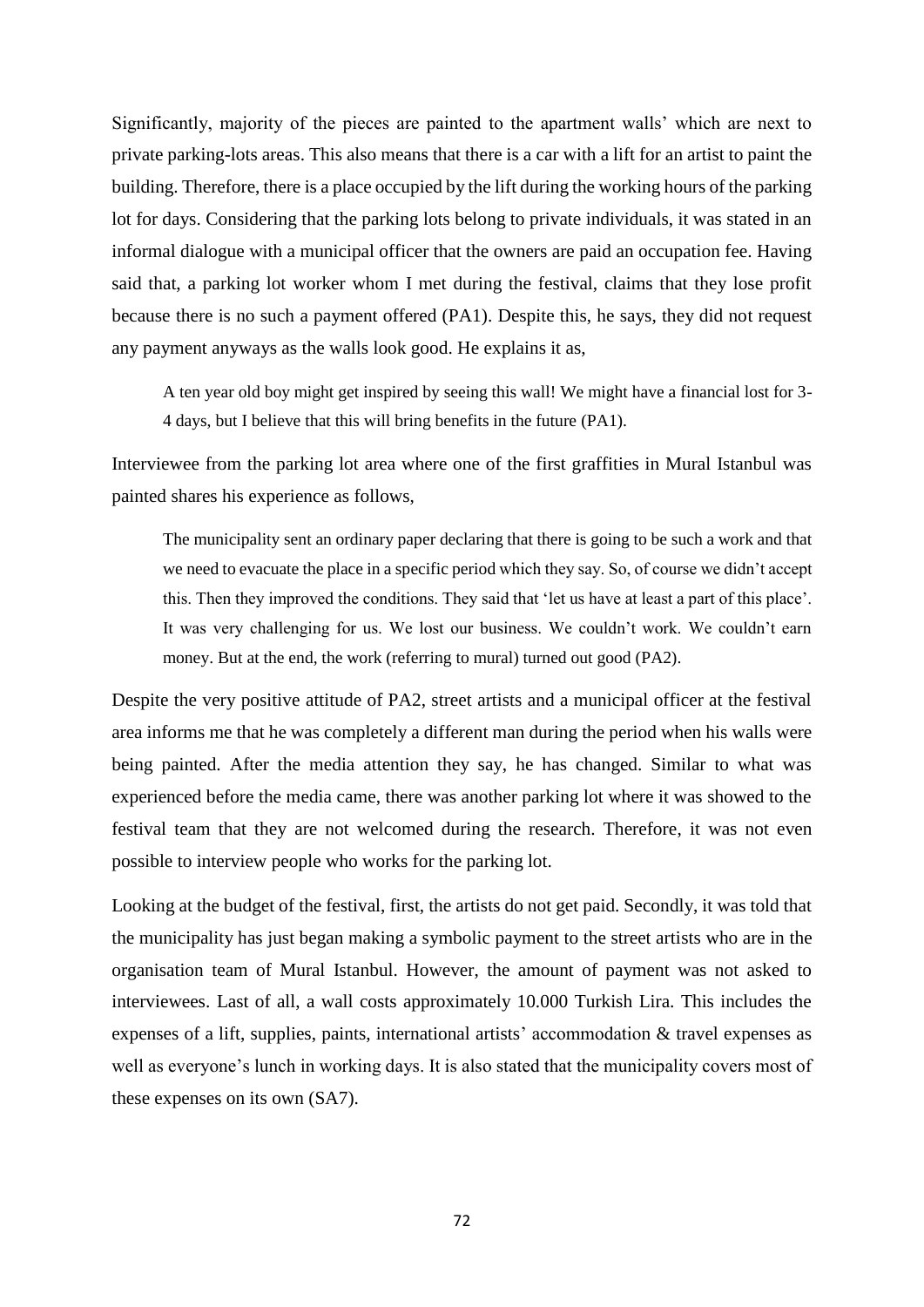Significantly, majority of the pieces are painted to the apartment walls' which are next to private parking-lots areas. This also means that there is a car with a lift for an artist to paint the building. Therefore, there is a place occupied by the lift during the working hours of the parking lot for days. Considering that the parking lots belong to private individuals, it was stated in an informal dialogue with a municipal officer that the owners are paid an occupation fee. Having said that, a parking lot worker whom I met during the festival, claims that they lose profit because there is no such a payment offered (PA1). Despite this, he says, they did not request any payment anyways as the walls look good. He explains it as,

> A ten year old boy might get inspired by seeing this wall! We might have a financial lost for 3-4 days, but I believe that this will bring benefits in the future (PA1).

Interviewee from the parking lot area where one of the first graffities in Mural Istanbul was painted shares his experience as follows,

> The municipality sent an ordinary paper declaring that there is going to be such a work and that we need to evacuate the place in a specific period which they say. So, of course we didn't accept this. Then they improved the conditions. They said that 'let us have at least a part of this place'. It was very challenging for us. We lost our business. We couldn't work. We couldn't earn money. But at the end, the work (referring to mural) turned out good (PA2).

Despite the very positive attitude of PA2, street artists and a municipal officer at the festival area informs me that he was completely a different man during the period when his walls were being painted. After the media attention they say, he has changed. Similar to what was experienced before the media came, there was another parking lot where it was showed to the festival team that they are not welcomed during the research. Therefore, it was not even possible to interview people who works for the parking lot.

Looking at the budget of the festival, first, the artists do not get paid. Secondly, it was told that the municipality has just began making a symbolic payment to the street artists who are in the organisation team of Mural Istanbul. However, the amount of payment was not asked to interviewees. Last of all, a wall costs approximately 10.000 Turkish Lira. This includes the expenses of a lift, supplies, paints, international artists' accommodation & travel expenses as well as everyone's lunch in working days. It is also stated that the municipality covers most of these expenses on its own (SA7).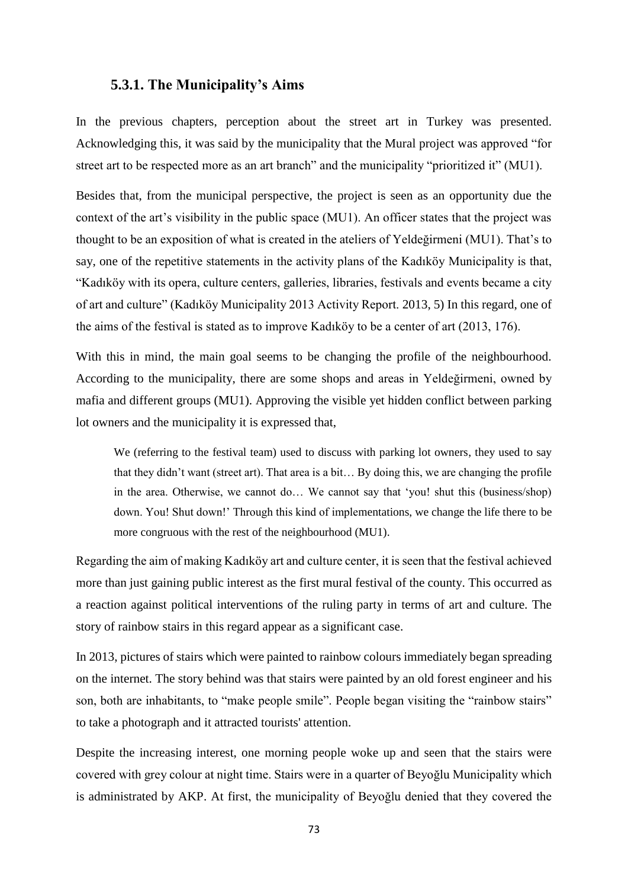### 5.3.1. The Municipality's Aims

In the previous chapters, perception about the street art in Turkey was presented. Acknowledging this, it was said by the municipality that the Mural project was approved "for street art to be respected more as an art branch" and the municipality "prioritized it" (MU1).

Besides that, from the municipal perspective, the project is seen as an opportunity due the context of the art's visibility in the public space (MU1). An officer states that the project was thought to be an exposition of what is created in the ateliers of Yeldeğirmeni (MU1). That's to say, one of the repetitive statements in the activity plans of the Kadıköy Municipality is that, "Kadıköy with its opera, culture centers, galleries, libraries, festivals and events became a city of art and culture" (Kadıköy Municipality 2013 Activity Report. 2013, 5) In this regard, one of the aims of the festival is stated as to improve Kadıköy to be a center of art (2013, 176).

With this in mind, the main goal seems to be changing the profile of the neighbourhood. According to the municipality, there are some shops and areas in Yeldeğirmeni, owned by mafia and different groups (MU1). Approving the visible yet hidden conflict between parking lot owners and the municipality it is expressed that,

> We (referring to the festival team) used to discuss with parking lot owners, they used to say that they didn't want (street art). That area is a bit… By doing this, we are changing the profile in the area. Otherwise, we cannot do… We cannot say that 'you! shut this (business/shop) down. You! Shut down!' Through this kind of implementations, we change the life there to be more congruous with the rest of the neighbourhood (MU1).

Regarding the aim of making Kadıköy art and culture center, it is seen that the festival achieved more than just gaining public interest as the first mural festival of the county. This occurred as a reaction against political interventions of the ruling party in terms of art and culture. The story of rainbow stairs in this regard appear as a significant case.

In 2013, pictures of stairs which were painted to rainbow colours immediately began spreading on the internet. The story behind was that stairs were painted by an old forest engineer and his son, both are inhabitants, to "make people smile". People began visiting the "rainbow stairs" to take a photograph and it attracted tourists' attention.

Despite the increasing interest, one morning people woke up and seen that the stairs were covered with grey colour at night time. Stairs were in a quarter of Beyoğlu Municipality which is administrated by AKP. At first, the municipality of Beyoğlu denied that they covered the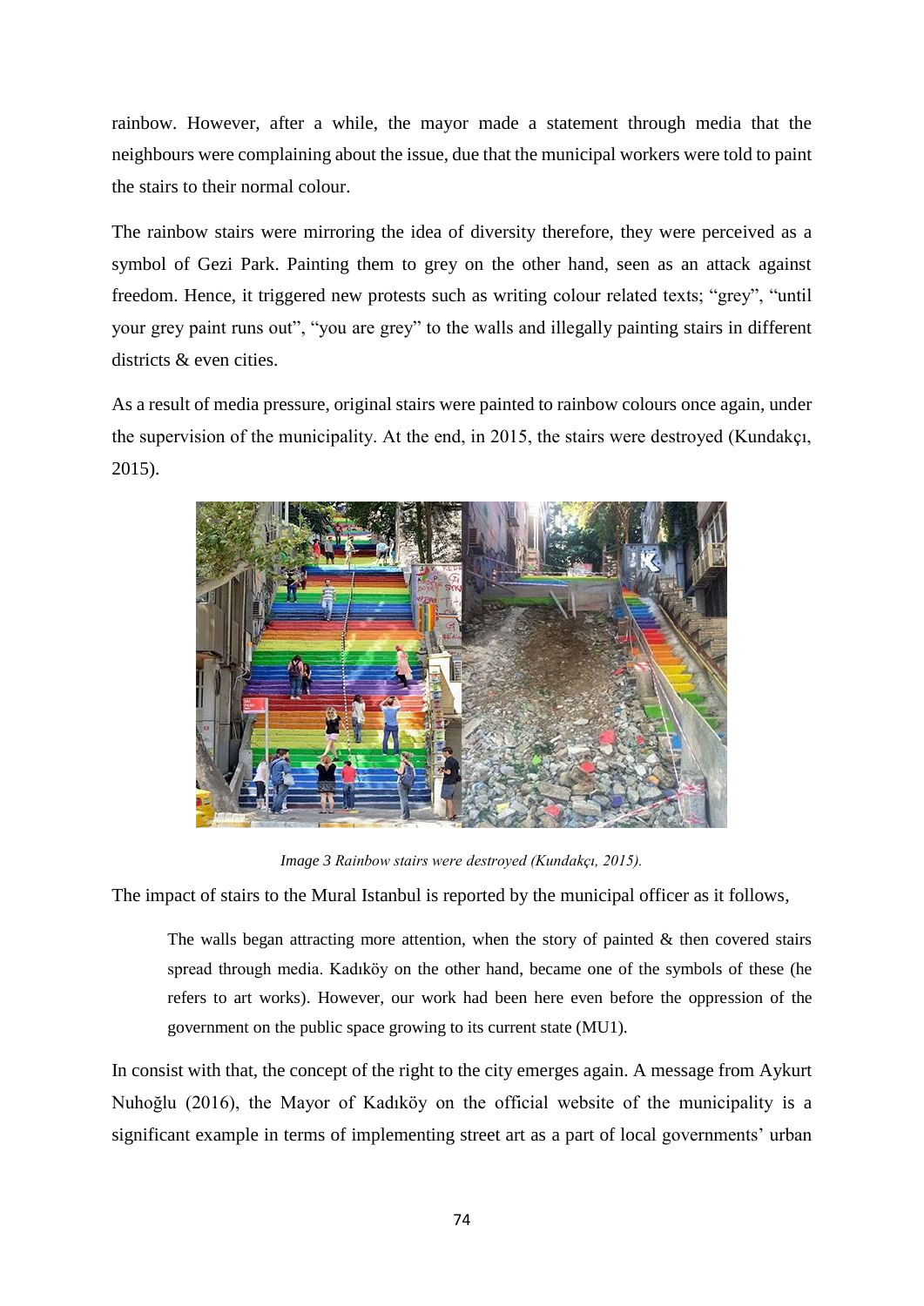rainbow. However, after a while, the mayor made a statement through media that the neighbours were complaining about the issue, due that the municipal workers were told to paint the stairs to their normal colour.

The rainbow stairs were mirroring the idea of diversity therefore, they were perceived as a symbol of Gezi Park. Painting them to grey on the other hand, seen as an attack against freedom. Hence, it triggered new protests such as writing colour related texts; “grey”, “until your grey paint runs out”, “you are grey” to the walls and illegally painting stairs in different districts & even cities.

As a result of media pressure, original stairs were painted to rainbow colours once again, under the supervision of the municipality. At the end, in 2015, the stairs were destroyed (Kundakçı, 2015).

*Image 3 Rainbow stairs were destroyed (Kundakçı, 2015).*

The impact of stairs to the Mural Istanbul is reported by the municipal officer as it follows,

> The walls began attracting more attention, when the story of painted & then covered stairs spread through media. Kadıköy on the other hand, became one of the symbols of these (he refers to art works). However, our work had been here even before the oppression of the government on the public space growing to its current state (MU1).

In consist with that, the concept of the right to the city emerges again. A message from Aykurt Nuhoğlu (2016), the Mayor of Kadıköy on the official website of the municipality is a significant example in terms of implementing street art as a part of local governments’ urban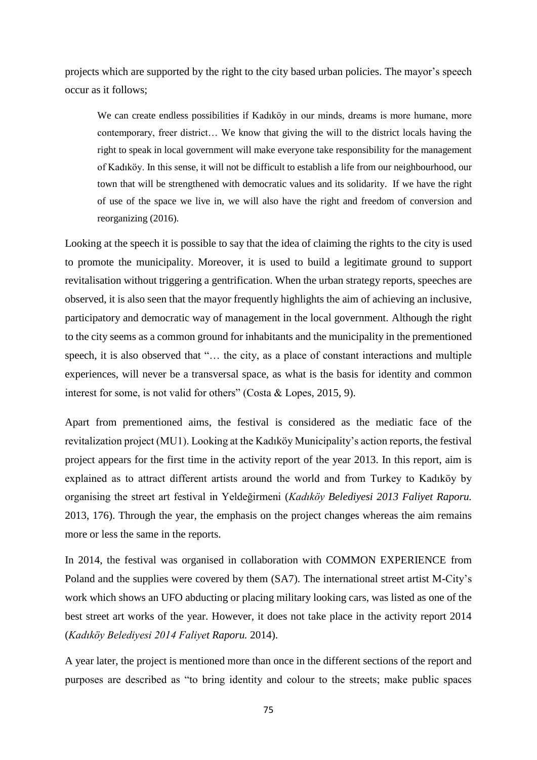projects which are supported by the right to the city based urban policies. The mayor's speech occur as it follows;

> We can create endless possibilities if Kadıköy in our minds, dreams is more humane, more contemporary, freer district… We know that giving the will to the district locals having the right to speak in local government will make everyone take responsibility for the management of Kadıköy. In this sense, it will not be difficult to establish a life from our neighbourhood, our town that will be strengthened with democratic values and its solidarity. If we have the right of use of the space we live in, we will also have the right and freedom of conversion and reorganizing (2016).

Looking at the speech it is possible to say that the idea of claiming the rights to the city is used to promote the municipality. Moreover, it is used to build a legitimate ground to support revitalisation without triggering a gentrification. When the urban strategy reports, speeches are observed, it is also seen that the mayor frequently highlights the aim of achieving an inclusive, participatory and democratic way of management in the local government. Although the right to the city seems as a common ground for inhabitants and the municipality in the prementioned speech, it is also observed that "… the city, as a place of constant interactions and multiple experiences, will never be a transversal space, as what is the basis for identity and common interest for some, is not valid for others" (Costa & Lopes, 2015, 9).

Apart from prementioned aims, the festival is considered as the mediatic face of the revitalization project (MU1). Looking at the Kadıköy Municipality's action reports, the festival project appears for the first time in the activity report of the year 2013. In this report, aim is explained as to attract different artists around the world and from Turkey to Kadıköy by organising the street art festival in Yeldeğirmeni (*Kadıköy Belediyesi 2013 Faliyet Raporu.* 2013, 176). Through the year, the emphasis on the project changes whereas the aim remains more or less the same in the reports.

In 2014, the festival was organised in collaboration with COMMON EXPERIENCE from Poland and the supplies were covered by them (SA7). The international street artist M-City's work which shows an UFO abducting or placing military looking cars, was listed as one of the best street art works of the year. However, it does not take place in the activity report 2014 (*Kadıköy Belediyesi 2014 Faliyet Raporu.* 2014).

A year later, the project is mentioned more than once in the different sections of the report and purposes are described as "to bring identity and colour to the streets; make public spaces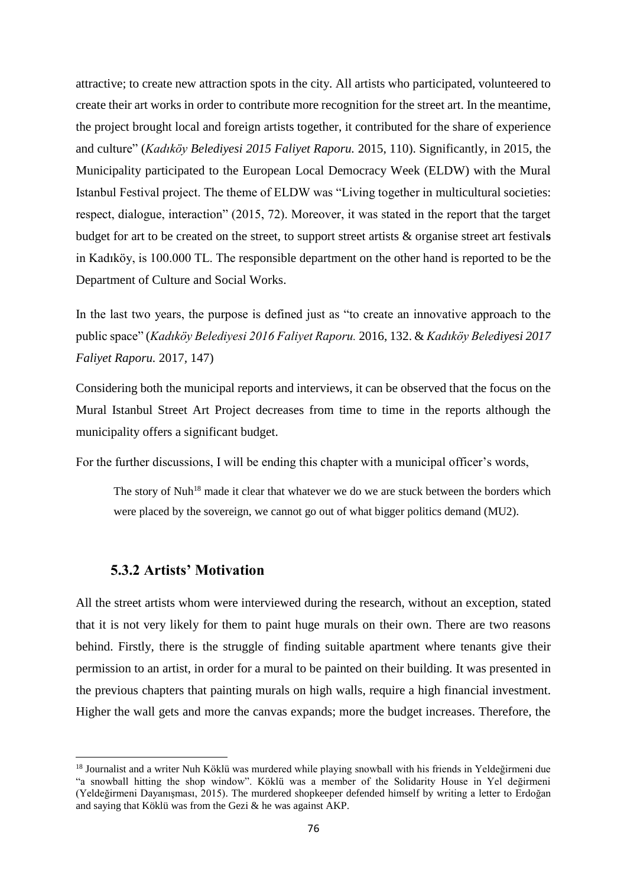attractive; to create new attraction spots in the city. All artists who participated, volunteered to create their art works in order to contribute more recognition for the street art. In the meantime, the project brought local and foreign artists together, it contributed for the share of experience and culture" (*Kadıköy Belediyesi 2015 Faliyet Raporu.* 2015, 110). Significantly, in 2015, the Municipality participated to the European Local Democracy Week (ELDW) with the Mural Istanbul Festival project. The theme of ELDW was "Living together in multicultural societies: respect, dialogue, interaction" (2015, 72). Moreover, it was stated in the report that the target budget for art to be created on the street, to support street artists & organise street art festivals in Kadıköy, is 100.000 TL. The responsible department on the other hand is reported to be the Department of Culture and Social Works.

In the last two years, the purpose is defined just as "to create an innovative approach to the public space" (*Kadıköy Belediyesi 2016 Faliyet Raporu.* 2016, 132. & *Kadıköy Belediyesi 2017 Faliyet Raporu.* 2017, 147)

Considering both the municipal reports and interviews, it can be observed that the focus on the Mural Istanbul Street Art Project decreases from time to time in the reports although the municipality offers a significant budget.

For the further discussions, I will be ending this chapter with a municipal officer's words,

> The story of Nuh[18] made it clear that whatever we do we are stuck between the borders which were placed by the sovereign, we cannot go out of what bigger politics demand (MU2).

### 5.3.2 Artists' Motivation

All the street artists whom were interviewed during the research, without an exception, stated that it is not very likely for them to paint huge murals on their own. There are two reasons behind. Firstly, there is the struggle of finding suitable apartment where tenants give their permission to an artist, in order for a mural to be painted on their building. It was presented in the previous chapters that painting murals on high walls, require a high financial investment. Higher the wall gets and more the canvas expands; more the budget increases. Therefore, the

---

[18] Journalist and a writer Nuh Köklü was murdered while playing snowball with his friends in Yeldeğirmeni due "a snowball hitting the shop window". Köklü was a member of the Solidarity House in Yel değirmeni (Yeldeğirmeni Dayanışması, 2015). The murdered shopkeeper defended himself by writing a letter to Erdoğan and saying that Köklü was from the Gezi & he was against AKP.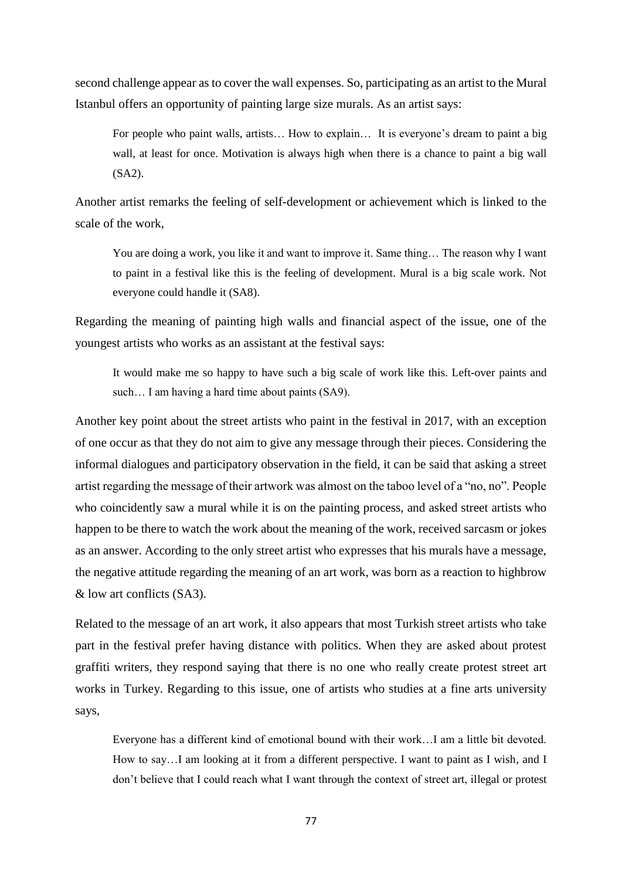second challenge appear as to cover the wall expenses. So, participating as an artist to the Mural Istanbul offers an opportunity of painting large size murals. As an artist says:

> For people who paint walls, artists… How to explain… It is everyone's dream to paint a big wall, at least for once. Motivation is always high when there is a chance to paint a big wall (SA2).

Another artist remarks the feeling of self-development or achievement which is linked to the scale of the work,

> You are doing a work, you like it and want to improve it. Same thing… The reason why I want to paint in a festival like this is the feeling of development. Mural is a big scale work. Not everyone could handle it (SA8).

Regarding the meaning of painting high walls and financial aspect of the issue, one of the youngest artists who works as an assistant at the festival says:

> It would make me so happy to have such a big scale of work like this. Left-over paints and such… I am having a hard time about paints (SA9).

Another key point about the street artists who paint in the festival in 2017, with an exception of one occur as that they do not aim to give any message through their pieces. Considering the informal dialogues and participatory observation in the field, it can be said that asking a street artist regarding the message of their artwork was almost on the taboo level of a "no, no". People who coincidently saw a mural while it is on the painting process, and asked street artists who happen to be there to watch the work about the meaning of the work, received sarcasm or jokes as an answer. According to the only street artist who expresses that his murals have a message, the negative attitude regarding the meaning of an art work, was born as a reaction to highbrow & low art conflicts (SA3).

Related to the message of an art work, it also appears that most Turkish street artists who take part in the festival prefer having distance with politics. When they are asked about protest graffiti writers, they respond saying that there is no one who really create protest street art works in Turkey. Regarding to this issue, one of artists who studies at a fine arts university says,

> Everyone has a different kind of emotional bound with their work…I am a little bit devoted. How to say…I am looking at it from a different perspective. I want to paint as I wish, and I don't believe that I could reach what I want through the context of street art, illegal or protest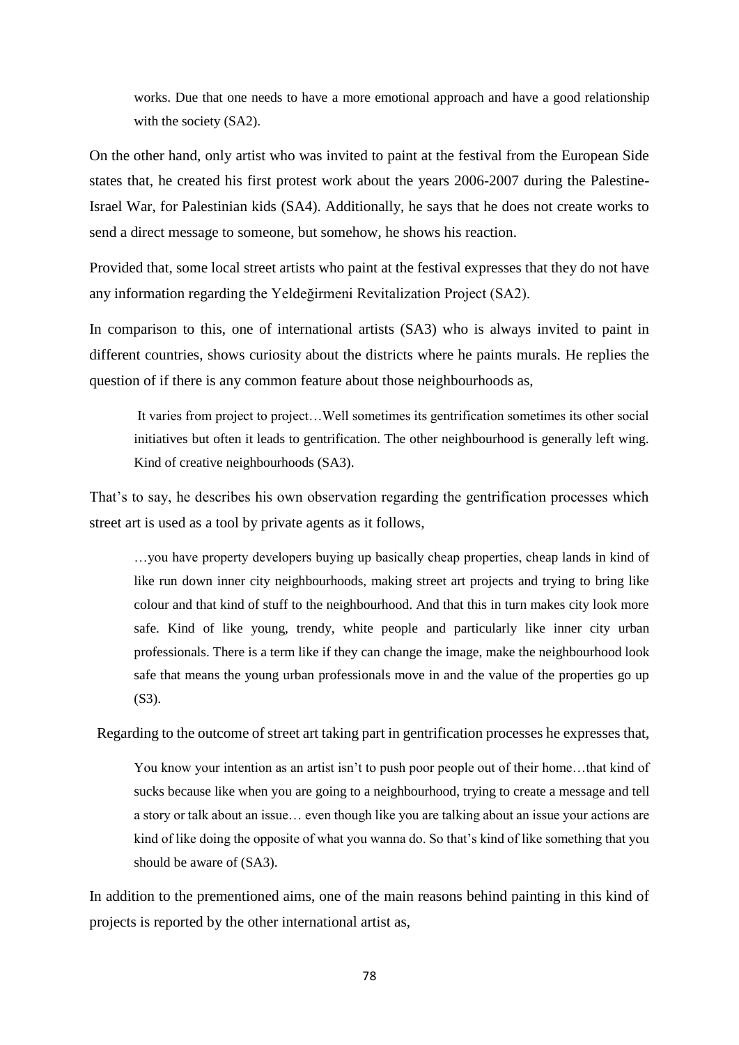works. Due that one needs to have a more emotional approach and have a good relationship with the society (SA2).

On the other hand, only artist who was invited to paint at the festival from the European Side states that, he created his first protest work about the years 2006-2007 during the Palestine-Israel War, for Palestinian kids (SA4). Additionally, he says that he does not create works to send a direct message to someone, but somehow, he shows his reaction.

Provided that, some local street artists who paint at the festival expresses that they do not have any information regarding the Yeldeğirmeni Revitalization Project (SA2).

In comparison to this, one of international artists (SA3) who is always invited to paint in different countries, shows curiosity about the districts where he paints murals. He replies the question of if there is any common feature about those neighbourhoods as,

> It varies from project to project…Well sometimes its gentrification sometimes its other social initiatives but often it leads to gentrification. The other neighbourhood is generally left wing. Kind of creative neighbourhoods (SA3).

That's to say, he describes his own observation regarding the gentrification processes which street art is used as a tool by private agents as it follows,

> …you have property developers buying up basically cheap properties, cheap lands in kind of like run down inner city neighbourhoods, making street art projects and trying to bring like colour and that kind of stuff to the neighbourhood. And that this in turn makes city look more safe. Kind of like young, trendy, white people and particularly like inner city urban professionals. There is a term like if they can change the image, make the neighbourhood look safe that means the young urban professionals move in and the value of the properties go up (S3).

Regarding to the outcome of street art taking part in gentrification processes he expresses that,

> You know your intention as an artist isn't to push poor people out of their home…that kind of sucks because like when you are going to a neighbourhood, trying to create a message and tell a story or talk about an issue… even though like you are talking about an issue your actions are kind of like doing the opposite of what you wanna do. So that's kind of like something that you should be aware of (SA3).

In addition to the prementioned aims, one of the main reasons behind painting in this kind of projects is reported by the other international artist as,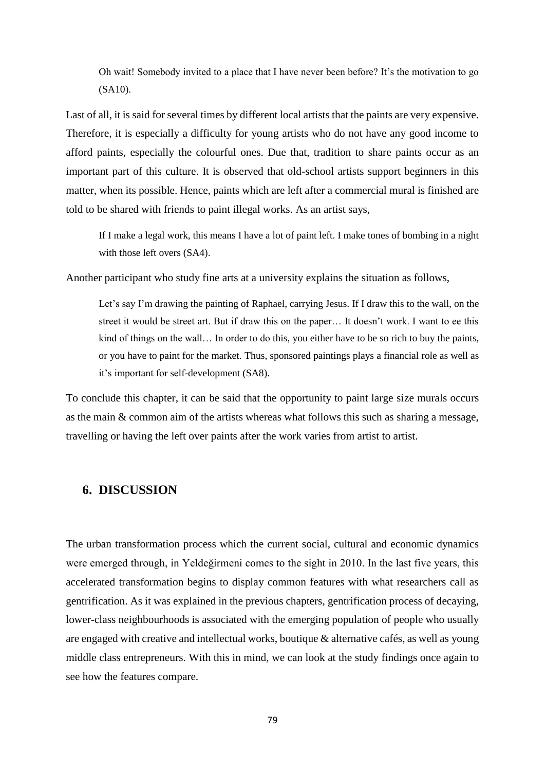> Oh wait! Somebody invited to a place that I have never been before? It's the motivation to go (SA10).

Last of all, it is said for several times by different local artists that the paints are very expensive. Therefore, it is especially a difficulty for young artists who do not have any good income to afford paints, especially the colourful ones. Due that, tradition to share paints occur as an important part of this culture. It is observed that old-school artists support beginners in this matter, when its possible. Hence, paints which are left after a commercial mural is finished are told to be shared with friends to paint illegal works. As an artist says,

> If I make a legal work, this means I have a lot of paint left. I make tones of bombing in a night with those left overs (SA4).

Another participant who study fine arts at a university explains the situation as follows,

> Let's say I'm drawing the painting of Raphael, carrying Jesus. If I draw this to the wall, on the street it would be street art. But if draw this on the paper… It doesn't work. I want to ee this kind of things on the wall… In order to do this, you either have to be so rich to buy the paints, or you have to paint for the market. Thus, sponsored paintings plays a financial role as well as it's important for self-development (SA8).

To conclude this chapter, it can be said that the opportunity to paint large size murals occurs as the main & common aim of the artists whereas what follows this such as sharing a message, travelling or having the left over paints after the work varies from artist to artist.

# 6. DISCUSSION

The urban transformation process which the current social, cultural and economic dynamics were emerged through, in Yeldeğirmeni comes to the sight in 2010. In the last five years, this accelerated transformation begins to display common features with what researchers call as gentrification. As it was explained in the previous chapters, gentrification process of decaying, lower-class neighbourhoods is associated with the emerging population of people who usually are engaged with creative and intellectual works, boutique & alternative cafés, as well as young middle class entrepreneurs. With this in mind, we can look at the study findings once again to see how the features compare.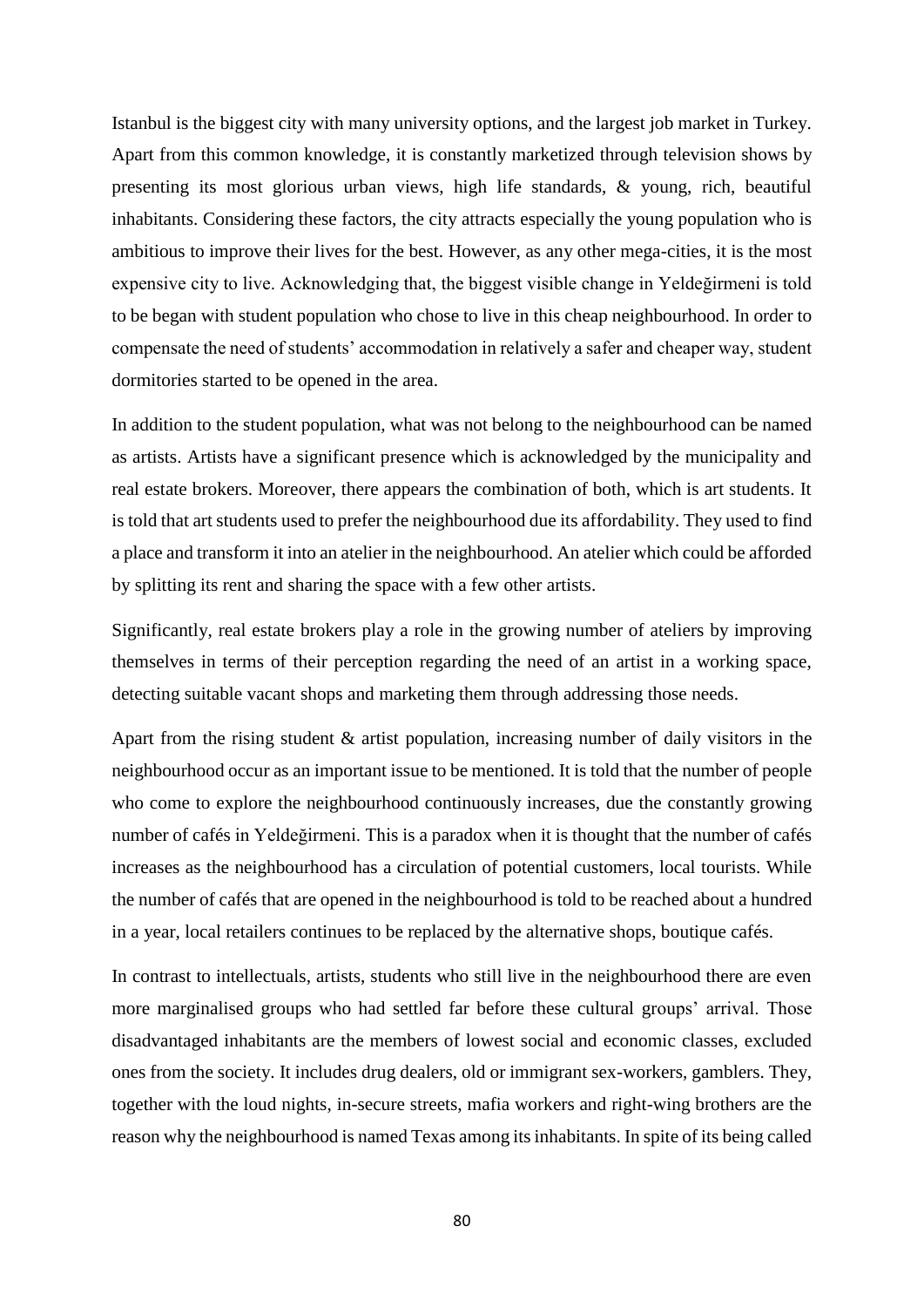Istanbul is the biggest city with many university options, and the largest job market in Turkey. Apart from this common knowledge, it is constantly marketized through television shows by presenting its most glorious urban views, high life standards, & young, rich, beautiful inhabitants. Considering these factors, the city attracts especially the young population who is ambitious to improve their lives for the best. However, as any other mega-cities, it is the most expensive city to live. Acknowledging that, the biggest visible change in Yeldeğirmeni is told to be began with student population who chose to live in this cheap neighbourhood. In order to compensate the need of students' accommodation in relatively a safer and cheaper way, student dormitories started to be opened in the area.

In addition to the student population, what was not belong to the neighbourhood can be named as artists. Artists have a significant presence which is acknowledged by the municipality and real estate brokers. Moreover, there appears the combination of both, which is art students. It is told that art students used to prefer the neighbourhood due its affordability. They used to find a place and transform it into an atelier in the neighbourhood. An atelier which could be afforded by splitting its rent and sharing the space with a few other artists.

Significantly, real estate brokers play a role in the growing number of ateliers by improving themselves in terms of their perception regarding the need of an artist in a working space, detecting suitable vacant shops and marketing them through addressing those needs.

Apart from the rising student & artist population, increasing number of daily visitors in the neighbourhood occur as an important issue to be mentioned. It is told that the number of people who come to explore the neighbourhood continuously increases, due the constantly growing number of cafés in Yeldeğirmeni. This is a paradox when it is thought that the number of cafés increases as the neighbourhood has a circulation of potential customers, local tourists. While the number of cafés that are opened in the neighbourhood is told to be reached about a hundred in a year, local retailers continues to be replaced by the alternative shops, boutique cafés.

In contrast to intellectuals, artists, students who still live in the neighbourhood there are even more marginalised groups who had settled far before these cultural groups' arrival. Those disadvantaged inhabitants are the members of lowest social and economic classes, excluded ones from the society. It includes drug dealers, old or immigrant sex-workers, gamblers. They, together with the loud nights, in-secure streets, mafia workers and right-wing brothers are the reason why the neighbourhood is named Texas among its inhabitants. In spite of its being called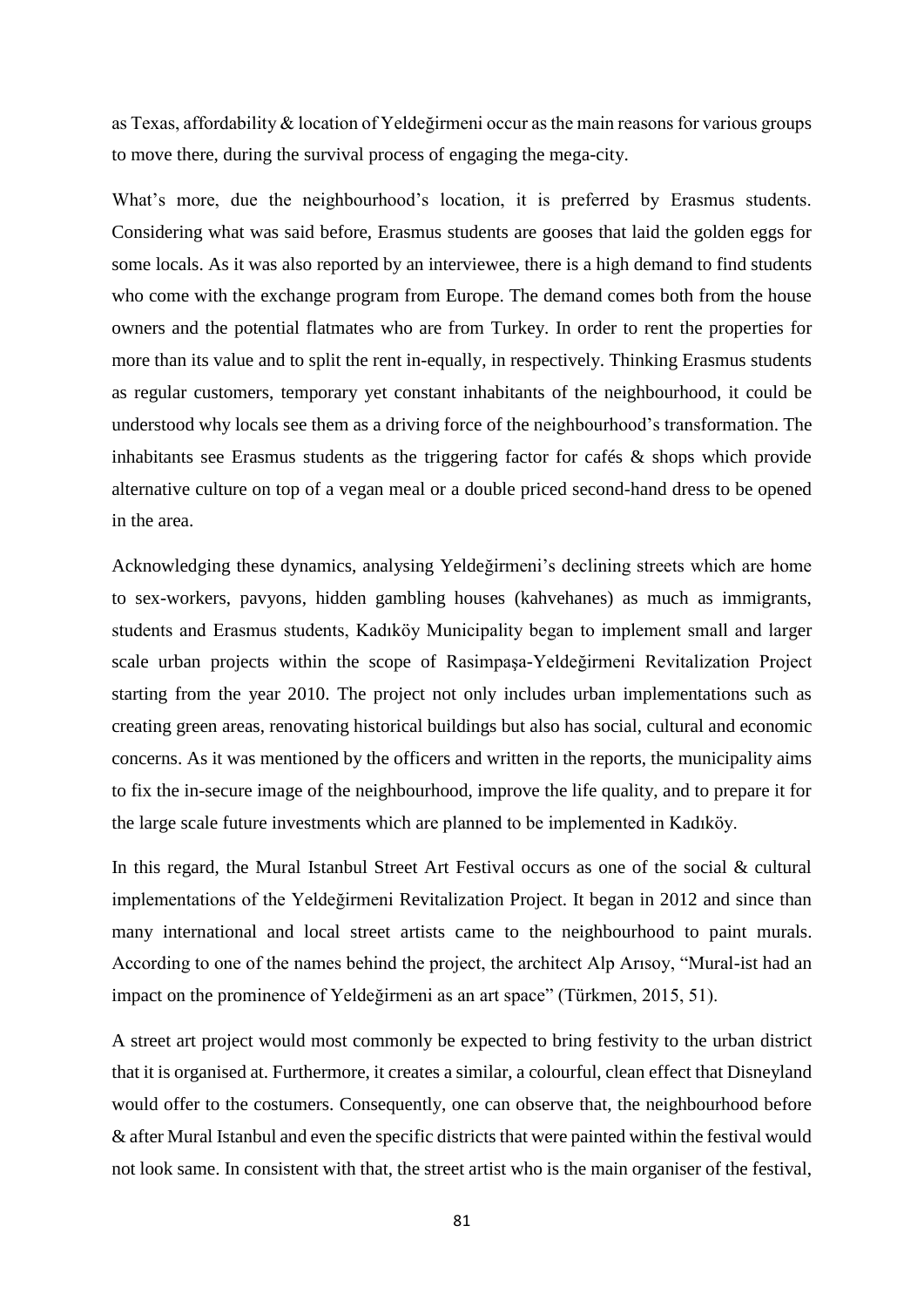as Texas, affordability & location of Yeldeğirmeni occur as the main reasons for various groups to move there, during the survival process of engaging the mega-city.

What's more, due the neighbourhood's location, it is preferred by Erasmus students. Considering what was said before, Erasmus students are gooses that laid the golden eggs for some locals. As it was also reported by an interviewee, there is a high demand to find students who come with the exchange program from Europe. The demand comes both from the house owners and the potential flatmates who are from Turkey. In order to rent the properties for more than its value and to split the rent in-equally, in respectively. Thinking Erasmus students as regular customers, temporary yet constant inhabitants of the neighbourhood, it could be understood why locals see them as a driving force of the neighbourhood's transformation. The inhabitants see Erasmus students as the triggering factor for cafés & shops which provide alternative culture on top of a vegan meal or a double priced second-hand dress to be opened in the area.

Acknowledging these dynamics, analysing Yeldeğirmeni's declining streets which are home to sex-workers, pavyons, hidden gambling houses (kahvehanes) as much as immigrants, students and Erasmus students, Kadıköy Municipality began to implement small and larger scale urban projects within the scope of Rasimpaşa-Yeldeğirmeni Revitalization Project starting from the year 2010. The project not only includes urban implementations such as creating green areas, renovating historical buildings but also has social, cultural and economic concerns. As it was mentioned by the officers and written in the reports, the municipality aims to fix the in-secure image of the neighbourhood, improve the life quality, and to prepare it for the large scale future investments which are planned to be implemented in Kadıköy.

In this regard, the Mural Istanbul Street Art Festival occurs as one of the social & cultural implementations of the Yeldeğirmeni Revitalization Project. It began in 2012 and since than many international and local street artists came to the neighbourhood to paint murals. According to one of the names behind the project, the architect Alp Arısoy, "Mural-ist had an impact on the prominence of Yeldeğirmeni as an art space" (Türkmen, 2015, 51).

A street art project would most commonly be expected to bring festivity to the urban district that it is organised at. Furthermore, it creates a similar, a colourful, clean effect that Disneyland would offer to the costumers. Consequently, one can observe that, the neighbourhood before & after Mural Istanbul and even the specific districts that were painted within the festival would not look same. In consistent with that, the street artist who is the main organiser of the festival,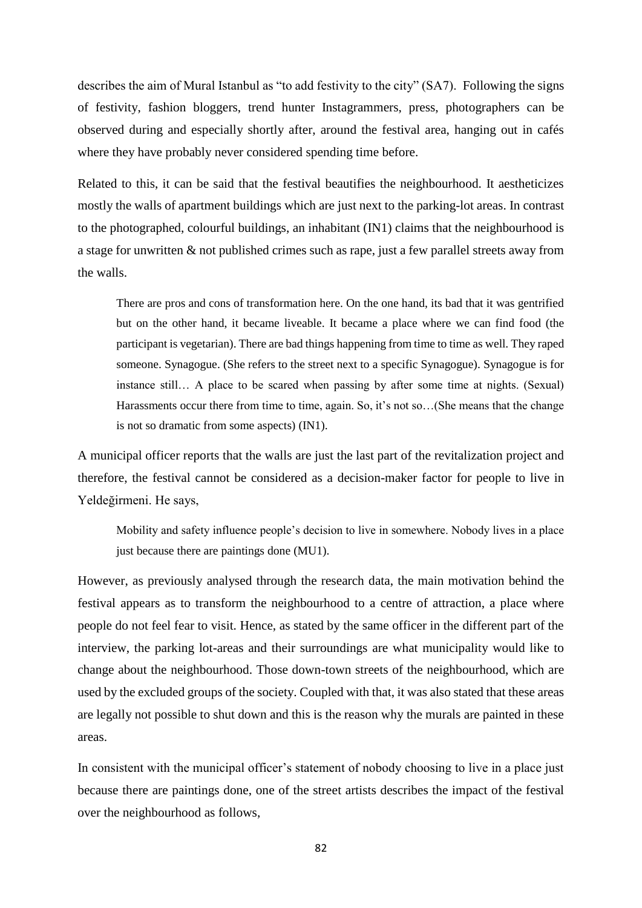describes the aim of Mural Istanbul as "to add festivity to the city" (SA7). Following the signs of festivity, fashion bloggers, trend hunter Instagrammers, press, photographers can be observed during and especially shortly after, around the festival area, hanging out in cafés where they have probably never considered spending time before.

Related to this, it can be said that the festival beautifies the neighbourhood. It aestheticizes mostly the walls of apartment buildings which are just next to the parking-lot areas. In contrast to the photographed, colourful buildings, an inhabitant (IN1) claims that the neighbourhood is a stage for unwritten & not published crimes such as rape, just a few parallel streets away from the walls.

> There are pros and cons of transformation here. On the one hand, its bad that it was gentrified but on the other hand, it became liveable. It became a place where we can find food (the participant is vegetarian). There are bad things happening from time to time as well. They raped someone. Synagogue. (She refers to the street next to a specific Synagogue). Synagogue is for instance still… A place to be scared when passing by after some time at nights. (Sexual) Harassments occur there from time to time, again. So, it's not so…(She means that the change is not so dramatic from some aspects) (IN1).

A municipal officer reports that the walls are just the last part of the revitalization project and therefore, the festival cannot be considered as a decision-maker factor for people to live in Yeldeğirmeni. He says,

> Mobility and safety influence people's decision to live in somewhere. Nobody lives in a place just because there are paintings done (MU1).

However, as previously analysed through the research data, the main motivation behind the festival appears as to transform the neighbourhood to a centre of attraction, a place where people do not feel fear to visit. Hence, as stated by the same officer in the different part of the interview, the parking lot-areas and their surroundings are what municipality would like to change about the neighbourhood. Those down-town streets of the neighbourhood, which are used by the excluded groups of the society. Coupled with that, it was also stated that these areas are legally not possible to shut down and this is the reason why the murals are painted in these areas.

In consistent with the municipal officer's statement of nobody choosing to live in a place just because there are paintings done, one of the street artists describes the impact of the festival over the neighbourhood as follows,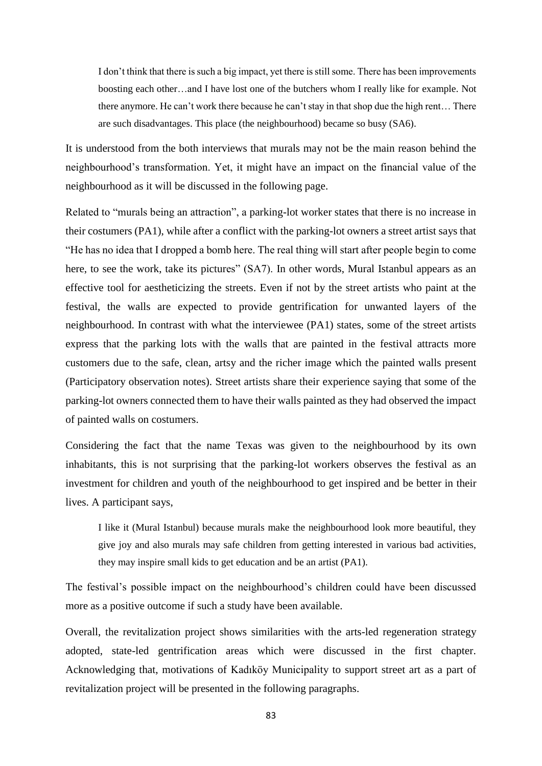> I don't think that there is such a big impact, yet there is still some. There has been improvements boosting each other…and I have lost one of the butchers whom I really like for example. Not there anymore. He can't work there because he can't stay in that shop due the high rent… There are such disadvantages. This place (the neighbourhood) became so busy (SA6).

It is understood from the both interviews that murals may not be the main reason behind the neighbourhood's transformation. Yet, it might have an impact on the financial value of the neighbourhood as it will be discussed in the following page.

Related to "murals being an attraction", a parking-lot worker states that there is no increase in their costumers (PA1), while after a conflict with the parking-lot owners a street artist says that "He has no idea that I dropped a bomb here. The real thing will start after people begin to come here, to see the work, take its pictures" (SA7). In other words, Mural Istanbul appears as an effective tool for aestheticizing the streets. Even if not by the street artists who paint at the festival, the walls are expected to provide gentrification for unwanted layers of the neighbourhood. In contrast with what the interviewee (PA1) states, some of the street artists express that the parking lots with the walls that are painted in the festival attracts more customers due to the safe, clean, artsy and the richer image which the painted walls present (Participatory observation notes). Street artists share their experience saying that some of the parking-lot owners connected them to have their walls painted as they had observed the impact of painted walls on costumers.

Considering the fact that the name Texas was given to the neighbourhood by its own inhabitants, this is not surprising that the parking-lot workers observes the festival as an investment for children and youth of the neighbourhood to get inspired and be better in their lives. A participant says,

> I like it (Mural Istanbul) because murals make the neighbourhood look more beautiful, they give joy and also murals may safe children from getting interested in various bad activities, they may inspire small kids to get education and be an artist (PA1).

The festival's possible impact on the neighbourhood's children could have been discussed more as a positive outcome if such a study have been available.

Overall, the revitalization project shows similarities with the arts-led regeneration strategy adopted, state-led gentrification areas which were discussed in the first chapter. Acknowledging that, motivations of Kadıköy Municipality to support street art as a part of revitalization project will be presented in the following paragraphs.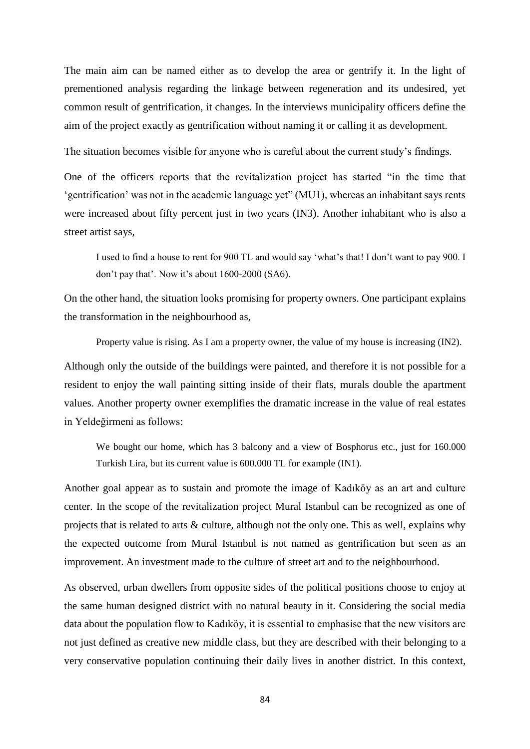The main aim can be named either as to develop the area or gentrify it. In the light of prementioned analysis regarding the linkage between regeneration and its undesired, yet common result of gentrification, it changes. In the interviews municipality officers define the aim of the project exactly as gentrification without naming it or calling it as development.

The situation becomes visible for anyone who is careful about the current study's findings.

One of the officers reports that the revitalization project has started "in the time that 'gentrification' was not in the academic language yet" (MU1), whereas an inhabitant says rents were increased about fifty percent just in two years (IN3). Another inhabitant who is also a street artist says,

> I used to find a house to rent for 900 TL and would say 'what's that! I don't want to pay 900. I don't pay that'. Now it's about 1600-2000 (SA6).

On the other hand, the situation looks promising for property owners. One participant explains the transformation in the neighbourhood as,

> Property value is rising. As I am a property owner, the value of my house is increasing (IN2).

Although only the outside of the buildings were painted, and therefore it is not possible for a resident to enjoy the wall painting sitting inside of their flats, murals double the apartment values. Another property owner exemplifies the dramatic increase in the value of real estates in Yeldeğirmeni as follows:

> We bought our home, which has 3 balcony and a view of Bosphorus etc., just for 160.000 Turkish Lira, but its current value is 600.000 TL for example (IN1).

Another goal appear as to sustain and promote the image of Kadıköy as an art and culture center. In the scope of the revitalization project Mural Istanbul can be recognized as one of projects that is related to arts & culture, although not the only one. This as well, explains why the expected outcome from Mural Istanbul is not named as gentrification but seen as an improvement. An investment made to the culture of street art and to the neighbourhood.

As observed, urban dwellers from opposite sides of the political positions choose to enjoy at the same human designed district with no natural beauty in it. Considering the social media data about the population flow to Kadıköy, it is essential to emphasise that the new visitors are not just defined as creative new middle class, but they are described with their belonging to a very conservative population continuing their daily lives in another district. In this context,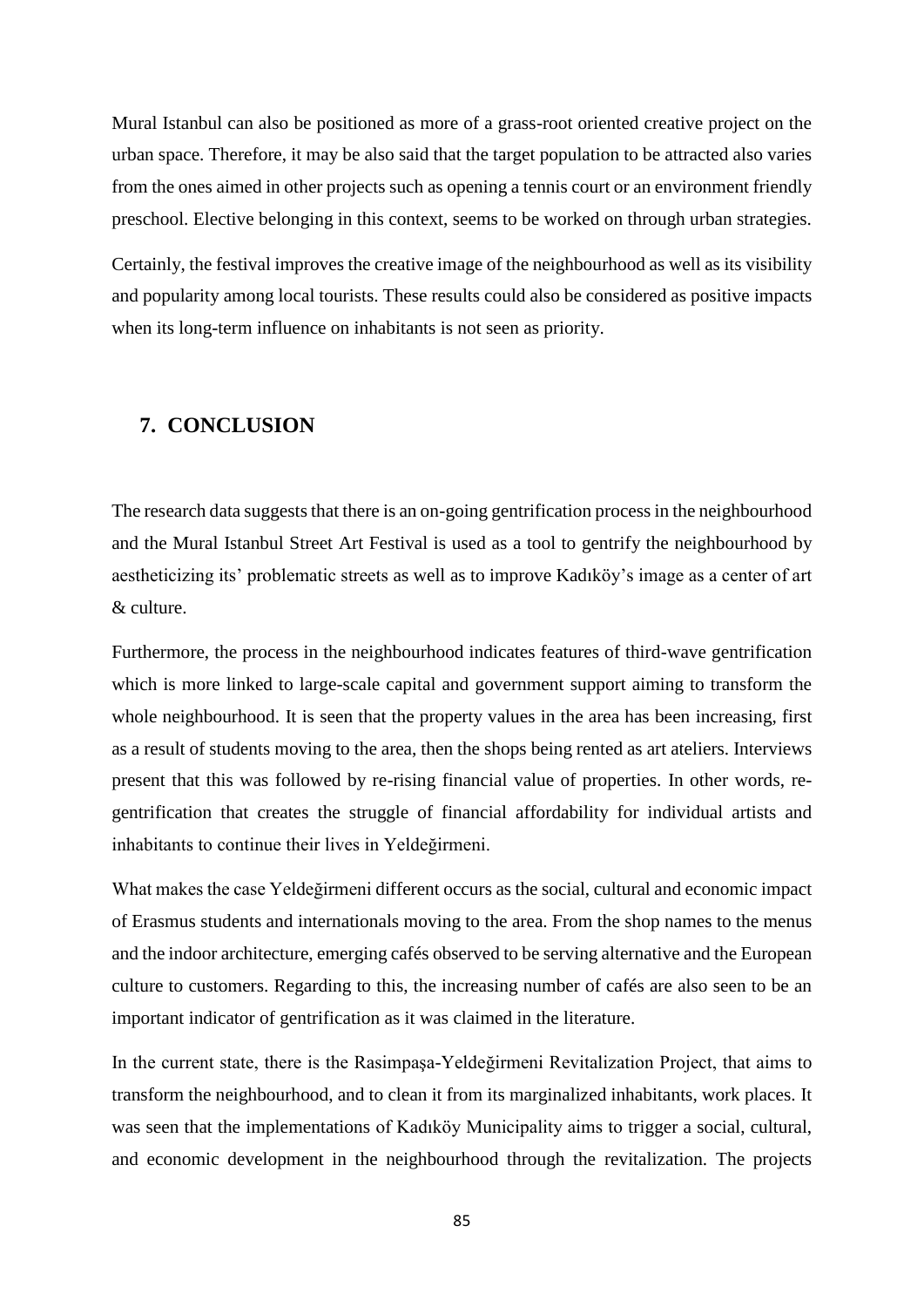Mural Istanbul can also be positioned as more of a grass-root oriented creative project on the urban space. Therefore, it may be also said that the target population to be attracted also varies from the ones aimed in other projects such as opening a tennis court or an environment friendly preschool. Elective belonging in this context, seems to be worked on through urban strategies.

Certainly, the festival improves the creative image of the neighbourhood as well as its visibility and popularity among local tourists. These results could also be considered as positive impacts when its long-term influence on inhabitants is not seen as priority.

# 7. CONCLUSION

The research data suggests that there is an on-going gentrification process in the neighbourhood and the Mural Istanbul Street Art Festival is used as a tool to gentrify the neighbourhood by aestheticizing its' problematic streets as well as to improve Kadıköy's image as a center of art & culture.

Furthermore, the process in the neighbourhood indicates features of third-wave gentrification which is more linked to large-scale capital and government support aiming to transform the whole neighbourhood. It is seen that the property values in the area has been increasing, first as a result of students moving to the area, then the shops being rented as art ateliers. Interviews present that this was followed by re-rising financial value of properties. In other words, re-gentrification that creates the struggle of financial affordability for individual artists and inhabitants to continue their lives in Yeldeğirmeni.

What makes the case Yeldeğirmeni different occurs as the social, cultural and economic impact of Erasmus students and internationals moving to the area. From the shop names to the menus and the indoor architecture, emerging cafés observed to be serving alternative and the European culture to customers. Regarding to this, the increasing number of cafés are also seen to be an important indicator of gentrification as it was claimed in the literature.

In the current state, there is the Rasimpaşa-Yeldeğirmeni Revitalization Project, that aims to transform the neighbourhood, and to clean it from its marginalized inhabitants, work places. It was seen that the implementations of Kadıköy Municipality aims to trigger a social, cultural, and economic development in the neighbourhood through the revitalization. The projects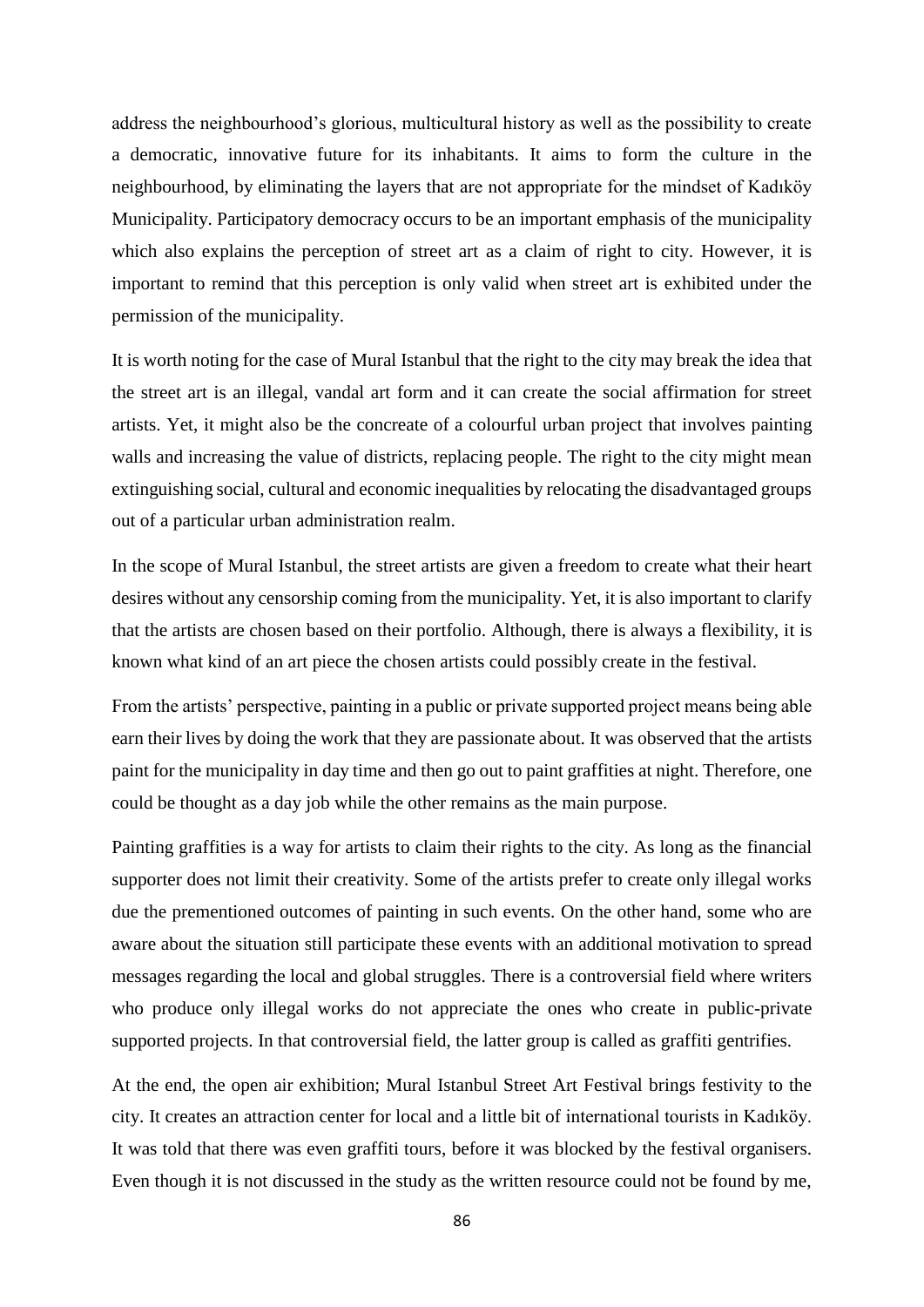address the neighbourhood's glorious, multicultural history as well as the possibility to create a democratic, innovative future for its inhabitants. It aims to form the culture in the neighbourhood, by eliminating the layers that are not appropriate for the mindset of Kadıköy Municipality. Participatory democracy occurs to be an important emphasis of the municipality which also explains the perception of street art as a claim of right to city. However, it is important to remind that this perception is only valid when street art is exhibited under the permission of the municipality.

It is worth noting for the case of Mural Istanbul that the right to the city may break the idea that the street art is an illegal, vandal art form and it can create the social affirmation for street artists. Yet, it might also be the concreate of a colourful urban project that involves painting walls and increasing the value of districts, replacing people. The right to the city might mean extinguishing social, cultural and economic inequalities by relocating the disadvantaged groups out of a particular urban administration realm.

In the scope of Mural Istanbul, the street artists are given a freedom to create what their heart desires without any censorship coming from the municipality. Yet, it is also important to clarify that the artists are chosen based on their portfolio. Although, there is always a flexibility, it is known what kind of an art piece the chosen artists could possibly create in the festival.

From the artists' perspective, painting in a public or private supported project means being able earn their lives by doing the work that they are passionate about. It was observed that the artists paint for the municipality in day time and then go out to paint graffities at night. Therefore, one could be thought as a day job while the other remains as the main purpose.

Painting graffities is a way for artists to claim their rights to the city. As long as the financial supporter does not limit their creativity. Some of the artists prefer to create only illegal works due the prementioned outcomes of painting in such events. On the other hand, some who are aware about the situation still participate these events with an additional motivation to spread messages regarding the local and global struggles. There is a controversial field where writers who produce only illegal works do not appreciate the ones who create in public-private supported projects. In that controversial field, the latter group is called as graffiti gentrifies.

At the end, the open air exhibition; Mural Istanbul Street Art Festival brings festivity to the city. It creates an attraction center for local and a little bit of international tourists in Kadıköy. It was told that there was even graffiti tours, before it was blocked by the festival organisers. Even though it is not discussed in the study as the written resource could not be found by me,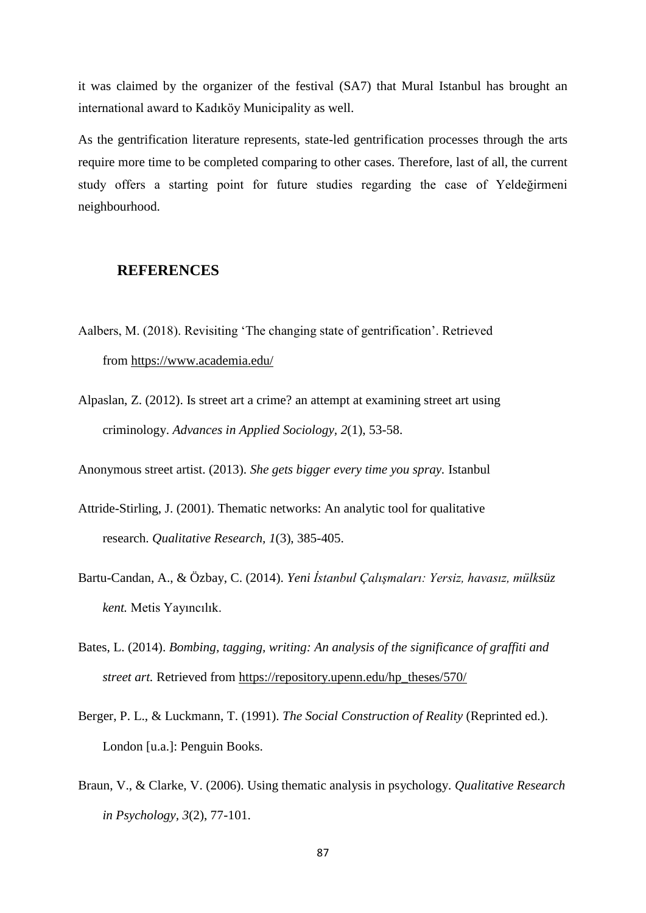it was claimed by the organizer of the festival (SA7) that Mural Istanbul has brought an international award to Kadıköy Municipality as well.

As the gentrification literature represents, state-led gentrification processes through the arts require more time to be completed comparing to other cases. Therefore, last of all, the current study offers a starting point for future studies regarding the case of Yeldeğirmeni neighbourhood.

## REFERENCES

Aalbers, M. (2018). Revisiting 'The changing state of gentrification'. Retrieved from https://www.academia.edu/

Alpaslan, Z. (2012). Is street art a crime? an attempt at examining street art using criminology. *Advances in Applied Sociology, 2*(1), 53-58.

Anonymous street artist. (2013). *She gets bigger every time you spray.* Istanbul

Attride-Stirling, J. (2001). Thematic networks: An analytic tool for qualitative research. *Qualitative Research, 1*(3), 385-405.

Bartu-Candan, A., & Özbay, C. (2014). *Yeni İstanbul Çalışmaları: Yersiz, havasız, mülksüz kent.* Metis Yayıncılık.

Bates, L. (2014). *Bombing, tagging, writing: An analysis of the significance of graffiti and street art.* Retrieved from https://repository.upenn.edu/hp_theses/570/

Berger, P. L., & Luckmann, T. (1991). *The Social Construction of Reality* (Reprinted ed.). London [u.a.]: Penguin Books.

Braun, V., & Clarke, V. (2006). Using thematic analysis in psychology. *Qualitative Research in Psychology, 3*(2), 77-101.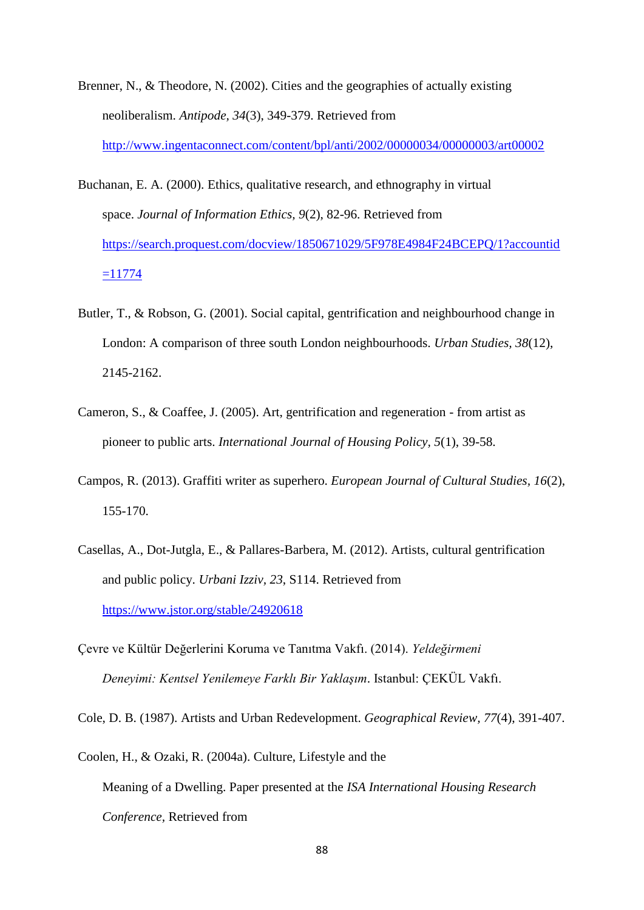Brenner, N., & Theodore, N. (2002). Cities and the geographies of actually existing neoliberalism. *Antipode*, *34*(3), 349-379. Retrieved from http://www.ingentaconnect.com/content/bpl/anti/2002/00000034/00000003/art00002

Buchanan, E. A. (2000). Ethics, qualitative research, and ethnography in virtual space. *Journal of Information Ethics, 9*(2), 82-96. Retrieved from https://search.proquest.com/docview/1850671029/5F978E4984F24BCEPQ/1?accountid=11774

Butler, T., & Robson, G. (2001). Social capital, gentrification and neighbourhood change in London: A comparison of three south London neighbourhoods. *Urban Studies, 38*(12), 2145-2162.

Cameron, S., & Coaffee, J. (2005). Art, gentrification and regeneration - from artist as pioneer to public arts. *International Journal of Housing Policy, 5*(1), 39-58.

Campos, R. (2013). Graffiti writer as superhero. *European Journal of Cultural Studies, 16*(2), 155-170.

Casellas, A., Dot-Jutgla, E., & Pallares-Barbera, M. (2012). Artists, cultural gentrification and public policy. *Urbani Izziv*, *23*, S114. Retrieved from https://www.jstor.org/stable/24920618

Çevre ve Kültür Değerlerini Koruma ve Tanıtma Vakfı. (2014). *Yeldeğirmeni Deneyimi: Kentsel Yenilemeye Farklı Bir Yaklaşım*. Istanbul: ÇEKÜL Vakfı.

Cole, D. B. (1987). Artists and Urban Redevelopment. *Geographical Review, 77*(4), 391-407.

Coolen, H., & Ozaki, R. (2004a). Culture, Lifestyle and the Meaning of a Dwelling. Paper presented at the *ISA International Housing Research Conference*, Retrieved from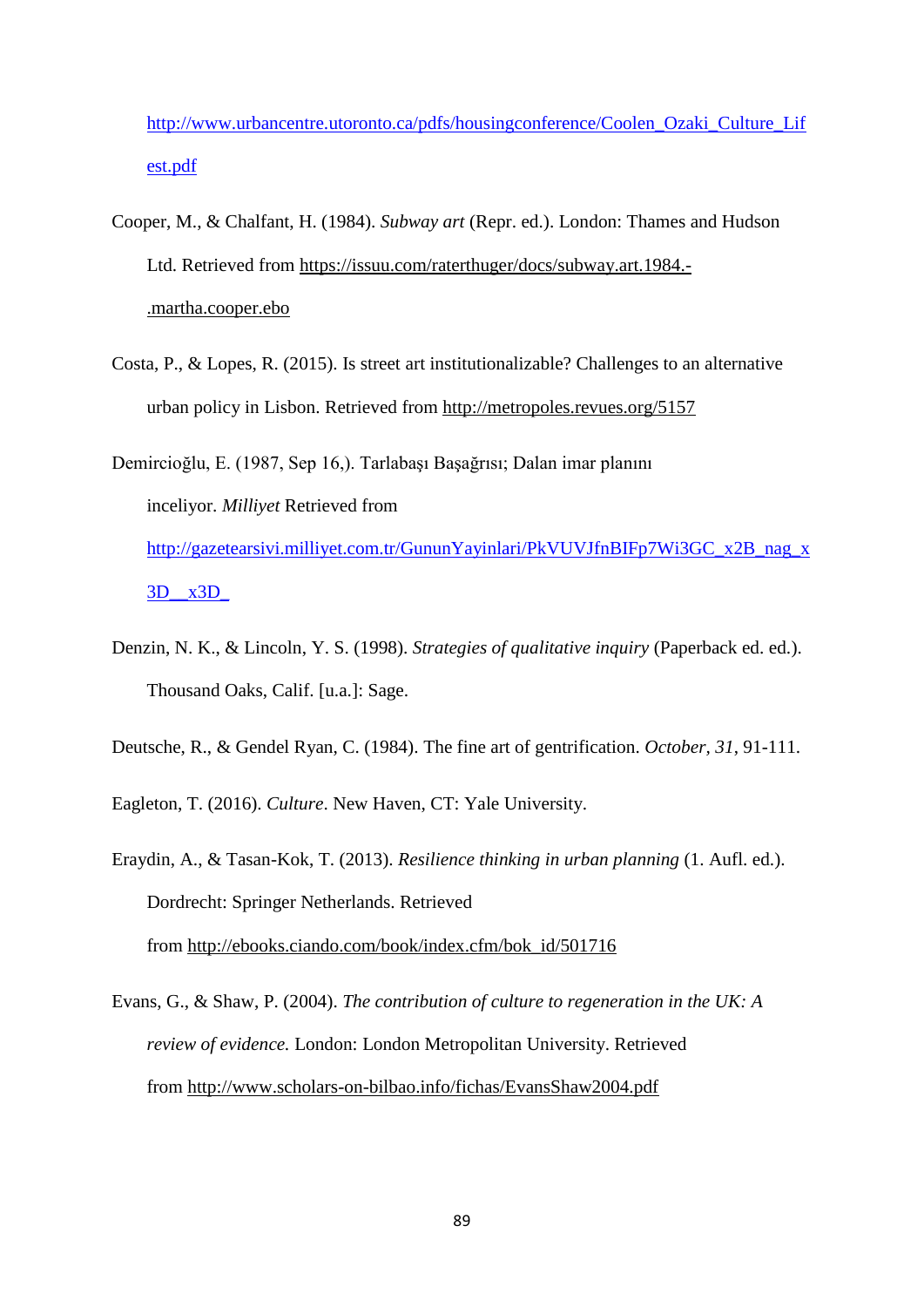http://www.urbancentre.utoronto.ca/pdfs/housingconference/Coolen_Ozaki_Culture_Lifest.pdf

Cooper, M., & Chalfant, H. (1984). *Subway art* (Repr. ed.). London: Thames and Hudson Ltd. Retrieved from https://issuu.com/raterthuger/docs/subway.art.1984.-.martha.cooper.ebo

Costa, P., & Lopes, R. (2015). Is street art institutionalizable? Challenges to an alternative urban policy in Lisbon. Retrieved from http://metropoles.revues.org/5157

Demircioğlu, E. (1987, Sep 16,). Tarlabaşı Başağrısı; Dalan imar planını inceliyor. *Milliyet* Retrieved from http://gazetearsivi.milliyet.com.tr/GununYayinlari/PkVUVJfnBIFp7Wi3GC_x2B_nag_x3D__x3D_

Denzin, N. K., & Lincoln, Y. S. (1998). *Strategies of qualitative inquiry* (Paperback ed. ed.). Thousand Oaks, Calif. [u.a.]: Sage.

Deutsche, R., & Gendel Ryan, C. (1984). The fine art of gentrification. *October*, *31*, 91-111.

Eagleton, T. (2016). *Culture*. New Haven, CT: Yale University.

Eraydin, A., & Tasan-Kok, T. (2013). *Resilience thinking in urban planning* (1. Aufl. ed.). Dordrecht: Springer Netherlands. Retrieved from http://ebooks.ciando.com/book/index.cfm/bok_id/501716

Evans, G., & Shaw, P. (2004). *The contribution of culture to regeneration in the UK: A review of evidence.* London: London Metropolitan University. Retrieved from http://www.scholars-on-bilbao.info/fichas/EvansShaw2004.pdf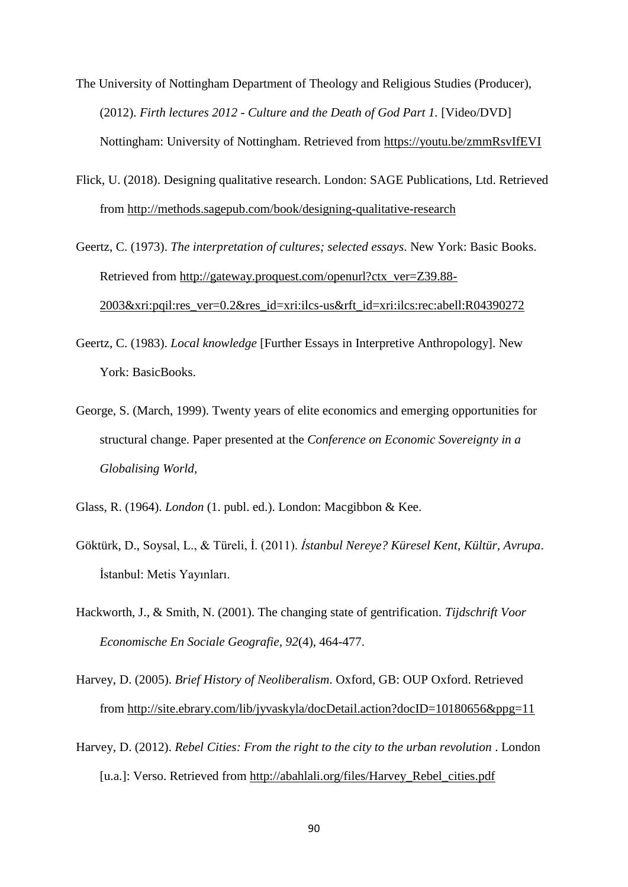The University of Nottingham Department of Theology and Religious Studies (Producer), (2012). *Firth lectures 2012 - Culture and the Death of God Part 1.* [Video/DVD] Nottingham: University of Nottingham. Retrieved from https://youtu.be/zmmRsvIfEVI

Flick, U. (2018). Designing qualitative research. London: SAGE Publications, Ltd. Retrieved from http://methods.sagepub.com/book/designing-qualitative-research

Geertz, C. (1973). *The interpretation of cultures; selected essays*. New York: Basic Books. Retrieved from http://gateway.proquest.com/openurl?ctx_ver=Z39.88-2003&xri:pqil:res_ver=0.2&res_id=xri:ilcs-us&rft_id=xri:ilcs:rec:abell:R04390272

Geertz, C. (1983). *Local knowledge* [Further Essays in Interpretive Anthropology]. New York: BasicBooks.

George, S. (March, 1999). Twenty years of elite economics and emerging opportunities for structural change. Paper presented at the *Conference on Economic Sovereignty in a Globalising World,*

Glass, R. (1964). *London* (1. publ. ed.). London: Macgibbon & Kee.

Göktürk, D., Soysal, L., & Türeli, İ. (2011). *İstanbul Nereye? Küresel Kent, Kültür, Avrupa*. İstanbul: Metis Yayınları.

Hackworth, J., & Smith, N. (2001). The changing state of gentrification. *Tijdschrift Voor Economische En Sociale Geografie, 92*(4), 464-477.

Harvey, D. (2005). *Brief History of Neoliberalism*. Oxford, GB: OUP Oxford. Retrieved from http://site.ebrary.com/lib/jyvaskyla/docDetail.action?docID=10180656&ppg=11

Harvey, D. (2012). *Rebel Cities: From the right to the city to the urban revolution* . London [u.a.]: Verso. Retrieved from http://abahlali.org/files/Harvey_Rebel_cities.pdf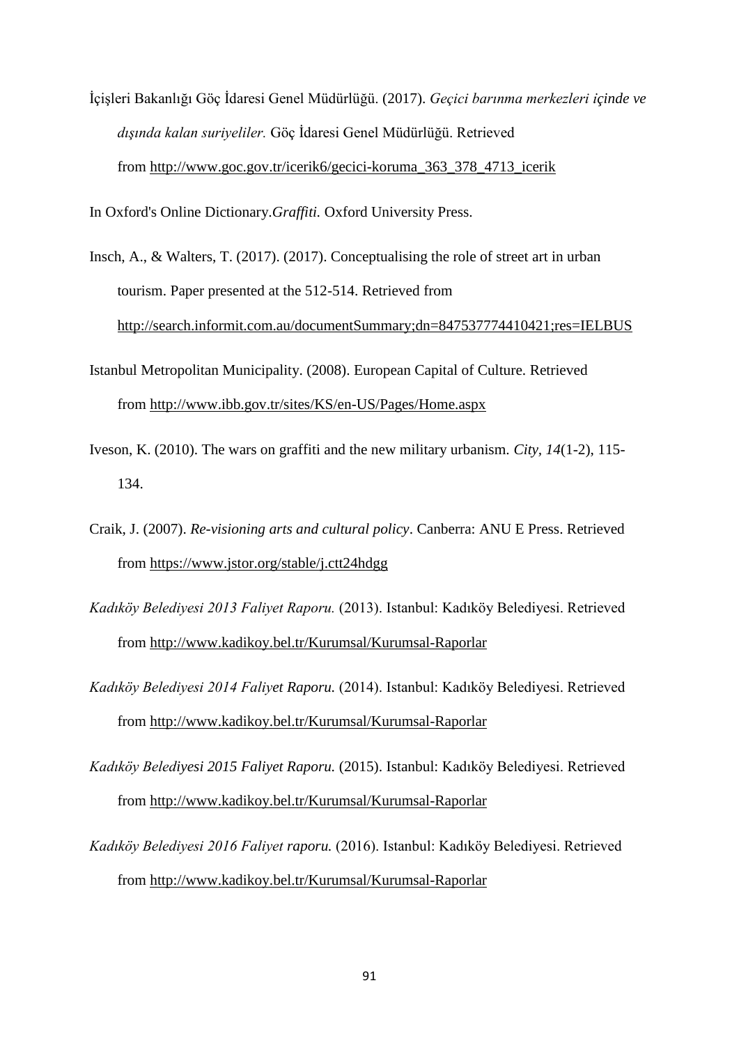İçişleri Bakanlığı Göç İdaresi Genel Müdürlüğü. (2017). *Geçici barınma merkezleri içinde ve dışında kalan suriyeliler.* Göç İdaresi Genel Müdürlüğü. Retrieved from http://www.goc.gov.tr/icerik6/gecici-koruma_363_378_4713_icerik

In Oxford's Online Dictionary.*Graffiti.* Oxford University Press.

Insch, A., & Walters, T. (2017). (2017). Conceptualising the role of street art in urban tourism. Paper presented at the 512-514. Retrieved from http://search.informit.com.au/documentSummary;dn=847537774410421;res=IELBUS

Istanbul Metropolitan Municipality. (2008). European Capital of Culture. Retrieved from http://www.ibb.gov.tr/sites/KS/en-US/Pages/Home.aspx

Iveson, K. (2010). The wars on graffiti and the new military urbanism. *City, 14*(1-2), 115-134.

Craik, J. (2007). *Re-visioning arts and cultural policy*. Canberra: ANU E Press. Retrieved from https://www.jstor.org/stable/j.ctt24hdgg

*Kadıköy Belediyesi 2013 Faliyet Raporu.* (2013). Istanbul: Kadıköy Belediyesi. Retrieved from http://www.kadikoy.bel.tr/Kurumsal/Kurumsal-Raporlar

*Kadıköy Belediyesi 2014 Faliyet Raporu.* (2014). Istanbul: Kadıköy Belediyesi. Retrieved from http://www.kadikoy.bel.tr/Kurumsal/Kurumsal-Raporlar

*Kadıköy Belediyesi 2015 Faliyet Raporu.* (2015). Istanbul: Kadıköy Belediyesi. Retrieved from http://www.kadikoy.bel.tr/Kurumsal/Kurumsal-Raporlar

*Kadıköy Belediyesi 2016 Faliyet raporu.* (2016). Istanbul: Kadıköy Belediyesi. Retrieved from http://www.kadikoy.bel.tr/Kurumsal/Kurumsal-Raporlar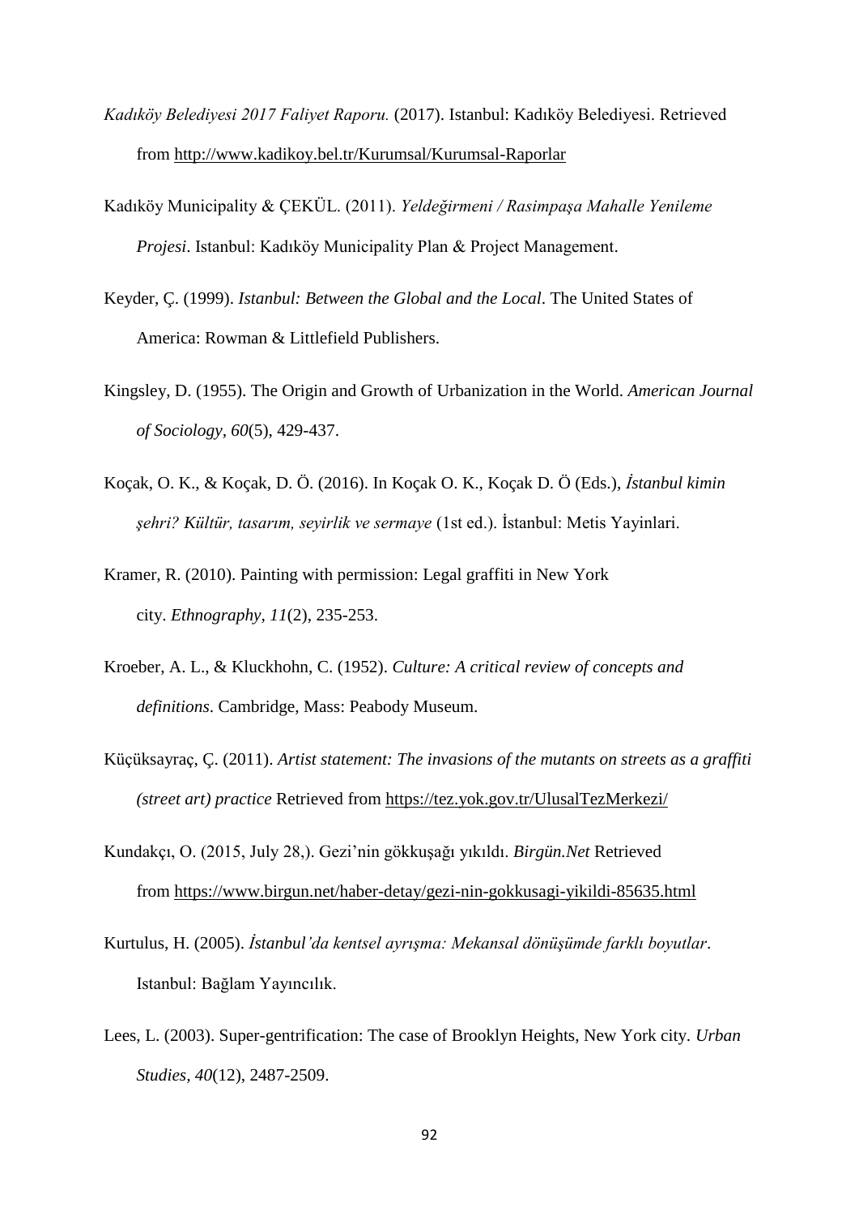*Kadıköy Belediyesi 2017 Faliyet Raporu.* (2017). Istanbul: Kadıköy Belediyesi. Retrieved from http://www.kadikoy.bel.tr/Kurumsal/Kurumsal-Raporlar

Kadıköy Municipality & ÇEKÜL. (2011). *Yeldeğirmeni / Rasimpaşa Mahalle Yenileme Projesi*. Istanbul: Kadıköy Municipality Plan & Project Management.

Keyder, Ç. (1999). *Istanbul: Between the Global and the Local*. The United States of America: Rowman & Littlefield Publishers.

Kingsley, D. (1955). The Origin and Growth of Urbanization in the World. *American Journal of Sociology, 60*(5), 429-437.

Koçak, O. K., & Koçak, D. Ö. (2016). In Koçak O. K., Koçak D. Ö (Eds.), *İstanbul kimin şehri? Kültür, tasarım, seyirlik ve sermaye* (1st ed.). İstanbul: Metis Yayinlari.

Kramer, R. (2010). Painting with permission: Legal graffiti in New York city. *Ethnography, 11*(2), 235-253.

Kroeber, A. L., & Kluckhohn, C. (1952). *Culture: A critical review of concepts and definitions*. Cambridge, Mass: Peabody Museum.

Küçüksayraç, Ç. (2011). *Artist statement: The invasions of the mutants on streets as a graffiti (street art) practice* Retrieved from https://tez.yok.gov.tr/UlusalTezMerkezi/

Kundakçı, O. (2015, July 28,). Gezi'nin gökkuşağı yıkıldı. *Birgün.Net* Retrieved from https://www.birgun.net/haber-detay/gezi-nin-gokkusagi-yikildi-85635.html

Kurtulus, H. (2005). *İstanbul'da kentsel ayrışma: Mekansal dönüşümde farklı boyutlar*. Istanbul: Bağlam Yayıncılık.

Lees, L. (2003). Super-gentrification: The case of Brooklyn Heights, New York city. *Urban Studies, 40*(12), 2487-2509.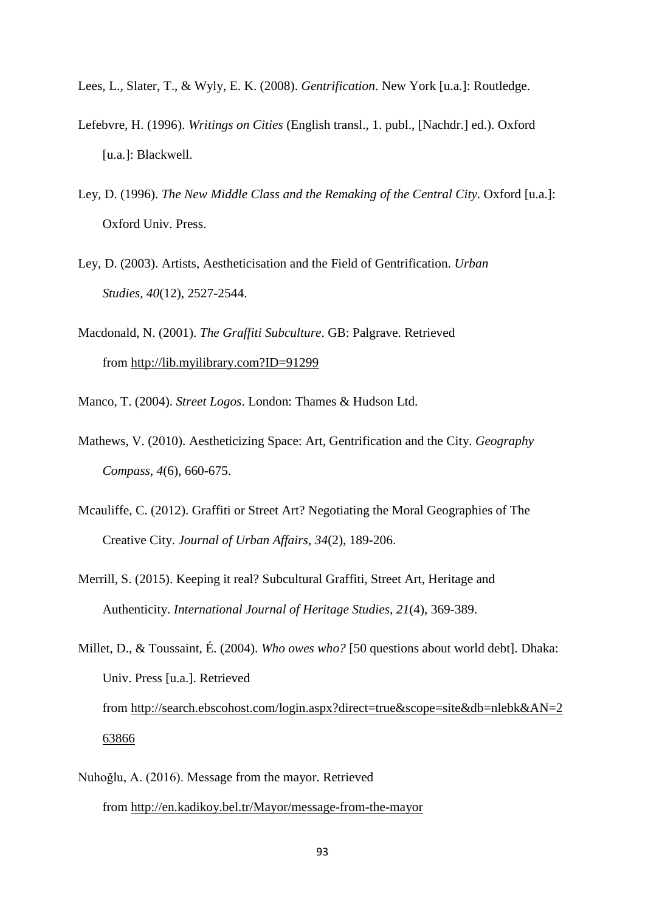Lees, L., Slater, T., & Wyly, E. K. (2008). *Gentrification*. New York [u.a.]: Routledge.

Lefebvre, H. (1996). *Writings on Cities* (English transl., 1. publ., [Nachdr.] ed.). Oxford [u.a.]: Blackwell.

Ley, D. (1996). *The New Middle Class and the Remaking of the Central City*. Oxford [u.a.]: Oxford Univ. Press.

Ley, D. (2003). Artists, Aestheticisation and the Field of Gentrification. *Urban Studies, 40*(12), 2527-2544.

Macdonald, N. (2001). *The Graffiti Subculture*. GB: Palgrave. Retrieved from http://lib.myilibrary.com?ID=91299

Manco, T. (2004). *Street Logos*. London: Thames & Hudson Ltd.

Mathews, V. (2010). Aestheticizing Space: Art, Gentrification and the City. *Geography Compass, 4*(6), 660-675.

Mcauliffe, C. (2012). Graffiti or Street Art? Negotiating the Moral Geographies of The Creative City. *Journal of Urban Affairs, 34*(2), 189-206.

Merrill, S. (2015). Keeping it real? Subcultural Graffiti, Street Art, Heritage and Authenticity. *International Journal of Heritage Studies, 21*(4), 369-389.

Millet, D., & Toussaint, É. (2004). *Who owes who?* [50 questions about world debt]. Dhaka: Univ. Press [u.a.]. Retrieved from http://search.ebscohost.com/login.aspx?direct=true&scope=site&db=nlebk&AN=263866

Nuhoğlu, A. (2016). Message from the mayor. Retrieved from http://en.kadikoy.bel.tr/Mayor/message-from-the-mayor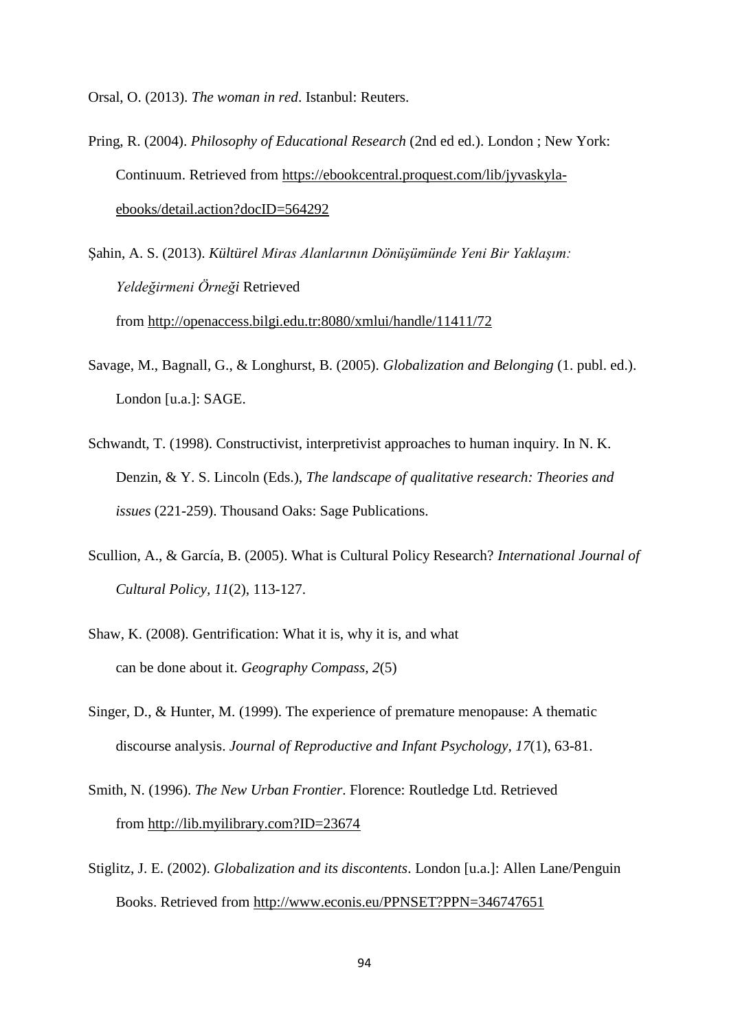Orsal, O. (2013). *The woman in red*. Istanbul: Reuters.

Pring, R. (2004). *Philosophy of Educational Research* (2nd ed ed.). London ; New York: Continuum. Retrieved from https://ebookcentral.proquest.com/lib/jyvaskyla-ebooks/detail.action?docID=564292

Şahin, A. S. (2013). *Kültürel Miras Alanlarının Dönüşümünde Yeni Bir Yaklaşım: Yeldeğirmeni Örneği* Retrieved from http://openaccess.bilgi.edu.tr:8080/xmlui/handle/11411/72

Savage, M., Bagnall, G., & Longhurst, B. (2005). *Globalization and Belonging* (1. publ. ed.). London [u.a.]: SAGE.

Schwandt, T. (1998). Constructivist, interpretivist approaches to human inquiry. In N. K. Denzin, & Y. S. Lincoln (Eds.), *The landscape of qualitative research: Theories and issues* (221-259). Thousand Oaks: Sage Publications.

Scullion, A., & García, B. (2005). What is Cultural Policy Research? *International Journal of Cultural Policy, 11*(2), 113-127.

Shaw, K. (2008). Gentrification: What it is, why it is, and what can be done about it. *Geography Compass, 2*(5)

Singer, D., & Hunter, M. (1999). The experience of premature menopause: A thematic discourse analysis. *Journal of Reproductive and Infant Psychology, 17*(1), 63-81.

Smith, N. (1996). *The New Urban Frontier*. Florence: Routledge Ltd. Retrieved from http://lib.myilibrary.com?ID=23674

Stiglitz, J. E. (2002). *Globalization and its discontents*. London [u.a.]: Allen Lane/Penguin Books. Retrieved from http://www.econis.eu/PPNSET?PPN=346747651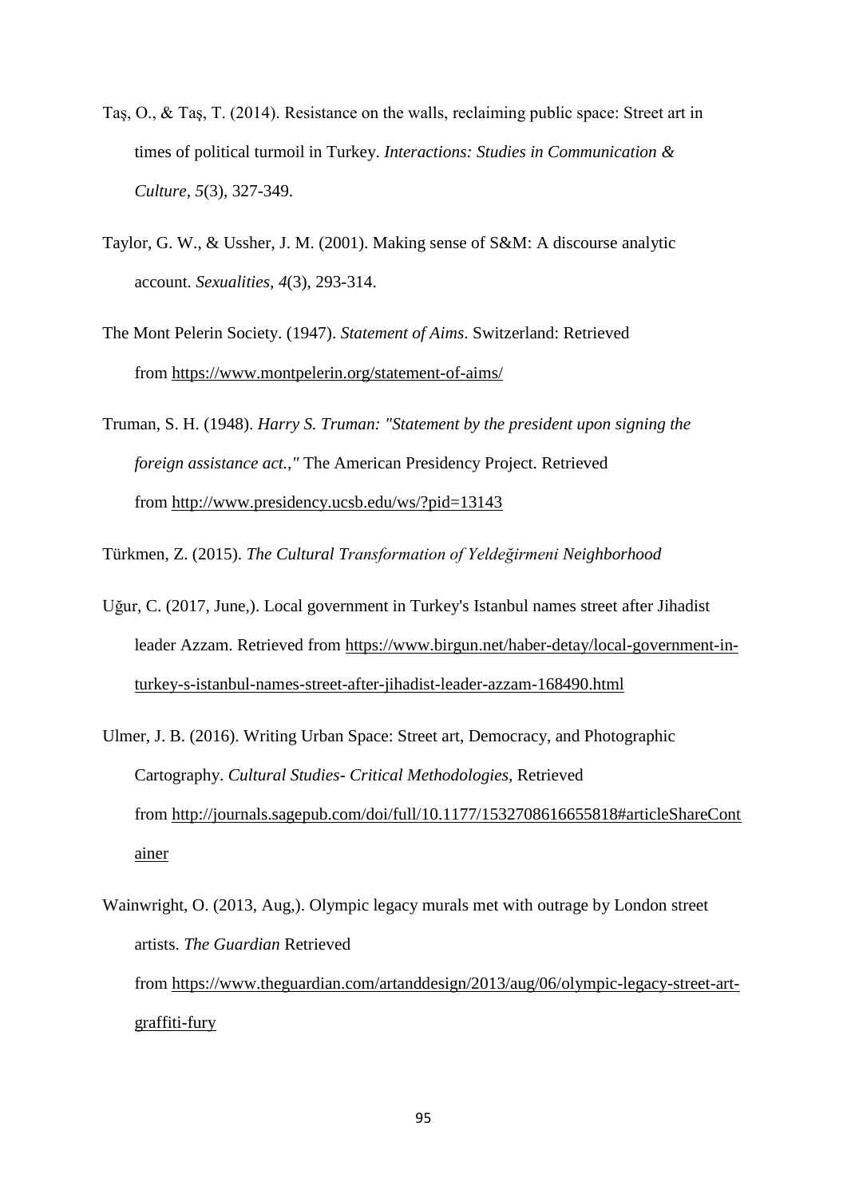Taş, O., & Taş, T. (2014). Resistance on the walls, reclaiming public space: Street art in times of political turmoil in Turkey. *Interactions: Studies in Communication & Culture, 5*(3), 327-349.

Taylor, G. W., & Ussher, J. M. (2001). Making sense of S&M: A discourse analytic account. *Sexualities, 4*(3), 293-314.

The Mont Pelerin Society. (1947). *Statement of Aims*. Switzerland: Retrieved from https://www.montpelerin.org/statement-of-aims/

Truman, S. H. (1948). *Harry S. Truman: "Statement by the president upon signing the foreign assistance act.,"* The American Presidency Project. Retrieved from http://www.presidency.ucsb.edu/ws/?pid=13143

Türkmen, Z. (2015). *The Cultural Transformation of Yeldeğirmeni Neighborhood*

Uğur, C. (2017, June,). Local government in Turkey's Istanbul names street after Jihadist leader Azzam. Retrieved from https://www.birgun.net/haber-detay/local-government-in-turkey-s-istanbul-names-street-after-jihadist-leader-azzam-168490.html

Ulmer, J. B. (2016). Writing Urban Space: Street art, Democracy, and Photographic Cartography. *Cultural Studies- Critical Methodologies,* Retrieved from http://journals.sagepub.com/doi/full/10.1177/1532708616655818#articleShareContainer

Wainwright, O. (2013, Aug,). Olympic legacy murals met with outrage by London street artists. *The Guardian* Retrieved from https://www.theguardian.com/artanddesign/2013/aug/06/olympic-legacy-street-art-graffiti-fury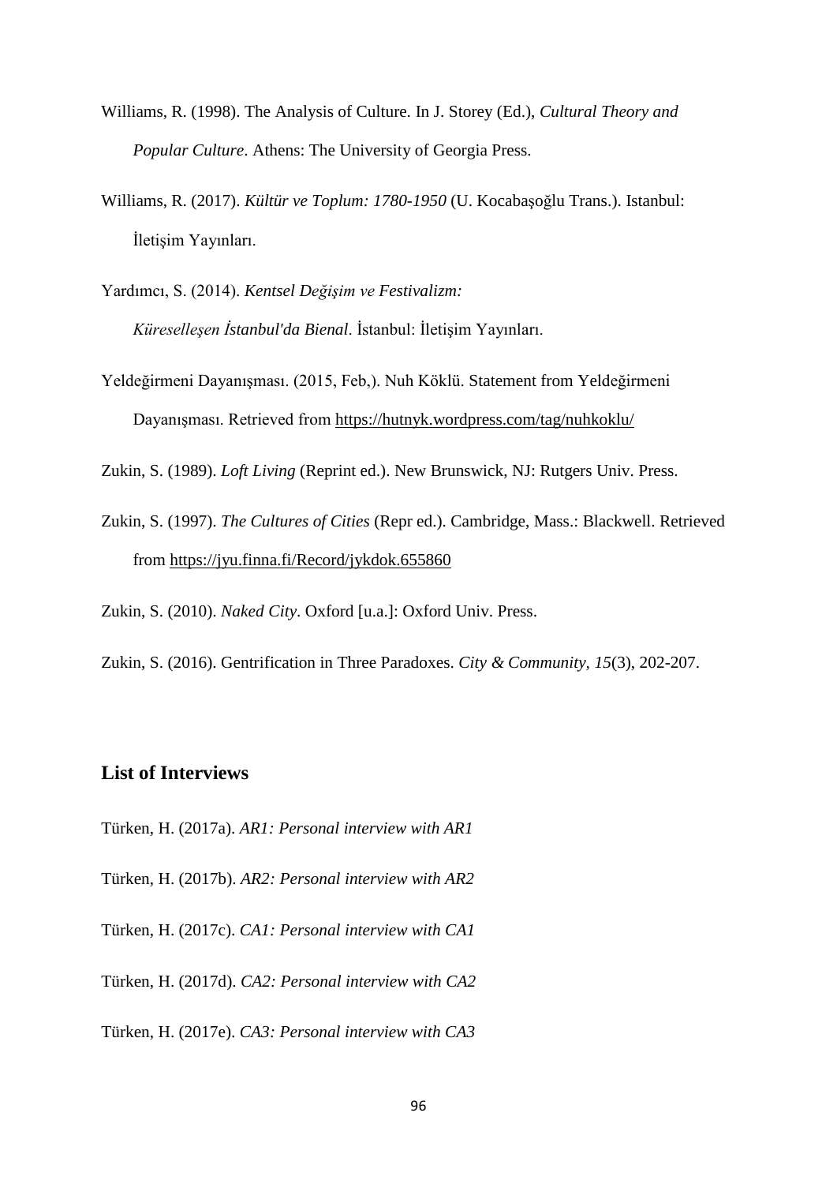Williams, R. (1998). The Analysis of Culture. In J. Storey (Ed.), *Cultural Theory and Popular Culture*. Athens: The University of Georgia Press.

Williams, R. (2017). *Kültür ve Toplum: 1780-1950* (U. Kocabaşoğlu Trans.). Istanbul: İletişim Yayınları.

Yardımcı, S. (2014). *Kentsel Değişim ve Festivalizm: Küreselleşen İstanbul'da Bienal*. İstanbul: İletişim Yayınları.

Yeldeğirmeni Dayanışması. (2015, Feb,). Nuh Köklü. Statement from Yeldeğirmeni Dayanışması. Retrieved from https://hutnyk.wordpress.com/tag/nuhkoklu/

Zukin, S. (1989). *Loft Living* (Reprint ed.). New Brunswick, NJ: Rutgers Univ. Press.

Zukin, S. (1997). *The Cultures of Cities* (Repr ed.). Cambridge, Mass.: Blackwell. Retrieved from https://jyu.finna.fi/Record/jykdok.655860

Zukin, S. (2010). *Naked City*. Oxford [u.a.]: Oxford Univ. Press.

Zukin, S. (2016). Gentrification in Three Paradoxes. *City & Community, 15*(3), 202-207.

## List of Interviews

Türken, H. (2017a). *AR1: Personal interview with AR1*

Türken, H. (2017b). *AR2: Personal interview with AR2*

Türken, H. (2017c). *CA1: Personal interview with CA1*

Türken, H. (2017d). *CA2: Personal interview with CA2*

Türken, H. (2017e). *CA3: Personal interview with CA3*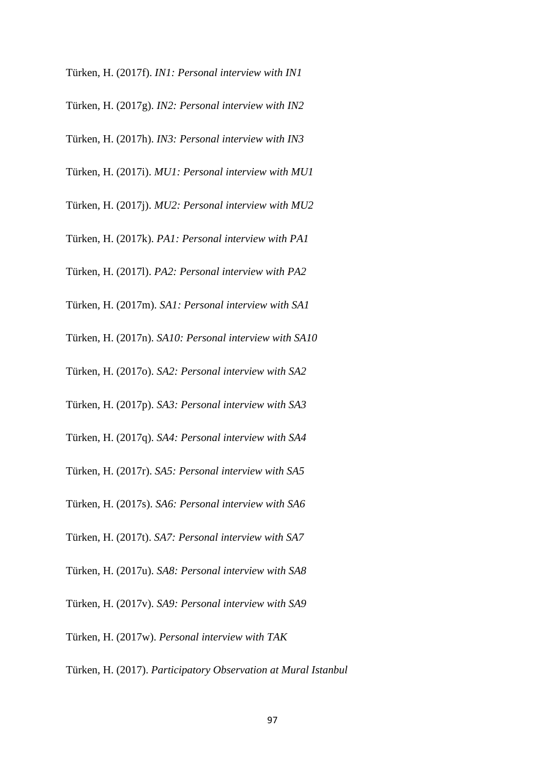Türken, H. (2017f). *IN1: Personal interview with IN1*

Türken, H. (2017g). *IN2: Personal interview with IN2*

Türken, H. (2017h). *IN3: Personal interview with IN3*

Türken, H. (2017i). *MU1: Personal interview with MU1*

Türken, H. (2017j). *MU2: Personal interview with MU2*

Türken, H. (2017k). *PA1: Personal interview with PA1*

Türken, H. (2017l). *PA2: Personal interview with PA2*

Türken, H. (2017m). *SA1: Personal interview with SA1*

Türken, H. (2017n). *SA10: Personal interview with SA10*

Türken, H. (2017o). *SA2: Personal interview with SA2*

Türken, H. (2017p). *SA3: Personal interview with SA3*

Türken, H. (2017q). *SA4: Personal interview with SA4*

Türken, H. (2017r). *SA5: Personal interview with SA5*

Türken, H. (2017s). *SA6: Personal interview with SA6*

Türken, H. (2017t). *SA7: Personal interview with SA7*

Türken, H. (2017u). *SA8: Personal interview with SA8*

Türken, H. (2017v). *SA9: Personal interview with SA9*

Türken, H. (2017w). *Personal interview with TAK*

Türken, H. (2017). *Participatory Observation at Mural Istanbul*